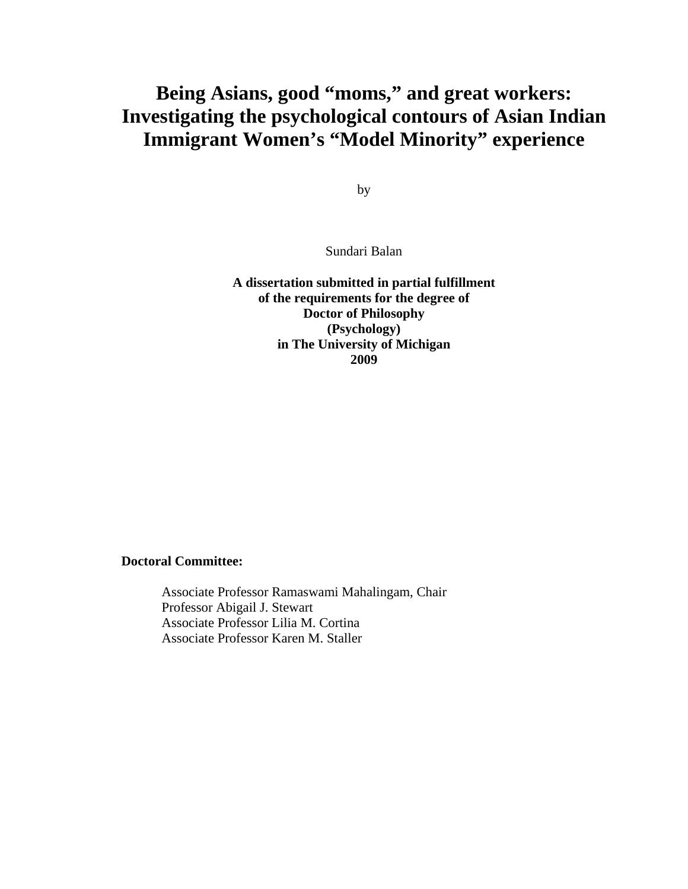# Being Asians, good "moms," and great workers: Investigating the psychological contours of Asian Indian Immigrant Women's "Model Minority" experience

by

Sundari Balan

**A dissertation submitted in partial fulfillment of the requirements for the degree of Doctor of Philosophy (Psychology) in The University of Michigan 2009**

**Doctoral Committee:**

Associate Professor Ramaswami Mahalingam, Chair
Professor Abigail J. Stewart
Associate Professor Lilia M. Cortina
Associate Professor Karen M. Staller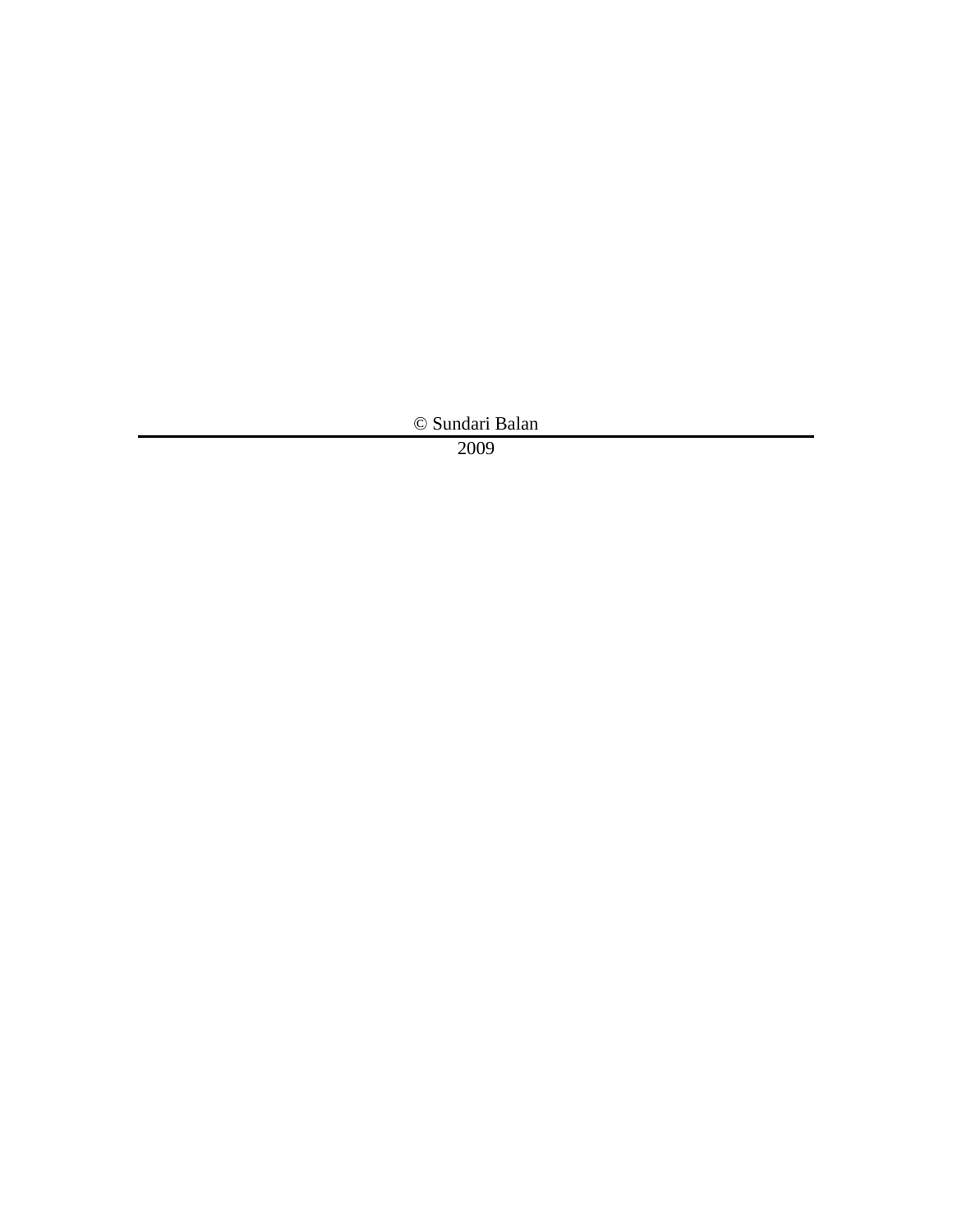© Sundari Balan

---

2009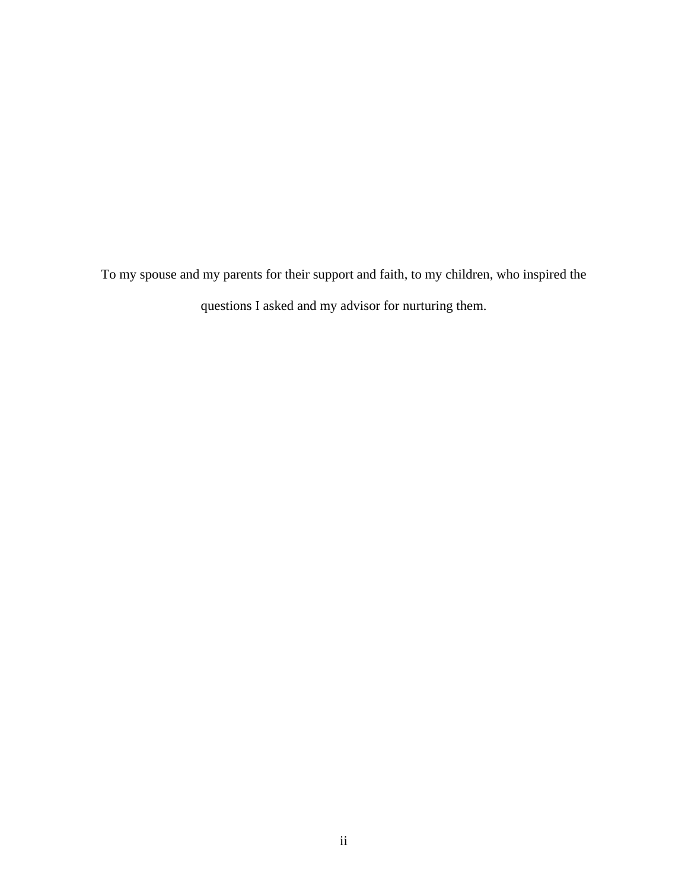To my spouse and my parents for their support and faith, to my children, who inspired the questions I asked and my advisor for nurturing them.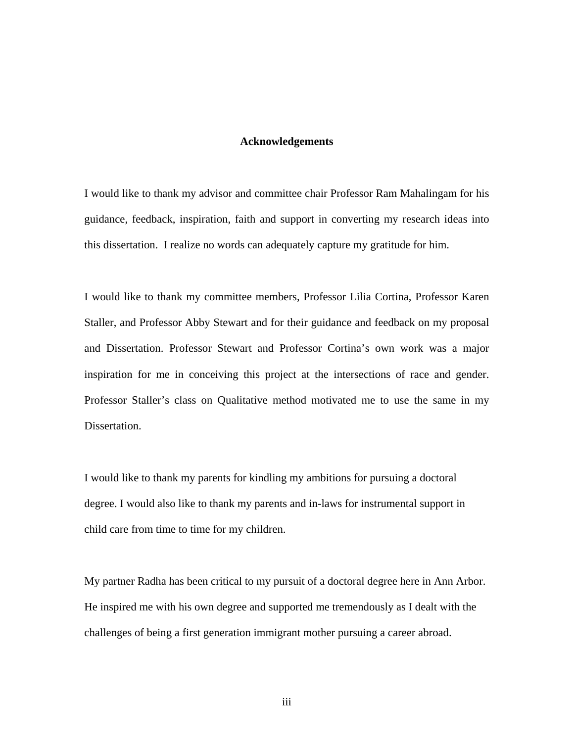# Acknowledgements

I would like to thank my advisor and committee chair Professor Ram Mahalingam for his guidance, feedback, inspiration, faith and support in converting my research ideas into this dissertation. I realize no words can adequately capture my gratitude for him.

I would like to thank my committee members, Professor Lilia Cortina, Professor Karen Staller, and Professor Abby Stewart and for their guidance and feedback on my proposal and Dissertation. Professor Stewart and Professor Cortina's own work was a major inspiration for me in conceiving this project at the intersections of race and gender. Professor Staller's class on Qualitative method motivated me to use the same in my Dissertation.

I would like to thank my parents for kindling my ambitions for pursuing a doctoral degree. I would also like to thank my parents and in-laws for instrumental support in child care from time to time for my children.

My partner Radha has been critical to my pursuit of a doctoral degree here in Ann Arbor. He inspired me with his own degree and supported me tremendously as I dealt with the challenges of being a first generation immigrant mother pursuing a career abroad.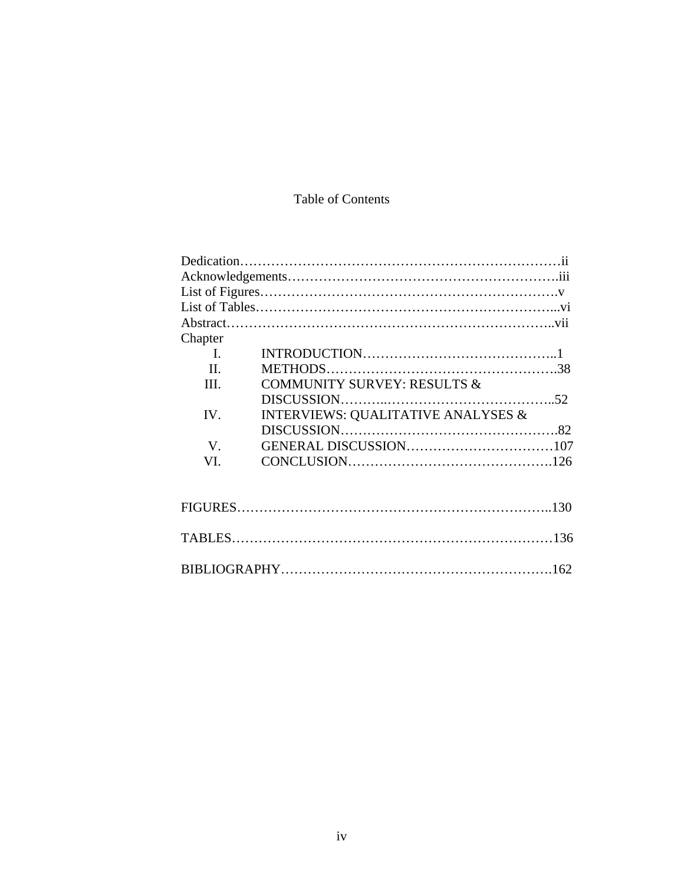# Table of Contents

Dedication……………………………………………………………ii
Acknowledgements…………………………………………………iii
List of Figures………………………………………………………v
List of Tables………………………………………………………...vi
Abstract……………………………………………………………..vii

Chapter

| | |
|---|---|
| I. | INTRODUCTION……………………………………..1 |
| II. | METHODS…………………………………………….38 |
| III. | COMMUNITY SURVEY: RESULTS & DISCUSSION………..…………………………………..52 |
| IV. | INTERVIEWS: QUALITATIVE ANALYSES & DISCUSSION………………………………………….82 |
| V. | GENERAL DISCUSSION……………………………107 |
| VI. | CONCLUSION……………………………………….126 |

FIGURES……………………………………………………………..130

TABLES………………………………………………………………136

BIBLIOGRAPHY…………………………………………………….162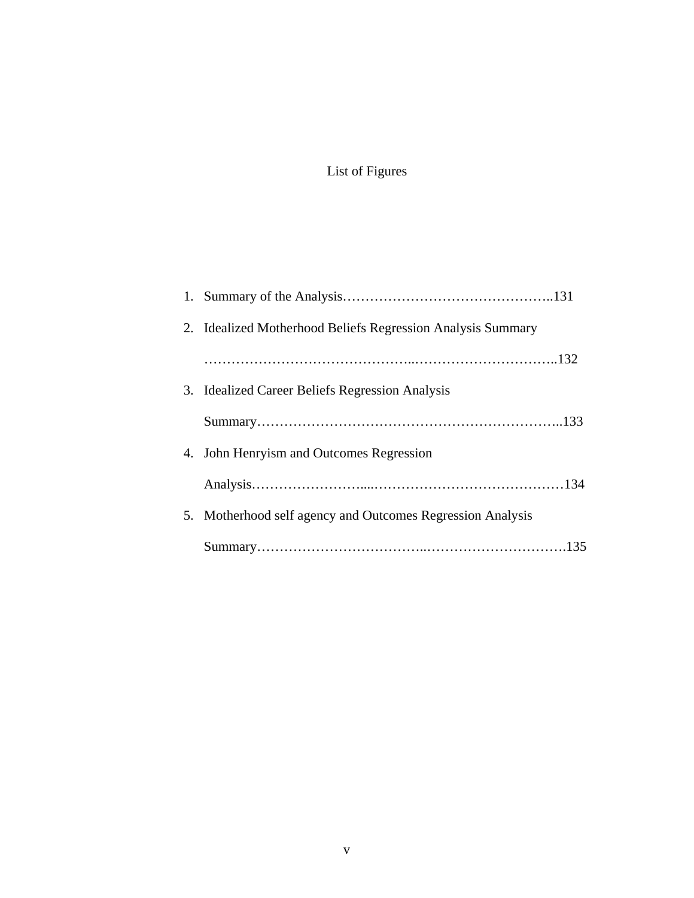# List of Figures

1. Summary of the Analysis………………………………………..131
2. Idealized Motherhood Beliefs Regression Analysis Summary ……………………………………...…………………………..132
3. Idealized Career Beliefs Regression Analysis Summary………………………………………………………..133
4. John Henryism and Outcomes Regression Analysis……………………....……………………………………134
5. Motherhood self agency and Outcomes Regression Analysis Summary……………………….……..………………………….135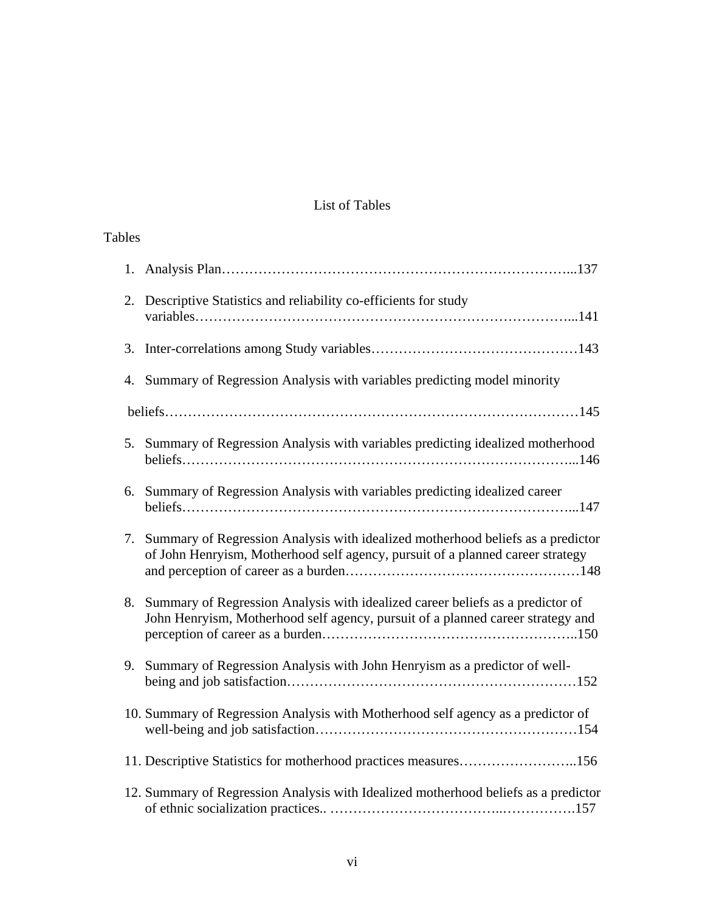# List of Tables

Tables

1. Analysis Plan………………………………………………………………...137
2. Descriptive Statistics and reliability co-efficients for study variables……………………………………………………………………...141
3. Inter-correlations among Study variables………………………………………143
4. Summary of Regression Analysis with variables predicting model minority beliefs……………………………………………………………………………145
5. Summary of Regression Analysis with variables predicting idealized motherhood beliefs……………………………………………………………………...146
6. Summary of Regression Analysis with variables predicting idealized career beliefs……………………………………………………………………...147
7. Summary of Regression Analysis with idealized motherhood beliefs as a predictor of John Henryism, Motherhood self agency, pursuit of a planned career strategy and perception of career as a burden……………………………………………148
8. Summary of Regression Analysis with idealized career beliefs as a predictor of John Henryism, Motherhood self agency, pursuit of a planned career strategy and perception of career as a burden……………………………………………..150
9. Summary of Regression Analysis with John Henryism as a predictor of well-being and job satisfaction……………………………………………………152
10. Summary of Regression Analysis with Motherhood self agency as a predictor of well-being and job satisfaction…………………………………………………154
11. Descriptive Statistics for motherhood practices measures……………………..156
12. Summary of Regression Analysis with Idealized motherhood beliefs as a predictor of ethnic socialization practices.. ……………………………..…………….157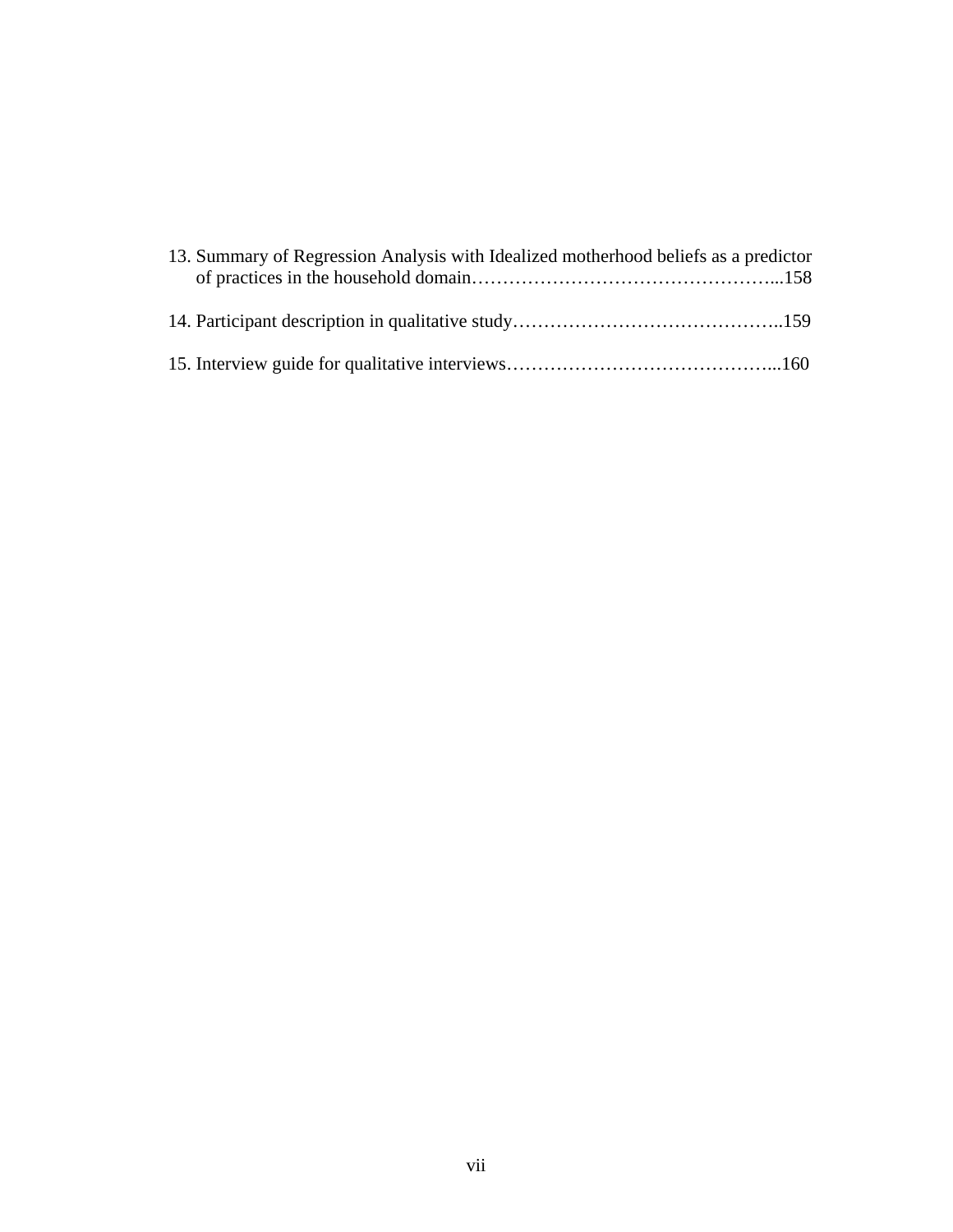13. Summary of Regression Analysis with Idealized motherhood beliefs as a predictor of practices in the household domain…………………………………………...158

14. Participant description in qualitative study……………………………………..159

15. Interview guide for qualitative interviews……………………………………...160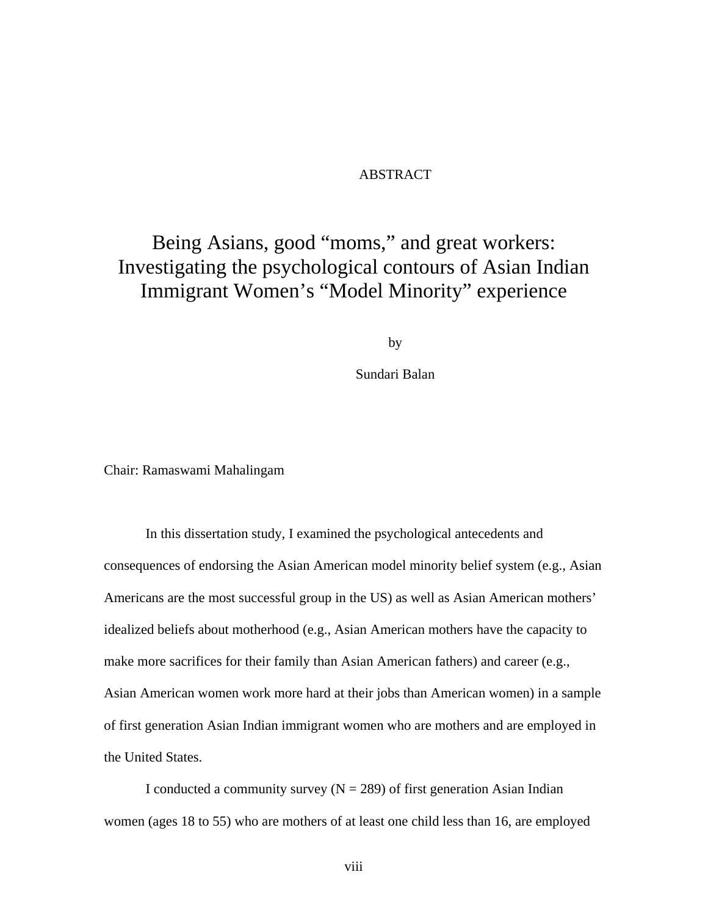# ABSTRACT

## Being Asians, good "moms," and great workers: Investigating the psychological contours of Asian Indian Immigrant Women's "Model Minority" experience

by

Sundari Balan

Chair: Ramaswami Mahalingam

In this dissertation study, I examined the psychological antecedents and consequences of endorsing the Asian American model minority belief system (e.g., Asian Americans are the most successful group in the US) as well as Asian American mothers' idealized beliefs about motherhood (e.g., Asian American mothers have the capacity to make more sacrifices for their family than Asian American fathers) and career (e.g., Asian American women work more hard at their jobs than American women) in a sample of first generation Asian Indian immigrant women who are mothers and are employed in the United States.

I conducted a community survey (N = 289) of first generation Asian Indian women (ages 18 to 55) who are mothers of at least one child less than 16, are employed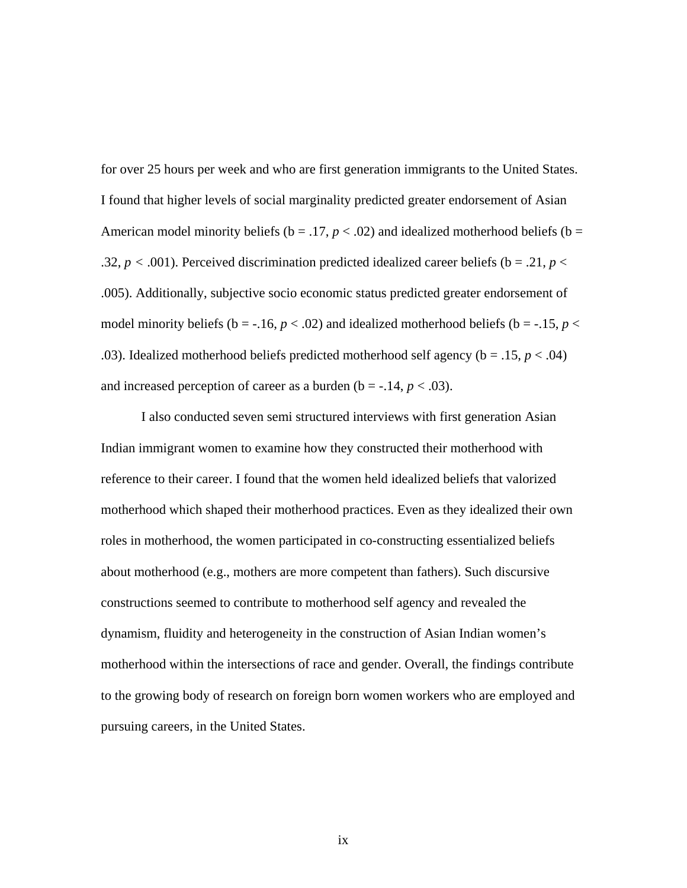for over 25 hours per week and who are first generation immigrants to the United States. I found that higher levels of social marginality predicted greater endorsement of Asian American model minority beliefs (b = .17, $p < .02$) and idealized motherhood beliefs (b = .32, $p < .001$). Perceived discrimination predicted idealized career beliefs (b = .21, $p < .005$). Additionally, subjective socio economic status predicted greater endorsement of model minority beliefs (b = -.16, $p < .02$) and idealized motherhood beliefs (b = -.15, $p < .03$). Idealized motherhood beliefs predicted motherhood self agency (b = .15, $p < .04$) and increased perception of career as a burden (b = -.14, $p < .03$).

I also conducted seven semi structured interviews with first generation Asian Indian immigrant women to examine how they constructed their motherhood with reference to their career. I found that the women held idealized beliefs that valorized motherhood which shaped their motherhood practices. Even as they idealized their own roles in motherhood, the women participated in co-constructing essentialized beliefs about motherhood (e.g., mothers are more competent than fathers). Such discursive constructions seemed to contribute to motherhood self agency and revealed the dynamism, fluidity and heterogeneity in the construction of Asian Indian women's motherhood within the intersections of race and gender. Overall, the findings contribute to the growing body of research on foreign born women workers who are employed and pursuing careers, in the United States.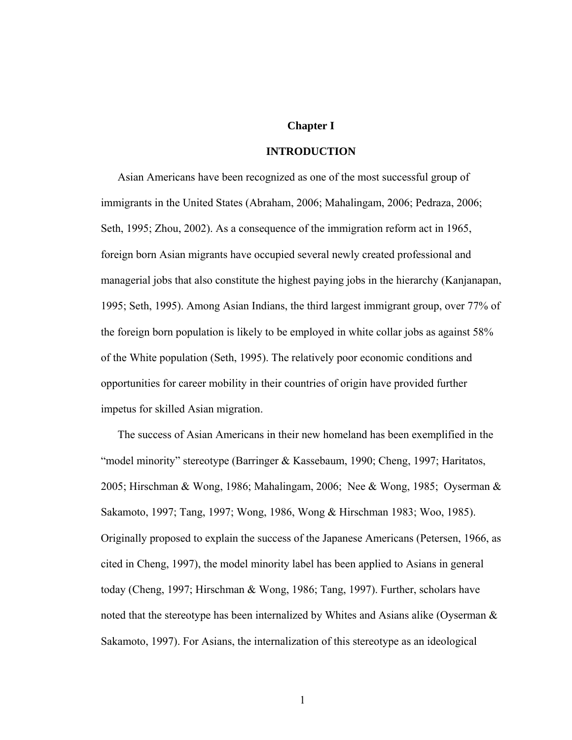# Chapter I

# INTRODUCTION

Asian Americans have been recognized as one of the most successful group of immigrants in the United States (Abraham, 2006; Mahalingam, 2006; Pedraza, 2006; Seth, 1995; Zhou, 2002). As a consequence of the immigration reform act in 1965, foreign born Asian migrants have occupied several newly created professional and managerial jobs that also constitute the highest paying jobs in the hierarchy (Kanjanapan, 1995; Seth, 1995). Among Asian Indians, the third largest immigrant group, over 77% of the foreign born population is likely to be employed in white collar jobs as against 58% of the White population (Seth, 1995). The relatively poor economic conditions and opportunities for career mobility in their countries of origin have provided further impetus for skilled Asian migration.

The success of Asian Americans in their new homeland has been exemplified in the "model minority" stereotype (Barringer & Kassebaum, 1990; Cheng, 1997; Haritatos, 2005; Hirschman & Wong, 1986; Mahalingam, 2006; Nee & Wong, 1985; Oyserman & Sakamoto, 1997; Tang, 1997; Wong, 1986, Wong & Hirschman 1983; Woo, 1985). Originally proposed to explain the success of the Japanese Americans (Petersen, 1966, as cited in Cheng, 1997), the model minority label has been applied to Asians in general today (Cheng, 1997; Hirschman & Wong, 1986; Tang, 1997). Further, scholars have noted that the stereotype has been internalized by Whites and Asians alike (Oyserman & Sakamoto, 1997). For Asians, the internalization of this stereotype as an ideological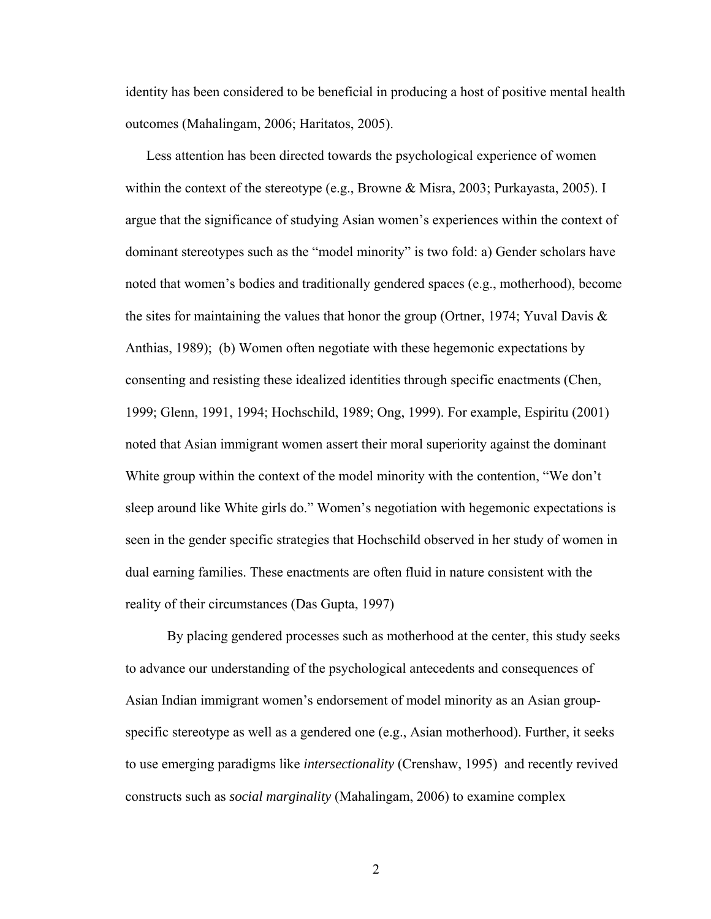identity has been considered to be beneficial in producing a host of positive mental health outcomes (Mahalingam, 2006; Haritatos, 2005).

Less attention has been directed towards the psychological experience of women within the context of the stereotype (e.g., Browne & Misra, 2003; Purkayasta, 2005). I argue that the significance of studying Asian women's experiences within the context of dominant stereotypes such as the "model minority" is two fold: a) Gender scholars have noted that women's bodies and traditionally gendered spaces (e.g., motherhood), become the sites for maintaining the values that honor the group (Ortner, 1974; Yuval Davis & Anthias, 1989); (b) Women often negotiate with these hegemonic expectations by consenting and resisting these idealized identities through specific enactments (Chen, 1999; Glenn, 1991, 1994; Hochschild, 1989; Ong, 1999). For example, Espiritu (2001) noted that Asian immigrant women assert their moral superiority against the dominant White group within the context of the model minority with the contention, "We don't sleep around like White girls do." Women's negotiation with hegemonic expectations is seen in the gender specific strategies that Hochschild observed in her study of women in dual earning families. These enactments are often fluid in nature consistent with the reality of their circumstances (Das Gupta, 1997)

By placing gendered processes such as motherhood at the center, this study seeks to advance our understanding of the psychological antecedents and consequences of Asian Indian immigrant women's endorsement of model minority as an Asian group-specific stereotype as well as a gendered one (e.g., Asian motherhood). Further, it seeks to use emerging paradigms like *intersectionality* (Crenshaw, 1995) and recently revived constructs such as *social marginality* (Mahalingam, 2006) to examine complex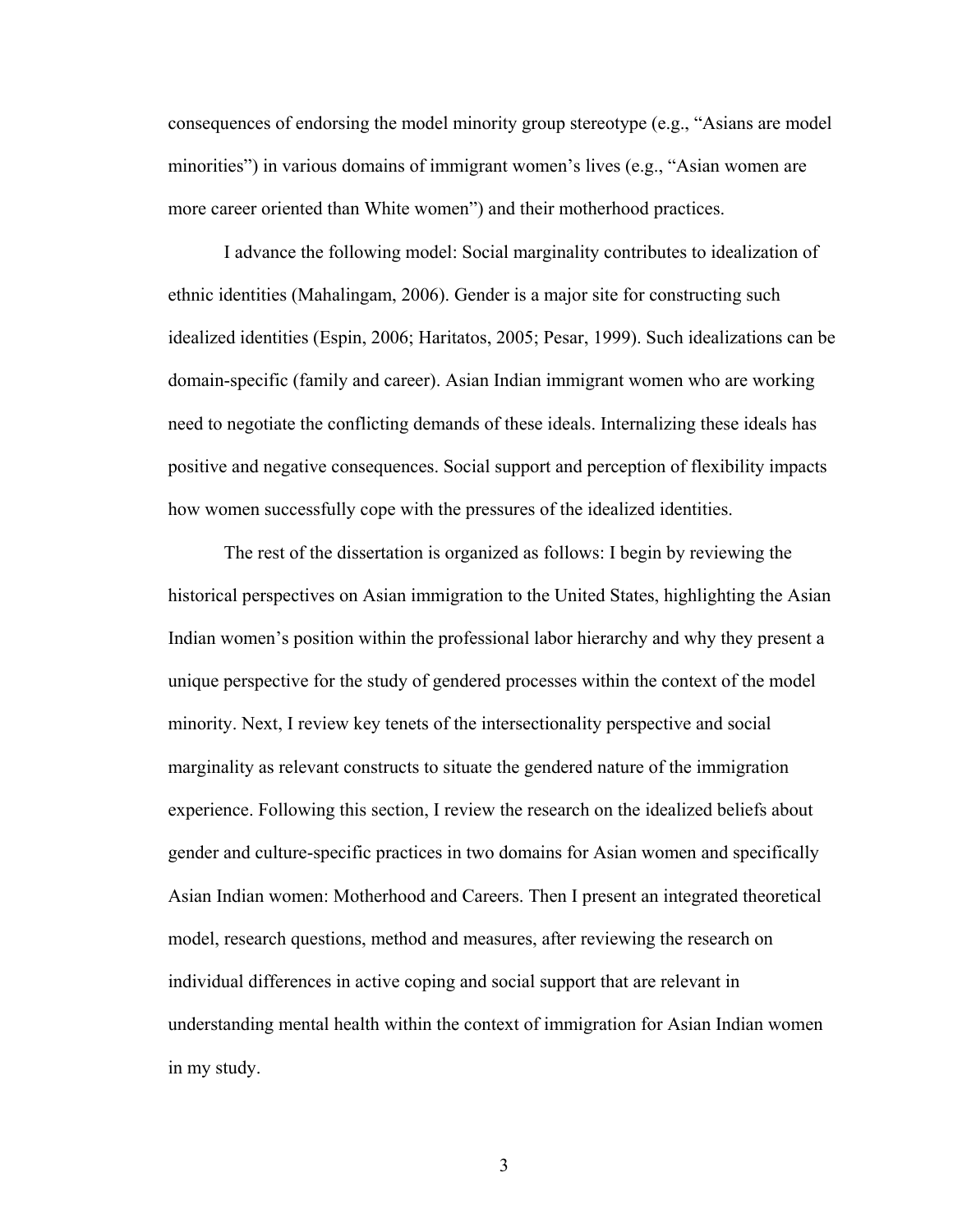consequences of endorsing the model minority group stereotype (e.g., "Asians are model minorities") in various domains of immigrant women's lives (e.g., "Asian women are more career oriented than White women") and their motherhood practices.

I advance the following model: Social marginality contributes to idealization of ethnic identities (Mahalingam, 2006). Gender is a major site for constructing such idealized identities (Espin, 2006; Haritatos, 2005; Pesar, 1999). Such idealizations can be domain-specific (family and career). Asian Indian immigrant women who are working need to negotiate the conflicting demands of these ideals. Internalizing these ideals has positive and negative consequences. Social support and perception of flexibility impacts how women successfully cope with the pressures of the idealized identities.

The rest of the dissertation is organized as follows: I begin by reviewing the historical perspectives on Asian immigration to the United States, highlighting the Asian Indian women's position within the professional labor hierarchy and why they present a unique perspective for the study of gendered processes within the context of the model minority. Next, I review key tenets of the intersectionality perspective and social marginality as relevant constructs to situate the gendered nature of the immigration experience. Following this section, I review the research on the idealized beliefs about gender and culture-specific practices in two domains for Asian women and specifically Asian Indian women: Motherhood and Careers. Then I present an integrated theoretical model, research questions, method and measures, after reviewing the research on individual differences in active coping and social support that are relevant in understanding mental health within the context of immigration for Asian Indian women in my study.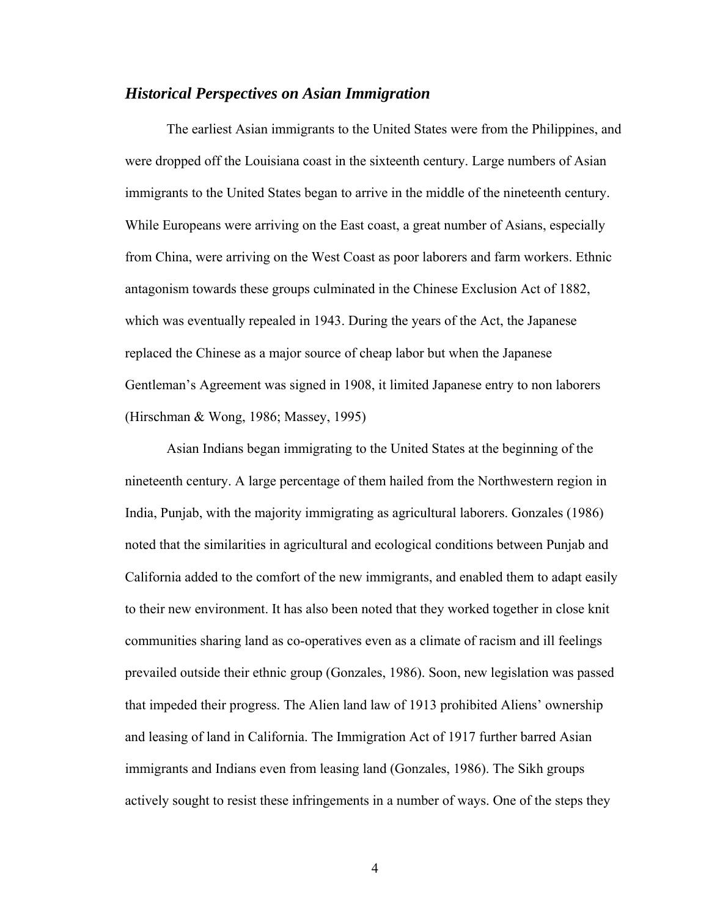### *Historical Perspectives on Asian Immigration*

The earliest Asian immigrants to the United States were from the Philippines, and were dropped off the Louisiana coast in the sixteenth century. Large numbers of Asian immigrants to the United States began to arrive in the middle of the nineteenth century. While Europeans were arriving on the East coast, a great number of Asians, especially from China, were arriving on the West Coast as poor laborers and farm workers. Ethnic antagonism towards these groups culminated in the Chinese Exclusion Act of 1882, which was eventually repealed in 1943. During the years of the Act, the Japanese replaced the Chinese as a major source of cheap labor but when the Japanese Gentleman's Agreement was signed in 1908, it limited Japanese entry to non laborers (Hirschman & Wong, 1986; Massey, 1995)

Asian Indians began immigrating to the United States at the beginning of the nineteenth century. A large percentage of them hailed from the Northwestern region in India, Punjab, with the majority immigrating as agricultural laborers. Gonzales (1986) noted that the similarities in agricultural and ecological conditions between Punjab and California added to the comfort of the new immigrants, and enabled them to adapt easily to their new environment. It has also been noted that they worked together in close knit communities sharing land as co-operatives even as a climate of racism and ill feelings prevailed outside their ethnic group (Gonzales, 1986). Soon, new legislation was passed that impeded their progress. The Alien land law of 1913 prohibited Aliens' ownership and leasing of land in California. The Immigration Act of 1917 further barred Asian immigrants and Indians even from leasing land (Gonzales, 1986). The Sikh groups actively sought to resist these infringements in a number of ways. One of the steps they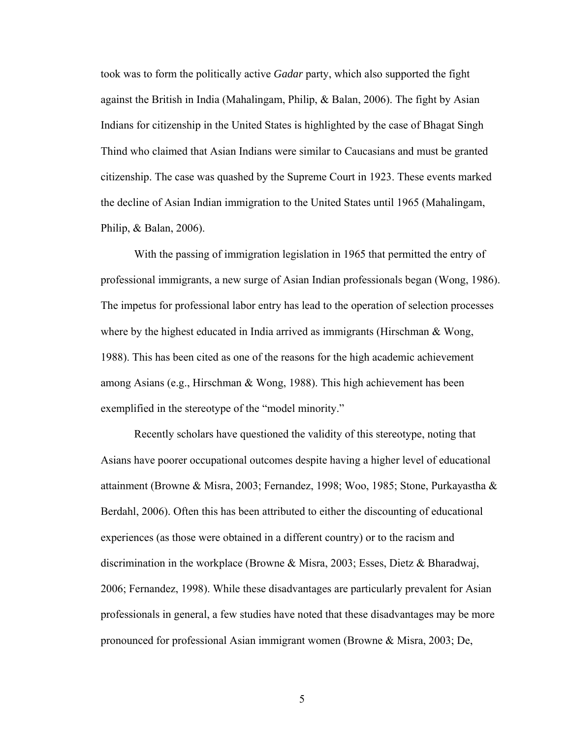took was to form the politically active *Gadar* party, which also supported the fight against the British in India (Mahalingam, Philip, & Balan, 2006). The fight by Asian Indians for citizenship in the United States is highlighted by the case of Bhagat Singh Thind who claimed that Asian Indians were similar to Caucasians and must be granted citizenship. The case was quashed by the Supreme Court in 1923. These events marked the decline of Asian Indian immigration to the United States until 1965 (Mahalingam, Philip, & Balan, 2006).

With the passing of immigration legislation in 1965 that permitted the entry of professional immigrants, a new surge of Asian Indian professionals began (Wong, 1986). The impetus for professional labor entry has lead to the operation of selection processes where by the highest educated in India arrived as immigrants (Hirschman & Wong, 1988). This has been cited as one of the reasons for the high academic achievement among Asians (e.g., Hirschman & Wong, 1988). This high achievement has been exemplified in the stereotype of the "model minority."

Recently scholars have questioned the validity of this stereotype, noting that Asians have poorer occupational outcomes despite having a higher level of educational attainment (Browne & Misra, 2003; Fernandez, 1998; Woo, 1985; Stone, Purkayastha & Berdahl, 2006). Often this has been attributed to either the discounting of educational experiences (as those were obtained in a different country) or to the racism and discrimination in the workplace (Browne & Misra, 2003; Esses, Dietz & Bharadwaj, 2006; Fernandez, 1998). While these disadvantages are particularly prevalent for Asian professionals in general, a few studies have noted that these disadvantages may be more pronounced for professional Asian immigrant women (Browne & Misra, 2003; De,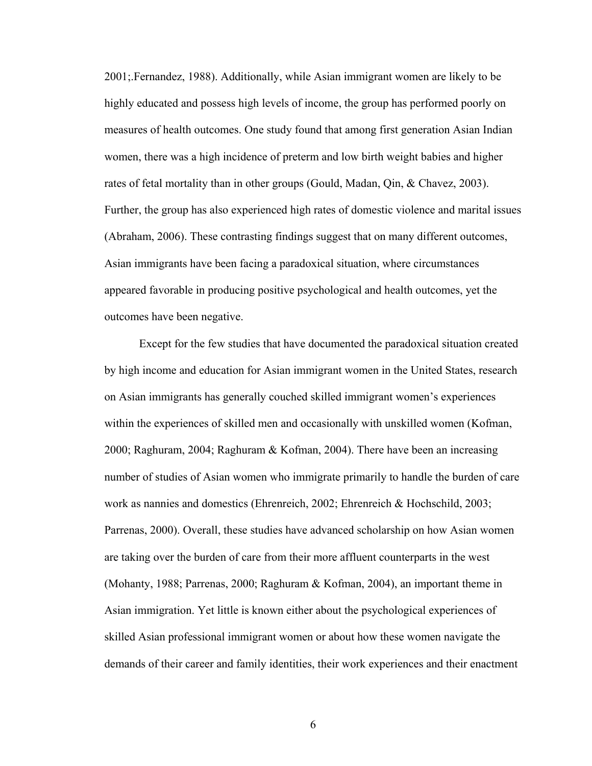2001;.Fernandez, 1988). Additionally, while Asian immigrant women are likely to be highly educated and possess high levels of income, the group has performed poorly on measures of health outcomes. One study found that among first generation Asian Indian women, there was a high incidence of preterm and low birth weight babies and higher rates of fetal mortality than in other groups (Gould, Madan, Qin, & Chavez, 2003). Further, the group has also experienced high rates of domestic violence and marital issues (Abraham, 2006). These contrasting findings suggest that on many different outcomes, Asian immigrants have been facing a paradoxical situation, where circumstances appeared favorable in producing positive psychological and health outcomes, yet the outcomes have been negative.

Except for the few studies that have documented the paradoxical situation created by high income and education for Asian immigrant women in the United States, research on Asian immigrants has generally couched skilled immigrant women's experiences within the experiences of skilled men and occasionally with unskilled women (Kofman, 2000; Raghuram, 2004; Raghuram & Kofman, 2004). There have been an increasing number of studies of Asian women who immigrate primarily to handle the burden of care work as nannies and domestics (Ehrenreich, 2002; Ehrenreich & Hochschild, 2003; Parrenas, 2000). Overall, these studies have advanced scholarship on how Asian women are taking over the burden of care from their more affluent counterparts in the west (Mohanty, 1988; Parrenas, 2000; Raghuram & Kofman, 2004), an important theme in Asian immigration. Yet little is known either about the psychological experiences of skilled Asian professional immigrant women or about how these women navigate the demands of their career and family identities, their work experiences and their enactment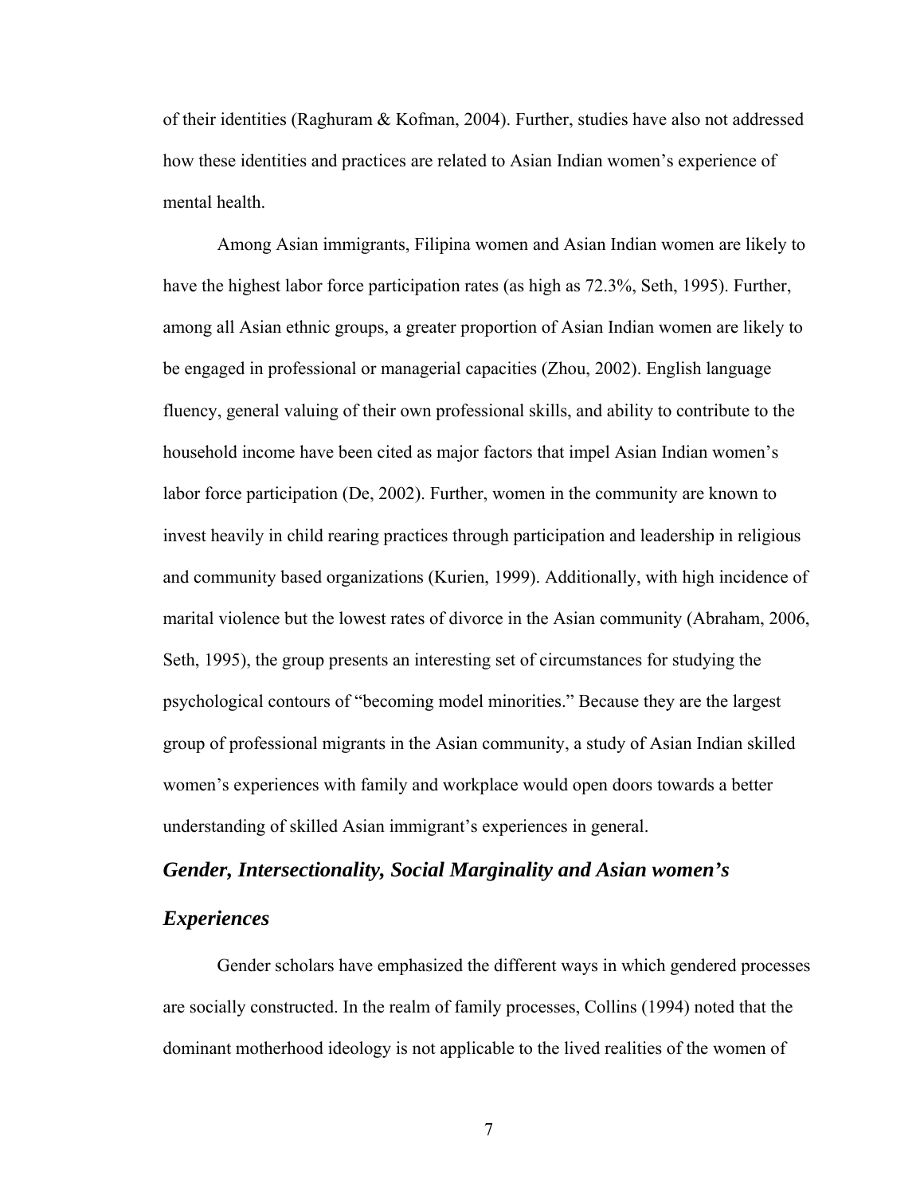of their identities (Raghuram & Kofman, 2004). Further, studies have also not addressed how these identities and practices are related to Asian Indian women's experience of mental health.

Among Asian immigrants, Filipina women and Asian Indian women are likely to have the highest labor force participation rates (as high as 72.3%, Seth, 1995). Further, among all Asian ethnic groups, a greater proportion of Asian Indian women are likely to be engaged in professional or managerial capacities (Zhou, 2002). English language fluency, general valuing of their own professional skills, and ability to contribute to the household income have been cited as major factors that impel Asian Indian women's labor force participation (De, 2002). Further, women in the community are known to invest heavily in child rearing practices through participation and leadership in religious and community based organizations (Kurien, 1999). Additionally, with high incidence of marital violence but the lowest rates of divorce in the Asian community (Abraham, 2006, Seth, 1995), the group presents an interesting set of circumstances for studying the psychological contours of "becoming model minorities." Because they are the largest group of professional migrants in the Asian community, a study of Asian Indian skilled women's experiences with family and workplace would open doors towards a better understanding of skilled Asian immigrant's experiences in general.

### *Gender, Intersectionality, Social Marginality and Asian women's Experiences*

Gender scholars have emphasized the different ways in which gendered processes are socially constructed. In the realm of family processes, Collins (1994) noted that the dominant motherhood ideology is not applicable to the lived realities of the women of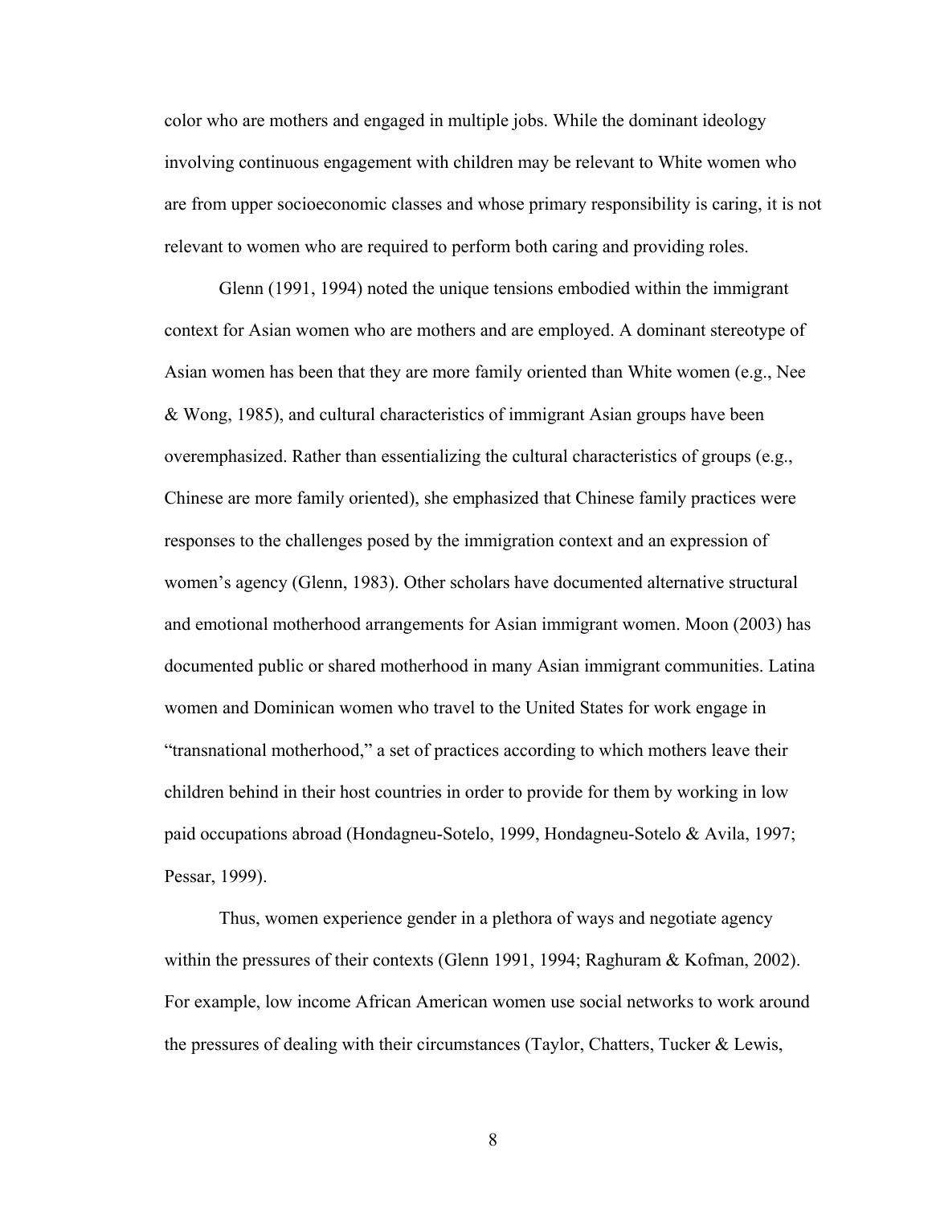color who are mothers and engaged in multiple jobs. While the dominant ideology involving continuous engagement with children may be relevant to White women who are from upper socioeconomic classes and whose primary responsibility is caring, it is not relevant to women who are required to perform both caring and providing roles.

Glenn (1991, 1994) noted the unique tensions embodied within the immigrant context for Asian women who are mothers and are employed. A dominant stereotype of Asian women has been that they are more family oriented than White women (e.g., Nee & Wong, 1985), and cultural characteristics of immigrant Asian groups have been overemphasized. Rather than essentializing the cultural characteristics of groups (e.g., Chinese are more family oriented), she emphasized that Chinese family practices were responses to the challenges posed by the immigration context and an expression of women's agency (Glenn, 1983). Other scholars have documented alternative structural and emotional motherhood arrangements for Asian immigrant women. Moon (2003) has documented public or shared motherhood in many Asian immigrant communities. Latina women and Dominican women who travel to the United States for work engage in "transnational motherhood," a set of practices according to which mothers leave their children behind in their host countries in order to provide for them by working in low paid occupations abroad (Hondagneu-Sotelo, 1999, Hondagneu-Sotelo & Avila, 1997; Pessar, 1999).

Thus, women experience gender in a plethora of ways and negotiate agency within the pressures of their contexts (Glenn 1991, 1994; Raghuram & Kofman, 2002). For example, low income African American women use social networks to work around the pressures of dealing with their circumstances (Taylor, Chatters, Tucker & Lewis,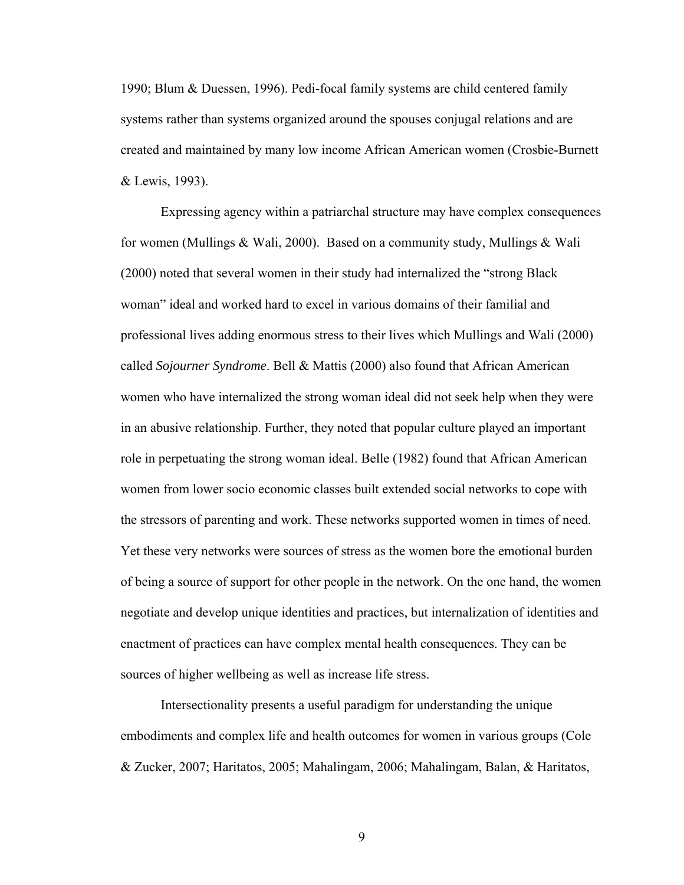1990; Blum & Duessen, 1996). Pedi-focal family systems are child centered family systems rather than systems organized around the spouses conjugal relations and are created and maintained by many low income African American women (Crosbie-Burnett & Lewis, 1993).

Expressing agency within a patriarchal structure may have complex consequences for women (Mullings & Wali, 2000). Based on a community study, Mullings & Wali (2000) noted that several women in their study had internalized the "strong Black woman" ideal and worked hard to excel in various domains of their familial and professional lives adding enormous stress to their lives which Mullings and Wali (2000) called *Sojourner Syndrome*. Bell & Mattis (2000) also found that African American women who have internalized the strong woman ideal did not seek help when they were in an abusive relationship. Further, they noted that popular culture played an important role in perpetuating the strong woman ideal. Belle (1982) found that African American women from lower socio economic classes built extended social networks to cope with the stressors of parenting and work. These networks supported women in times of need. Yet these very networks were sources of stress as the women bore the emotional burden of being a source of support for other people in the network. On the one hand, the women negotiate and develop unique identities and practices, but internalization of identities and enactment of practices can have complex mental health consequences. They can be sources of higher wellbeing as well as increase life stress.

Intersectionality presents a useful paradigm for understanding the unique embodiments and complex life and health outcomes for women in various groups (Cole & Zucker, 2007; Haritatos, 2005; Mahalingam, 2006; Mahalingam, Balan, & Haritatos,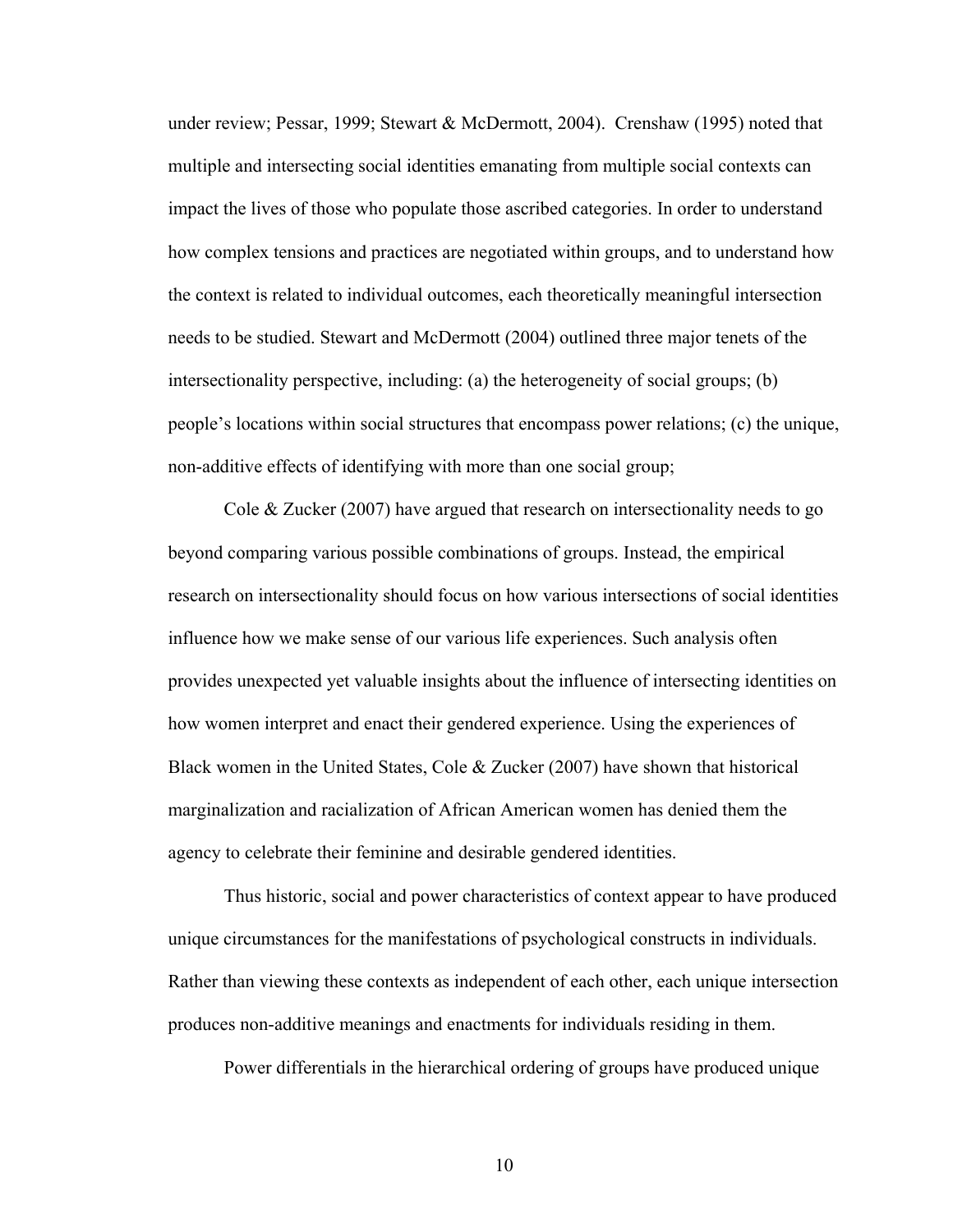under review; Pessar, 1999; Stewart & McDermott, 2004). Crenshaw (1995) noted that multiple and intersecting social identities emanating from multiple social contexts can impact the lives of those who populate those ascribed categories. In order to understand how complex tensions and practices are negotiated within groups, and to understand how the context is related to individual outcomes, each theoretically meaningful intersection needs to be studied. Stewart and McDermott (2004) outlined three major tenets of the intersectionality perspective, including: (a) the heterogeneity of social groups; (b) people's locations within social structures that encompass power relations; (c) the unique, non-additive effects of identifying with more than one social group;

Cole & Zucker (2007) have argued that research on intersectionality needs to go beyond comparing various possible combinations of groups. Instead, the empirical research on intersectionality should focus on how various intersections of social identities influence how we make sense of our various life experiences. Such analysis often provides unexpected yet valuable insights about the influence of intersecting identities on how women interpret and enact their gendered experience. Using the experiences of Black women in the United States, Cole & Zucker (2007) have shown that historical marginalization and racialization of African American women has denied them the agency to celebrate their feminine and desirable gendered identities.

Thus historic, social and power characteristics of context appear to have produced unique circumstances for the manifestations of psychological constructs in individuals. Rather than viewing these contexts as independent of each other, each unique intersection produces non-additive meanings and enactments for individuals residing in them.

Power differentials in the hierarchical ordering of groups have produced unique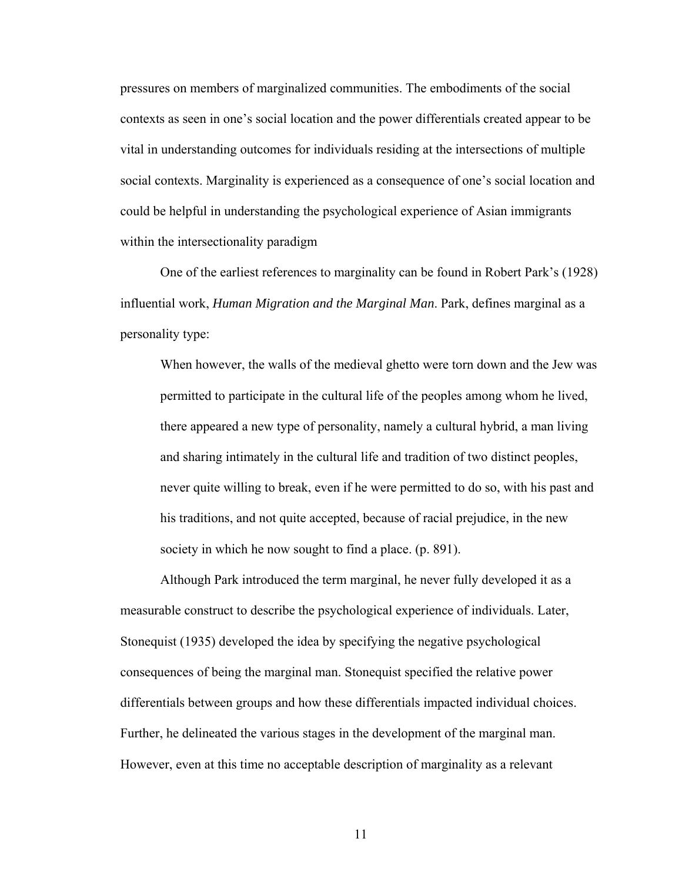pressures on members of marginalized communities. The embodiments of the social contexts as seen in one's social location and the power differentials created appear to be vital in understanding outcomes for individuals residing at the intersections of multiple social contexts. Marginality is experienced as a consequence of one's social location and could be helpful in understanding the psychological experience of Asian immigrants within the intersectionality paradigm

One of the earliest references to marginality can be found in Robert Park's (1928) influential work, *Human Migration and the Marginal Man*. Park, defines marginal as a personality type:

> When however, the walls of the medieval ghetto were torn down and the Jew was permitted to participate in the cultural life of the peoples among whom he lived, there appeared a new type of personality, namely a cultural hybrid, a man living and sharing intimately in the cultural life and tradition of two distinct peoples, never quite willing to break, even if he were permitted to do so, with his past and his traditions, and not quite accepted, because of racial prejudice, in the new society in which he now sought to find a place. (p. 891).

Although Park introduced the term marginal, he never fully developed it as a measurable construct to describe the psychological experience of individuals. Later, Stonequist (1935) developed the idea by specifying the negative psychological consequences of being the marginal man. Stonequist specified the relative power differentials between groups and how these differentials impacted individual choices. Further, he delineated the various stages in the development of the marginal man. However, even at this time no acceptable description of marginality as a relevant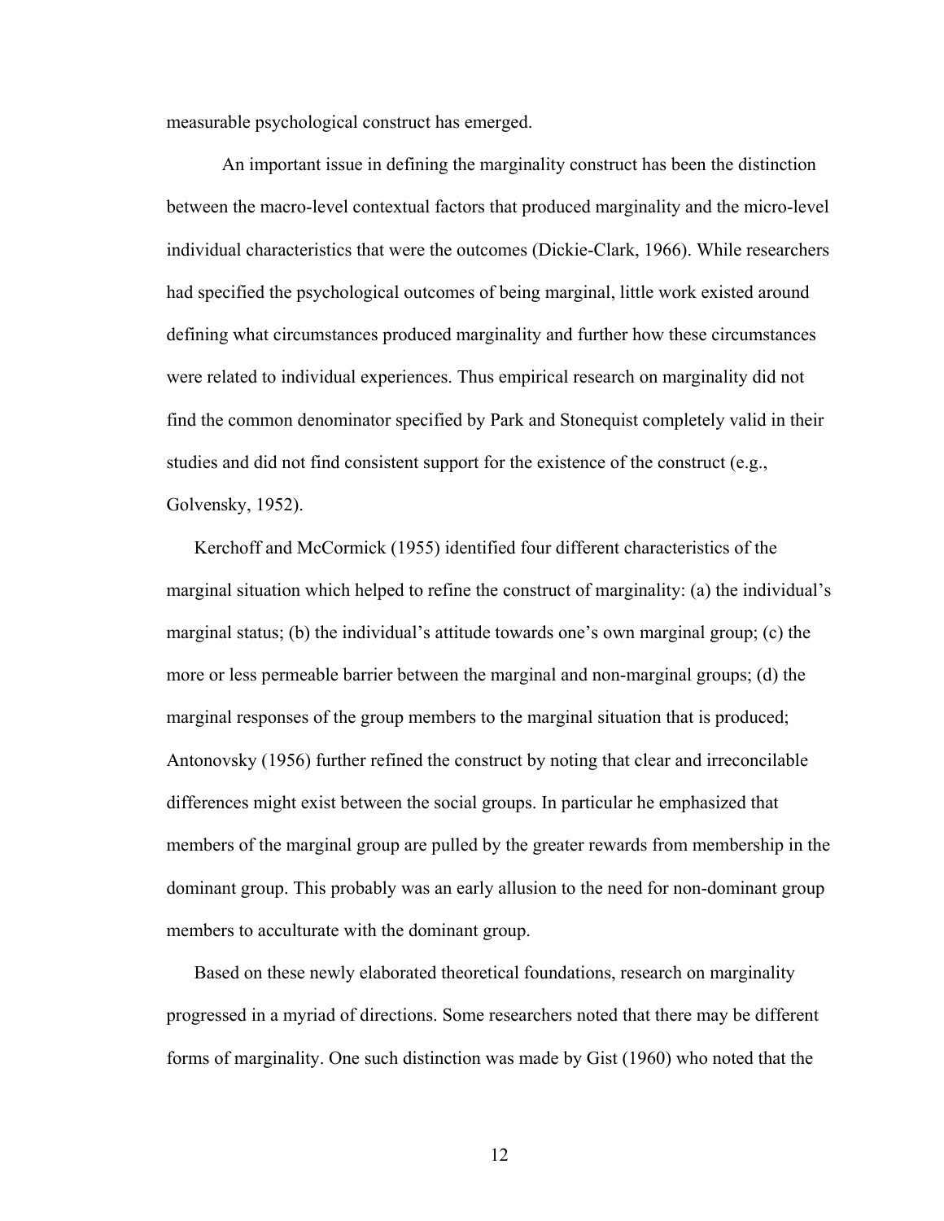measurable psychological construct has emerged.

An important issue in defining the marginality construct has been the distinction between the macro-level contextual factors that produced marginality and the micro-level individual characteristics that were the outcomes (Dickie-Clark, 1966). While researchers had specified the psychological outcomes of being marginal, little work existed around defining what circumstances produced marginality and further how these circumstances were related to individual experiences. Thus empirical research on marginality did not find the common denominator specified by Park and Stonequist completely valid in their studies and did not find consistent support for the existence of the construct (e.g., Golvensky, 1952).

Kerchoff and McCormick (1955) identified four different characteristics of the marginal situation which helped to refine the construct of marginality: (a) the individual's marginal status; (b) the individual's attitude towards one's own marginal group; (c) the more or less permeable barrier between the marginal and non-marginal groups; (d) the marginal responses of the group members to the marginal situation that is produced; Antonovsky (1956) further refined the construct by noting that clear and irreconcilable differences might exist between the social groups. In particular he emphasized that members of the marginal group are pulled by the greater rewards from membership in the dominant group. This probably was an early allusion to the need for non-dominant group members to acculturate with the dominant group.

Based on these newly elaborated theoretical foundations, research on marginality progressed in a myriad of directions. Some researchers noted that there may be different forms of marginality. One such distinction was made by Gist (1960) who noted that the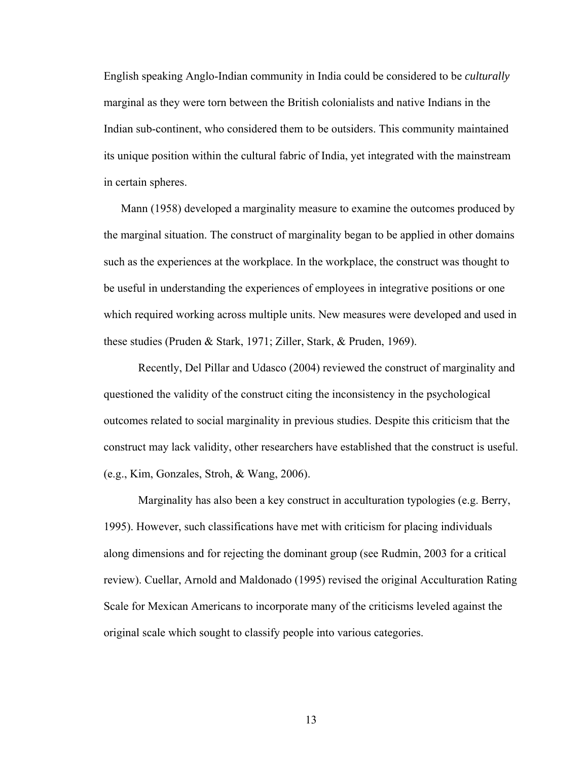English speaking Anglo-Indian community in India could be considered to be *culturally* marginal as they were torn between the British colonialists and native Indians in the Indian sub-continent, who considered them to be outsiders. This community maintained its unique position within the cultural fabric of India, yet integrated with the mainstream in certain spheres.

Mann (1958) developed a marginality measure to examine the outcomes produced by the marginal situation. The construct of marginality began to be applied in other domains such as the experiences at the workplace. In the workplace, the construct was thought to be useful in understanding the experiences of employees in integrative positions or one which required working across multiple units. New measures were developed and used in these studies (Pruden & Stark, 1971; Ziller, Stark, & Pruden, 1969).

Recently, Del Pillar and Udasco (2004) reviewed the construct of marginality and questioned the validity of the construct citing the inconsistency in the psychological outcomes related to social marginality in previous studies. Despite this criticism that the construct may lack validity, other researchers have established that the construct is useful. (e.g., Kim, Gonzales, Stroh, & Wang, 2006).

Marginality has also been a key construct in acculturation typologies (e.g. Berry, 1995). However, such classifications have met with criticism for placing individuals along dimensions and for rejecting the dominant group (see Rudmin, 2003 for a critical review). Cuellar, Arnold and Maldonado (1995) revised the original Acculturation Rating Scale for Mexican Americans to incorporate many of the criticisms leveled against the original scale which sought to classify people into various categories.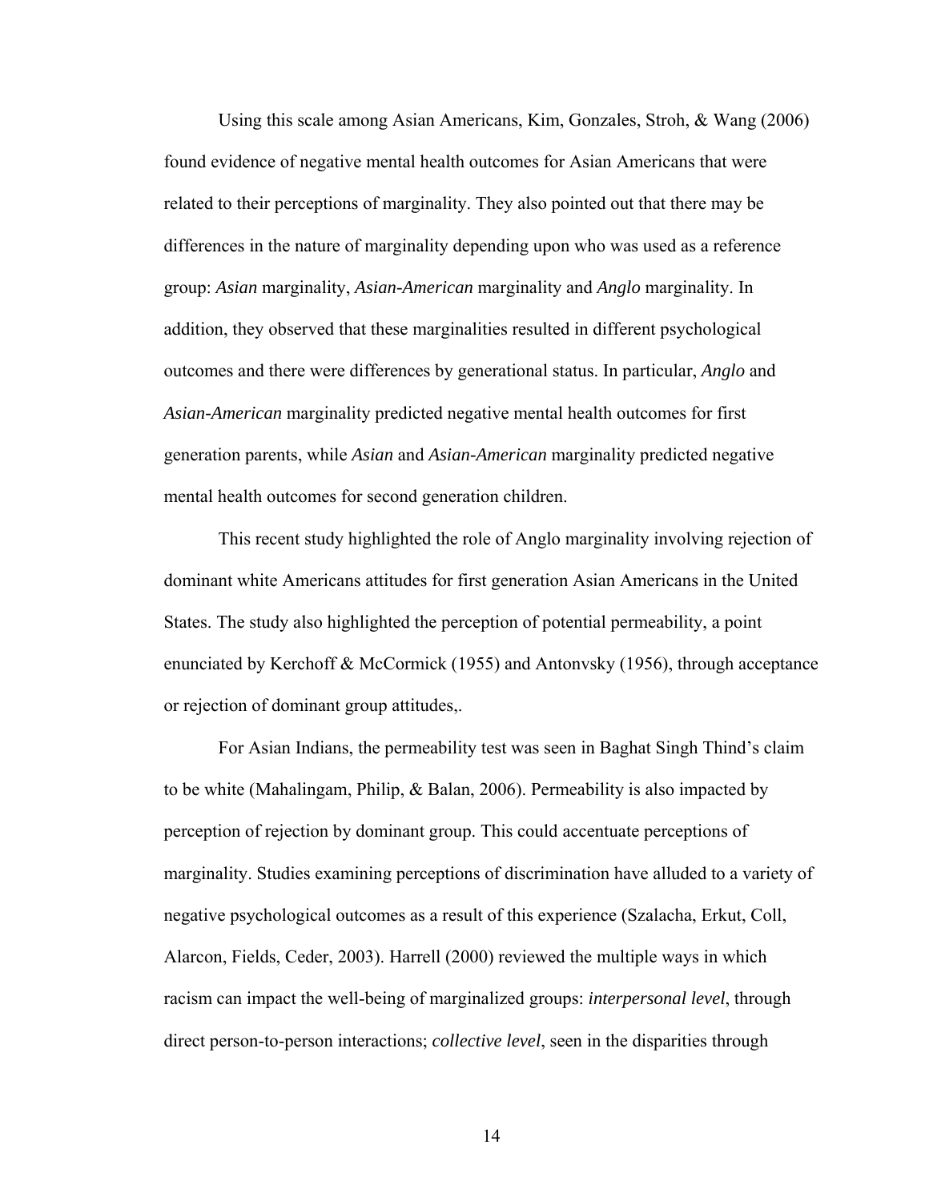Using this scale among Asian Americans, Kim, Gonzales, Stroh, & Wang (2006) found evidence of negative mental health outcomes for Asian Americans that were related to their perceptions of marginality. They also pointed out that there may be differences in the nature of marginality depending upon who was used as a reference group: *Asian* marginality, *Asian-American* marginality and *Anglo* marginality. In addition, they observed that these marginalities resulted in different psychological outcomes and there were differences by generational status. In particular, *Anglo* and *Asian-American* marginality predicted negative mental health outcomes for first generation parents, while *Asian* and *Asian-American* marginality predicted negative mental health outcomes for second generation children.

This recent study highlighted the role of Anglo marginality involving rejection of dominant white Americans attitudes for first generation Asian Americans in the United States. The study also highlighted the perception of potential permeability, a point enunciated by Kerchoff & McCormick (1955) and Antonvsky (1956), through acceptance or rejection of dominant group attitudes,.

For Asian Indians, the permeability test was seen in Baghat Singh Thind's claim to be white (Mahalingam, Philip, & Balan, 2006). Permeability is also impacted by perception of rejection by dominant group. This could accentuate perceptions of marginality. Studies examining perceptions of discrimination have alluded to a variety of negative psychological outcomes as a result of this experience (Szalacha, Erkut, Coll, Alarcon, Fields, Ceder, 2003). Harrell (2000) reviewed the multiple ways in which racism can impact the well-being of marginalized groups: *interpersonal level*, through direct person-to-person interactions; *collective level*, seen in the disparities through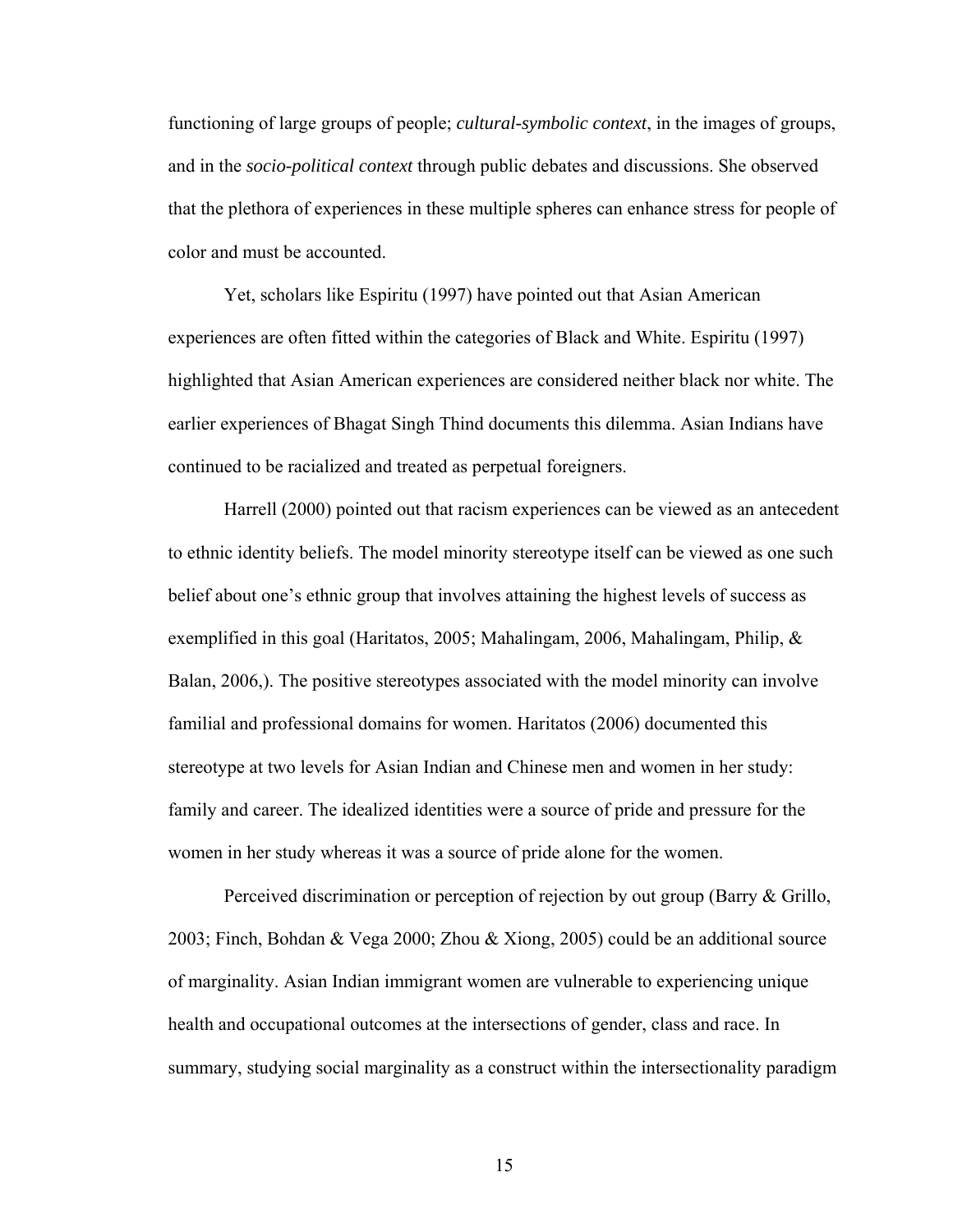functioning of large groups of people; *cultural-symbolic context*, in the images of groups, and in the *socio-political context* through public debates and discussions. She observed that the plethora of experiences in these multiple spheres can enhance stress for people of color and must be accounted.

Yet, scholars like Espiritu (1997) have pointed out that Asian American experiences are often fitted within the categories of Black and White. Espiritu (1997) highlighted that Asian American experiences are considered neither black nor white. The earlier experiences of Bhagat Singh Thind documents this dilemma. Asian Indians have continued to be racialized and treated as perpetual foreigners.

Harrell (2000) pointed out that racism experiences can be viewed as an antecedent to ethnic identity beliefs. The model minority stereotype itself can be viewed as one such belief about one's ethnic group that involves attaining the highest levels of success as exemplified in this goal (Haritatos, 2005; Mahalingam, 2006, Mahalingam, Philip, & Balan, 2006,). The positive stereotypes associated with the model minority can involve familial and professional domains for women. Haritatos (2006) documented this stereotype at two levels for Asian Indian and Chinese men and women in her study: family and career. The idealized identities were a source of pride and pressure for the women in her study whereas it was a source of pride alone for the women.

Perceived discrimination or perception of rejection by out group (Barry & Grillo, 2003; Finch, Bohdan & Vega 2000; Zhou & Xiong, 2005) could be an additional source of marginality. Asian Indian immigrant women are vulnerable to experiencing unique health and occupational outcomes at the intersections of gender, class and race. In summary, studying social marginality as a construct within the intersectionality paradigm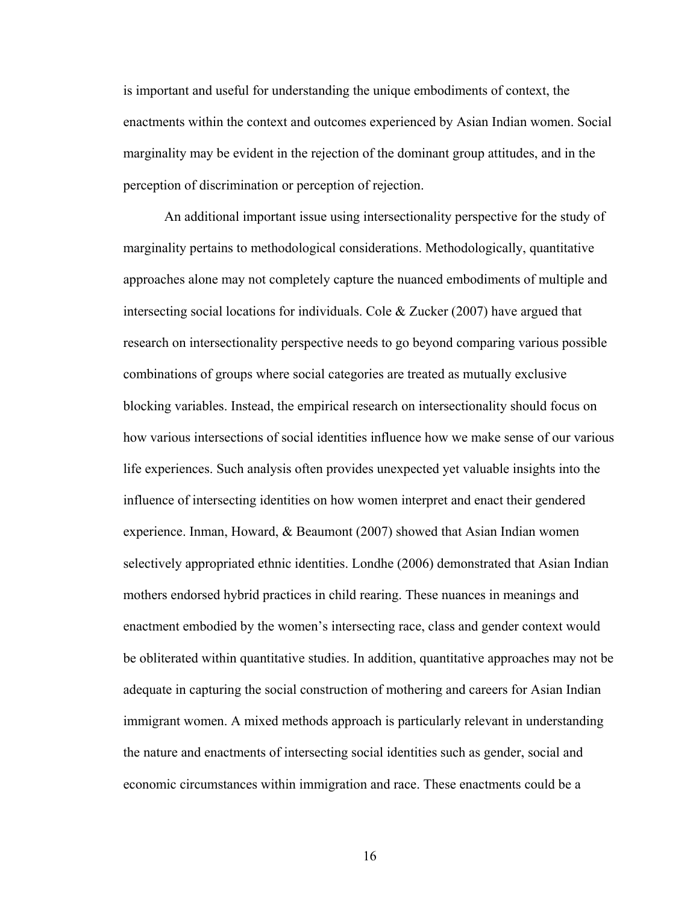is important and useful for understanding the unique embodiments of context, the enactments within the context and outcomes experienced by Asian Indian women. Social marginality may be evident in the rejection of the dominant group attitudes, and in the perception of discrimination or perception of rejection.

An additional important issue using intersectionality perspective for the study of marginality pertains to methodological considerations. Methodologically, quantitative approaches alone may not completely capture the nuanced embodiments of multiple and intersecting social locations for individuals. Cole & Zucker (2007) have argued that research on intersectionality perspective needs to go beyond comparing various possible combinations of groups where social categories are treated as mutually exclusive blocking variables. Instead, the empirical research on intersectionality should focus on how various intersections of social identities influence how we make sense of our various life experiences. Such analysis often provides unexpected yet valuable insights into the influence of intersecting identities on how women interpret and enact their gendered experience. Inman, Howard, & Beaumont (2007) showed that Asian Indian women selectively appropriated ethnic identities. Londhe (2006) demonstrated that Asian Indian mothers endorsed hybrid practices in child rearing. These nuances in meanings and enactment embodied by the women's intersecting race, class and gender context would be obliterated within quantitative studies. In addition, quantitative approaches may not be adequate in capturing the social construction of mothering and careers for Asian Indian immigrant women. A mixed methods approach is particularly relevant in understanding the nature and enactments of intersecting social identities such as gender, social and economic circumstances within immigration and race. These enactments could be a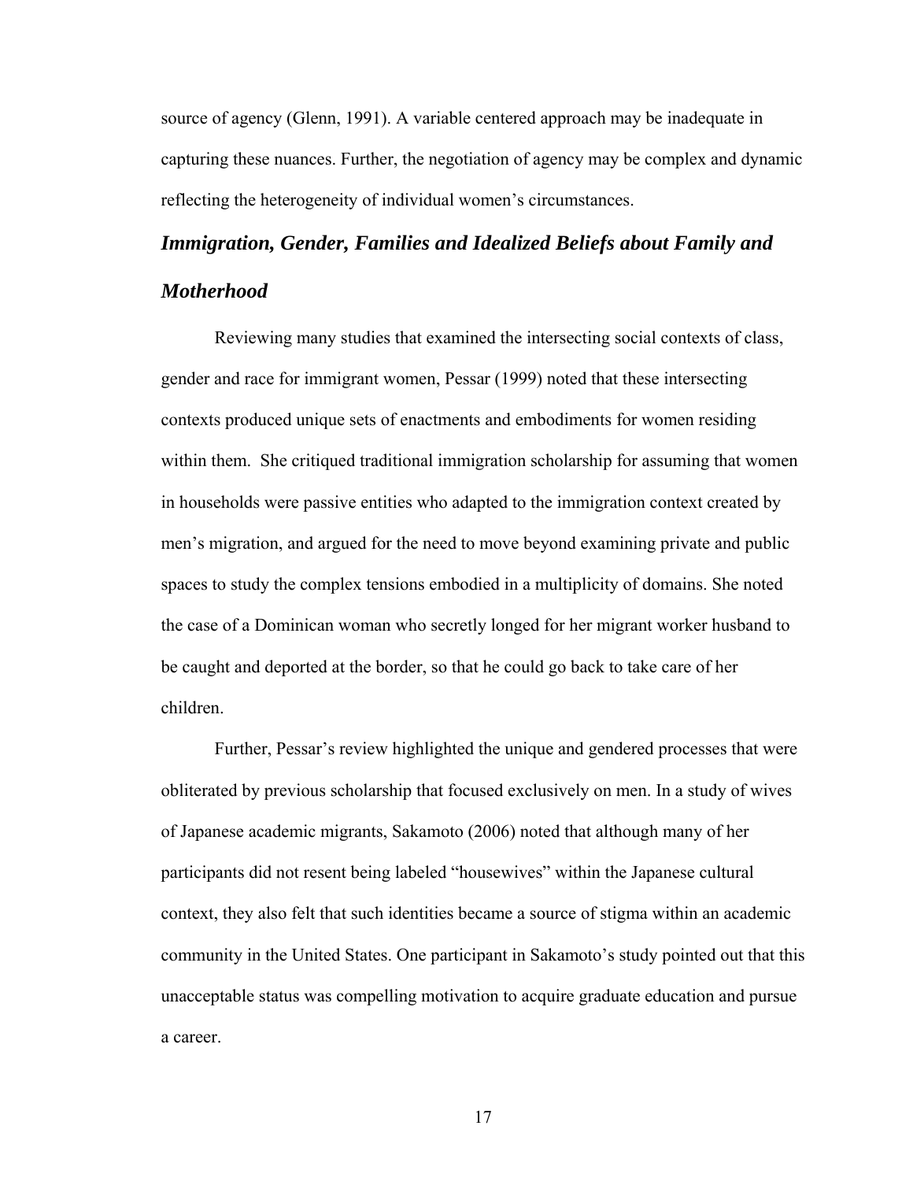source of agency (Glenn, 1991). A variable centered approach may be inadequate in capturing these nuances. Further, the negotiation of agency may be complex and dynamic reflecting the heterogeneity of individual women's circumstances.

### *Immigration, Gender, Families and Idealized Beliefs about Family and Motherhood*

Reviewing many studies that examined the intersecting social contexts of class, gender and race for immigrant women, Pessar (1999) noted that these intersecting contexts produced unique sets of enactments and embodiments for women residing within them. She critiqued traditional immigration scholarship for assuming that women in households were passive entities who adapted to the immigration context created by men's migration, and argued for the need to move beyond examining private and public spaces to study the complex tensions embodied in a multiplicity of domains. She noted the case of a Dominican woman who secretly longed for her migrant worker husband to be caught and deported at the border, so that he could go back to take care of her children.

Further, Pessar's review highlighted the unique and gendered processes that were obliterated by previous scholarship that focused exclusively on men. In a study of wives of Japanese academic migrants, Sakamoto (2006) noted that although many of her participants did not resent being labeled "housewives" within the Japanese cultural context, they also felt that such identities became a source of stigma within an academic community in the United States. One participant in Sakamoto's study pointed out that this unacceptable status was compelling motivation to acquire graduate education and pursue a career.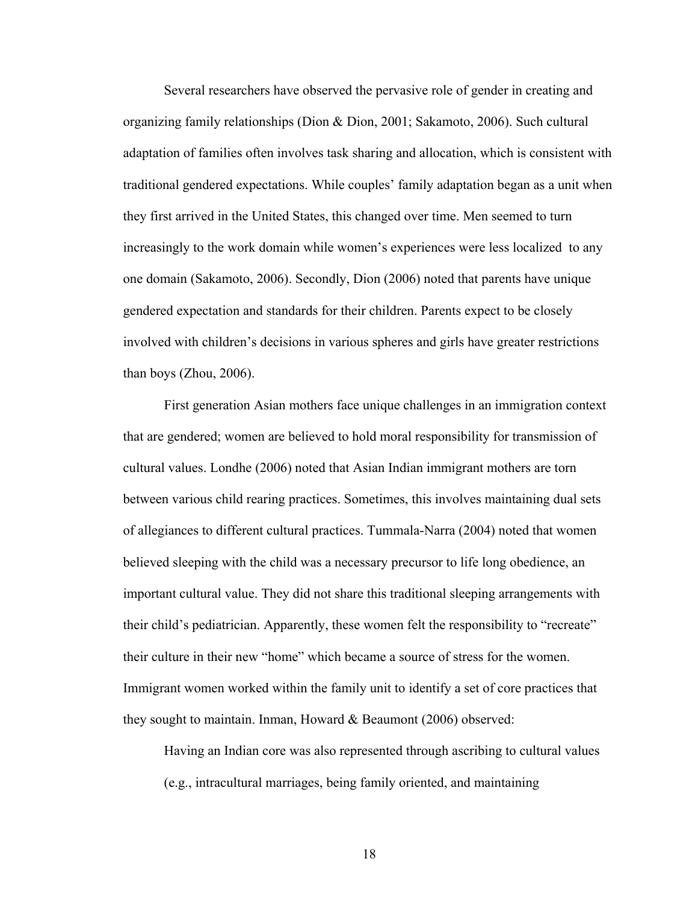Several researchers have observed the pervasive role of gender in creating and organizing family relationships (Dion & Dion, 2001; Sakamoto, 2006). Such cultural adaptation of families often involves task sharing and allocation, which is consistent with traditional gendered expectations. While couples' family adaptation began as a unit when they first arrived in the United States, this changed over time. Men seemed to turn increasingly to the work domain while women's experiences were less localized to any one domain (Sakamoto, 2006). Secondly, Dion (2006) noted that parents have unique gendered expectation and standards for their children. Parents expect to be closely involved with children's decisions in various spheres and girls have greater restrictions than boys (Zhou, 2006).

First generation Asian mothers face unique challenges in an immigration context that are gendered; women are believed to hold moral responsibility for transmission of cultural values. Londhe (2006) noted that Asian Indian immigrant mothers are torn between various child rearing practices. Sometimes, this involves maintaining dual sets of allegiances to different cultural practices. Tummala-Narra (2004) noted that women believed sleeping with the child was a necessary precursor to life long obedience, an important cultural value. They did not share this traditional sleeping arrangements with their child's pediatrician. Apparently, these women felt the responsibility to "recreate" their culture in their new "home" which became a source of stress for the women. Immigrant women worked within the family unit to identify a set of core practices that they sought to maintain. Inman, Howard & Beaumont (2006) observed:

> Having an Indian core was also represented through ascribing to cultural values (e.g., intracultural marriages, being family oriented, and maintaining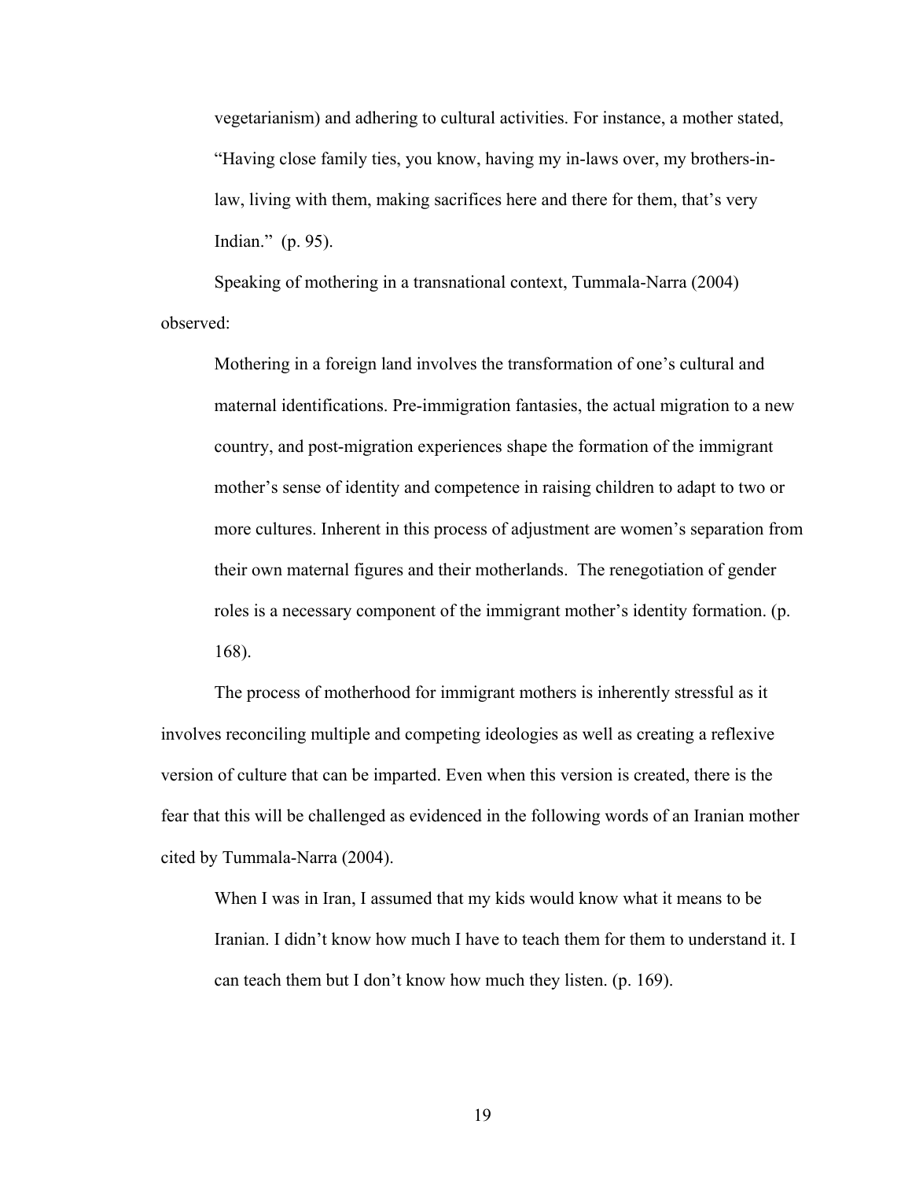vegetarianism) and adhering to cultural activities. For instance, a mother stated, "Having close family ties, you know, having my in-laws over, my brothers-in-law, living with them, making sacrifices here and there for them, that's very Indian." (p. 95).

Speaking of mothering in a transnational context, Tummala-Narra (2004) observed:

> Mothering in a foreign land involves the transformation of one's cultural and maternal identifications. Pre-immigration fantasies, the actual migration to a new country, and post-migration experiences shape the formation of the immigrant mother's sense of identity and competence in raising children to adapt to two or more cultures. Inherent in this process of adjustment are women's separation from their own maternal figures and their motherlands. The renegotiation of gender roles is a necessary component of the immigrant mother's identity formation. (p. 168).

The process of motherhood for immigrant mothers is inherently stressful as it involves reconciling multiple and competing ideologies as well as creating a reflexive version of culture that can be imparted. Even when this version is created, there is the fear that this will be challenged as evidenced in the following words of an Iranian mother cited by Tummala-Narra (2004).

> When I was in Iran, I assumed that my kids would know what it means to be Iranian. I didn't know how much I have to teach them for them to understand it. I can teach them but I don't know how much they listen. (p. 169).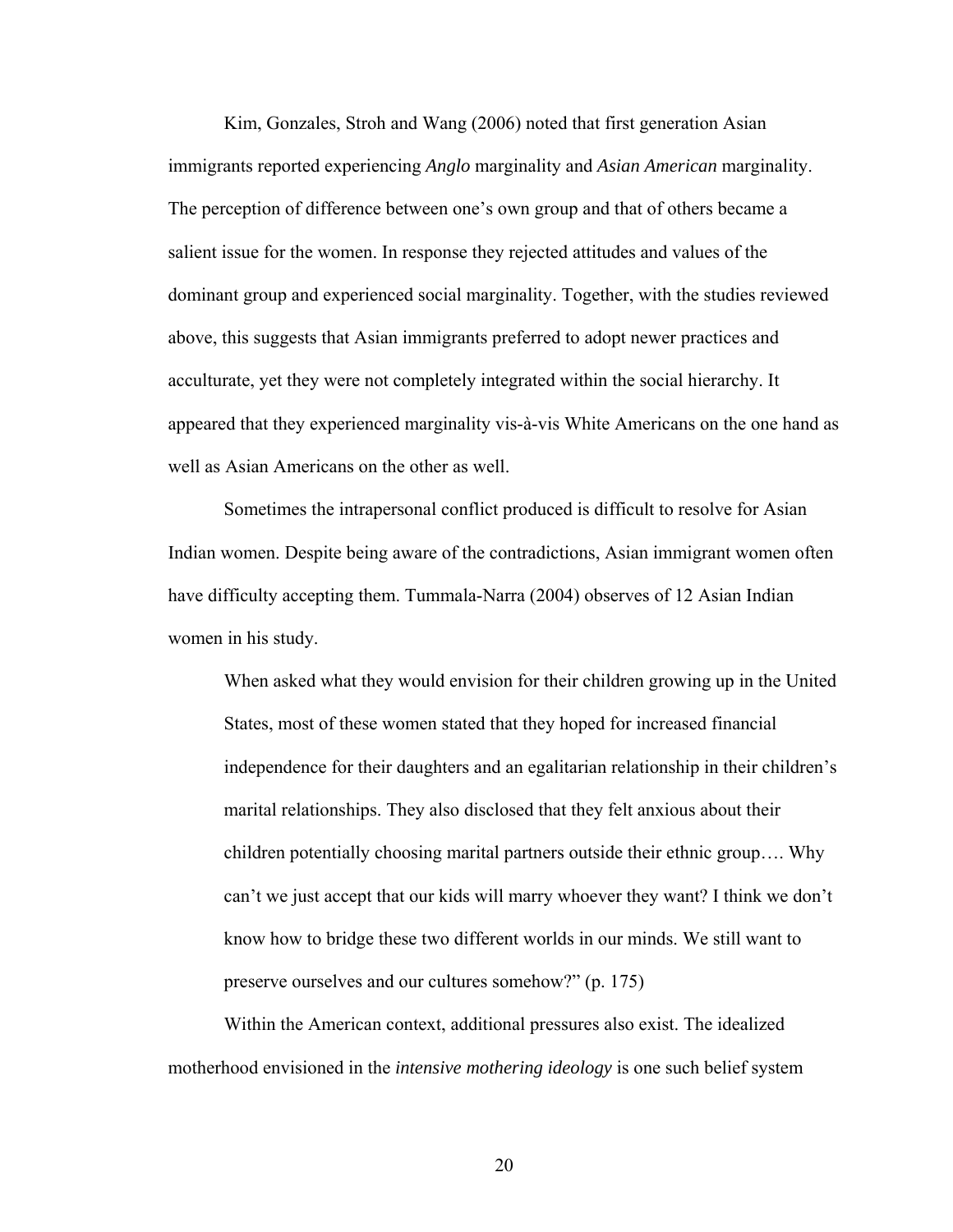Kim, Gonzales, Stroh and Wang (2006) noted that first generation Asian immigrants reported experiencing *Anglo* marginality and *Asian American* marginality. The perception of difference between one's own group and that of others became a salient issue for the women. In response they rejected attitudes and values of the dominant group and experienced social marginality. Together, with the studies reviewed above, this suggests that Asian immigrants preferred to adopt newer practices and acculturate, yet they were not completely integrated within the social hierarchy. It appeared that they experienced marginality vis-à-vis White Americans on the one hand as well as Asian Americans on the other as well.

Sometimes the intrapersonal conflict produced is difficult to resolve for Asian Indian women. Despite being aware of the contradictions, Asian immigrant women often have difficulty accepting them. Tummala-Narra (2004) observes of 12 Asian Indian women in his study.

> When asked what they would envision for their children growing up in the United States, most of these women stated that they hoped for increased financial independence for their daughters and an egalitarian relationship in their children's marital relationships. They also disclosed that they felt anxious about their children potentially choosing marital partners outside their ethnic group…. Why can't we just accept that our kids will marry whoever they want? I think we don't know how to bridge these two different worlds in our minds. We still want to preserve ourselves and our cultures somehow?" (p. 175)

Within the American context, additional pressures also exist. The idealized motherhood envisioned in the *intensive mothering ideology* is one such belief system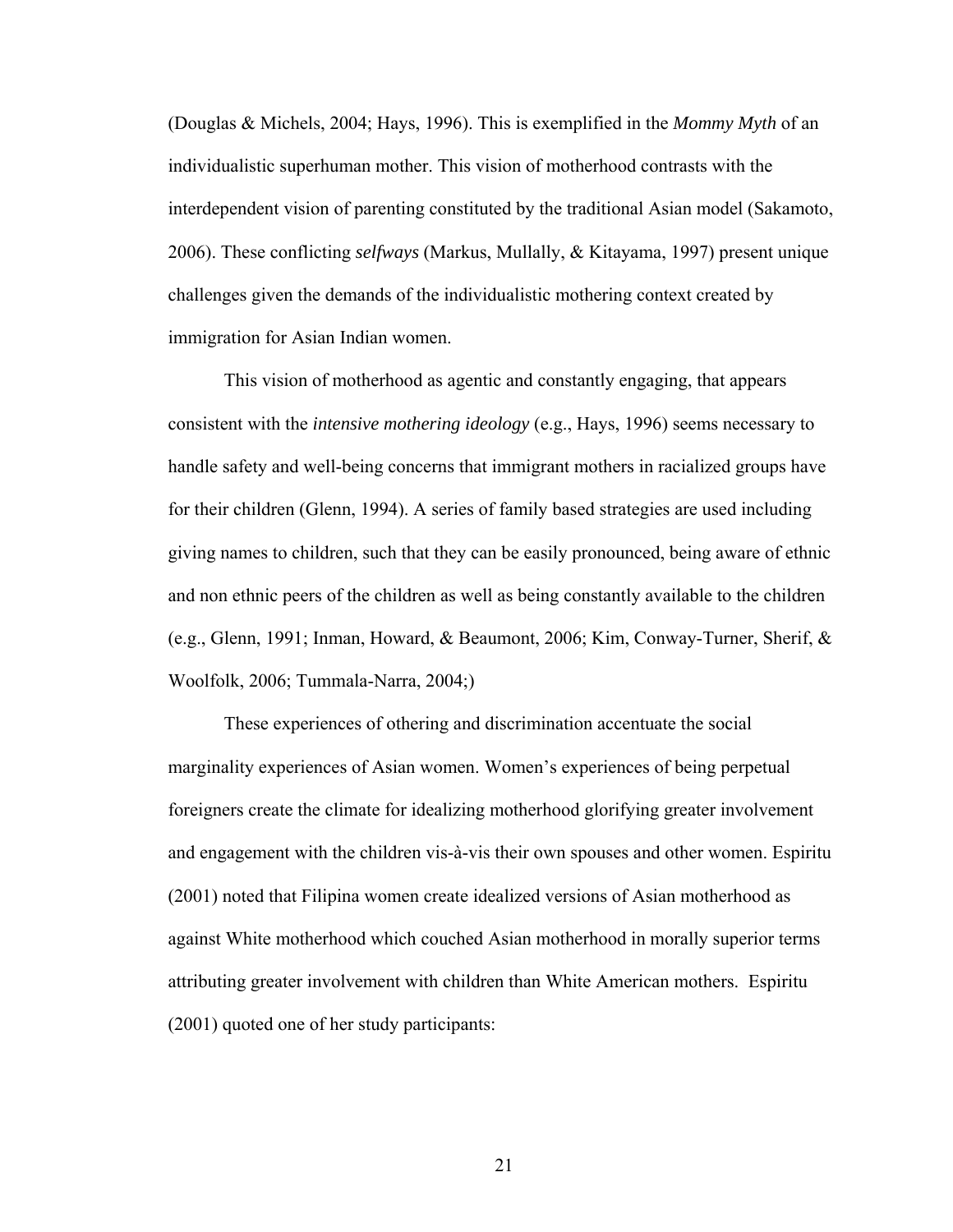(Douglas & Michels, 2004; Hays, 1996). This is exemplified in the *Mommy Myth* of an individualistic superhuman mother. This vision of motherhood contrasts with the interdependent vision of parenting constituted by the traditional Asian model (Sakamoto, 2006). These conflicting *selfways* (Markus, Mullally, & Kitayama, 1997) present unique challenges given the demands of the individualistic mothering context created by immigration for Asian Indian women.

This vision of motherhood as agentic and constantly engaging, that appears consistent with the *intensive mothering ideology* (e.g., Hays, 1996) seems necessary to handle safety and well-being concerns that immigrant mothers in racialized groups have for their children (Glenn, 1994). A series of family based strategies are used including giving names to children, such that they can be easily pronounced, being aware of ethnic and non ethnic peers of the children as well as being constantly available to the children (e.g., Glenn, 1991; Inman, Howard, & Beaumont, 2006; Kim, Conway-Turner, Sherif, & Woolfolk, 2006; Tummala-Narra, 2004;)

These experiences of othering and discrimination accentuate the social marginality experiences of Asian women. Women's experiences of being perpetual foreigners create the climate for idealizing motherhood glorifying greater involvement and engagement with the children vis-à-vis their own spouses and other women. Espiritu (2001) noted that Filipina women create idealized versions of Asian motherhood as against White motherhood which couched Asian motherhood in morally superior terms attributing greater involvement with children than White American mothers. Espiritu (2001) quoted one of her study participants: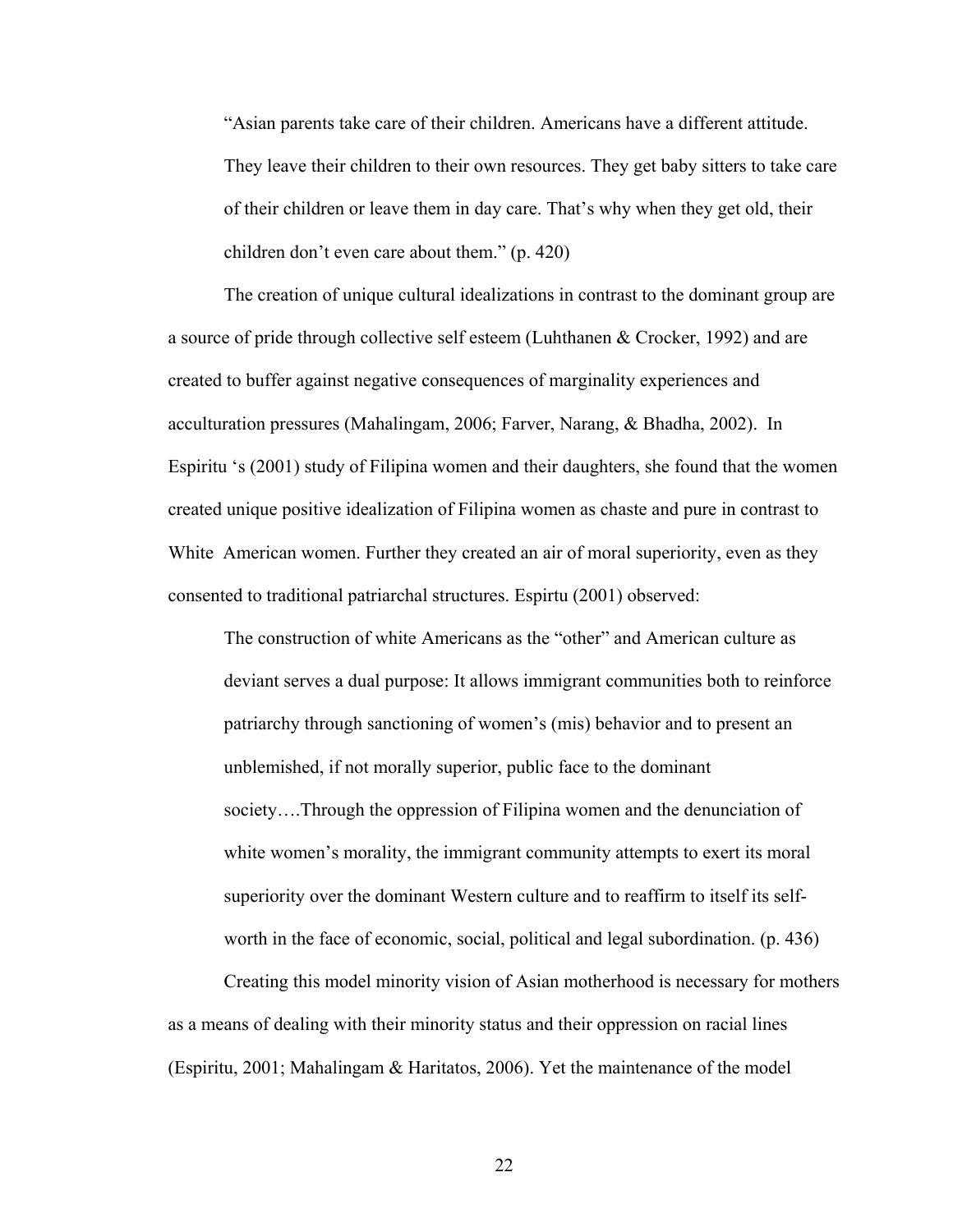> "Asian parents take care of their children. Americans have a different attitude. They leave their children to their own resources. They get baby sitters to take care of their children or leave them in day care. That's why when they get old, their children don't even care about them." (p. 420)

The creation of unique cultural idealizations in contrast to the dominant group are a source of pride through collective self esteem (Luhthanen & Crocker, 1992) and are created to buffer against negative consequences of marginality experiences and acculturation pressures (Mahalingam, 2006; Farver, Narang, & Bhadha, 2002). In Espiritu 's (2001) study of Filipina women and their daughters, she found that the women created unique positive idealization of Filipina women as chaste and pure in contrast to White American women. Further they created an air of moral superiority, even as they consented to traditional patriarchal structures. Espirtu (2001) observed:

> The construction of white Americans as the "other" and American culture as deviant serves a dual purpose: It allows immigrant communities both to reinforce patriarchy through sanctioning of women's (mis) behavior and to present an unblemished, if not morally superior, public face to the dominant society….Through the oppression of Filipina women and the denunciation of white women's morality, the immigrant community attempts to exert its moral superiority over the dominant Western culture and to reaffirm to itself its self-worth in the face of economic, social, political and legal subordination. (p. 436)

Creating this model minority vision of Asian motherhood is necessary for mothers as a means of dealing with their minority status and their oppression on racial lines (Espiritu, 2001; Mahalingam & Haritatos, 2006). Yet the maintenance of the model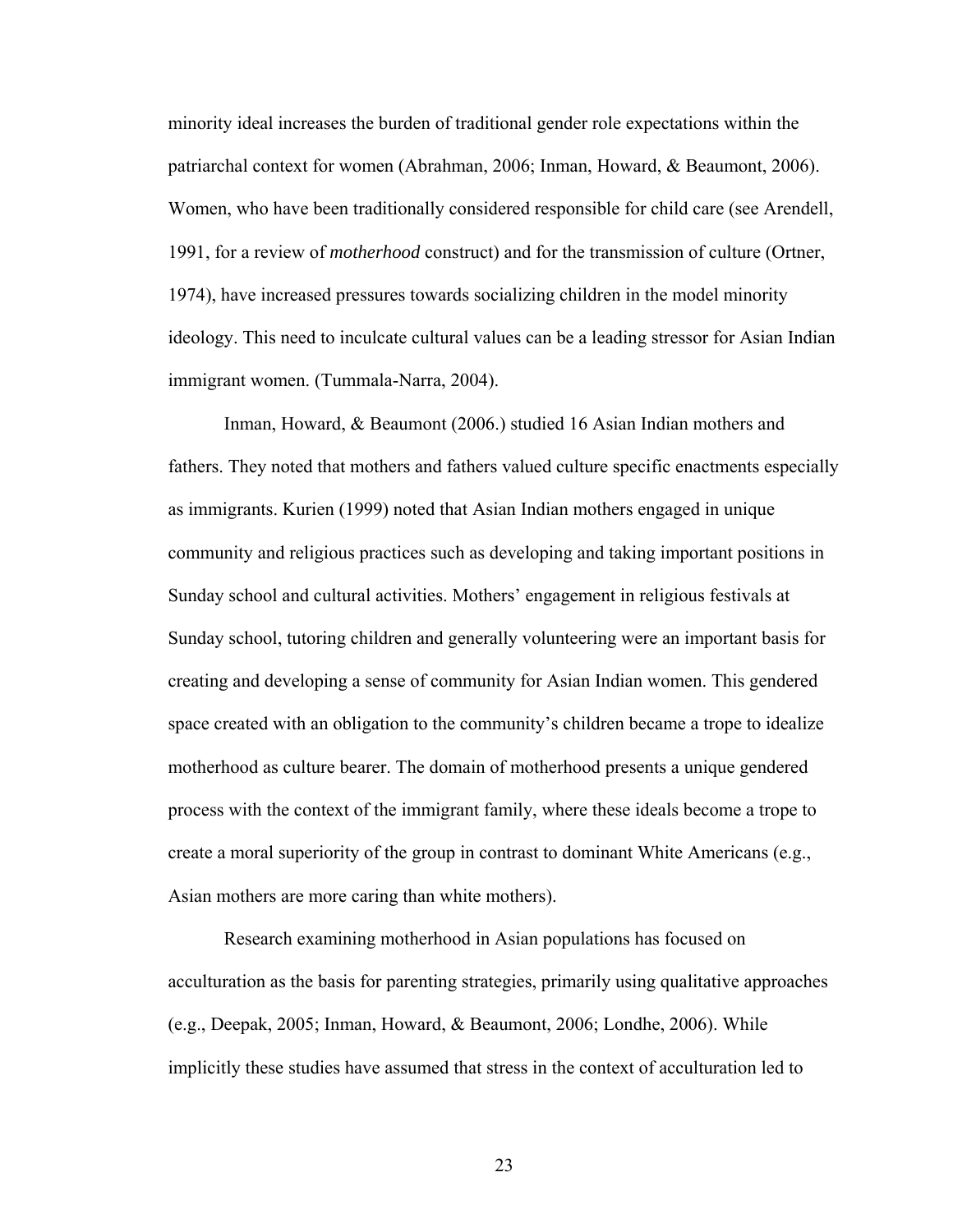minority ideal increases the burden of traditional gender role expectations within the patriarchal context for women (Abrahman, 2006; Inman, Howard, & Beaumont, 2006). Women, who have been traditionally considered responsible for child care (see Arendell, 1991, for a review of *motherhood* construct) and for the transmission of culture (Ortner, 1974), have increased pressures towards socializing children in the model minority ideology. This need to inculcate cultural values can be a leading stressor for Asian Indian immigrant women. (Tummala-Narra, 2004).

Inman, Howard, & Beaumont (2006.) studied 16 Asian Indian mothers and fathers. They noted that mothers and fathers valued culture specific enactments especially as immigrants. Kurien (1999) noted that Asian Indian mothers engaged in unique community and religious practices such as developing and taking important positions in Sunday school and cultural activities. Mothers' engagement in religious festivals at Sunday school, tutoring children and generally volunteering were an important basis for creating and developing a sense of community for Asian Indian women. This gendered space created with an obligation to the community's children became a trope to idealize motherhood as culture bearer. The domain of motherhood presents a unique gendered process with the context of the immigrant family, where these ideals become a trope to create a moral superiority of the group in contrast to dominant White Americans (e.g., Asian mothers are more caring than white mothers).

Research examining motherhood in Asian populations has focused on acculturation as the basis for parenting strategies, primarily using qualitative approaches (e.g., Deepak, 2005; Inman, Howard, & Beaumont, 2006; Londhe, 2006). While implicitly these studies have assumed that stress in the context of acculturation led to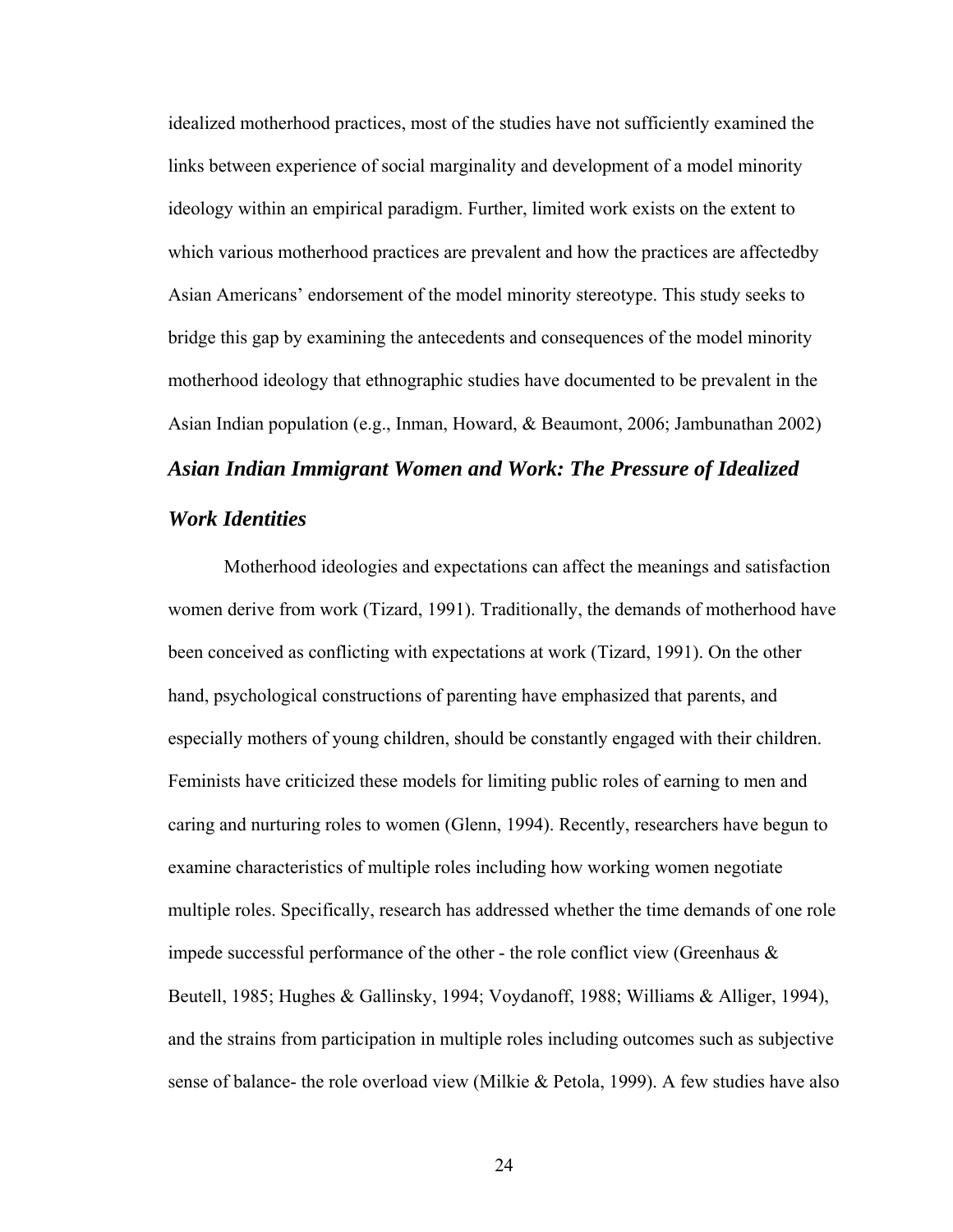idealized motherhood practices, most of the studies have not sufficiently examined the links between experience of social marginality and development of a model minority ideology within an empirical paradigm. Further, limited work exists on the extent to which various motherhood practices are prevalent and how the practices are affectedby Asian Americans' endorsement of the model minority stereotype. This study seeks to bridge this gap by examining the antecedents and consequences of the model minority motherhood ideology that ethnographic studies have documented to be prevalent in the Asian Indian population (e.g., Inman, Howard, & Beaumont, 2006; Jambunathan 2002)

### *Asian Indian Immigrant Women and Work: The Pressure of Idealized Work Identities*

Motherhood ideologies and expectations can affect the meanings and satisfaction women derive from work (Tizard, 1991). Traditionally, the demands of motherhood have been conceived as conflicting with expectations at work (Tizard, 1991). On the other hand, psychological constructions of parenting have emphasized that parents, and especially mothers of young children, should be constantly engaged with their children. Feminists have criticized these models for limiting public roles of earning to men and caring and nurturing roles to women (Glenn, 1994). Recently, researchers have begun to examine characteristics of multiple roles including how working women negotiate multiple roles. Specifically, research has addressed whether the time demands of one role impede successful performance of the other - the role conflict view (Greenhaus & Beutell, 1985; Hughes & Gallinsky, 1994; Voydanoff, 1988; Williams & Alliger, 1994), and the strains from participation in multiple roles including outcomes such as subjective sense of balance- the role overload view (Milkie & Petola, 1999). A few studies have also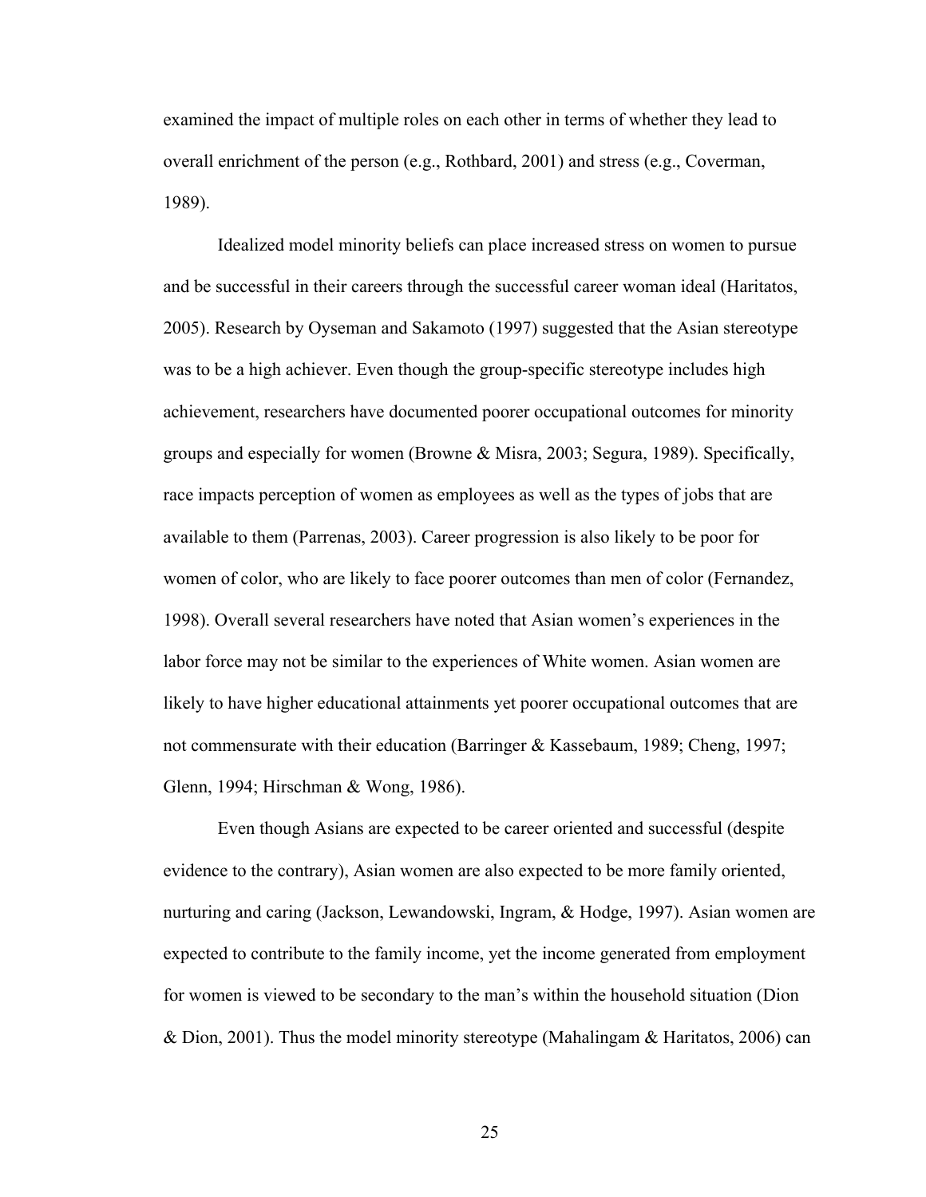examined the impact of multiple roles on each other in terms of whether they lead to overall enrichment of the person (e.g., Rothbard, 2001) and stress (e.g., Coverman, 1989).

Idealized model minority beliefs can place increased stress on women to pursue and be successful in their careers through the successful career woman ideal (Haritatos, 2005). Research by Oyseman and Sakamoto (1997) suggested that the Asian stereotype was to be a high achiever. Even though the group-specific stereotype includes high achievement, researchers have documented poorer occupational outcomes for minority groups and especially for women (Browne & Misra, 2003; Segura, 1989). Specifically, race impacts perception of women as employees as well as the types of jobs that are available to them (Parrenas, 2003). Career progression is also likely to be poor for women of color, who are likely to face poorer outcomes than men of color (Fernandez, 1998). Overall several researchers have noted that Asian women's experiences in the labor force may not be similar to the experiences of White women. Asian women are likely to have higher educational attainments yet poorer occupational outcomes that are not commensurate with their education (Barringer & Kassebaum, 1989; Cheng, 1997; Glenn, 1994; Hirschman & Wong, 1986).

Even though Asians are expected to be career oriented and successful (despite evidence to the contrary), Asian women are also expected to be more family oriented, nurturing and caring (Jackson, Lewandowski, Ingram, & Hodge, 1997). Asian women are expected to contribute to the family income, yet the income generated from employment for women is viewed to be secondary to the man's within the household situation (Dion & Dion, 2001). Thus the model minority stereotype (Mahalingam & Haritatos, 2006) can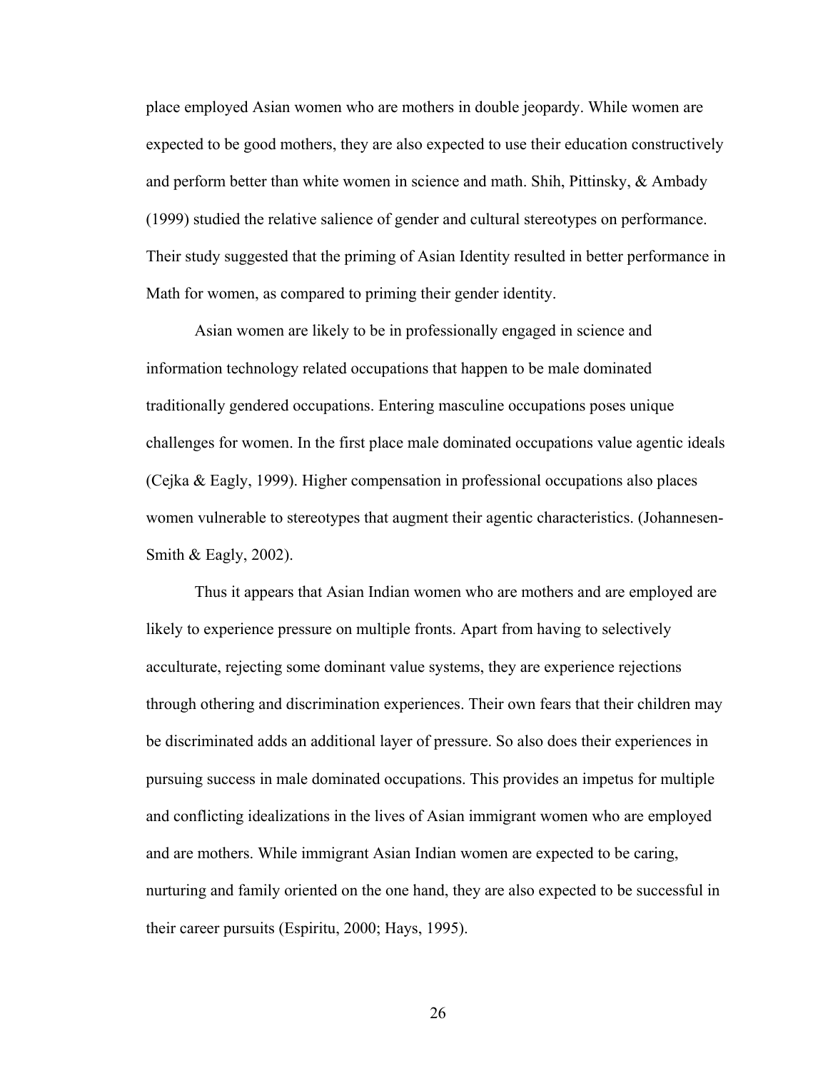place employed Asian women who are mothers in double jeopardy. While women are expected to be good mothers, they are also expected to use their education constructively and perform better than white women in science and math. Shih, Pittinsky, & Ambady (1999) studied the relative salience of gender and cultural stereotypes on performance. Their study suggested that the priming of Asian Identity resulted in better performance in Math for women, as compared to priming their gender identity.

Asian women are likely to be in professionally engaged in science and information technology related occupations that happen to be male dominated traditionally gendered occupations. Entering masculine occupations poses unique challenges for women. In the first place male dominated occupations value agentic ideals (Cejka & Eagly, 1999). Higher compensation in professional occupations also places women vulnerable to stereotypes that augment their agentic characteristics. (Johannesen-Smith & Eagly, 2002).

Thus it appears that Asian Indian women who are mothers and are employed are likely to experience pressure on multiple fronts. Apart from having to selectively acculturate, rejecting some dominant value systems, they are experience rejections through othering and discrimination experiences. Their own fears that their children may be discriminated adds an additional layer of pressure. So also does their experiences in pursuing success in male dominated occupations. This provides an impetus for multiple and conflicting idealizations in the lives of Asian immigrant women who are employed and are mothers. While immigrant Asian Indian women are expected to be caring, nurturing and family oriented on the one hand, they are also expected to be successful in their career pursuits (Espiritu, 2000; Hays, 1995).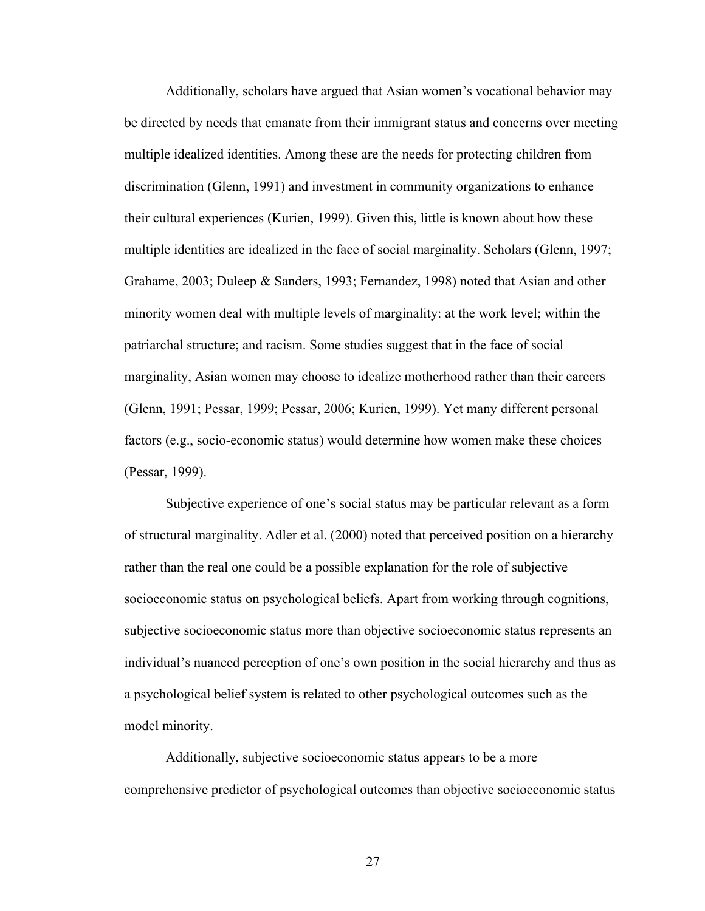Additionally, scholars have argued that Asian women's vocational behavior may be directed by needs that emanate from their immigrant status and concerns over meeting multiple idealized identities. Among these are the needs for protecting children from discrimination (Glenn, 1991) and investment in community organizations to enhance their cultural experiences (Kurien, 1999). Given this, little is known about how these multiple identities are idealized in the face of social marginality. Scholars (Glenn, 1997; Grahame, 2003; Duleep & Sanders, 1993; Fernandez, 1998) noted that Asian and other minority women deal with multiple levels of marginality: at the work level; within the patriarchal structure; and racism. Some studies suggest that in the face of social marginality, Asian women may choose to idealize motherhood rather than their careers (Glenn, 1991; Pessar, 1999; Pessar, 2006; Kurien, 1999). Yet many different personal factors (e.g., socio-economic status) would determine how women make these choices (Pessar, 1999).

Subjective experience of one's social status may be particular relevant as a form of structural marginality. Adler et al. (2000) noted that perceived position on a hierarchy rather than the real one could be a possible explanation for the role of subjective socioeconomic status on psychological beliefs. Apart from working through cognitions, subjective socioeconomic status more than objective socioeconomic status represents an individual's nuanced perception of one's own position in the social hierarchy and thus as a psychological belief system is related to other psychological outcomes such as the model minority.

Additionally, subjective socioeconomic status appears to be a more comprehensive predictor of psychological outcomes than objective socioeconomic status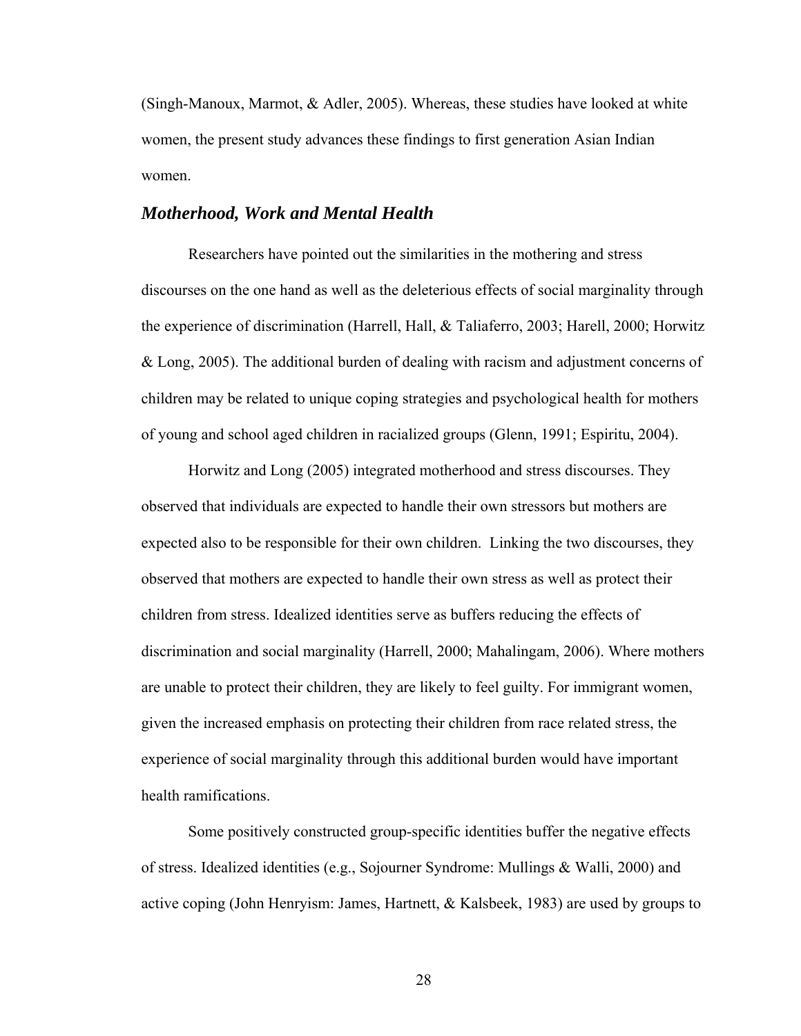(Singh-Manoux, Marmot, & Adler, 2005). Whereas, these studies have looked at white women, the present study advances these findings to first generation Asian Indian women.

### *Motherhood, Work and Mental Health*

Researchers have pointed out the similarities in the mothering and stress discourses on the one hand as well as the deleterious effects of social marginality through the experience of discrimination (Harrell, Hall, & Taliaferro, 2003; Harell, 2000; Horwitz & Long, 2005). The additional burden of dealing with racism and adjustment concerns of children may be related to unique coping strategies and psychological health for mothers of young and school aged children in racialized groups (Glenn, 1991; Espiritu, 2004).

Horwitz and Long (2005) integrated motherhood and stress discourses. They observed that individuals are expected to handle their own stressors but mothers are expected also to be responsible for their own children. Linking the two discourses, they observed that mothers are expected to handle their own stress as well as protect their children from stress. Idealized identities serve as buffers reducing the effects of discrimination and social marginality (Harrell, 2000; Mahalingam, 2006). Where mothers are unable to protect their children, they are likely to feel guilty. For immigrant women, given the increased emphasis on protecting their children from race related stress, the experience of social marginality through this additional burden would have important health ramifications.

Some positively constructed group-specific identities buffer the negative effects of stress. Idealized identities (e.g., Sojourner Syndrome: Mullings & Walli, 2000) and active coping (John Henryism: James, Hartnett, & Kalsbeek, 1983) are used by groups to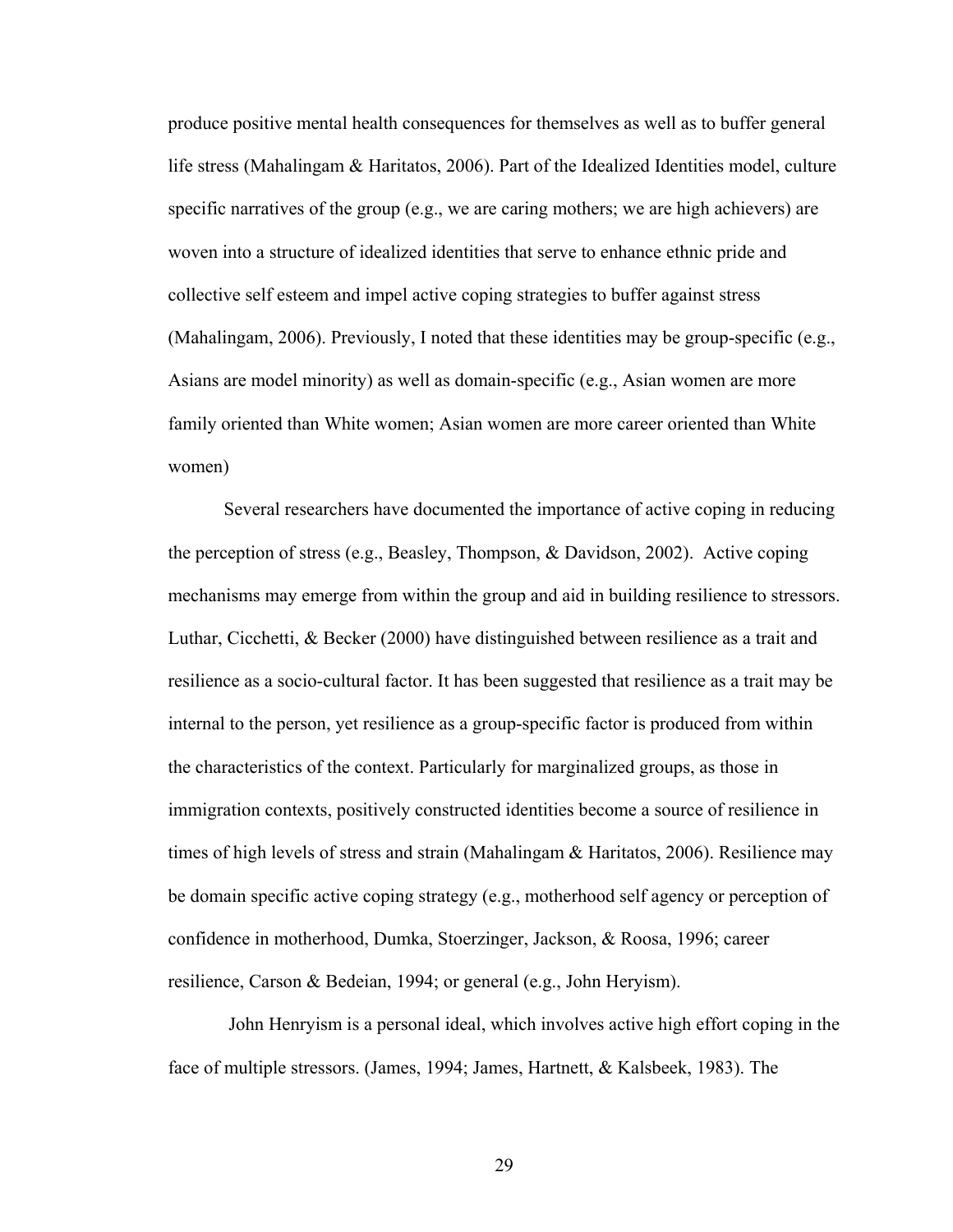produce positive mental health consequences for themselves as well as to buffer general life stress (Mahalingam & Haritatos, 2006). Part of the Idealized Identities model, culture specific narratives of the group (e.g., we are caring mothers; we are high achievers) are woven into a structure of idealized identities that serve to enhance ethnic pride and collective self esteem and impel active coping strategies to buffer against stress (Mahalingam, 2006). Previously, I noted that these identities may be group-specific (e.g., Asians are model minority) as well as domain-specific (e.g., Asian women are more family oriented than White women; Asian women are more career oriented than White women)

Several researchers have documented the importance of active coping in reducing the perception of stress (e.g., Beasley, Thompson, & Davidson, 2002). Active coping mechanisms may emerge from within the group and aid in building resilience to stressors. Luthar, Cicchetti, & Becker (2000) have distinguished between resilience as a trait and resilience as a socio-cultural factor. It has been suggested that resilience as a trait may be internal to the person, yet resilience as a group-specific factor is produced from within the characteristics of the context. Particularly for marginalized groups, as those in immigration contexts, positively constructed identities become a source of resilience in times of high levels of stress and strain (Mahalingam & Haritatos, 2006). Resilience may be domain specific active coping strategy (e.g., motherhood self agency or perception of confidence in motherhood, Dumka, Stoerzinger, Jackson, & Roosa, 1996; career resilience, Carson & Bedeian, 1994; or general (e.g., John Heryism).

John Henryism is a personal ideal, which involves active high effort coping in the face of multiple stressors. (James, 1994; James, Hartnett, & Kalsbeek, 1983). The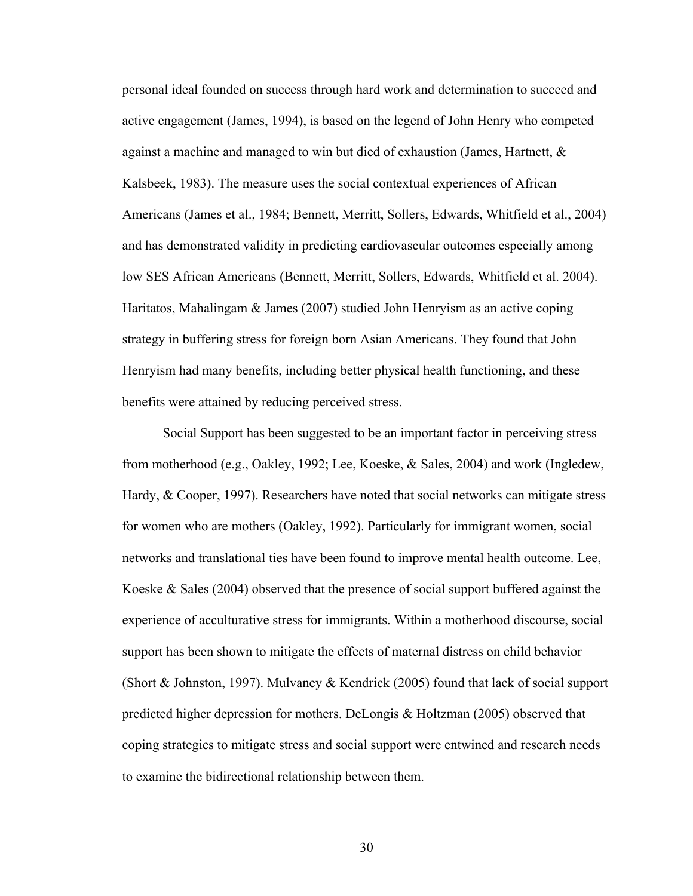personal ideal founded on success through hard work and determination to succeed and active engagement (James, 1994), is based on the legend of John Henry who competed against a machine and managed to win but died of exhaustion (James, Hartnett, & Kalsbeek, 1983). The measure uses the social contextual experiences of African Americans (James et al., 1984; Bennett, Merritt, Sollers, Edwards, Whitfield et al., 2004) and has demonstrated validity in predicting cardiovascular outcomes especially among low SES African Americans (Bennett, Merritt, Sollers, Edwards, Whitfield et al. 2004). Haritatos, Mahalingam & James (2007) studied John Henryism as an active coping strategy in buffering stress for foreign born Asian Americans. They found that John Henryism had many benefits, including better physical health functioning, and these benefits were attained by reducing perceived stress.

Social Support has been suggested to be an important factor in perceiving stress from motherhood (e.g., Oakley, 1992; Lee, Koeske, & Sales, 2004) and work (Ingledew, Hardy, & Cooper, 1997). Researchers have noted that social networks can mitigate stress for women who are mothers (Oakley, 1992). Particularly for immigrant women, social networks and translational ties have been found to improve mental health outcome. Lee, Koeske & Sales (2004) observed that the presence of social support buffered against the experience of acculturative stress for immigrants. Within a motherhood discourse, social support has been shown to mitigate the effects of maternal distress on child behavior (Short & Johnston, 1997). Mulvaney & Kendrick (2005) found that lack of social support predicted higher depression for mothers. DeLongis & Holtzman (2005) observed that coping strategies to mitigate stress and social support were entwined and research needs to examine the bidirectional relationship between them.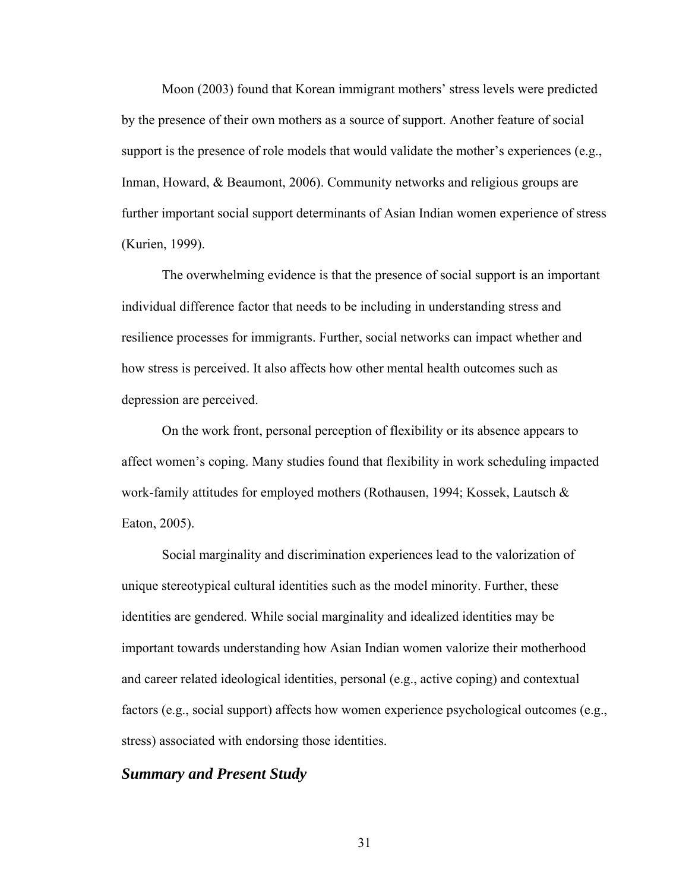Moon (2003) found that Korean immigrant mothers' stress levels were predicted by the presence of their own mothers as a source of support. Another feature of social support is the presence of role models that would validate the mother's experiences (e.g., Inman, Howard, & Beaumont, 2006). Community networks and religious groups are further important social support determinants of Asian Indian women experience of stress (Kurien, 1999).

The overwhelming evidence is that the presence of social support is an important individual difference factor that needs to be including in understanding stress and resilience processes for immigrants. Further, social networks can impact whether and how stress is perceived. It also affects how other mental health outcomes such as depression are perceived.

On the work front, personal perception of flexibility or its absence appears to affect women's coping. Many studies found that flexibility in work scheduling impacted work-family attitudes for employed mothers (Rothausen, 1994; Kossek, Lautsch & Eaton, 2005).

Social marginality and discrimination experiences lead to the valorization of unique stereotypical cultural identities such as the model minority. Further, these identities are gendered. While social marginality and idealized identities may be important towards understanding how Asian Indian women valorize their motherhood and career related ideological identities, personal (e.g., active coping) and contextual factors (e.g., social support) affects how women experience psychological outcomes (e.g., stress) associated with endorsing those identities.

### *Summary and Present Study*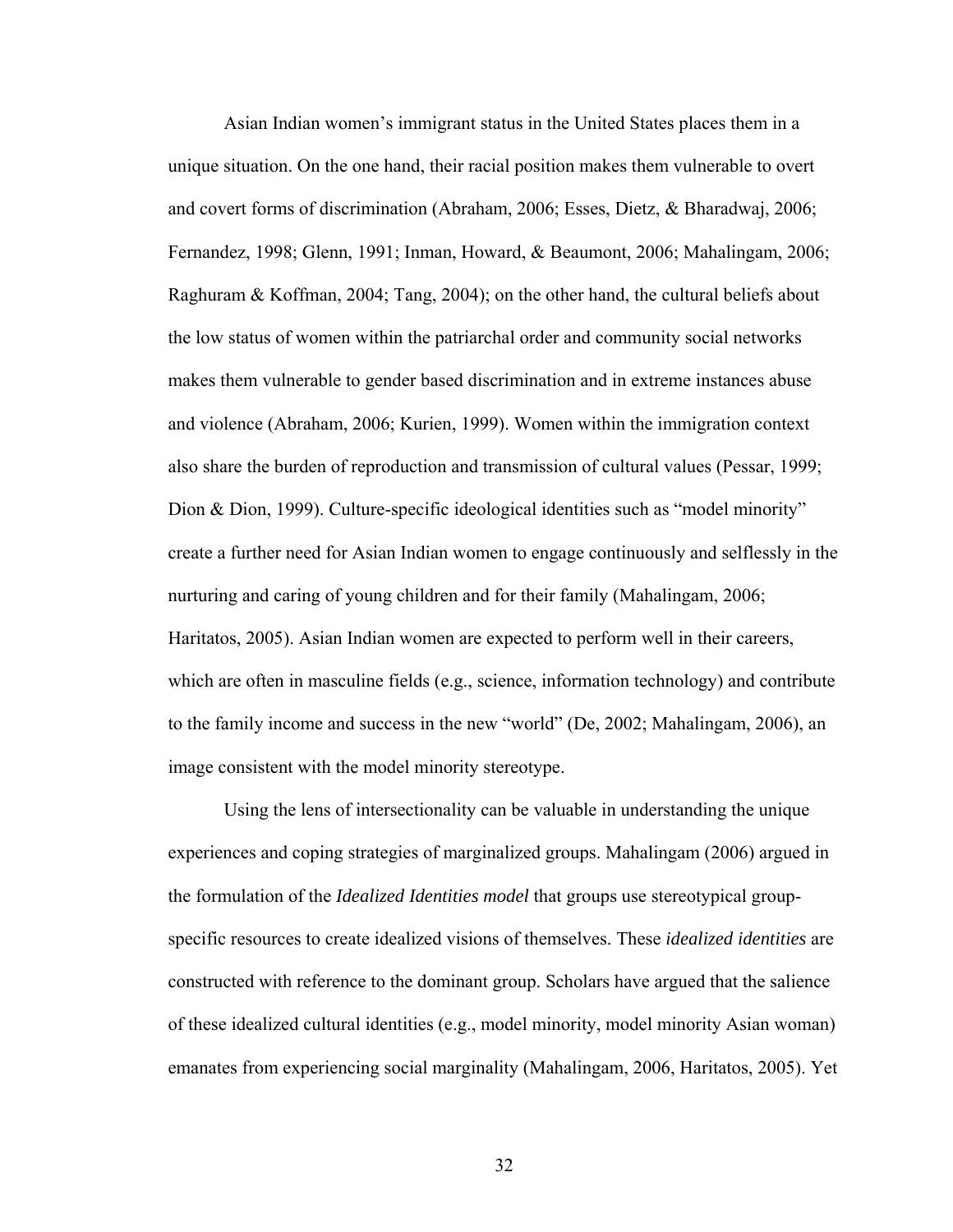Asian Indian women's immigrant status in the United States places them in a unique situation. On the one hand, their racial position makes them vulnerable to overt and covert forms of discrimination (Abraham, 2006; Esses, Dietz, & Bharadwaj, 2006; Fernandez, 1998; Glenn, 1991; Inman, Howard, & Beaumont, 2006; Mahalingam, 2006; Raghuram & Koffman, 2004; Tang, 2004); on the other hand, the cultural beliefs about the low status of women within the patriarchal order and community social networks makes them vulnerable to gender based discrimination and in extreme instances abuse and violence (Abraham, 2006; Kurien, 1999). Women within the immigration context also share the burden of reproduction and transmission of cultural values (Pessar, 1999; Dion & Dion, 1999). Culture-specific ideological identities such as "model minority" create a further need for Asian Indian women to engage continuously and selflessly in the nurturing and caring of young children and for their family (Mahalingam, 2006; Haritatos, 2005). Asian Indian women are expected to perform well in their careers, which are often in masculine fields (e.g., science, information technology) and contribute to the family income and success in the new "world" (De, 2002; Mahalingam, 2006), an image consistent with the model minority stereotype.

Using the lens of intersectionality can be valuable in understanding the unique experiences and coping strategies of marginalized groups. Mahalingam (2006) argued in the formulation of the *Idealized Identities model* that groups use stereotypical group-specific resources to create idealized visions of themselves. These *idealized identities* are constructed with reference to the dominant group. Scholars have argued that the salience of these idealized cultural identities (e.g., model minority, model minority Asian woman) emanates from experiencing social marginality (Mahalingam, 2006, Haritatos, 2005). Yet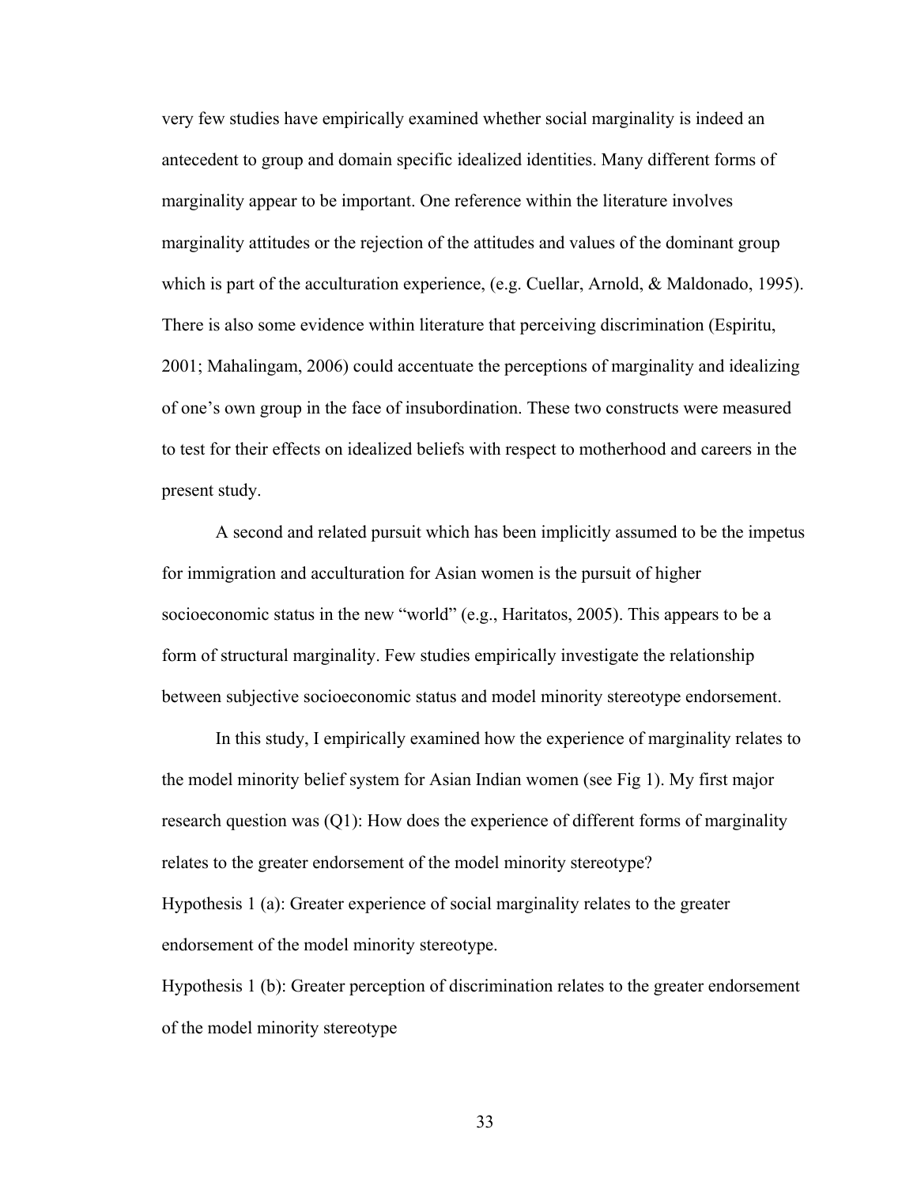very few studies have empirically examined whether social marginality is indeed an antecedent to group and domain specific idealized identities. Many different forms of marginality appear to be important. One reference within the literature involves marginality attitudes or the rejection of the attitudes and values of the dominant group which is part of the acculturation experience, (e.g. Cuellar, Arnold, & Maldonado, 1995). There is also some evidence within literature that perceiving discrimination (Espiritu, 2001; Mahalingam, 2006) could accentuate the perceptions of marginality and idealizing of one's own group in the face of insubordination. These two constructs were measured to test for their effects on idealized beliefs with respect to motherhood and careers in the present study.

A second and related pursuit which has been implicitly assumed to be the impetus for immigration and acculturation for Asian women is the pursuit of higher socioeconomic status in the new "world" (e.g., Haritatos, 2005). This appears to be a form of structural marginality. Few studies empirically investigate the relationship between subjective socioeconomic status and model minority stereotype endorsement.

In this study, I empirically examined how the experience of marginality relates to the model minority belief system for Asian Indian women (see Fig 1). My first major research question was (Q1): How does the experience of different forms of marginality relates to the greater endorsement of the model minority stereotype?

Hypothesis 1 (a): Greater experience of social marginality relates to the greater endorsement of the model minority stereotype.

Hypothesis 1 (b): Greater perception of discrimination relates to the greater endorsement of the model minority stereotype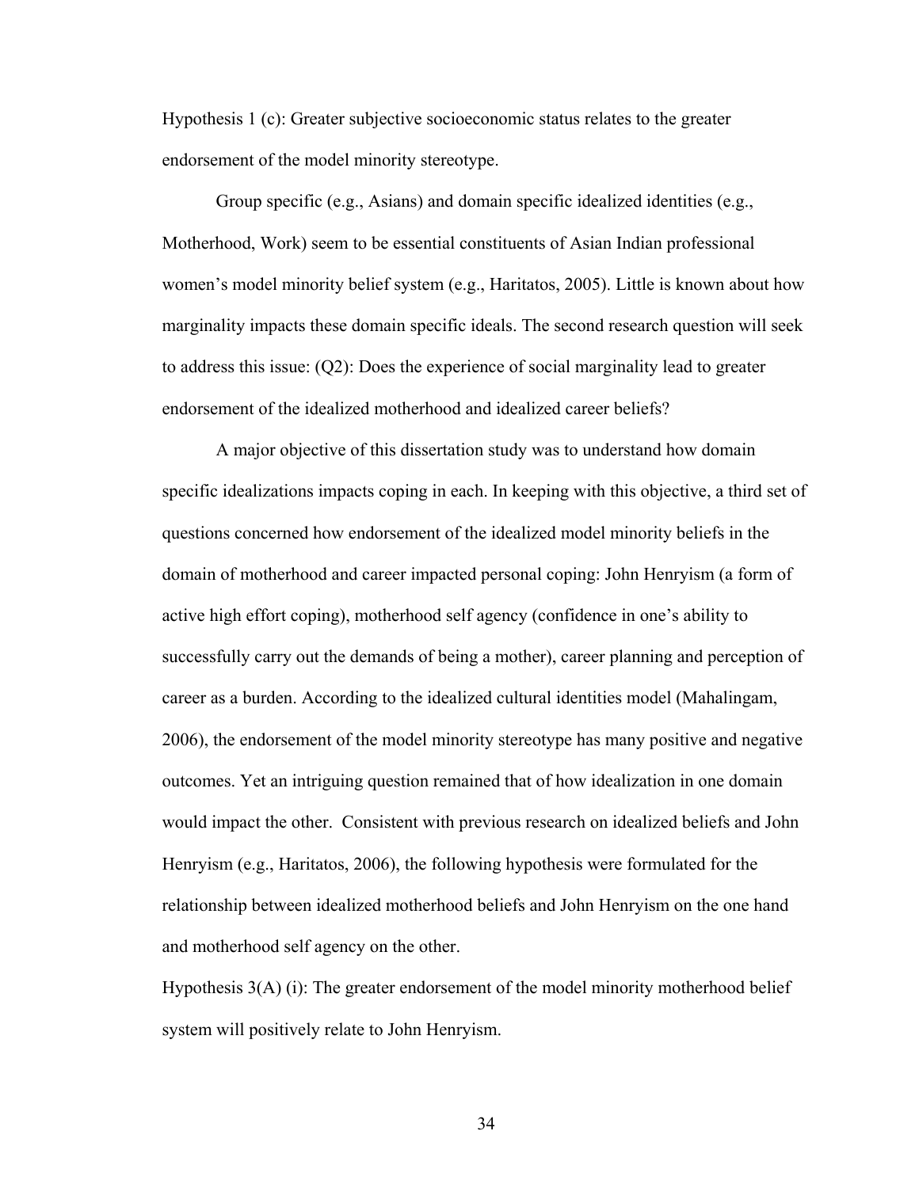Hypothesis 1 (c): Greater subjective socioeconomic status relates to the greater endorsement of the model minority stereotype.

Group specific (e.g., Asians) and domain specific idealized identities (e.g., Motherhood, Work) seem to be essential constituents of Asian Indian professional women's model minority belief system (e.g., Haritatos, 2005). Little is known about how marginality impacts these domain specific ideals. The second research question will seek to address this issue: (Q2): Does the experience of social marginality lead to greater endorsement of the idealized motherhood and idealized career beliefs?

A major objective of this dissertation study was to understand how domain specific idealizations impacts coping in each. In keeping with this objective, a third set of questions concerned how endorsement of the idealized model minority beliefs in the domain of motherhood and career impacted personal coping: John Henryism (a form of active high effort coping), motherhood self agency (confidence in one's ability to successfully carry out the demands of being a mother), career planning and perception of career as a burden. According to the idealized cultural identities model (Mahalingam, 2006), the endorsement of the model minority stereotype has many positive and negative outcomes. Yet an intriguing question remained that of how idealization in one domain would impact the other. Consistent with previous research on idealized beliefs and John Henryism (e.g., Haritatos, 2006), the following hypothesis were formulated for the relationship between idealized motherhood beliefs and John Henryism on the one hand and motherhood self agency on the other.

Hypothesis 3(A) (i): The greater endorsement of the model minority motherhood belief system will positively relate to John Henryism.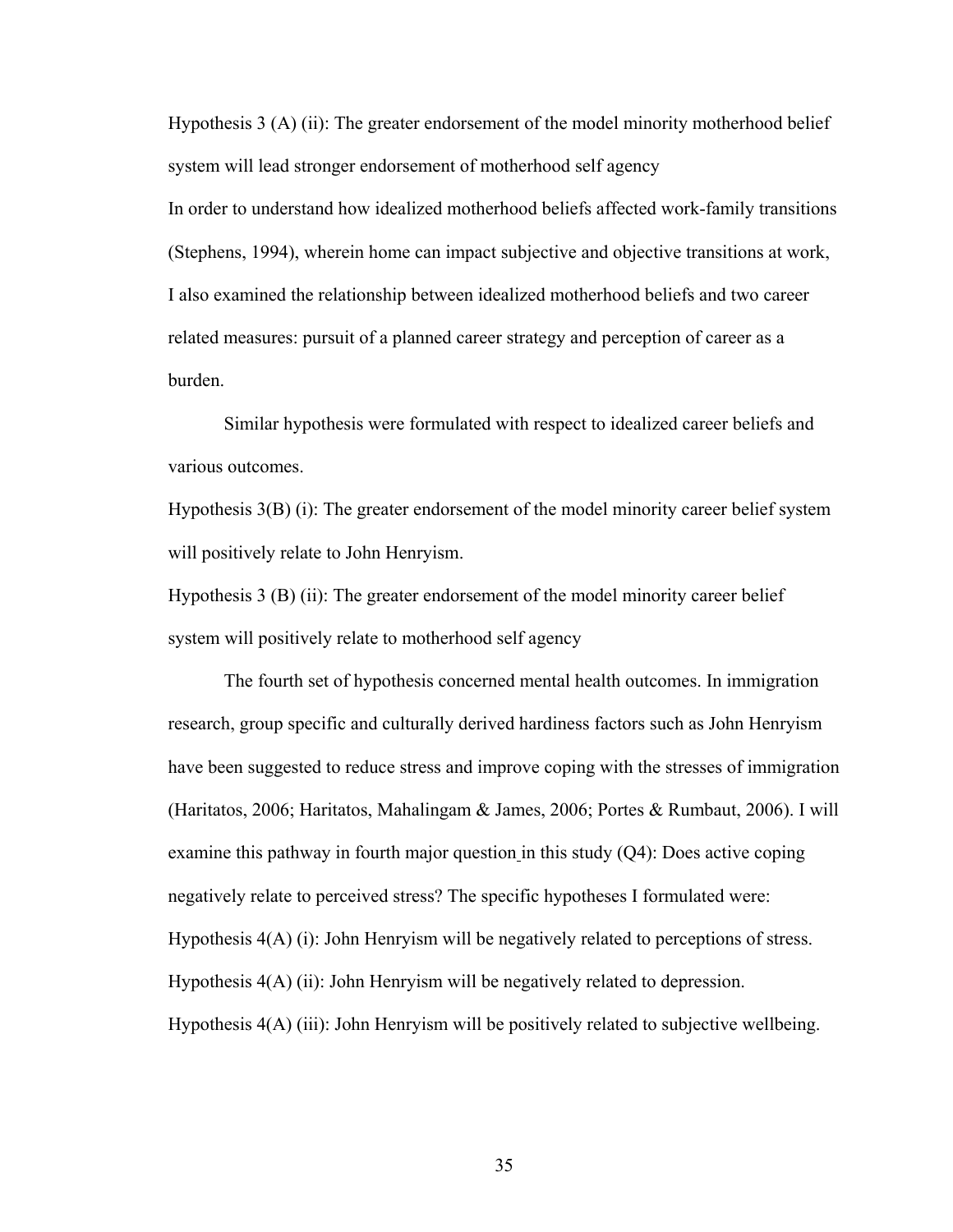Hypothesis 3 (A) (ii): The greater endorsement of the model minority motherhood belief system will lead stronger endorsement of motherhood self agency

In order to understand how idealized motherhood beliefs affected work-family transitions (Stephens, 1994), wherein home can impact subjective and objective transitions at work, I also examined the relationship between idealized motherhood beliefs and two career related measures: pursuit of a planned career strategy and perception of career as a burden.

Similar hypothesis were formulated with respect to idealized career beliefs and various outcomes.

Hypothesis 3(B) (i): The greater endorsement of the model minority career belief system will positively relate to John Henryism.

Hypothesis 3 (B) (ii): The greater endorsement of the model minority career belief system will positively relate to motherhood self agency

The fourth set of hypothesis concerned mental health outcomes. In immigration research, group specific and culturally derived hardiness factors such as John Henryism have been suggested to reduce stress and improve coping with the stresses of immigration (Haritatos, 2006; Haritatos, Mahalingam & James, 2006; Portes & Rumbaut, 2006). I will examine this pathway in fourth major question in this study (Q4): Does active coping negatively relate to perceived stress? The specific hypotheses I formulated were:

Hypothesis 4(A) (i): John Henryism will be negatively related to perceptions of stress.

Hypothesis 4(A) (ii): John Henryism will be negatively related to depression.

Hypothesis 4(A) (iii): John Henryism will be positively related to subjective wellbeing.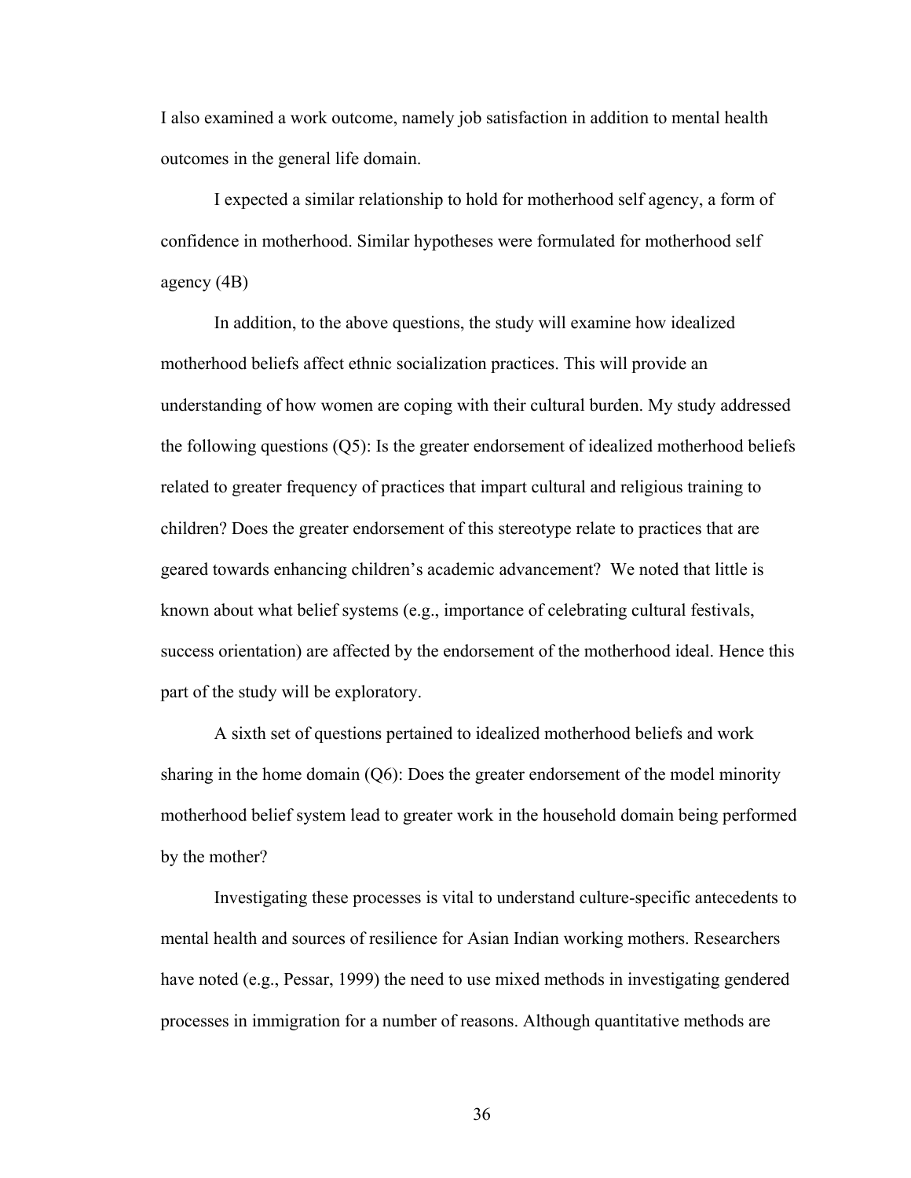I also examined a work outcome, namely job satisfaction in addition to mental health outcomes in the general life domain.

I expected a similar relationship to hold for motherhood self agency, a form of confidence in motherhood. Similar hypotheses were formulated for motherhood self agency (4B)

In addition, to the above questions, the study will examine how idealized motherhood beliefs affect ethnic socialization practices. This will provide an understanding of how women are coping with their cultural burden. My study addressed the following questions (Q5): Is the greater endorsement of idealized motherhood beliefs related to greater frequency of practices that impart cultural and religious training to children? Does the greater endorsement of this stereotype relate to practices that are geared towards enhancing children's academic advancement? We noted that little is known about what belief systems (e.g., importance of celebrating cultural festivals, success orientation) are affected by the endorsement of the motherhood ideal. Hence this part of the study will be exploratory.

A sixth set of questions pertained to idealized motherhood beliefs and work sharing in the home domain (Q6): Does the greater endorsement of the model minority motherhood belief system lead to greater work in the household domain being performed by the mother?

Investigating these processes is vital to understand culture-specific antecedents to mental health and sources of resilience for Asian Indian working mothers. Researchers have noted (e.g., Pessar, 1999) the need to use mixed methods in investigating gendered processes in immigration for a number of reasons. Although quantitative methods are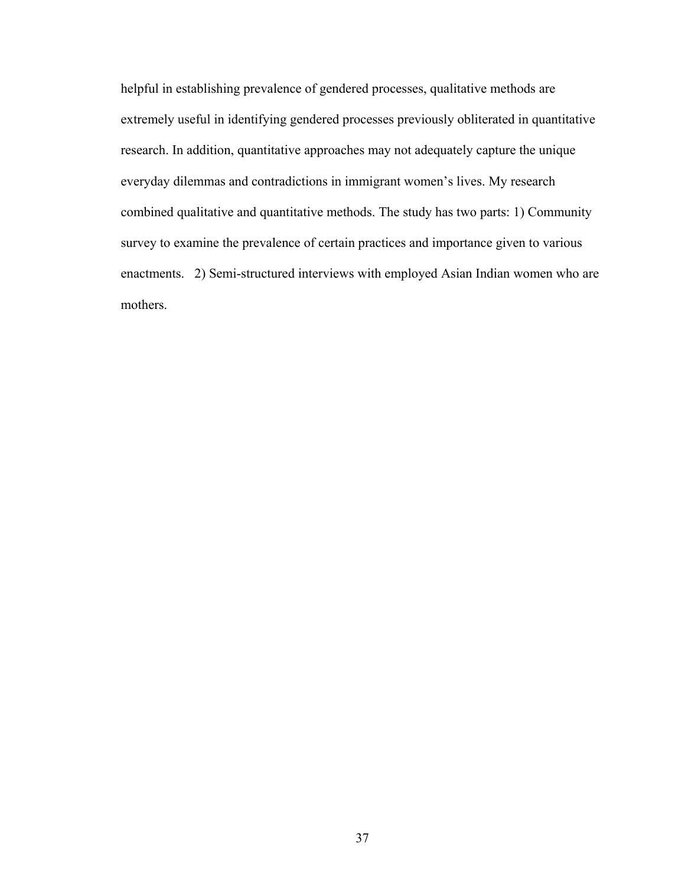helpful in establishing prevalence of gendered processes, qualitative methods are extremely useful in identifying gendered processes previously obliterated in quantitative research. In addition, quantitative approaches may not adequately capture the unique everyday dilemmas and contradictions in immigrant women's lives. My research combined qualitative and quantitative methods. The study has two parts: 1) Community survey to examine the prevalence of certain practices and importance given to various enactments. 2) Semi-structured interviews with employed Asian Indian women who are mothers.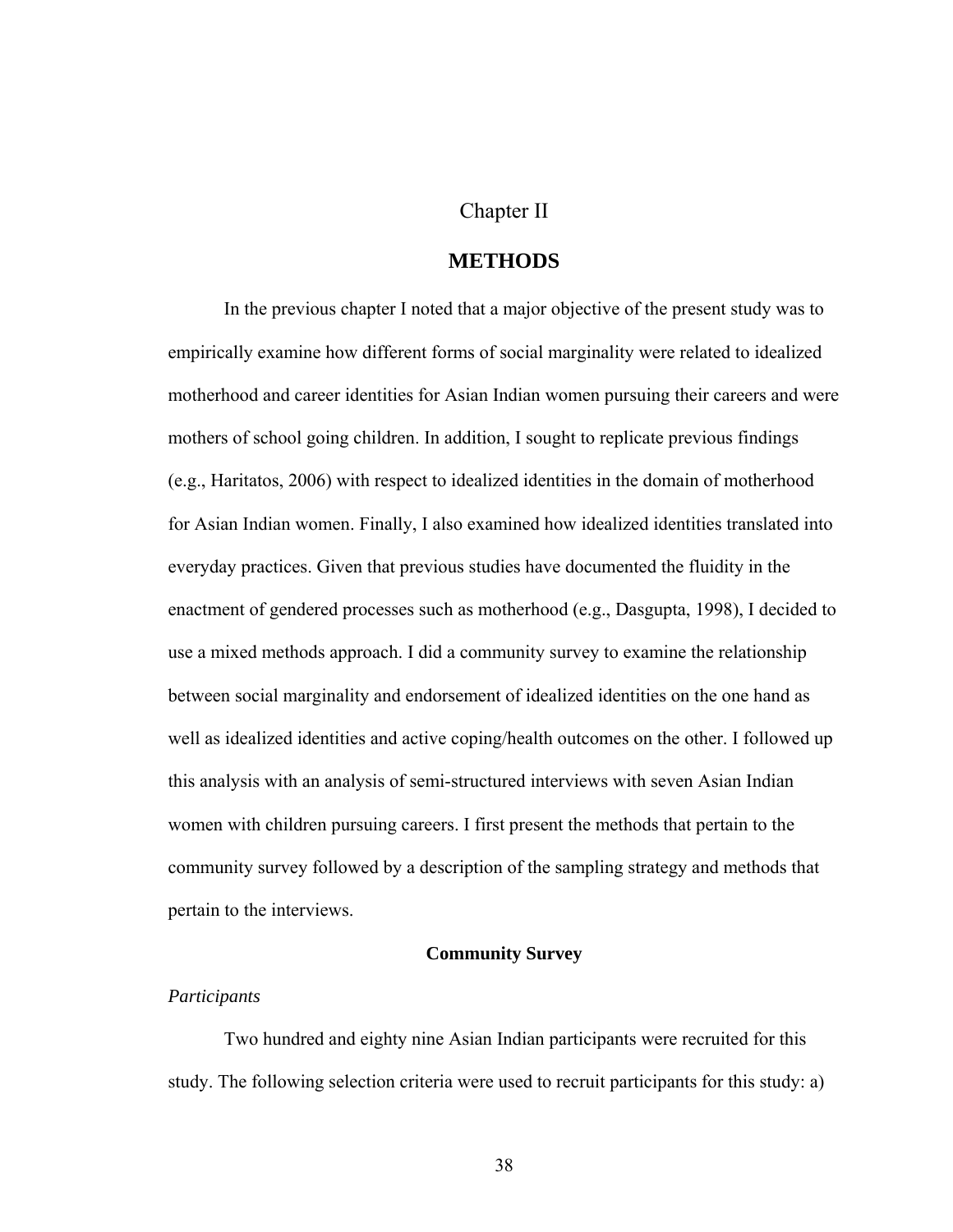# Chapter II

## METHODS

In the previous chapter I noted that a major objective of the present study was to empirically examine how different forms of social marginality were related to idealized motherhood and career identities for Asian Indian women pursuing their careers and were mothers of school going children. In addition, I sought to replicate previous findings (e.g., Haritatos, 2006) with respect to idealized identities in the domain of motherhood for Asian Indian women. Finally, I also examined how idealized identities translated into everyday practices. Given that previous studies have documented the fluidity in the enactment of gendered processes such as motherhood (e.g., Dasgupta, 1998), I decided to use a mixed methods approach. I did a community survey to examine the relationship between social marginality and endorsement of idealized identities on the one hand as well as idealized identities and active coping/health outcomes on the other. I followed up this analysis with an analysis of semi-structured interviews with seven Asian Indian women with children pursuing careers. I first present the methods that pertain to the community survey followed by a description of the sampling strategy and methods that pertain to the interviews.

### Community Survey

*Participants*

Two hundred and eighty nine Asian Indian participants were recruited for this study. The following selection criteria were used to recruit participants for this study: a)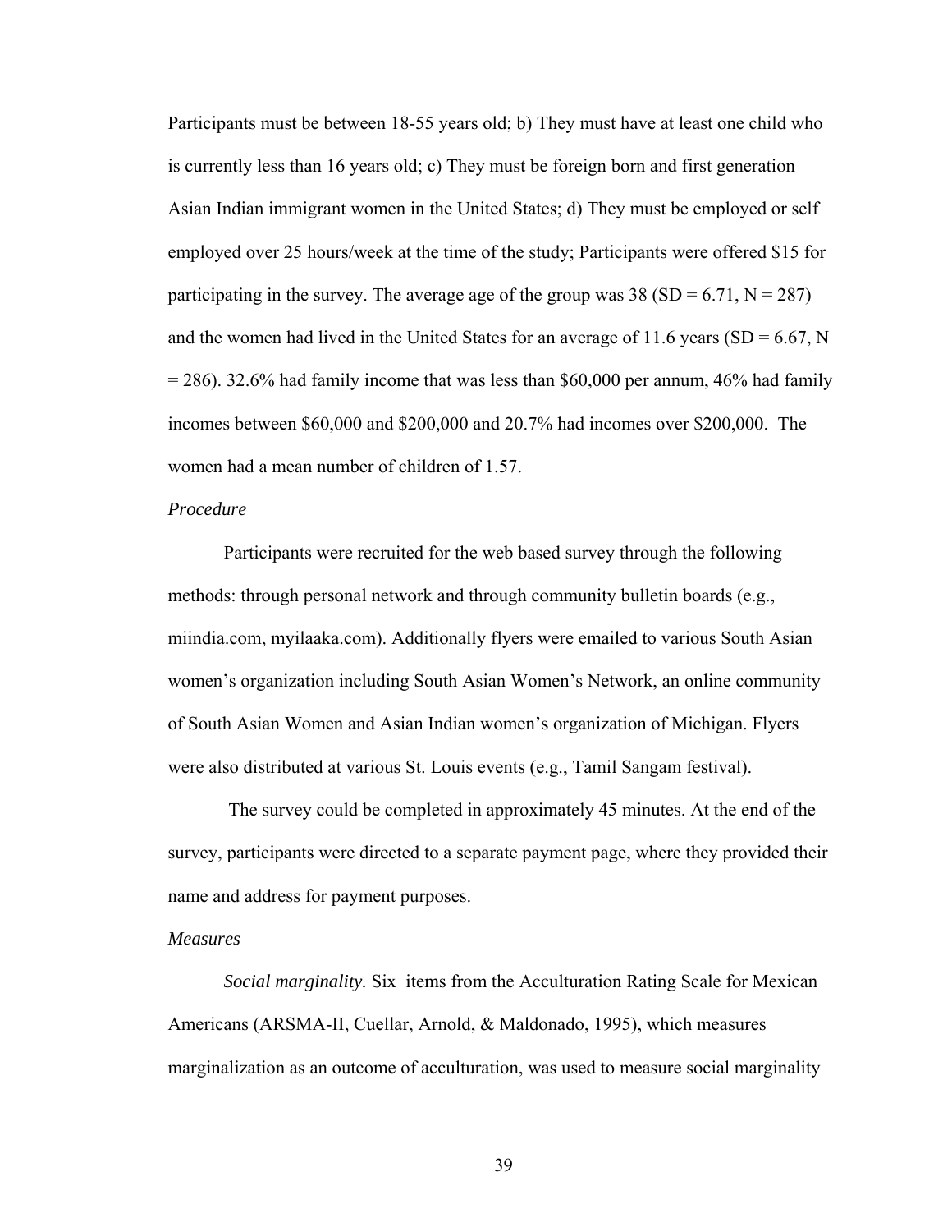Participants must be between 18-55 years old; b) They must have at least one child who is currently less than 16 years old; c) They must be foreign born and first generation Asian Indian immigrant women in the United States; d) They must be employed or self employed over 25 hours/week at the time of the study; Participants were offered $15 for participating in the survey. The average age of the group was 38 ($SD = 6.71$, $N = 287$) and the women had lived in the United States for an average of 11.6 years ($SD = 6.67$, $N = 286$). 32.6% had family income that was less than $60,000 per annum, 46% had family incomes between $60,000 and $200,000 and 20.7% had incomes over $200,000. The women had a mean number of children of 1.57.

*Procedure*

Participants were recruited for the web based survey through the following methods: through personal network and through community bulletin boards (e.g., miindia.com, myilaaka.com). Additionally flyers were emailed to various South Asian women's organization including South Asian Women's Network, an online community of South Asian Women and Asian Indian women's organization of Michigan. Flyers were also distributed at various St. Louis events (e.g., Tamil Sangam festival).

The survey could be completed in approximately 45 minutes. At the end of the survey, participants were directed to a separate payment page, where they provided their name and address for payment purposes.

*Measures*

*Social marginality.* Six items from the Acculturation Rating Scale for Mexican Americans (ARSMA-II, Cuellar, Arnold, & Maldonado, 1995), which measures marginalization as an outcome of acculturation, was used to measure social marginality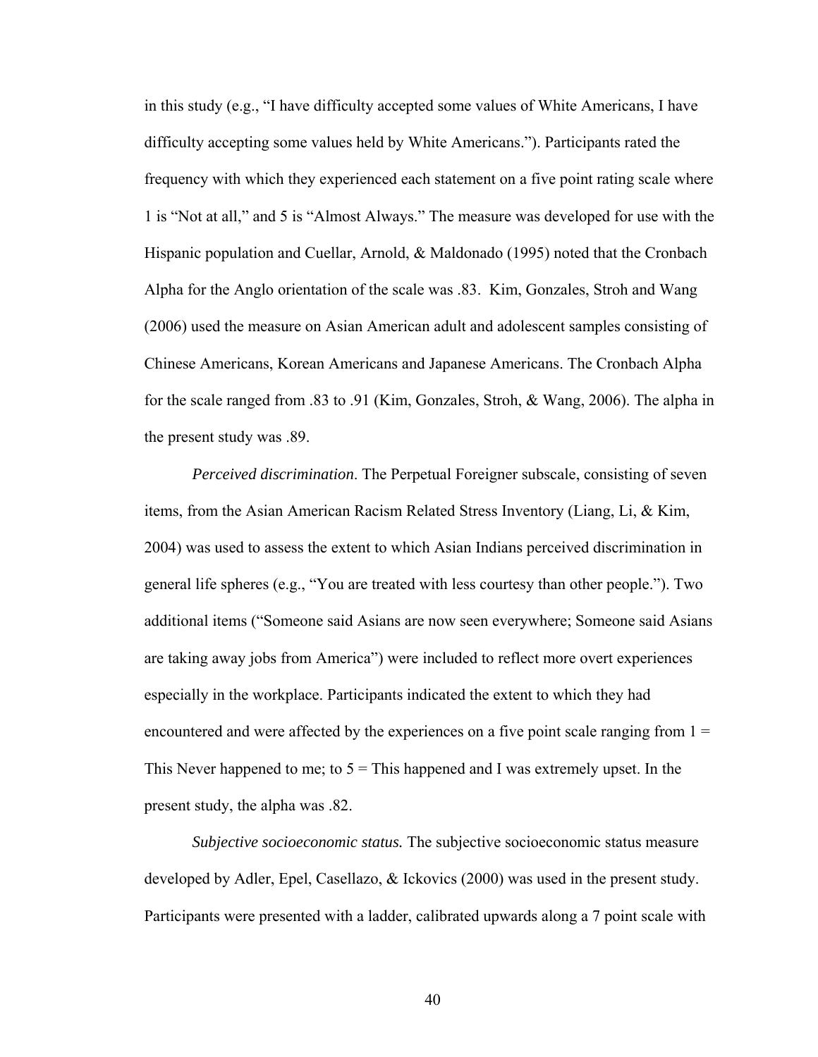in this study (e.g., "I have difficulty accepted some values of White Americans, I have difficulty accepting some values held by White Americans."). Participants rated the frequency with which they experienced each statement on a five point rating scale where 1 is "Not at all," and 5 is "Almost Always." The measure was developed for use with the Hispanic population and Cuellar, Arnold, & Maldonado (1995) noted that the Cronbach Alpha for the Anglo orientation of the scale was .83. Kim, Gonzales, Stroh and Wang (2006) used the measure on Asian American adult and adolescent samples consisting of Chinese Americans, Korean Americans and Japanese Americans. The Cronbach Alpha for the scale ranged from .83 to .91 (Kim, Gonzales, Stroh, & Wang, 2006). The alpha in the present study was .89.

*Perceived discrimination.* The Perpetual Foreigner subscale, consisting of seven items, from the Asian American Racism Related Stress Inventory (Liang, Li, & Kim, 2004) was used to assess the extent to which Asian Indians perceived discrimination in general life spheres (e.g., "You are treated with less courtesy than other people."). Two additional items ("Someone said Asians are now seen everywhere; Someone said Asians are taking away jobs from America") were included to reflect more overt experiences especially in the workplace. Participants indicated the extent to which they had encountered and were affected by the experiences on a five point scale ranging from 1 = This Never happened to me; to 5 = This happened and I was extremely upset. In the present study, the alpha was .82.

*Subjective socioeconomic status.* The subjective socioeconomic status measure developed by Adler, Epel, Casellazo, & Ickovics (2000) was used in the present study. Participants were presented with a ladder, calibrated upwards along a 7 point scale with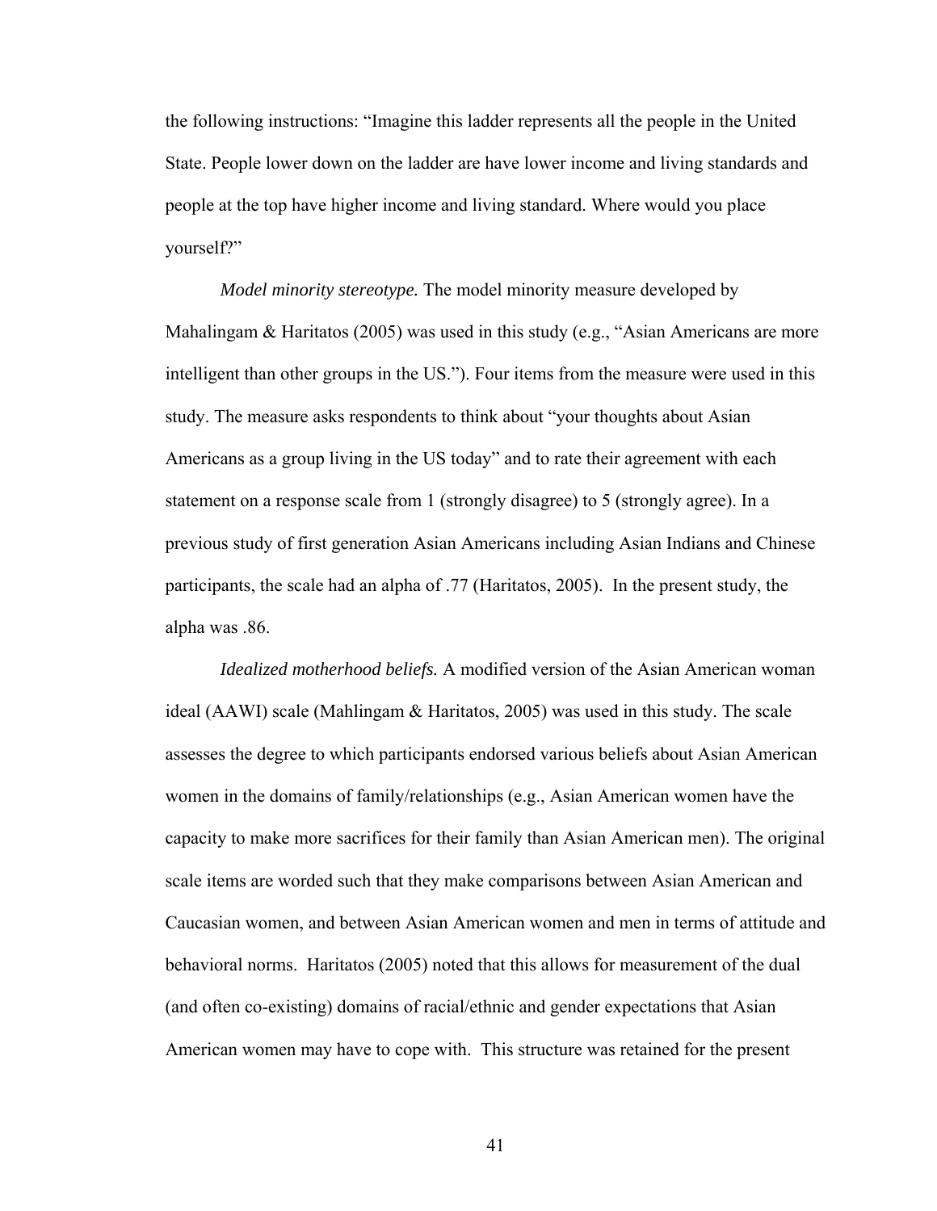the following instructions: "Imagine this ladder represents all the people in the United State. People lower down on the ladder are have lower income and living standards and people at the top have higher income and living standard. Where would you place yourself?"

*Model minority stereotype.* The model minority measure developed by Mahalingam & Haritatos (2005) was used in this study (e.g., "Asian Americans are more intelligent than other groups in the US."). Four items from the measure were used in this study. The measure asks respondents to think about "your thoughts about Asian Americans as a group living in the US today" and to rate their agreement with each statement on a response scale from 1 (strongly disagree) to 5 (strongly agree). In a previous study of first generation Asian Americans including Asian Indians and Chinese participants, the scale had an alpha of .77 (Haritatos, 2005). In the present study, the alpha was .86.

*Idealized motherhood beliefs.* A modified version of the Asian American woman ideal (AAWI) scale (Mahlingam & Haritatos, 2005) was used in this study. The scale assesses the degree to which participants endorsed various beliefs about Asian American women in the domains of family/relationships (e.g., Asian American women have the capacity to make more sacrifices for their family than Asian American men). The original scale items are worded such that they make comparisons between Asian American and Caucasian women, and between Asian American women and men in terms of attitude and behavioral norms. Haritatos (2005) noted that this allows for measurement of the dual (and often co-existing) domains of racial/ethnic and gender expectations that Asian American women may have to cope with. This structure was retained for the present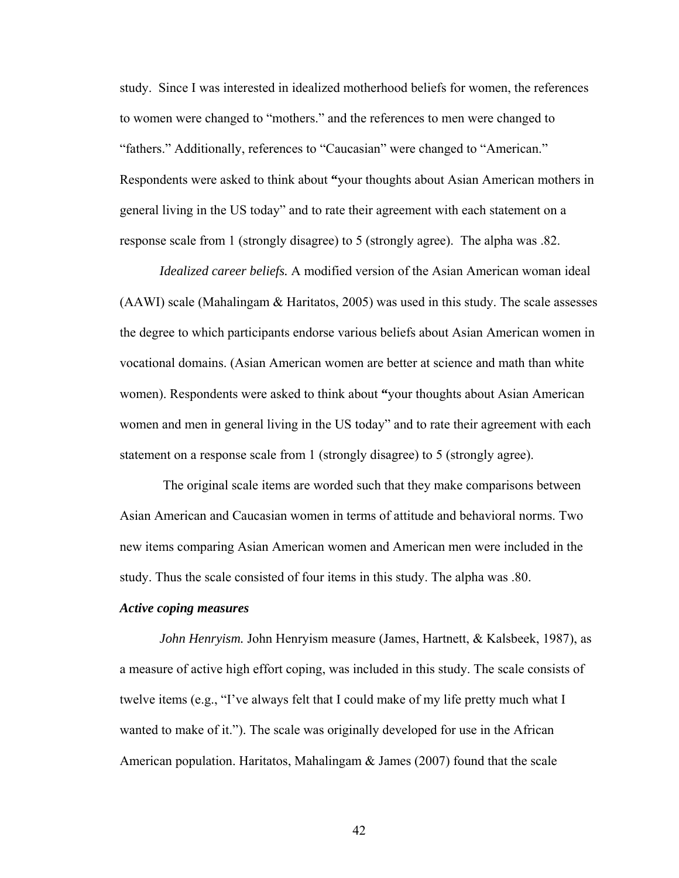study. Since I was interested in idealized motherhood beliefs for women, the references to women were changed to "mothers." and the references to men were changed to "fathers." Additionally, references to "Caucasian" were changed to "American." Respondents were asked to think about **"**your thoughts about Asian American mothers in general living in the US today" and to rate their agreement with each statement on a response scale from 1 (strongly disagree) to 5 (strongly agree). The alpha was .82.

*Idealized career beliefs.* A modified version of the Asian American woman ideal (AAWI) scale (Mahalingam & Haritatos, 2005) was used in this study. The scale assesses the degree to which participants endorse various beliefs about Asian American women in vocational domains. (Asian American women are better at science and math than white women). Respondents were asked to think about **"**your thoughts about Asian American women and men in general living in the US today" and to rate their agreement with each statement on a response scale from 1 (strongly disagree) to 5 (strongly agree).

The original scale items are worded such that they make comparisons between Asian American and Caucasian women in terms of attitude and behavioral norms. Two new items comparing Asian American women and American men were included in the study. Thus the scale consisted of four items in this study. The alpha was .80.

***Active coping measures***

*John Henryism.* John Henryism measure (James, Hartnett, & Kalsbeek, 1987), as a measure of active high effort coping, was included in this study. The scale consists of twelve items (e.g., "I've always felt that I could make of my life pretty much what I wanted to make of it."). The scale was originally developed for use in the African American population. Haritatos, Mahalingam & James (2007) found that the scale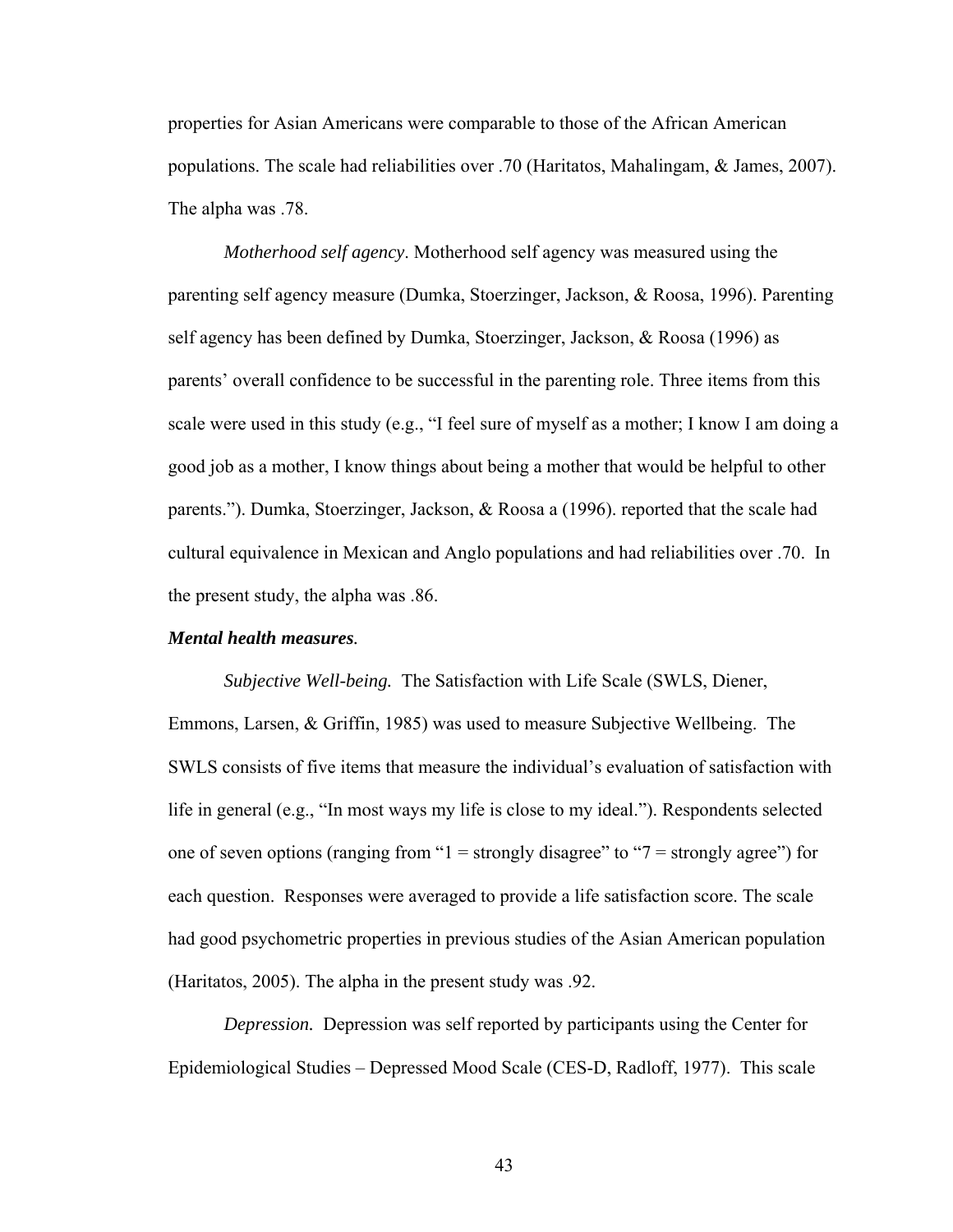properties for Asian Americans were comparable to those of the African American populations. The scale had reliabilities over .70 (Haritatos, Mahalingam, & James, 2007). The alpha was .78.

*Motherhood self agency*. Motherhood self agency was measured using the parenting self agency measure (Dumka, Stoerzinger, Jackson, & Roosa, 1996). Parenting self agency has been defined by Dumka, Stoerzinger, Jackson, & Roosa (1996) as parents' overall confidence to be successful in the parenting role. Three items from this scale were used in this study (e.g., "I feel sure of myself as a mother; I know I am doing a good job as a mother, I know things about being a mother that would be helpful to other parents."). Dumka, Stoerzinger, Jackson, & Roosa a (1996). reported that the scale had cultural equivalence in Mexican and Anglo populations and had reliabilities over .70. In the present study, the alpha was .86.

***Mental health measures.***

*Subjective Well-being.* The Satisfaction with Life Scale (SWLS, Diener, Emmons, Larsen, & Griffin, 1985) was used to measure Subjective Wellbeing. The SWLS consists of five items that measure the individual's evaluation of satisfaction with life in general (e.g., "In most ways my life is close to my ideal."). Respondents selected one of seven options (ranging from "1 = strongly disagree" to "7 = strongly agree") for each question. Responses were averaged to provide a life satisfaction score. The scale had good psychometric properties in previous studies of the Asian American population (Haritatos, 2005). The alpha in the present study was .92.

*Depression.* Depression was self reported by participants using the Center for Epidemiological Studies – Depressed Mood Scale (CES-D, Radloff, 1977). This scale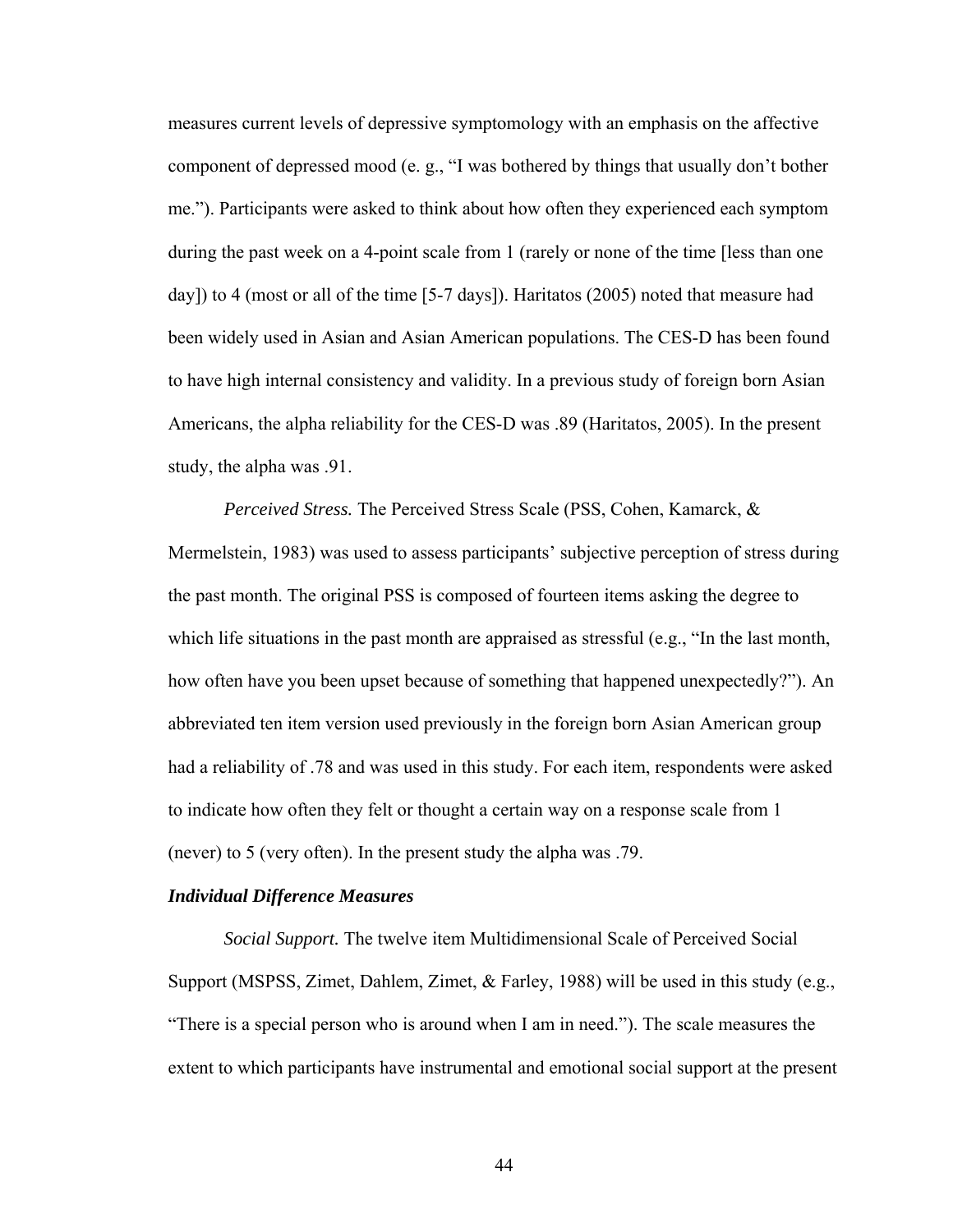measures current levels of depressive symptomology with an emphasis on the affective component of depressed mood (e. g., "I was bothered by things that usually don't bother me."). Participants were asked to think about how often they experienced each symptom during the past week on a 4-point scale from 1 (rarely or none of the time [less than one day]) to 4 (most or all of the time [5-7 days]). Haritatos (2005) noted that measure had been widely used in Asian and Asian American populations. The CES-D has been found to have high internal consistency and validity. In a previous study of foreign born Asian Americans, the alpha reliability for the CES-D was .89 (Haritatos, 2005). In the present study, the alpha was .91.

*Perceived Stress.* The Perceived Stress Scale (PSS, Cohen, Kamarck, & Mermelstein, 1983) was used to assess participants' subjective perception of stress during the past month. The original PSS is composed of fourteen items asking the degree to which life situations in the past month are appraised as stressful (e.g., "In the last month, how often have you been upset because of something that happened unexpectedly?"). An abbreviated ten item version used previously in the foreign born Asian American group had a reliability of .78 and was used in this study. For each item, respondents were asked to indicate how often they felt or thought a certain way on a response scale from 1 (never) to 5 (very often). In the present study the alpha was .79.

### *Individual Difference Measures*

*Social Support.* The twelve item Multidimensional Scale of Perceived Social Support (MSPSS, Zimet, Dahlem, Zimet, & Farley, 1988) will be used in this study (e.g., "There is a special person who is around when I am in need."). The scale measures the extent to which participants have instrumental and emotional social support at the present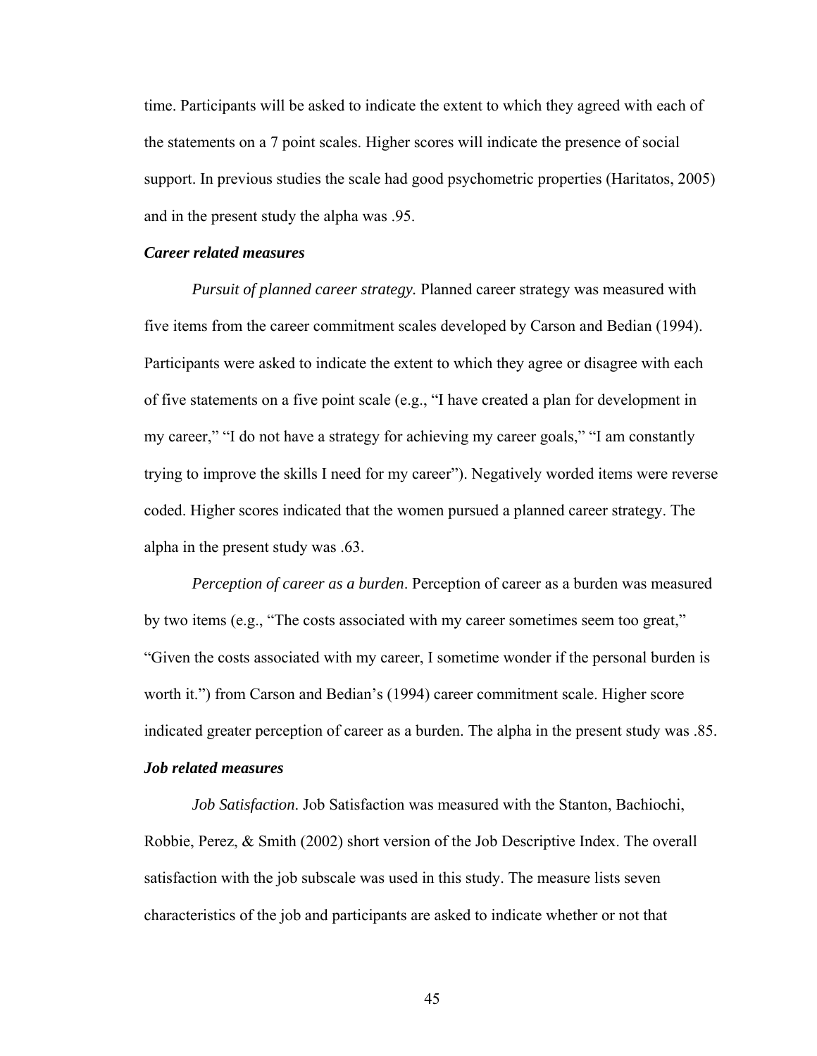time. Participants will be asked to indicate the extent to which they agreed with each of the statements on a 7 point scales. Higher scores will indicate the presence of social support. In previous studies the scale had good psychometric properties (Haritatos, 2005) and in the present study the alpha was .95.

### *Career related measures*

*Pursuit of planned career strategy.* Planned career strategy was measured with five items from the career commitment scales developed by Carson and Bedian (1994). Participants were asked to indicate the extent to which they agree or disagree with each of five statements on a five point scale (e.g., "I have created a plan for development in my career," "I do not have a strategy for achieving my career goals," "I am constantly trying to improve the skills I need for my career"). Negatively worded items were reverse coded. Higher scores indicated that the women pursued a planned career strategy. The alpha in the present study was .63.

*Perception of career as a burden*. Perception of career as a burden was measured by two items (e.g., "The costs associated with my career sometimes seem too great," "Given the costs associated with my career, I sometime wonder if the personal burden is worth it.") from Carson and Bedian's (1994) career commitment scale. Higher score indicated greater perception of career as a burden. The alpha in the present study was .85.

### *Job related measures*

*Job Satisfaction*. Job Satisfaction was measured with the Stanton, Bachiochi, Robbie, Perez, & Smith (2002) short version of the Job Descriptive Index. The overall satisfaction with the job subscale was used in this study. The measure lists seven characteristics of the job and participants are asked to indicate whether or not that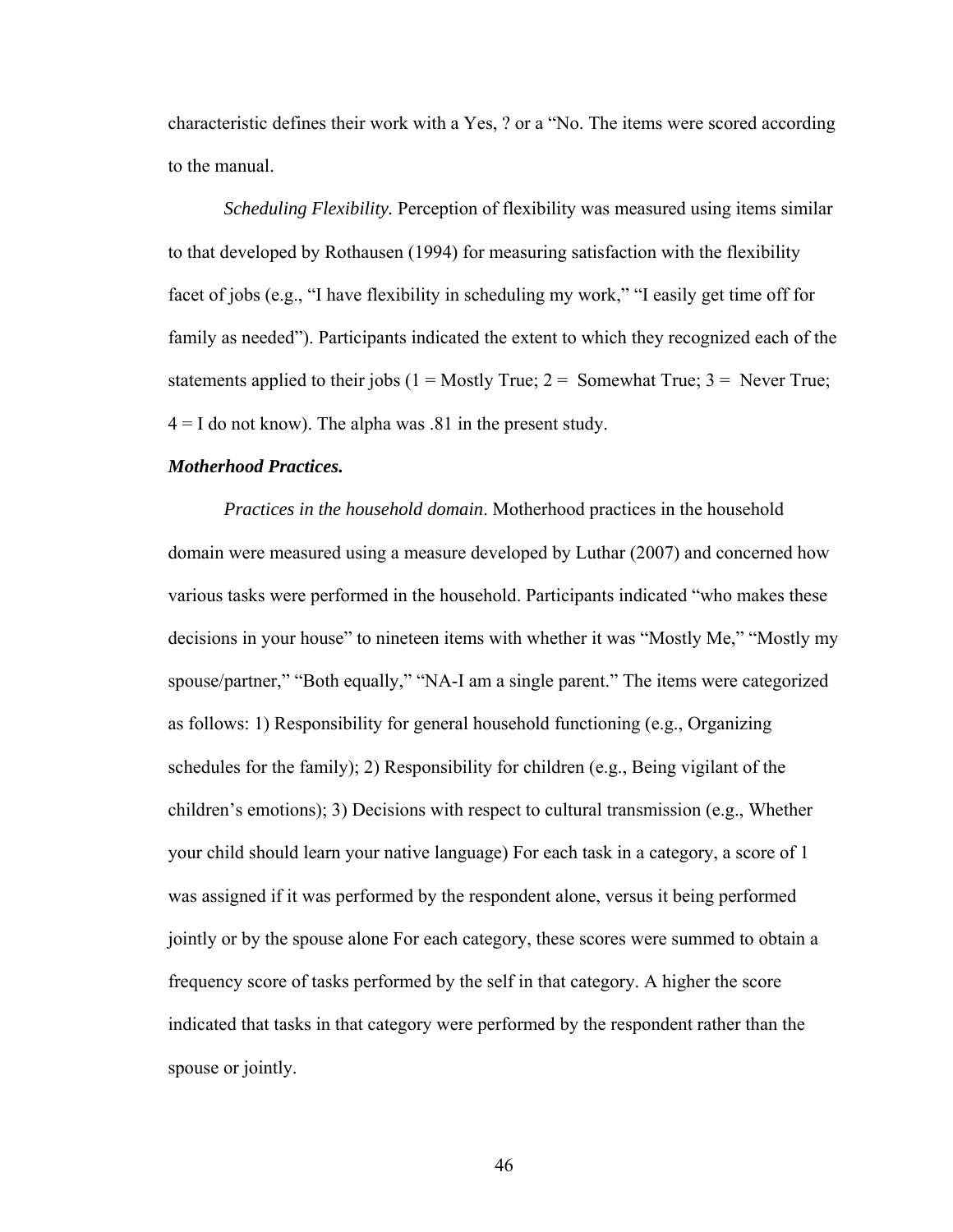characteristic defines their work with a Yes, ? or a "No. The items were scored according to the manual.

*Scheduling Flexibility.* Perception of flexibility was measured using items similar to that developed by Rothausen (1994) for measuring satisfaction with the flexibility facet of jobs (e.g., "I have flexibility in scheduling my work," "I easily get time off for family as needed"). Participants indicated the extent to which they recognized each of the statements applied to their jobs (1 = Mostly True; 2 = Somewhat True; 3 = Never True; 4 = I do not know). The alpha was .81 in the present study.

***Motherhood Practices.***

*Practices in the household domain*. Motherhood practices in the household domain were measured using a measure developed by Luthar (2007) and concerned how various tasks were performed in the household. Participants indicated "who makes these decisions in your house" to nineteen items with whether it was "Mostly Me," "Mostly my spouse/partner," "Both equally," "NA-I am a single parent." The items were categorized as follows: 1) Responsibility for general household functioning (e.g., Organizing schedules for the family); 2) Responsibility for children (e.g., Being vigilant of the children's emotions); 3) Decisions with respect to cultural transmission (e.g., Whether your child should learn your native language) For each task in a category, a score of 1 was assigned if it was performed by the respondent alone, versus it being performed jointly or by the spouse alone For each category, these scores were summed to obtain a frequency score of tasks performed by the self in that category. A higher the score indicated that tasks in that category were performed by the respondent rather than the spouse or jointly.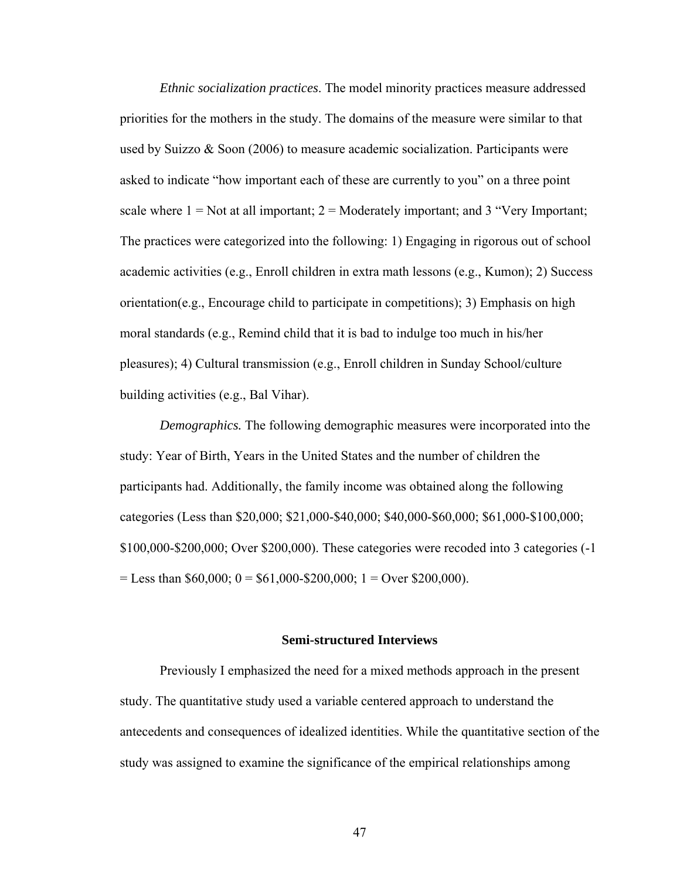*Ethnic socialization practices.* The model minority practices measure addressed priorities for the mothers in the study. The domains of the measure were similar to that used by Suizzo & Soon (2006) to measure academic socialization. Participants were asked to indicate "how important each of these are currently to you" on a three point scale where 1 = Not at all important; 2 = Moderately important; and 3 "Very Important; The practices were categorized into the following: 1) Engaging in rigorous out of school academic activities (e.g., Enroll children in extra math lessons (e.g., Kumon); 2) Success orientation(e.g., Encourage child to participate in competitions); 3) Emphasis on high moral standards (e.g., Remind child that it is bad to indulge too much in his/her pleasures); 4) Cultural transmission (e.g., Enroll children in Sunday School/culture building activities (e.g., Bal Vihar).

*Demographics.* The following demographic measures were incorporated into the study: Year of Birth, Years in the United States and the number of children the participants had. Additionally, the family income was obtained along the following categories (Less than $20,000; $21,000-$40,000; $40,000-$60,000; $61,000-$100,000; $100,000-$200,000; Over $200,000). These categories were recoded into 3 categories (-1 = Less than $60,000; 0 = $61,000-$200,000; 1 = Over $200,000).

## Semi-structured Interviews

Previously I emphasized the need for a mixed methods approach in the present study. The quantitative study used a variable centered approach to understand the antecedents and consequences of idealized identities. While the quantitative section of the study was assigned to examine the significance of the empirical relationships among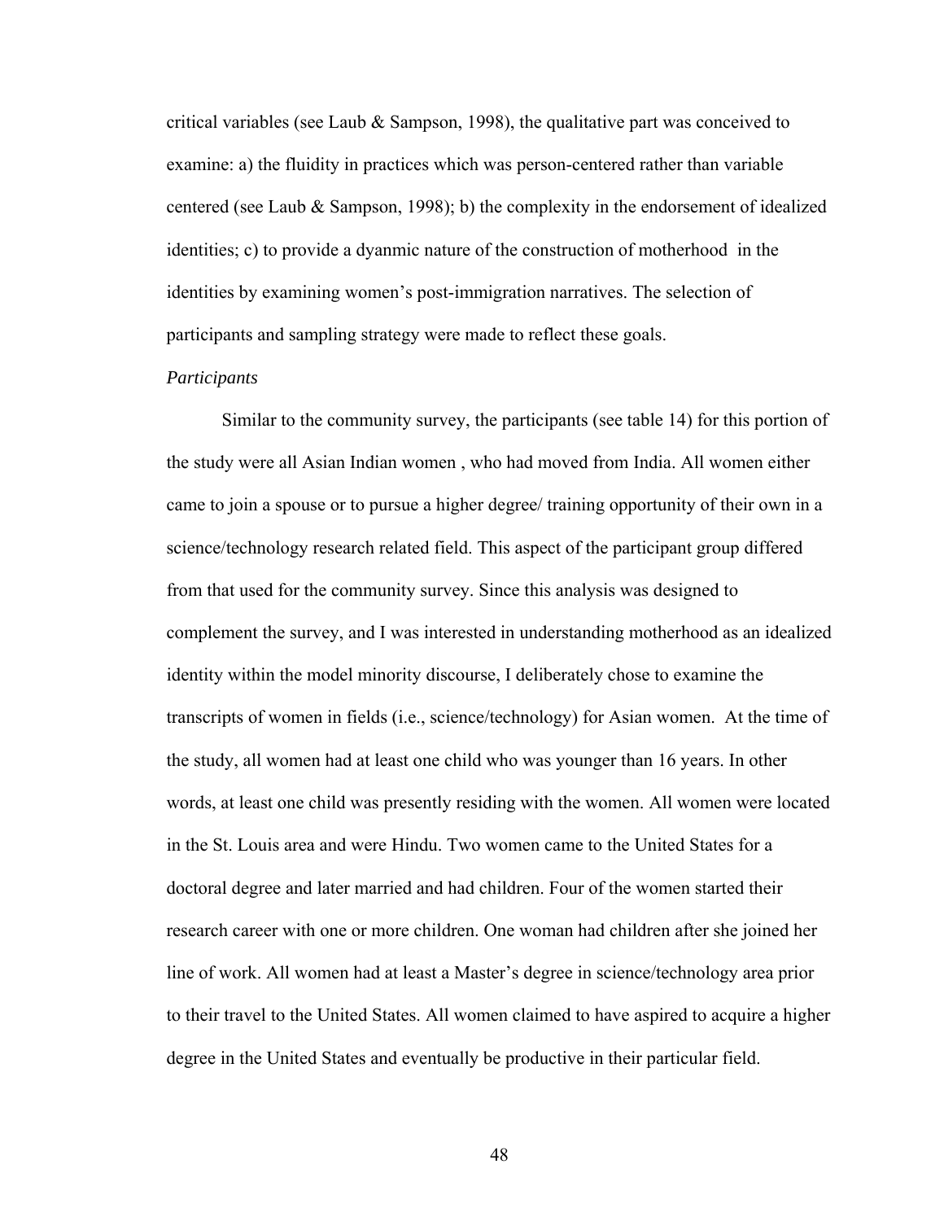critical variables (see Laub & Sampson, 1998), the qualitative part was conceived to examine: a) the fluidity in practices which was person-centered rather than variable centered (see Laub & Sampson, 1998); b) the complexity in the endorsement of idealized identities; c) to provide a dyanmic nature of the construction of motherhood in the identities by examining women's post-immigration narratives. The selection of participants and sampling strategy were made to reflect these goals.

*Participants*

Similar to the community survey, the participants (see table 14) for this portion of the study were all Asian Indian women , who had moved from India. All women either came to join a spouse or to pursue a higher degree/ training opportunity of their own in a science/technology research related field. This aspect of the participant group differed from that used for the community survey. Since this analysis was designed to complement the survey, and I was interested in understanding motherhood as an idealized identity within the model minority discourse, I deliberately chose to examine the transcripts of women in fields (i.e., science/technology) for Asian women. At the time of the study, all women had at least one child who was younger than 16 years. In other words, at least one child was presently residing with the women. All women were located in the St. Louis area and were Hindu. Two women came to the United States for a doctoral degree and later married and had children. Four of the women started their research career with one or more children. One woman had children after she joined her line of work. All women had at least a Master's degree in science/technology area prior to their travel to the United States. All women claimed to have aspired to acquire a higher degree in the United States and eventually be productive in their particular field.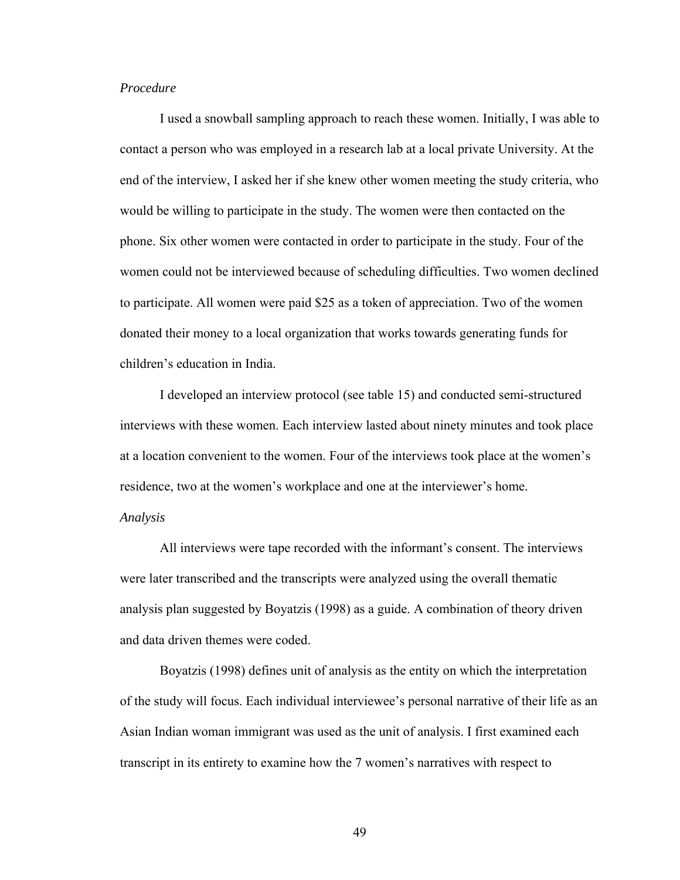*Procedure*

I used a snowball sampling approach to reach these women. Initially, I was able to contact a person who was employed in a research lab at a local private University. At the end of the interview, I asked her if she knew other women meeting the study criteria, who would be willing to participate in the study. The women were then contacted on the phone. Six other women were contacted in order to participate in the study. Four of the women could not be interviewed because of scheduling difficulties. Two women declined to participate. All women were paid $25 as a token of appreciation. Two of the women donated their money to a local organization that works towards generating funds for children's education in India.

I developed an interview protocol (see table 15) and conducted semi-structured interviews with these women. Each interview lasted about ninety minutes and took place at a location convenient to the women. Four of the interviews took place at the women's residence, two at the women's workplace and one at the interviewer's home.

*Analysis*

All interviews were tape recorded with the informant's consent. The interviews were later transcribed and the transcripts were analyzed using the overall thematic analysis plan suggested by Boyatzis (1998) as a guide. A combination of theory driven and data driven themes were coded.

Boyatzis (1998) defines unit of analysis as the entity on which the interpretation of the study will focus. Each individual interviewee's personal narrative of their life as an Asian Indian woman immigrant was used as the unit of analysis. I first examined each transcript in its entirety to examine how the 7 women's narratives with respect to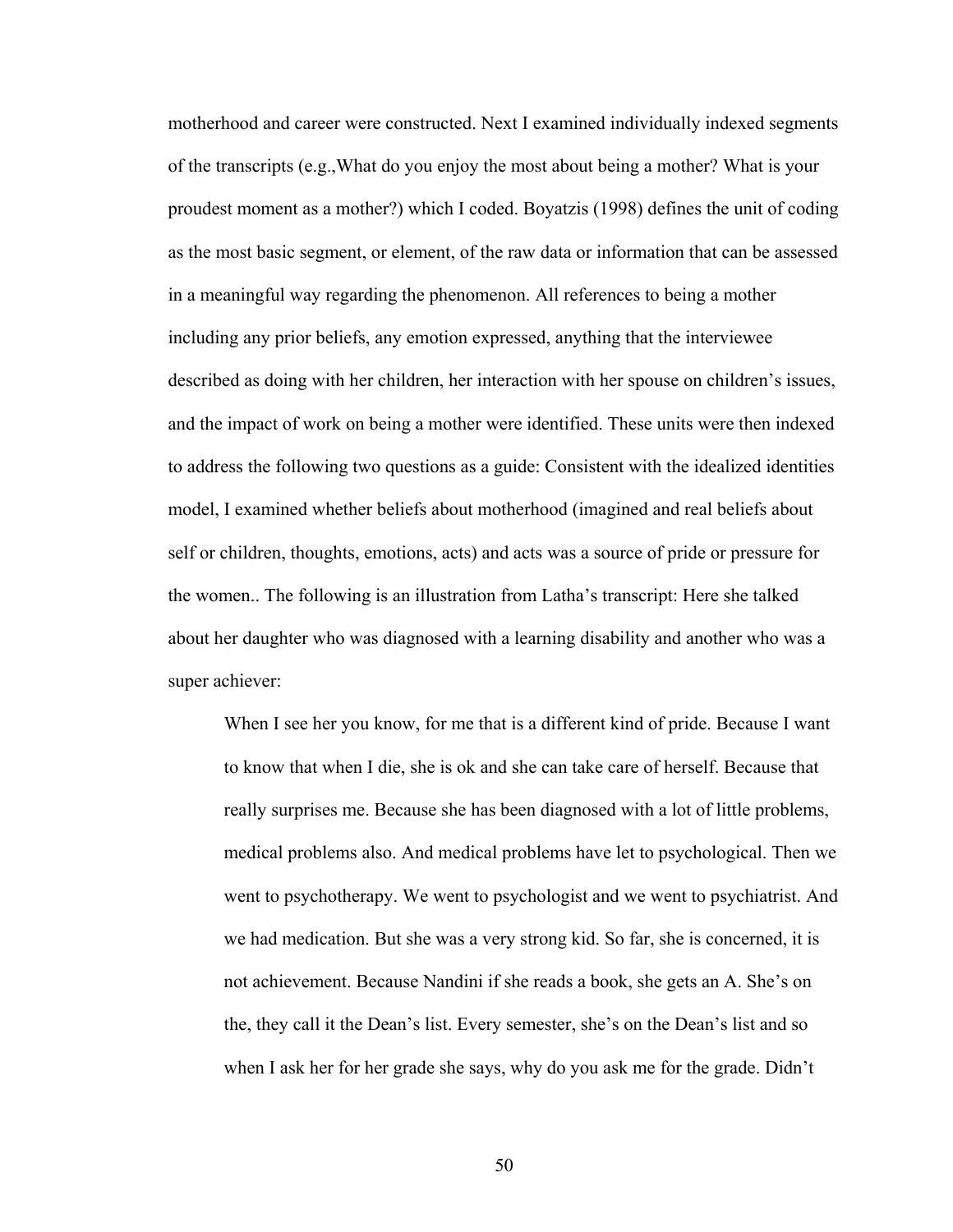motherhood and career were constructed. Next I examined individually indexed segments of the transcripts (e.g.,What do you enjoy the most about being a mother? What is your proudest moment as a mother?) which I coded. Boyatzis (1998) defines the unit of coding as the most basic segment, or element, of the raw data or information that can be assessed in a meaningful way regarding the phenomenon. All references to being a mother including any prior beliefs, any emotion expressed, anything that the interviewee described as doing with her children, her interaction with her spouse on children's issues, and the impact of work on being a mother were identified. These units were then indexed to address the following two questions as a guide: Consistent with the idealized identities model, I examined whether beliefs about motherhood (imagined and real beliefs about self or children, thoughts, emotions, acts) and acts was a source of pride or pressure for the women.. The following is an illustration from Latha's transcript: Here she talked about her daughter who was diagnosed with a learning disability and another who was a super achiever:

> When I see her you know, for me that is a different kind of pride. Because I want to know that when I die, she is ok and she can take care of herself. Because that really surprises me. Because she has been diagnosed with a lot of little problems, medical problems also. And medical problems have let to psychological. Then we went to psychotherapy. We went to psychologist and we went to psychiatrist. And we had medication. But she was a very strong kid. So far, she is concerned, it is not achievement. Because Nandini if she reads a book, she gets an A. She's on the, they call it the Dean's list. Every semester, she's on the Dean's list and so when I ask her for her grade she says, why do you ask me for the grade. Didn't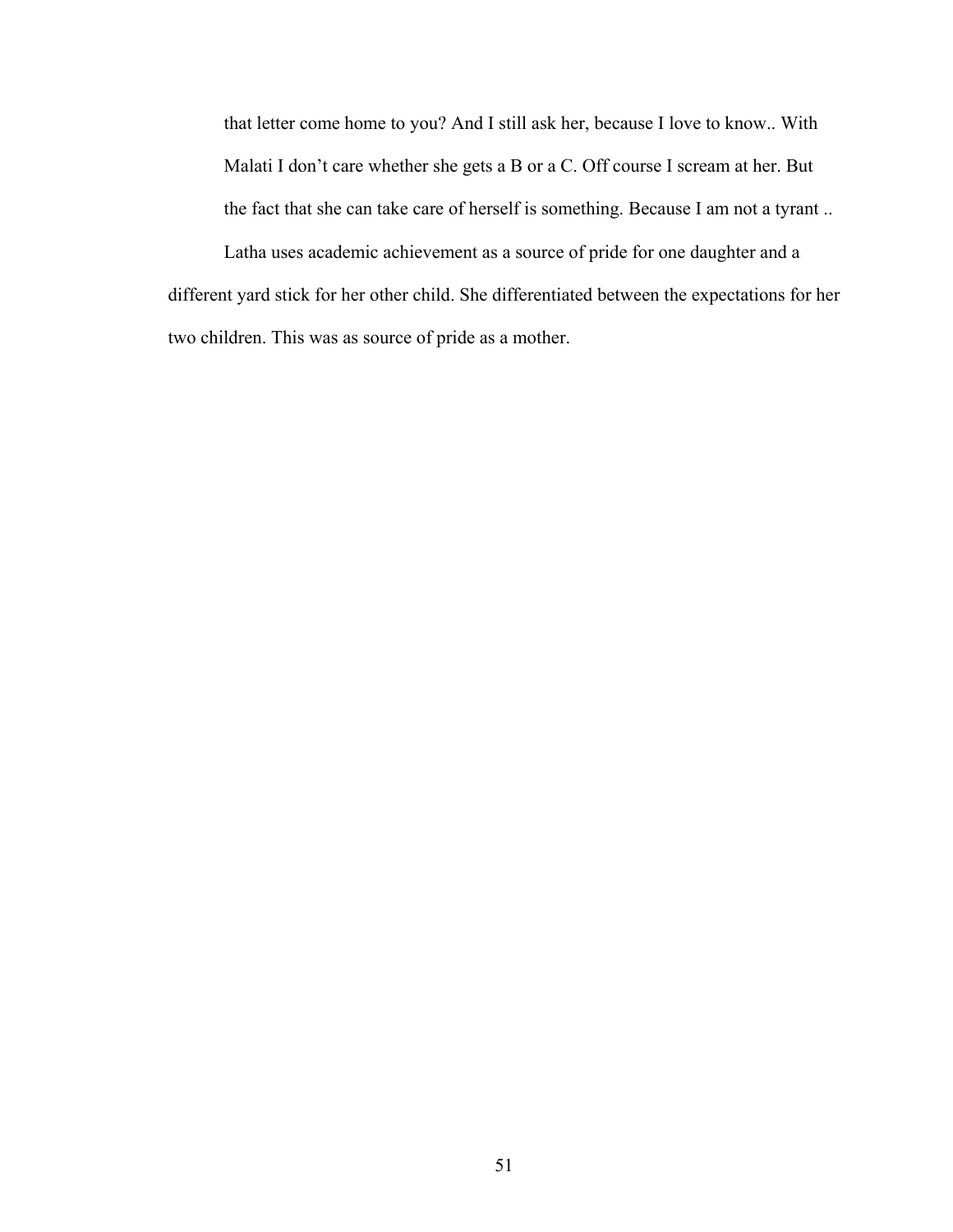> that letter come home to you? And I still ask her, because I love to know.. With Malati I don't care whether she gets a B or a C. Off course I scream at her. But the fact that she can take care of herself is something. Because I am not a tyrant ..

Latha uses academic achievement as a source of pride for one daughter and a different yard stick for her other child. She differentiated between the expectations for her two children. This was as source of pride as a mother.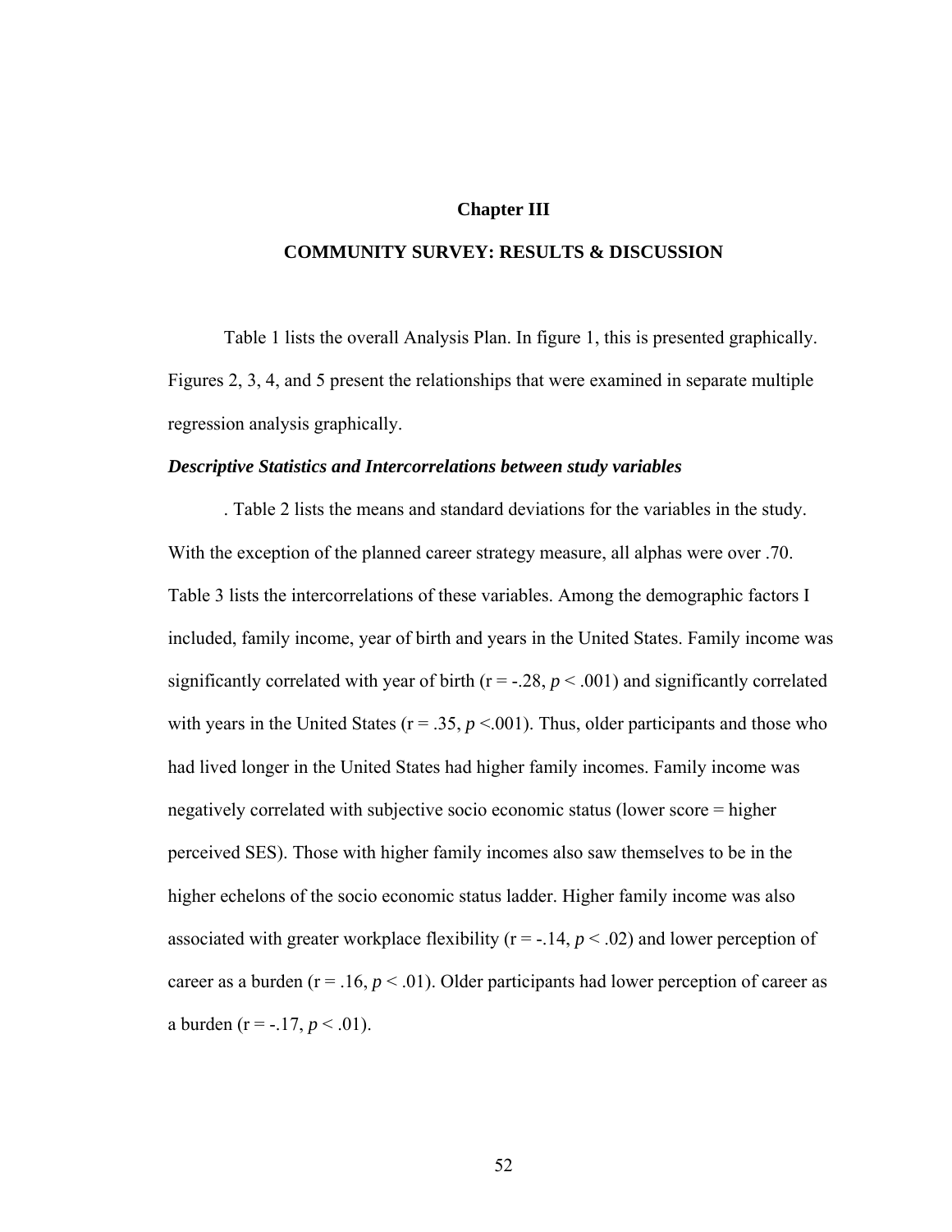# Chapter III

## COMMUNITY SURVEY: RESULTS & DISCUSSION

Table 1 lists the overall Analysis Plan. In figure 1, this is presented graphically. Figures 2, 3, 4, and 5 present the relationships that were examined in separate multiple regression analysis graphically.

### ***Descriptive Statistics and Intercorrelations between study variables***

. Table 2 lists the means and standard deviations for the variables in the study. With the exception of the planned career strategy measure, all alphas were over .70. Table 3 lists the intercorrelations of these variables. Among the demographic factors I included, family income, year of birth and years in the United States. Family income was significantly correlated with year of birth (r = -.28, $p < .001$) and significantly correlated with years in the United States (r = .35, $p < .001$). Thus, older participants and those who had lived longer in the United States had higher family incomes. Family income was negatively correlated with subjective socio economic status (lower score = higher perceived SES). Those with higher family incomes also saw themselves to be in the higher echelons of the socio economic status ladder. Higher family income was also associated with greater workplace flexibility (r = -.14, $p < .02$) and lower perception of career as a burden (r = .16, $p < .01$). Older participants had lower perception of career as a burden (r = -.17, $p < .01$).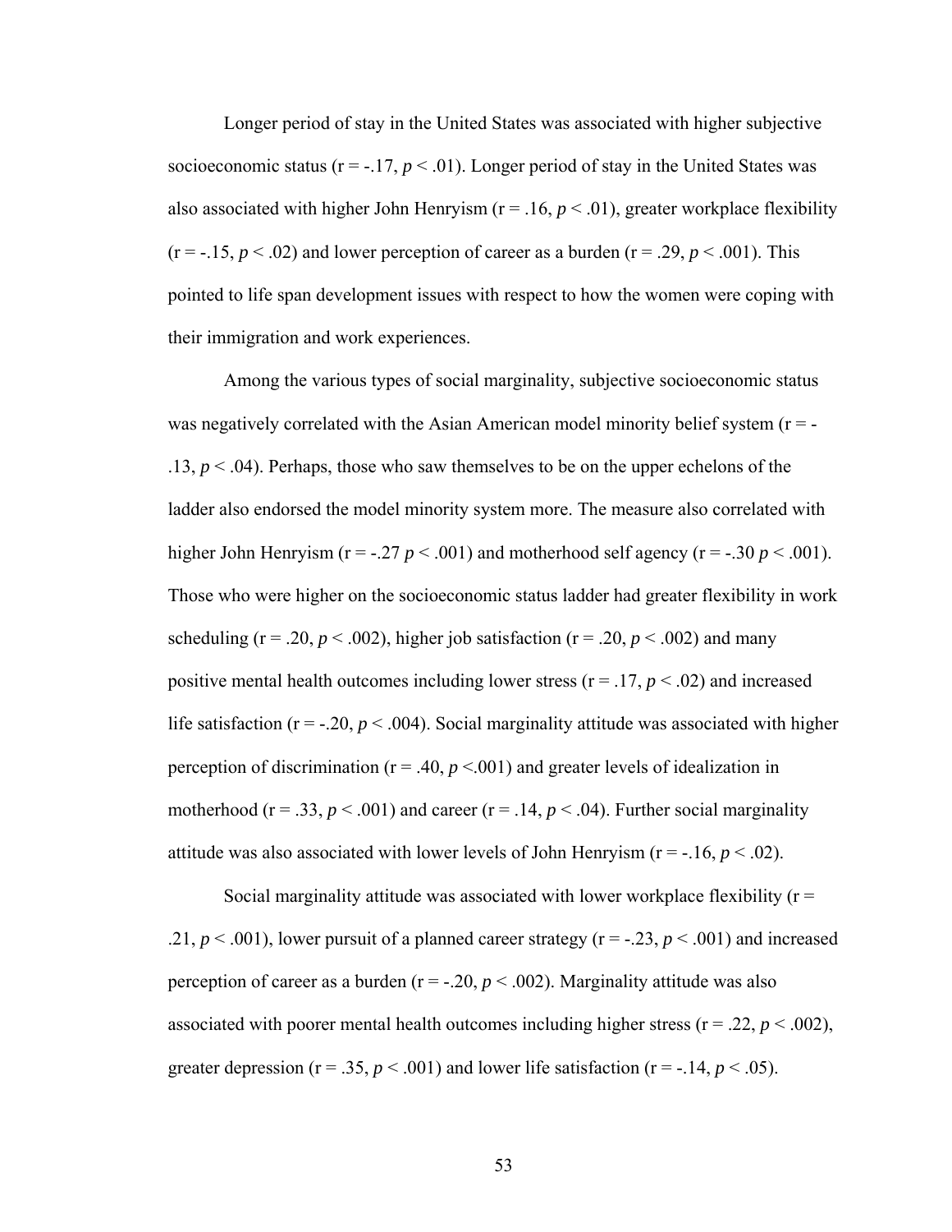Longer period of stay in the United States was associated with higher subjective socioeconomic status (r = -.17, $p < .01$). Longer period of stay in the United States was also associated with higher John Henryism (r = .16, $p < .01$), greater workplace flexibility (r = -.15, $p < .02$) and lower perception of career as a burden (r = .29, $p < .001$). This pointed to life span development issues with respect to how the women were coping with their immigration and work experiences.

Among the various types of social marginality, subjective socioeconomic status was negatively correlated with the Asian American model minority belief system (r = -.13, $p < .04$). Perhaps, those who saw themselves to be on the upper echelons of the ladder also endorsed the model minority system more. The measure also correlated with higher John Henryism (r = -.27 $p < .001$) and motherhood self agency (r = -.30 $p < .001$). Those who were higher on the socioeconomic status ladder had greater flexibility in work scheduling (r = .20, $p < .002$), higher job satisfaction (r = .20, $p < .002$) and many positive mental health outcomes including lower stress (r = .17, $p < .02$) and increased life satisfaction (r = -.20, $p < .004$). Social marginality attitude was associated with higher perception of discrimination (r = .40, $p < .001$) and greater levels of idealization in motherhood (r = .33, $p < .001$) and career (r = .14, $p < .04$). Further social marginality attitude was also associated with lower levels of John Henryism (r = -.16, $p < .02$).

Social marginality attitude was associated with lower workplace flexibility (r = .21, $p < .001$), lower pursuit of a planned career strategy (r = -.23, $p < .001$) and increased perception of career as a burden (r = -.20, $p < .002$). Marginality attitude was also associated with poorer mental health outcomes including higher stress (r = .22, $p < .002$), greater depression (r = .35, $p < .001$) and lower life satisfaction (r = -.14, $p < .05$).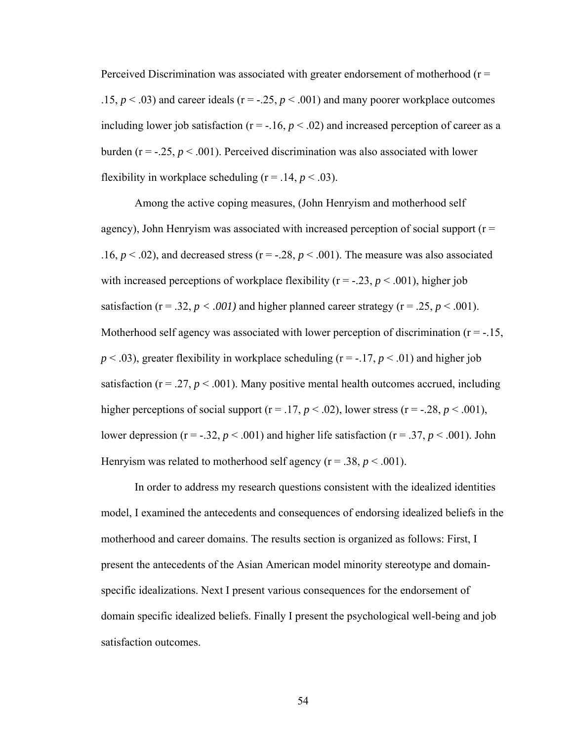Perceived Discrimination was associated with greater endorsement of motherhood (r = .15, $p < .03$) and career ideals (r = -.25, $p < .001$) and many poorer workplace outcomes including lower job satisfaction (r = -.16, $p < .02$) and increased perception of career as a burden (r = -.25, $p < .001$). Perceived discrimination was also associated with lower flexibility in workplace scheduling (r = .14, $p < .03$).

Among the active coping measures, (John Henryism and motherhood self agency), John Henryism was associated with increased perception of social support (r = .16, $p < .02$), and decreased stress (r = -.28, $p < .001$). The measure was also associated with increased perceptions of workplace flexibility (r = -.23, $p < .001$), higher job satisfaction (r = .32, $p < .001$) and higher planned career strategy (r = .25, $p < .001$). Motherhood self agency was associated with lower perception of discrimination (r = -.15, $p < .03$), greater flexibility in workplace scheduling (r = -.17, $p < .01$) and higher job satisfaction (r = .27, $p < .001$). Many positive mental health outcomes accrued, including higher perceptions of social support (r = .17, $p < .02$), lower stress (r = -.28, $p < .001$), lower depression (r = -.32, $p < .001$) and higher life satisfaction (r = .37, $p < .001$). John Henryism was related to motherhood self agency (r = .38, $p < .001$).

In order to address my research questions consistent with the idealized identities model, I examined the antecedents and consequences of endorsing idealized beliefs in the motherhood and career domains. The results section is organized as follows: First, I present the antecedents of the Asian American model minority stereotype and domain-specific idealizations. Next I present various consequences for the endorsement of domain specific idealized beliefs. Finally I present the psychological well-being and job satisfaction outcomes.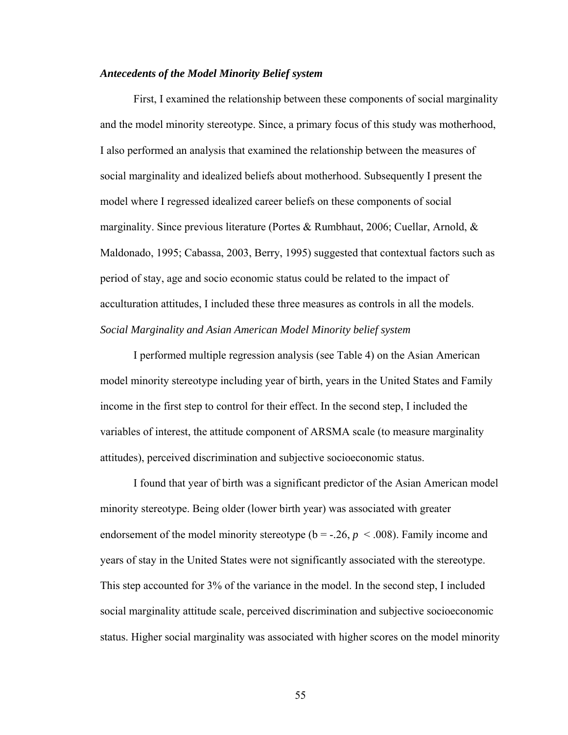### *Antecedents of the Model Minority Belief system*

First, I examined the relationship between these components of social marginality and the model minority stereotype. Since, a primary focus of this study was motherhood, I also performed an analysis that examined the relationship between the measures of social marginality and idealized beliefs about motherhood. Subsequently I present the model where I regressed idealized career beliefs on these components of social marginality. Since previous literature (Portes & Rumbhaut, 2006; Cuellar, Arnold, & Maldonado, 1995; Cabassa, 2003, Berry, 1995) suggested that contextual factors such as period of stay, age and socio economic status could be related to the impact of acculturation attitudes, I included these three measures as controls in all the models.

### *Social Marginality and Asian American Model Minority belief system*

I performed multiple regression analysis (see Table 4) on the Asian American model minority stereotype including year of birth, years in the United States and Family income in the first step to control for their effect. In the second step, I included the variables of interest, the attitude component of ARSMA scale (to measure marginality attitudes), perceived discrimination and subjective socioeconomic status.

I found that year of birth was a significant predictor of the Asian American model minority stereotype. Being older (lower birth year) was associated with greater endorsement of the model minority stereotype ($b = -.26$, $p < .008$). Family income and years of stay in the United States were not significantly associated with the stereotype. This step accounted for 3% of the variance in the model. In the second step, I included social marginality attitude scale, perceived discrimination and subjective socioeconomic status. Higher social marginality was associated with higher scores on the model minority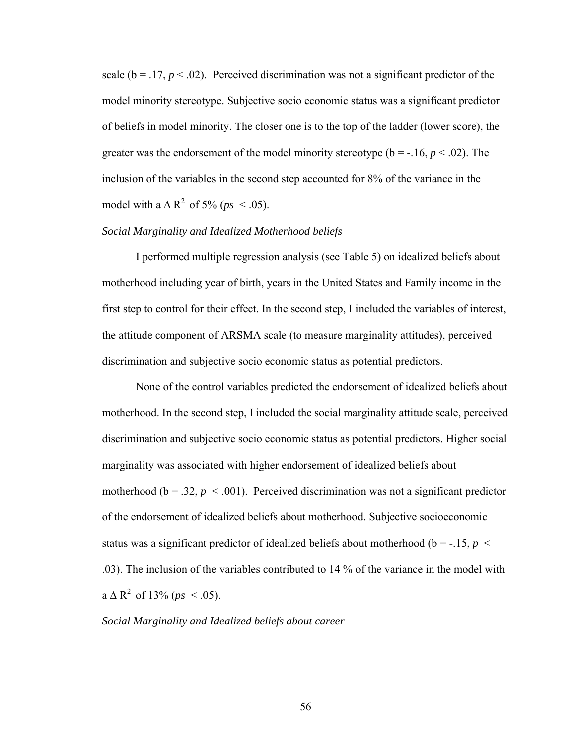scale (b = .17, $p < .02$). Perceived discrimination was not a significant predictor of the model minority stereotype. Subjective socio economic status was a significant predictor of beliefs in model minority. The closer one is to the top of the ladder (lower score), the greater was the endorsement of the model minority stereotype (b = -.16, $p < .02$). The inclusion of the variables in the second step accounted for 8% of the variance in the model with a $\Delta R^2$ of 5% (*ps* < .05).

*Social Marginality and Idealized Motherhood beliefs*

I performed multiple regression analysis (see Table 5) on idealized beliefs about motherhood including year of birth, years in the United States and Family income in the first step to control for their effect. In the second step, I included the variables of interest, the attitude component of ARSMA scale (to measure marginality attitudes), perceived discrimination and subjective socio economic status as potential predictors.

None of the control variables predicted the endorsement of idealized beliefs about motherhood. In the second step, I included the social marginality attitude scale, perceived discrimination and subjective socio economic status as potential predictors. Higher social marginality was associated with higher endorsement of idealized beliefs about motherhood (b = .32, $p < .001$). Perceived discrimination was not a significant predictor of the endorsement of idealized beliefs about motherhood. Subjective socioeconomic status was a significant predictor of idealized beliefs about motherhood (b = -.15, $p < .03$). The inclusion of the variables contributed to 14 % of the variance in the model with a $\Delta R^2$ of 13% (*ps* < .05).

*Social Marginality and Idealized beliefs about career*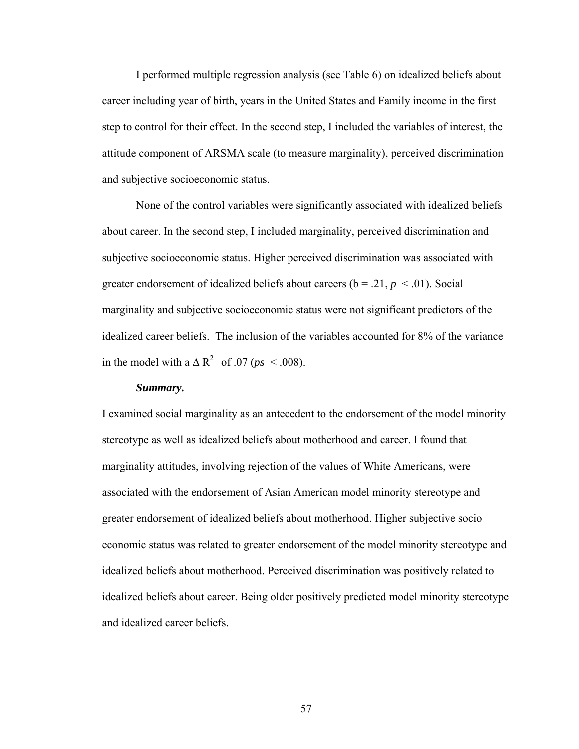I performed multiple regression analysis (see Table 6) on idealized beliefs about career including year of birth, years in the United States and Family income in the first step to control for their effect. In the second step, I included the variables of interest, the attitude component of ARSMA scale (to measure marginality), perceived discrimination and subjective socioeconomic status.

None of the control variables were significantly associated with idealized beliefs about career. In the second step, I included marginality, perceived discrimination and subjective socioeconomic status. Higher perceived discrimination was associated with greater endorsement of idealized beliefs about careers (b = .21, $p < .01$). Social marginality and subjective socioeconomic status were not significant predictors of the idealized career beliefs. The inclusion of the variables accounted for 8% of the variance in the model with a $\Delta R^2$ of .07 (*ps* < .008).

***Summary.***

I examined social marginality as an antecedent to the endorsement of the model minority stereotype as well as idealized beliefs about motherhood and career. I found that marginality attitudes, involving rejection of the values of White Americans, were associated with the endorsement of Asian American model minority stereotype and greater endorsement of idealized beliefs about motherhood. Higher subjective socio economic status was related to greater endorsement of the model minority stereotype and idealized beliefs about motherhood. Perceived discrimination was positively related to idealized beliefs about career. Being older positively predicted model minority stereotype and idealized career beliefs.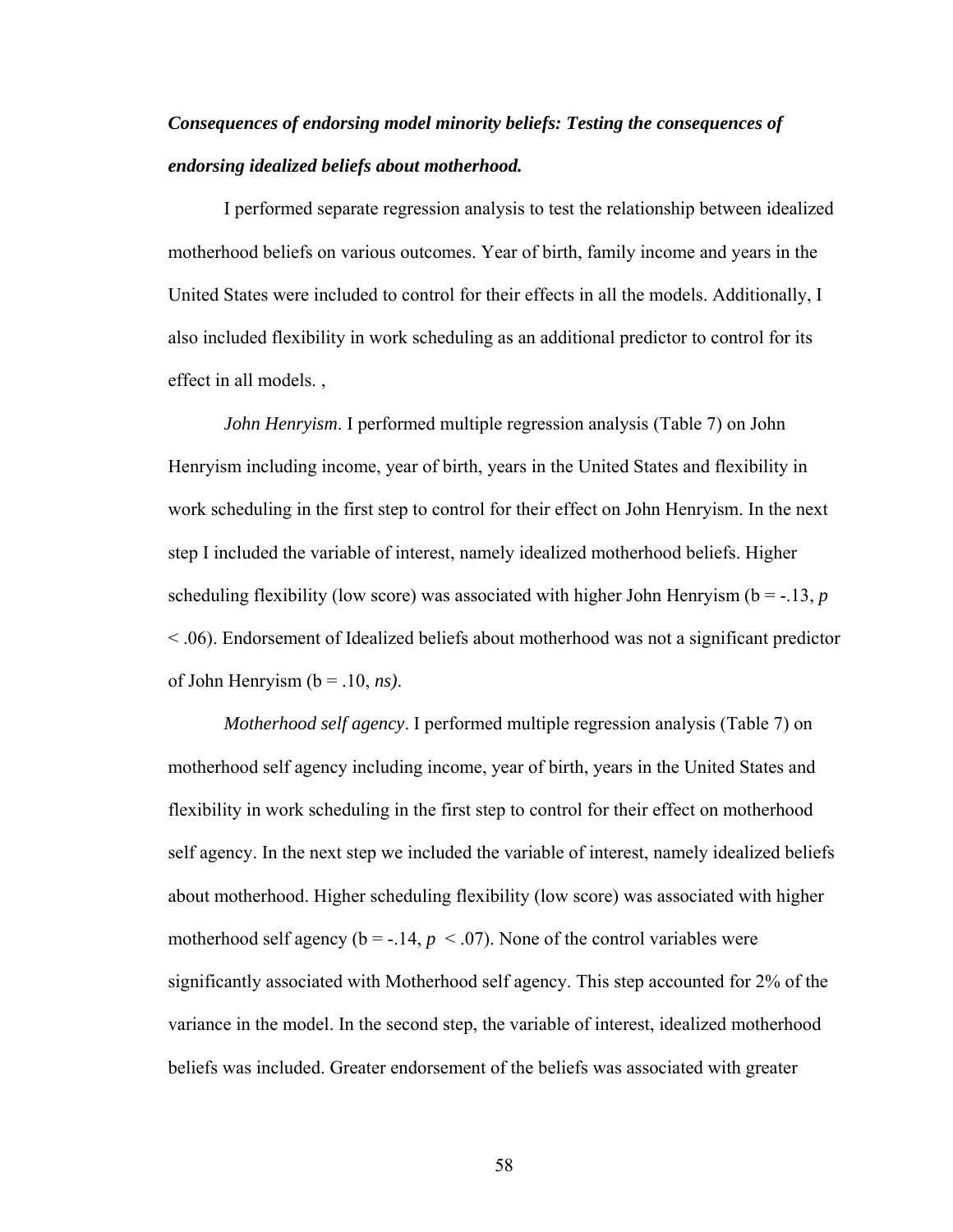***Consequences of endorsing model minority beliefs: Testing the consequences of endorsing idealized beliefs about motherhood.***

I performed separate regression analysis to test the relationship between idealized motherhood beliefs on various outcomes. Year of birth, family income and years in the United States were included to control for their effects in all the models. Additionally, I also included flexibility in work scheduling as an additional predictor to control for its effect in all models. ,

*John Henryism*. I performed multiple regression analysis (Table 7) on John Henryism including income, year of birth, years in the United States and flexibility in work scheduling in the first step to control for their effect on John Henryism. In the next step I included the variable of interest, namely idealized motherhood beliefs. Higher scheduling flexibility (low score) was associated with higher John Henryism (b = -.13, $p < .06$). Endorsement of Idealized beliefs about motherhood was not a significant predictor of John Henryism (b = .10, *ns)*.

*Motherhood self agency*. I performed multiple regression analysis (Table 7) on motherhood self agency including income, year of birth, years in the United States and flexibility in work scheduling in the first step to control for their effect on motherhood self agency. In the next step we included the variable of interest, namely idealized beliefs about motherhood. Higher scheduling flexibility (low score) was associated with higher motherhood self agency (b = -.14, $p < .07$). None of the control variables were significantly associated with Motherhood self agency. This step accounted for 2% of the variance in the model. In the second step, the variable of interest, idealized motherhood beliefs was included. Greater endorsement of the beliefs was associated with greater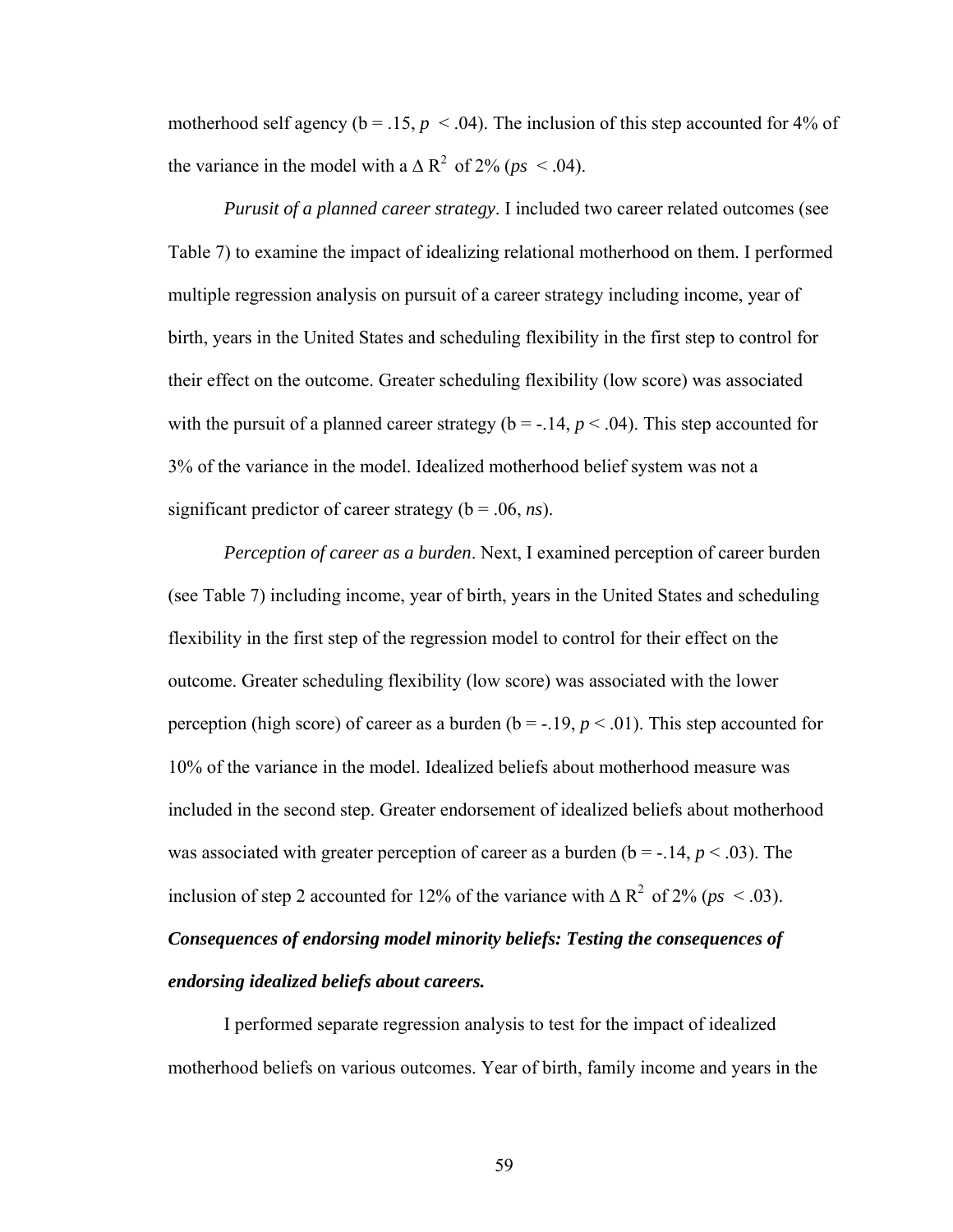motherhood self agency (b = .15, $p < .04$). The inclusion of this step accounted for 4% of the variance in the model with a $\Delta R^2$ of 2% ($ps < .04$).

*Purusit of a planned career strategy*. I included two career related outcomes (see Table 7) to examine the impact of idealizing relational motherhood on them. I performed multiple regression analysis on pursuit of a career strategy including income, year of birth, years in the United States and scheduling flexibility in the first step to control for their effect on the outcome. Greater scheduling flexibility (low score) was associated with the pursuit of a planned career strategy (b = -.14, $p < .04$). This step accounted for 3% of the variance in the model. Idealized motherhood belief system was not a significant predictor of career strategy (b = .06, *ns*).

*Perception of career as a burden*. Next, I examined perception of career burden (see Table 7) including income, year of birth, years in the United States and scheduling flexibility in the first step of the regression model to control for their effect on the outcome. Greater scheduling flexibility (low score) was associated with the lower perception (high score) of career as a burden (b = -.19, $p < .01$). This step accounted for 10% of the variance in the model. Idealized beliefs about motherhood measure was included in the second step. Greater endorsement of idealized beliefs about motherhood was associated with greater perception of career as a burden (b = -.14, $p < .03$). The inclusion of step 2 accounted for 12% of the variance with $\Delta R^2$ of 2% ($ps < .03$).

***Consequences of endorsing model minority beliefs: Testing the consequences of endorsing idealized beliefs about careers.***

I performed separate regression analysis to test for the impact of idealized motherhood beliefs on various outcomes. Year of birth, family income and years in the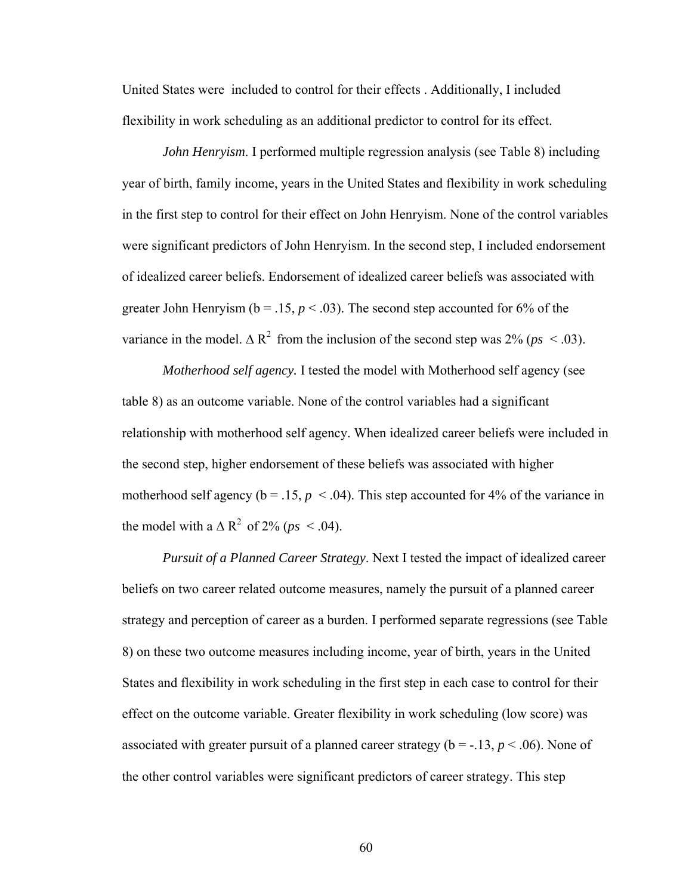United States were included to control for their effects . Additionally, I included flexibility in work scheduling as an additional predictor to control for its effect.

*John Henryism*. I performed multiple regression analysis (see Table 8) including year of birth, family income, years in the United States and flexibility in work scheduling in the first step to control for their effect on John Henryism. None of the control variables were significant predictors of John Henryism. In the second step, I included endorsement of idealized career beliefs. Endorsement of idealized career beliefs was associated with greater John Henryism (b = .15, $p < .03$). The second step accounted for 6% of the variance in the model. $\Delta R^2$ from the inclusion of the second step was 2% (*ps* $< .03$).

*Motherhood self agency.* I tested the model with Motherhood self agency (see table 8) as an outcome variable. None of the control variables had a significant relationship with motherhood self agency. When idealized career beliefs were included in the second step, higher endorsement of these beliefs was associated with higher motherhood self agency (b = .15, $p < .04$). This step accounted for 4% of the variance in the model with a $\Delta R^2$ of 2% (*ps* $< .04$).

*Pursuit of a Planned Career Strategy*. Next I tested the impact of idealized career beliefs on two career related outcome measures, namely the pursuit of a planned career strategy and perception of career as a burden. I performed separate regressions (see Table 8) on these two outcome measures including income, year of birth, years in the United States and flexibility in work scheduling in the first step in each case to control for their effect on the outcome variable. Greater flexibility in work scheduling (low score) was associated with greater pursuit of a planned career strategy (b = -.13, $p < .06$). None of the other control variables were significant predictors of career strategy. This step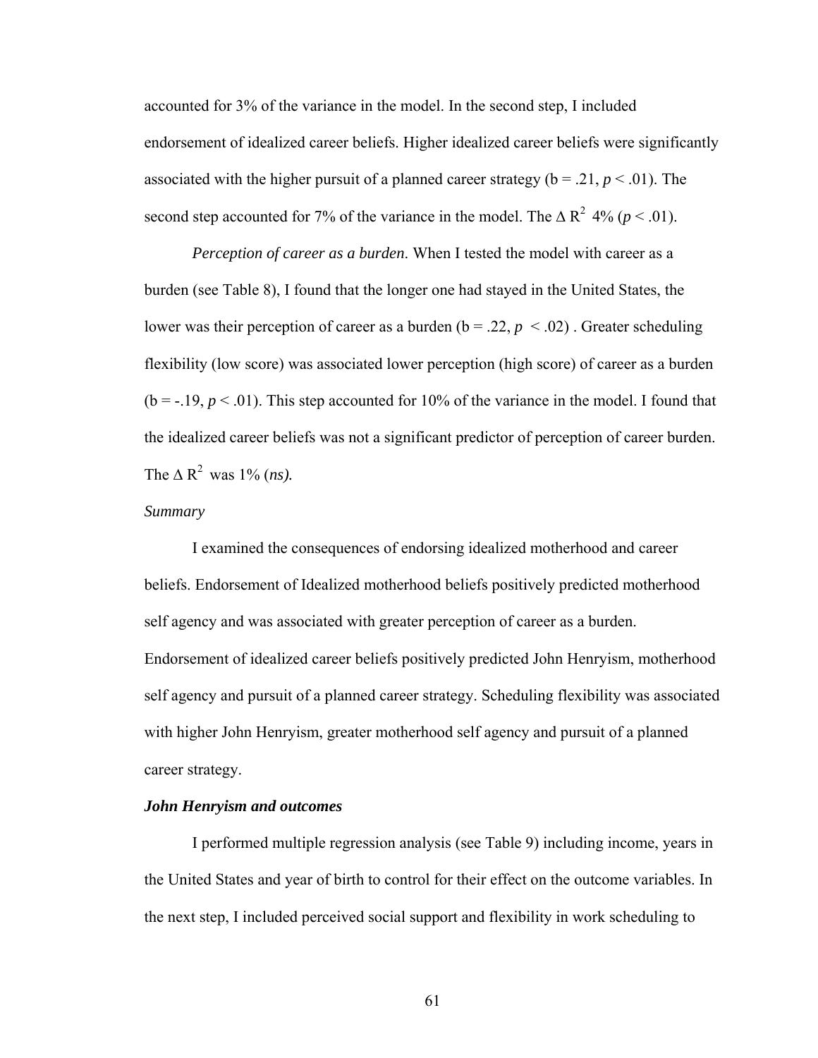accounted for 3% of the variance in the model. In the second step, I included endorsement of idealized career beliefs. Higher idealized career beliefs were significantly associated with the higher pursuit of a planned career strategy (b = .21, $p < .01$). The second step accounted for 7% of the variance in the model. The $\Delta R^2$ 4% ($p < .01$).

*Perception of career as a burden*. When I tested the model with career as a burden (see Table 8), I found that the longer one had stayed in the United States, the lower was their perception of career as a burden (b = .22, $p < .02$) . Greater scheduling flexibility (low score) was associated lower perception (high score) of career as a burden (b = -.19, $p < .01$). This step accounted for 10% of the variance in the model. I found that the idealized career beliefs was not a significant predictor of perception of career burden. The $\Delta R^2$ was 1% (*ns).*

*Summary*

I examined the consequences of endorsing idealized motherhood and career beliefs. Endorsement of Idealized motherhood beliefs positively predicted motherhood self agency and was associated with greater perception of career as a burden. Endorsement of idealized career beliefs positively predicted John Henryism, motherhood self agency and pursuit of a planned career strategy. Scheduling flexibility was associated with higher John Henryism, greater motherhood self agency and pursuit of a planned career strategy.

***John Henryism and outcomes***

I performed multiple regression analysis (see Table 9) including income, years in the United States and year of birth to control for their effect on the outcome variables. In the next step, I included perceived social support and flexibility in work scheduling to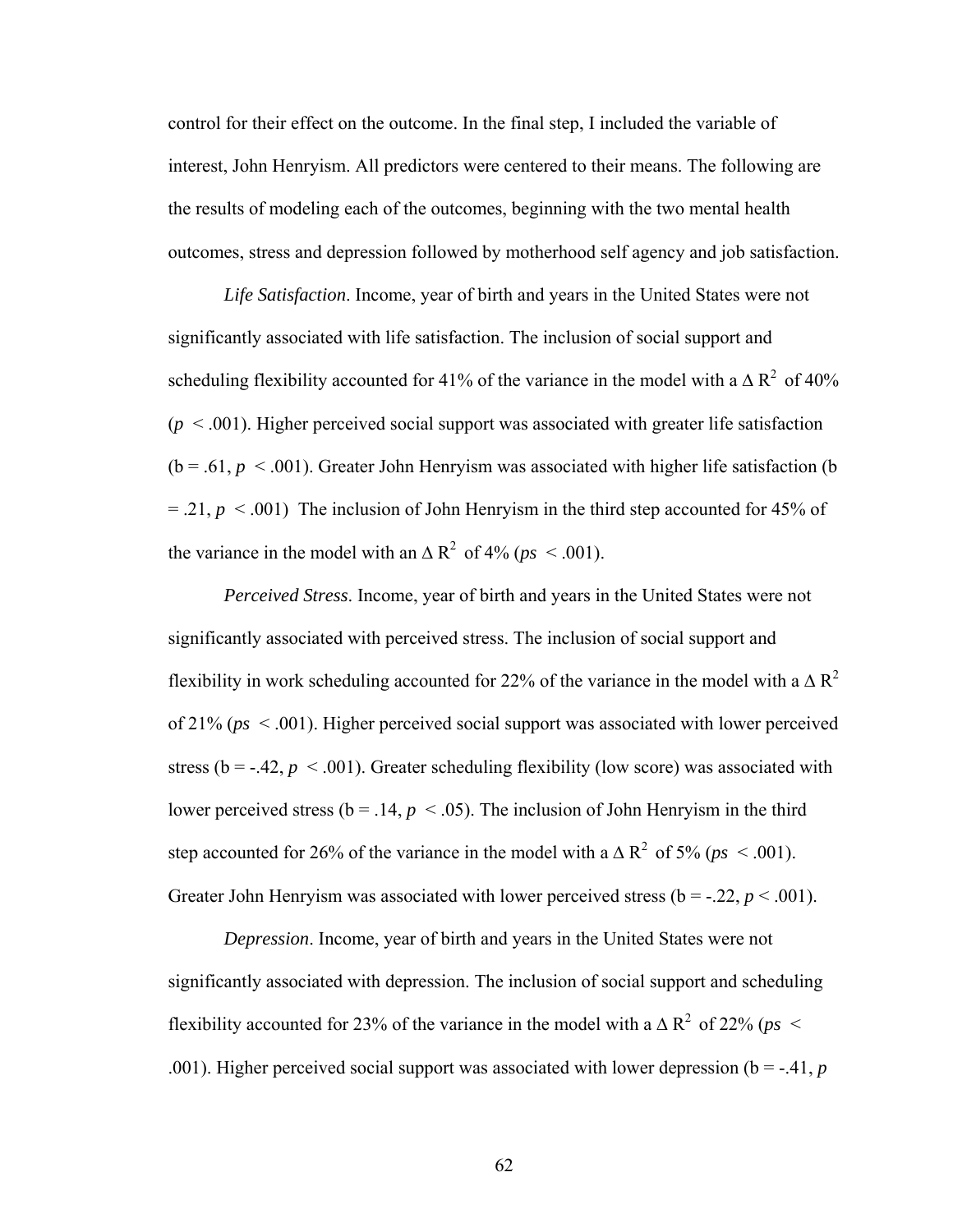control for their effect on the outcome. In the final step, I included the variable of interest, John Henryism. All predictors were centered to their means. The following are the results of modeling each of the outcomes, beginning with the two mental health outcomes, stress and depression followed by motherhood self agency and job satisfaction.

*Life Satisfaction*. Income, year of birth and years in the United States were not significantly associated with life satisfaction. The inclusion of social support and scheduling flexibility accounted for 41% of the variance in the model with a $\Delta R^2$ of 40% ($p < .001$). Higher perceived social support was associated with greater life satisfaction ($b = .61$, $p < .001$). Greater John Henryism was associated with higher life satisfaction ($b = .21$, $p < .001$) The inclusion of John Henryism in the third step accounted for 45% of the variance in the model with an $\Delta R^2$ of 4% (*ps* $< .001$).

*Perceived Stress*. Income, year of birth and years in the United States were not significantly associated with perceived stress. The inclusion of social support and flexibility in work scheduling accounted for 22% of the variance in the model with a $\Delta R^2$ of 21% (*ps* $< .001$). Higher perceived social support was associated with lower perceived stress ($b = -.42$, $p < .001$). Greater scheduling flexibility (low score) was associated with lower perceived stress ($b = .14$, $p < .05$). The inclusion of John Henryism in the third step accounted for 26% of the variance in the model with a $\Delta R^2$ of 5% (*ps* $< .001$). Greater John Henryism was associated with lower perceived stress ($b = -.22$, $p < .001$).

*Depression*. Income, year of birth and years in the United States were not significantly associated with depression. The inclusion of social support and scheduling flexibility accounted for 23% of the variance in the model with a $\Delta R^2$ of 22% (*ps* $< .001$). Higher perceived social support was associated with lower depression ($b = -.41$, *p*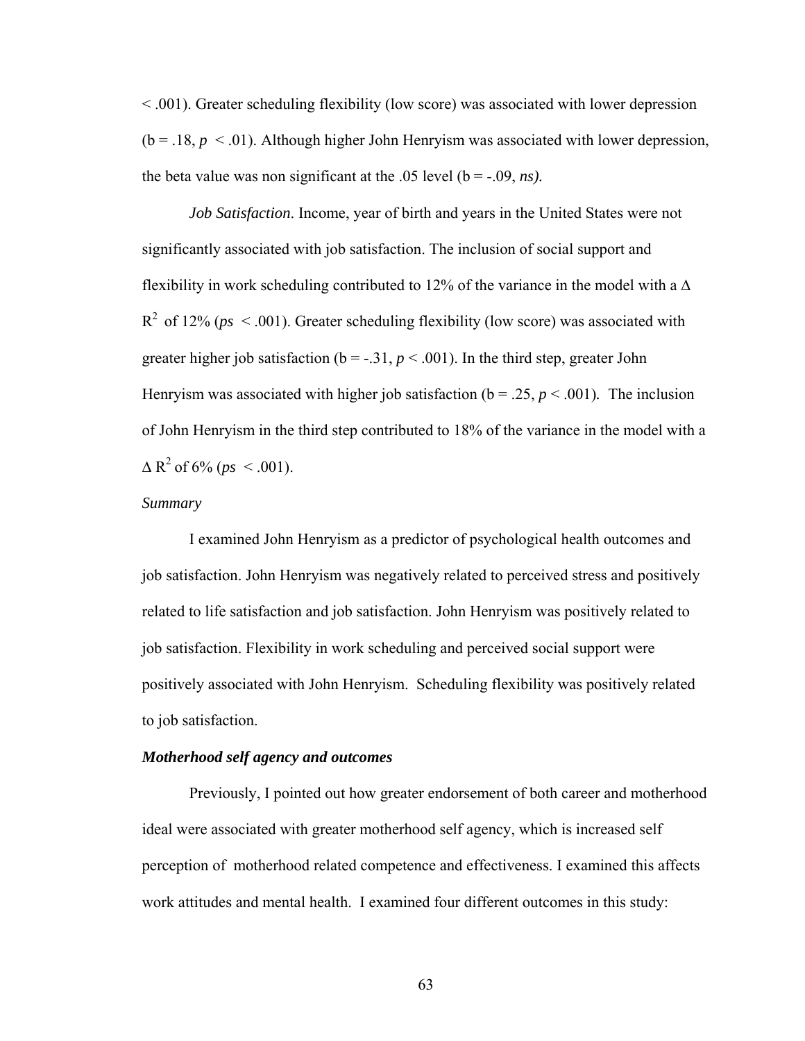$< .001$). Greater scheduling flexibility (low score) was associated with lower depression ($b = .18$, $p < .01$). Although higher John Henryism was associated with lower depression, the beta value was non significant at the .05 level ($b = -.09$, *ns).*

*Job Satisfaction*. Income, year of birth and years in the United States were not significantly associated with job satisfaction. The inclusion of social support and flexibility in work scheduling contributed to 12% of the variance in the model with a $\Delta R^2$ of 12% (*ps* $< .001$). Greater scheduling flexibility (low score) was associated with greater higher job satisfaction ($b = -.31$, $p < .001$). In the third step, greater John Henryism was associated with higher job satisfaction ($b = .25$, $p < .001$). The inclusion of John Henryism in the third step contributed to 18% of the variance in the model with a $\Delta R^2$ of 6% (*ps* $< .001$).

*Summary*

I examined John Henryism as a predictor of psychological health outcomes and job satisfaction. John Henryism was negatively related to perceived stress and positively related to life satisfaction and job satisfaction. John Henryism was positively related to job satisfaction. Flexibility in work scheduling and perceived social support were positively associated with John Henryism. Scheduling flexibility was positively related to job satisfaction.

***Motherhood self agency and outcomes***

Previously, I pointed out how greater endorsement of both career and motherhood ideal were associated with greater motherhood self agency, which is increased self perception of motherhood related competence and effectiveness. I examined this affects work attitudes and mental health. I examined four different outcomes in this study: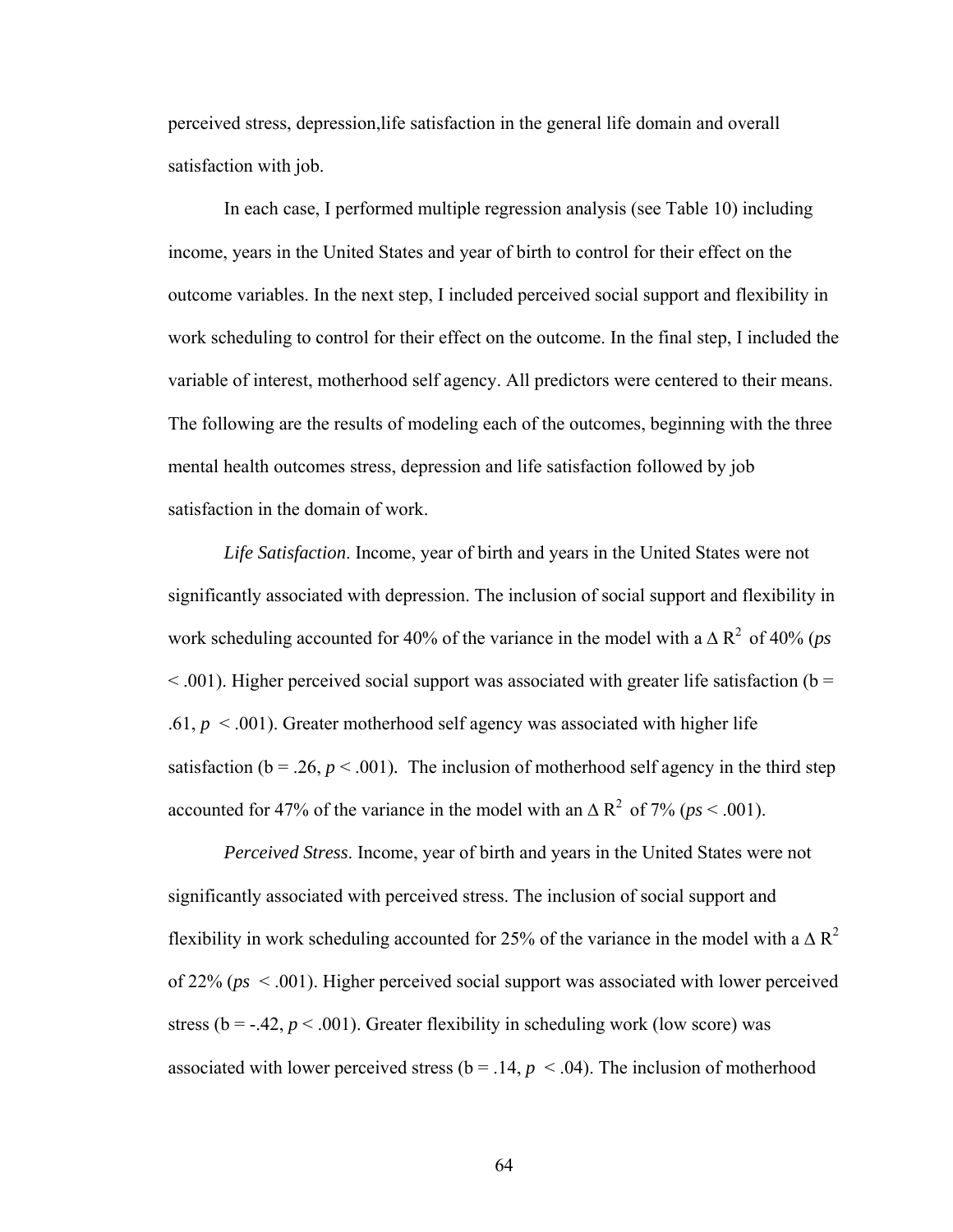perceived stress, depression,life satisfaction in the general life domain and overall satisfaction with job.

In each case, I performed multiple regression analysis (see Table 10) including income, years in the United States and year of birth to control for their effect on the outcome variables. In the next step, I included perceived social support and flexibility in work scheduling to control for their effect on the outcome. In the final step, I included the variable of interest, motherhood self agency. All predictors were centered to their means. The following are the results of modeling each of the outcomes, beginning with the three mental health outcomes stress, depression and life satisfaction followed by job satisfaction in the domain of work.

*Life Satisfaction*. Income, year of birth and years in the United States were not significantly associated with depression. The inclusion of social support and flexibility in work scheduling accounted for 40% of the variance in the model with a $\Delta R^2$ of 40% (*ps* < .001). Higher perceived social support was associated with greater life satisfaction (b = .61, $p < .001$). Greater motherhood self agency was associated with higher life satisfaction (b = .26, $p < .001$). The inclusion of motherhood self agency in the third step accounted for 47% of the variance in the model with an $\Delta R^2$ of 7% (*ps* < .001).

*Perceived Stress*. Income, year of birth and years in the United States were not significantly associated with perceived stress. The inclusion of social support and flexibility in work scheduling accounted for 25% of the variance in the model with a $\Delta R^2$ of 22% (*ps* < .001). Higher perceived social support was associated with lower perceived stress (b = -.42, $p < .001$). Greater flexibility in scheduling work (low score) was associated with lower perceived stress (b = .14, $p < .04$). The inclusion of motherhood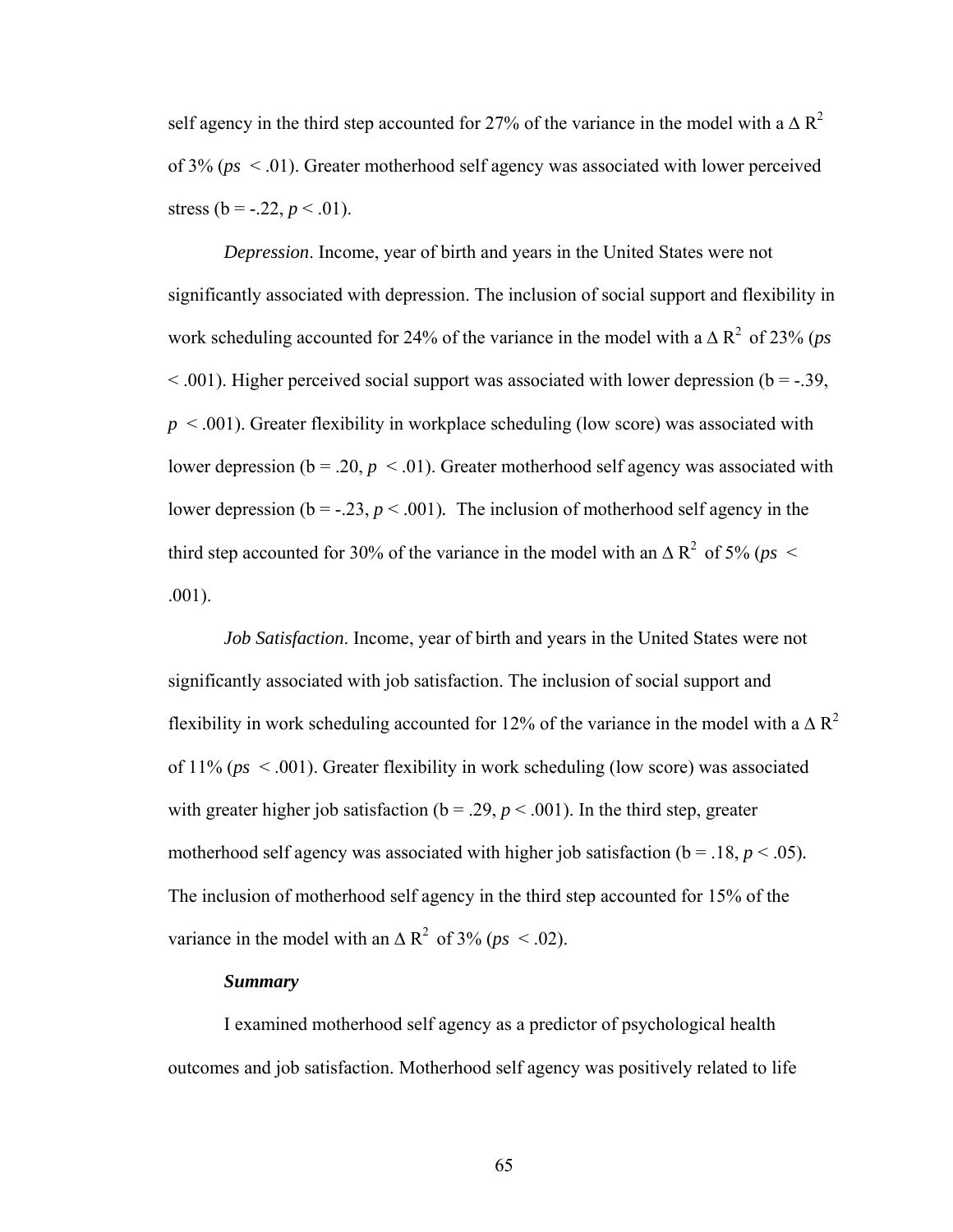self agency in the third step accounted for 27% of the variance in the model with a $\Delta R^2$ of 3% (*ps* $< .01$). Greater motherhood self agency was associated with lower perceived stress (b = -.22, $p < .01$).

*Depression*. Income, year of birth and years in the United States were not significantly associated with depression. The inclusion of social support and flexibility in work scheduling accounted for 24% of the variance in the model with a $\Delta R^2$ of 23% (*ps* $< .001$). Higher perceived social support was associated with lower depression (b = -.39, $p < .001$). Greater flexibility in workplace scheduling (low score) was associated with lower depression (b = .20, $p < .01$). Greater motherhood self agency was associated with lower depression (b = -.23, $p < .001$). The inclusion of motherhood self agency in the third step accounted for 30% of the variance in the model with an $\Delta R^2$ of 5% (*ps* $< .001$).

*Job Satisfaction*. Income, year of birth and years in the United States were not significantly associated with job satisfaction. The inclusion of social support and flexibility in work scheduling accounted for 12% of the variance in the model with a $\Delta R^2$ of 11% (*ps* $< .001$). Greater flexibility in work scheduling (low score) was associated with greater higher job satisfaction (b = .29, $p < .001$). In the third step, greater motherhood self agency was associated with higher job satisfaction (b = .18, $p < .05$). The inclusion of motherhood self agency in the third step accounted for 15% of the variance in the model with an $\Delta R^2$ of 3% (*ps* $< .02$).

***Summary***

I examined motherhood self agency as a predictor of psychological health outcomes and job satisfaction. Motherhood self agency was positively related to life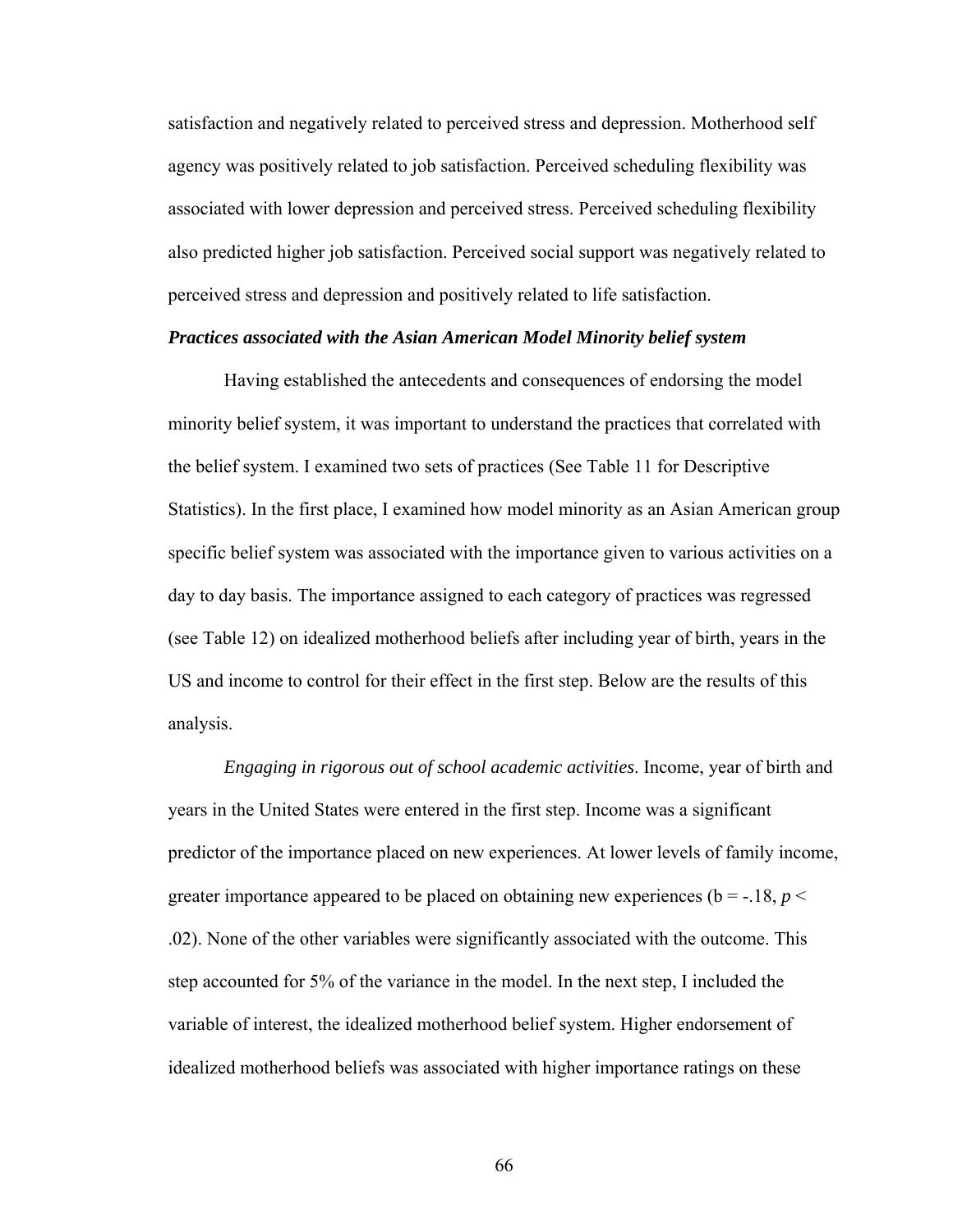satisfaction and negatively related to perceived stress and depression. Motherhood self agency was positively related to job satisfaction. Perceived scheduling flexibility was associated with lower depression and perceived stress. Perceived scheduling flexibility also predicted higher job satisfaction. Perceived social support was negatively related to perceived stress and depression and positively related to life satisfaction.

### *Practices associated with the Asian American Model Minority belief system*

Having established the antecedents and consequences of endorsing the model minority belief system, it was important to understand the practices that correlated with the belief system. I examined two sets of practices (See Table 11 for Descriptive Statistics). In the first place, I examined how model minority as an Asian American group specific belief system was associated with the importance given to various activities on a day to day basis. The importance assigned to each category of practices was regressed (see Table 12) on idealized motherhood beliefs after including year of birth, years in the US and income to control for their effect in the first step. Below are the results of this analysis.

*Engaging in rigorous out of school academic activities*. Income, year of birth and years in the United States were entered in the first step. Income was a significant predictor of the importance placed on new experiences. At lower levels of family income, greater importance appeared to be placed on obtaining new experiences (b = -.18, $p <$ .02). None of the other variables were significantly associated with the outcome. This step accounted for 5% of the variance in the model. In the next step, I included the variable of interest, the idealized motherhood belief system. Higher endorsement of idealized motherhood beliefs was associated with higher importance ratings on these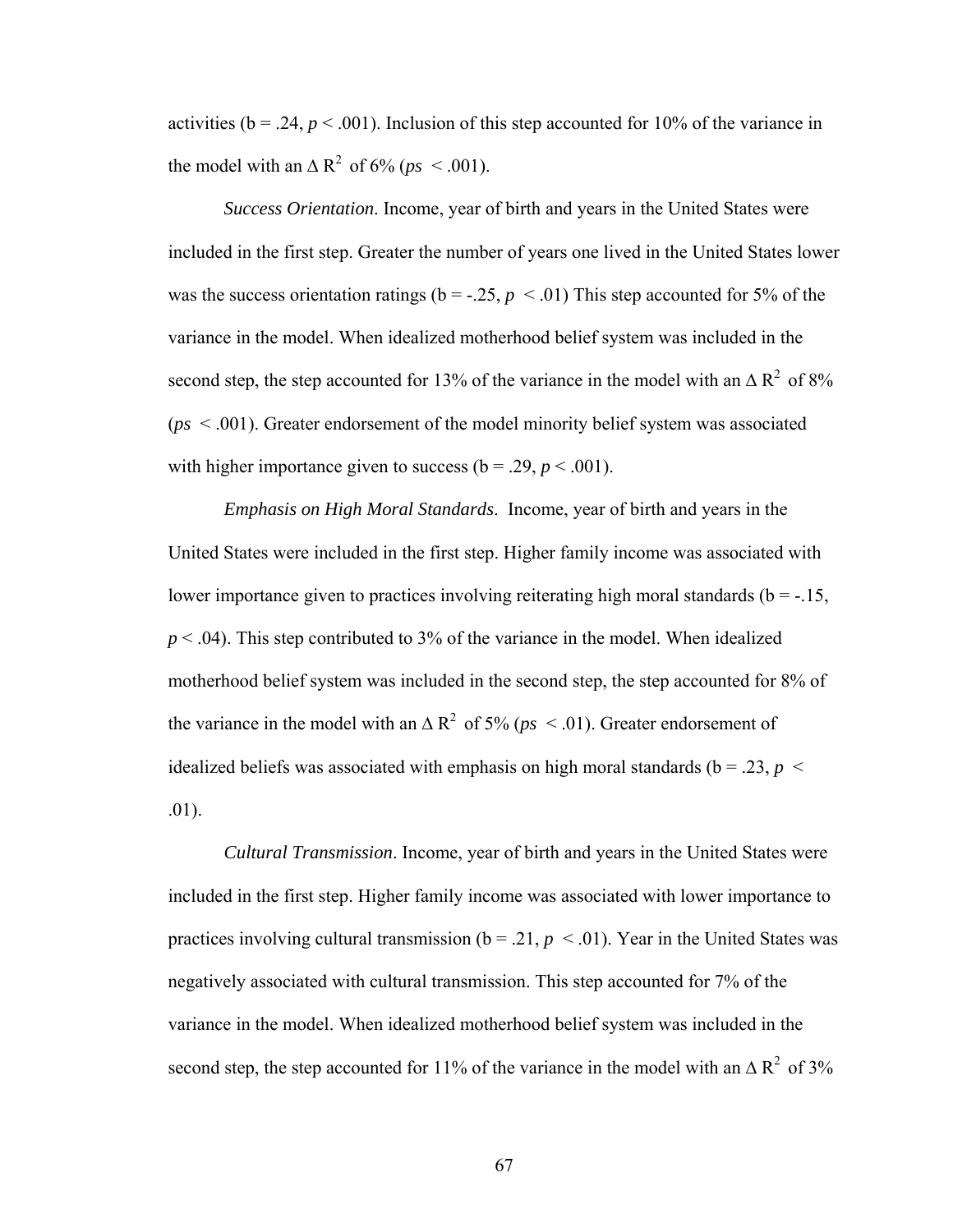activities (b = .24, $p < .001$). Inclusion of this step accounted for 10% of the variance in the model with an $\Delta R^2$ of 6% ($ps < .001$).

*Success Orientation*. Income, year of birth and years in the United States were included in the first step. Greater the number of years one lived in the United States lower was the success orientation ratings (b = -.25, $p < .01$) This step accounted for 5% of the variance in the model. When idealized motherhood belief system was included in the second step, the step accounted for 13% of the variance in the model with an $\Delta R^2$ of 8% ($ps < .001$). Greater endorsement of the model minority belief system was associated with higher importance given to success (b = .29, $p < .001$).

*Emphasis on High Moral Standards*. Income, year of birth and years in the United States were included in the first step. Higher family income was associated with lower importance given to practices involving reiterating high moral standards (b = -.15, $p < .04$). This step contributed to 3% of the variance in the model. When idealized motherhood belief system was included in the second step, the step accounted for 8% of the variance in the model with an $\Delta R^2$ of 5% ($ps < .01$). Greater endorsement of idealized beliefs was associated with emphasis on high moral standards (b = .23, $p < .01$).

*Cultural Transmission*. Income, year of birth and years in the United States were included in the first step. Higher family income was associated with lower importance to practices involving cultural transmission (b = .21, $p < .01$). Year in the United States was negatively associated with cultural transmission. This step accounted for 7% of the variance in the model. When idealized motherhood belief system was included in the second step, the step accounted for 11% of the variance in the model with an $\Delta R^2$ of 3%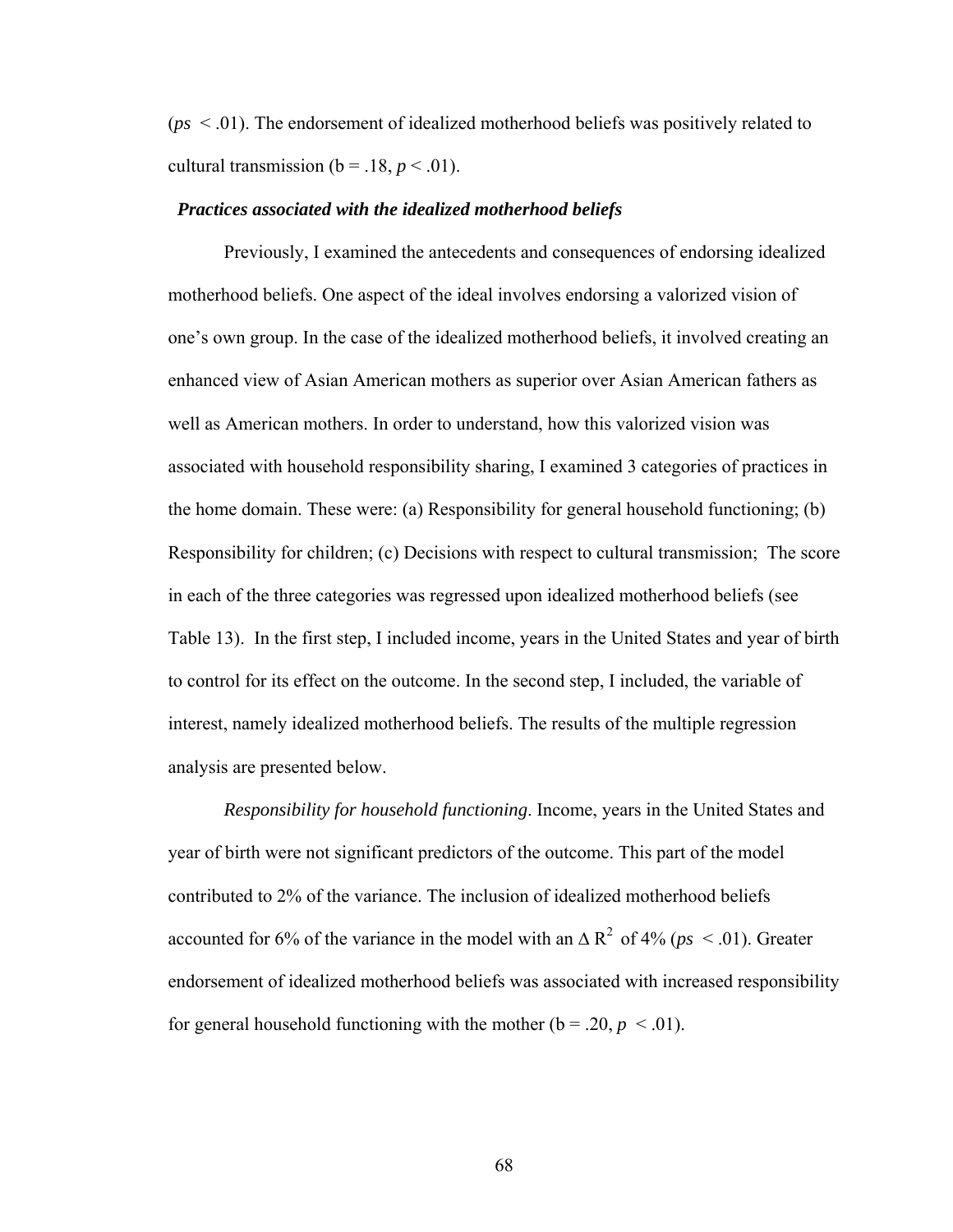($ps < .01$). The endorsement of idealized motherhood beliefs was positively related to cultural transmission (b = .18, $p < .01$).

***Practices associated with the idealized motherhood beliefs***

Previously, I examined the antecedents and consequences of endorsing idealized motherhood beliefs. One aspect of the ideal involves endorsing a valorized vision of one's own group. In the case of the idealized motherhood beliefs, it involved creating an enhanced view of Asian American mothers as superior over Asian American fathers as well as American mothers. In order to understand, how this valorized vision was associated with household responsibility sharing, I examined 3 categories of practices in the home domain. These were: (a) Responsibility for general household functioning; (b) Responsibility for children; (c) Decisions with respect to cultural transmission; The score in each of the three categories was regressed upon idealized motherhood beliefs (see Table 13). In the first step, I included income, years in the United States and year of birth to control for its effect on the outcome. In the second step, I included, the variable of interest, namely idealized motherhood beliefs. The results of the multiple regression analysis are presented below.

*Responsibility for household functioning*. Income, years in the United States and year of birth were not significant predictors of the outcome. This part of the model contributed to 2% of the variance. The inclusion of idealized motherhood beliefs accounted for 6% of the variance in the model with an $\Delta R^2$ of 4% ($ps < .01$). Greater endorsement of idealized motherhood beliefs was associated with increased responsibility for general household functioning with the mother (b = .20, $p < .01$).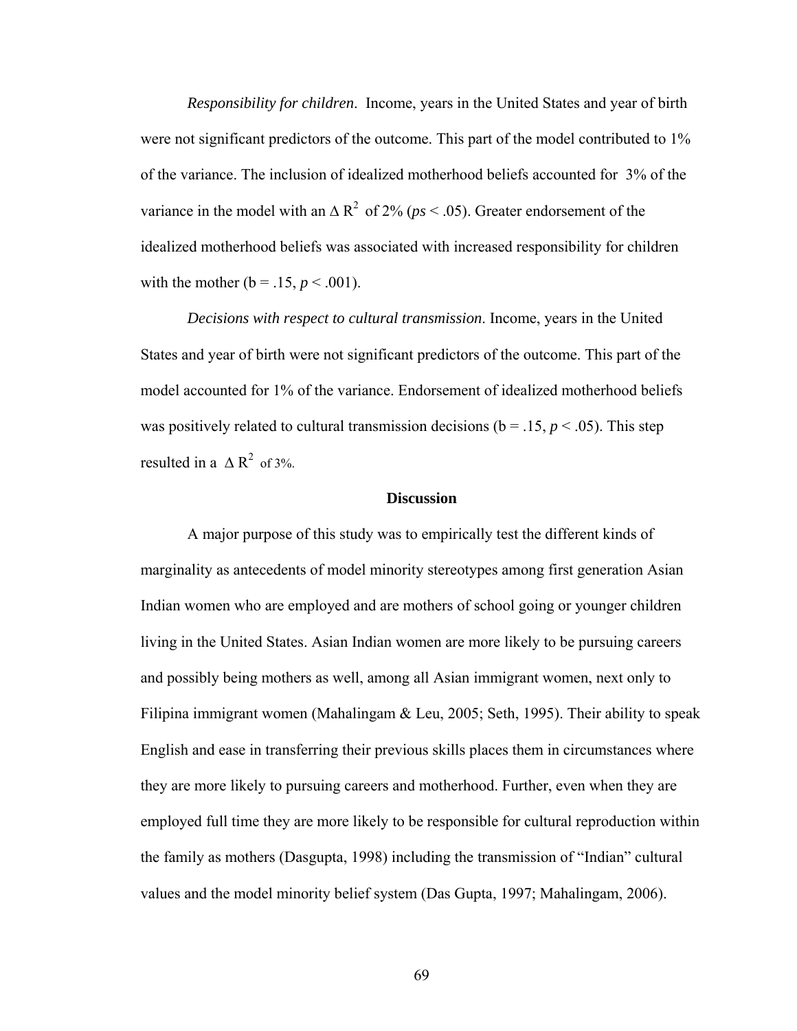*Responsibility for children*. Income, years in the United States and year of birth were not significant predictors of the outcome. This part of the model contributed to 1% of the variance. The inclusion of idealized motherhood beliefs accounted for 3% of the variance in the model with an $\Delta R^2$ of 2% (*ps* < .05). Greater endorsement of the idealized motherhood beliefs was associated with increased responsibility for children with the mother (b = .15, $p < .001$).

*Decisions with respect to cultural transmission*. Income, years in the United States and year of birth were not significant predictors of the outcome. This part of the model accounted for 1% of the variance. Endorsement of idealized motherhood beliefs was positively related to cultural transmission decisions (b = .15, $p < .05$). This step resulted in a $\Delta R^2$ of 3%.

## Discussion

A major purpose of this study was to empirically test the different kinds of marginality as antecedents of model minority stereotypes among first generation Asian Indian women who are employed and are mothers of school going or younger children living in the United States. Asian Indian women are more likely to be pursuing careers and possibly being mothers as well, among all Asian immigrant women, next only to Filipina immigrant women (Mahalingam & Leu, 2005; Seth, 1995). Their ability to speak English and ease in transferring their previous skills places them in circumstances where they are more likely to pursuing careers and motherhood. Further, even when they are employed full time they are more likely to be responsible for cultural reproduction within the family as mothers (Dasgupta, 1998) including the transmission of "Indian" cultural values and the model minority belief system (Das Gupta, 1997; Mahalingam, 2006).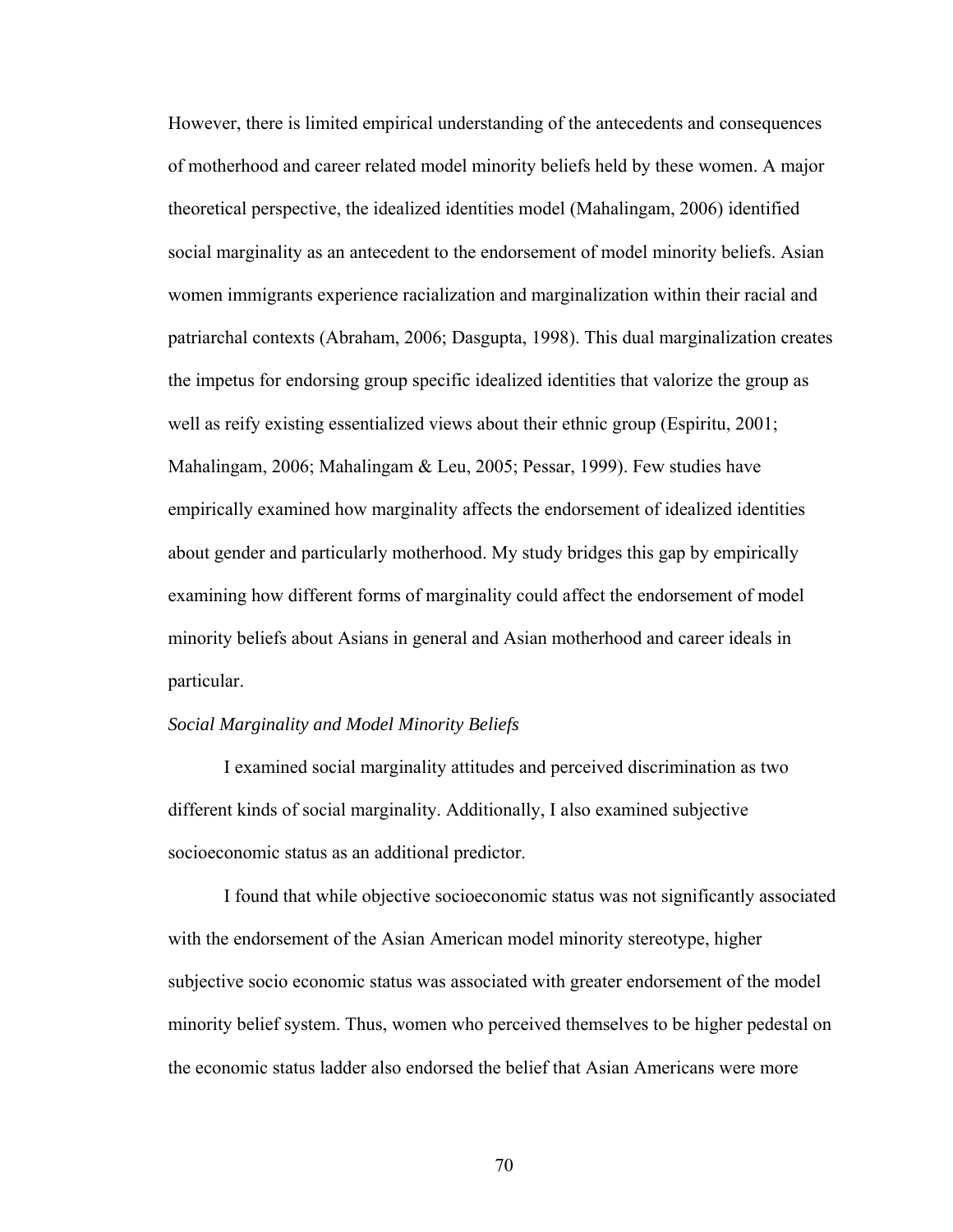However, there is limited empirical understanding of the antecedents and consequences of motherhood and career related model minority beliefs held by these women. A major theoretical perspective, the idealized identities model (Mahalingam, 2006) identified social marginality as an antecedent to the endorsement of model minority beliefs. Asian women immigrants experience racialization and marginalization within their racial and patriarchal contexts (Abraham, 2006; Dasgupta, 1998). This dual marginalization creates the impetus for endorsing group specific idealized identities that valorize the group as well as reify existing essentialized views about their ethnic group (Espiritu, 2001; Mahalingam, 2006; Mahalingam & Leu, 2005; Pessar, 1999). Few studies have empirically examined how marginality affects the endorsement of idealized identities about gender and particularly motherhood. My study bridges this gap by empirically examining how different forms of marginality could affect the endorsement of model minority beliefs about Asians in general and Asian motherhood and career ideals in particular.

*Social Marginality and Model Minority Beliefs*

I examined social marginality attitudes and perceived discrimination as two different kinds of social marginality. Additionally, I also examined subjective socioeconomic status as an additional predictor.

I found that while objective socioeconomic status was not significantly associated with the endorsement of the Asian American model minority stereotype, higher subjective socio economic status was associated with greater endorsement of the model minority belief system. Thus, women who perceived themselves to be higher pedestal on the economic status ladder also endorsed the belief that Asian Americans were more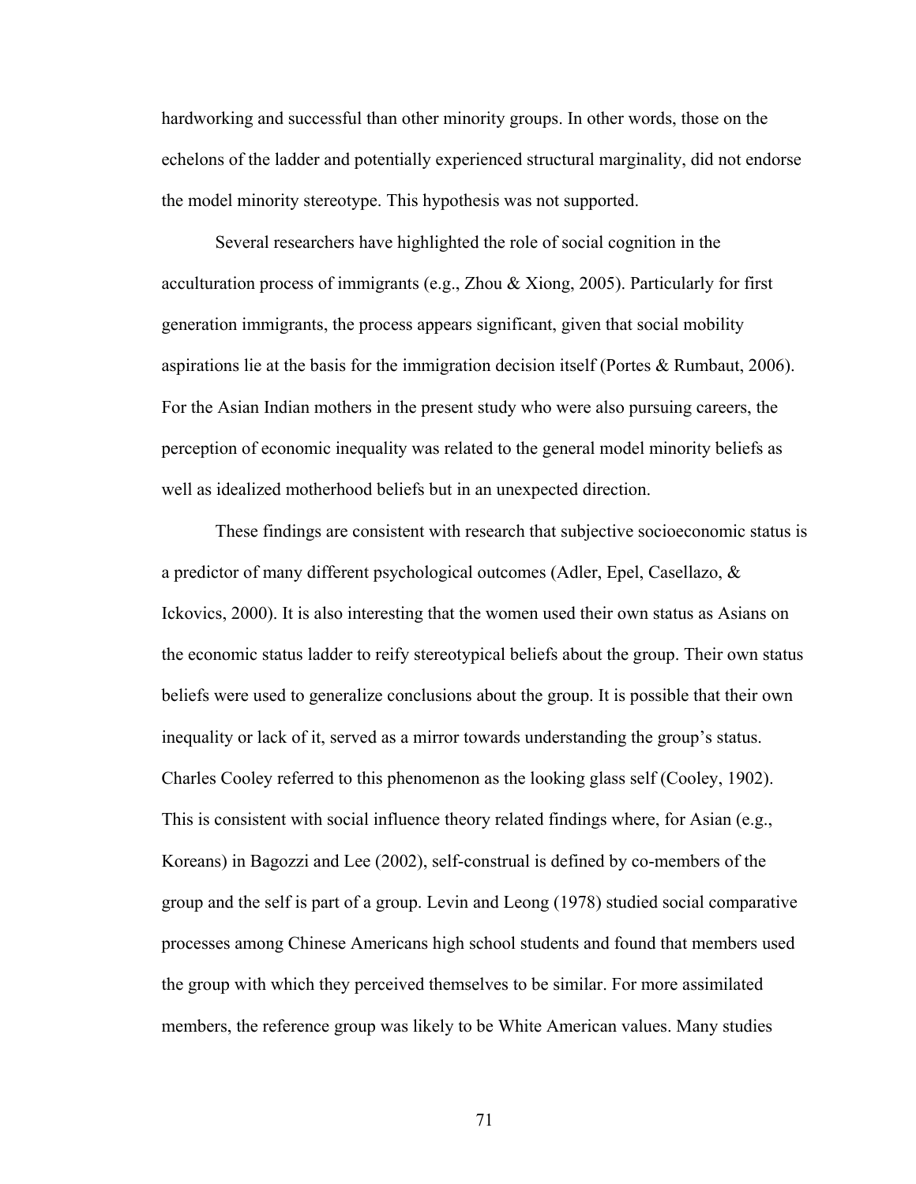hardworking and successful than other minority groups. In other words, those on the echelons of the ladder and potentially experienced structural marginality, did not endorse the model minority stereotype. This hypothesis was not supported.

Several researchers have highlighted the role of social cognition in the acculturation process of immigrants (e.g., Zhou & Xiong, 2005). Particularly for first generation immigrants, the process appears significant, given that social mobility aspirations lie at the basis for the immigration decision itself (Portes & Rumbaut, 2006). For the Asian Indian mothers in the present study who were also pursuing careers, the perception of economic inequality was related to the general model minority beliefs as well as idealized motherhood beliefs but in an unexpected direction.

These findings are consistent with research that subjective socioeconomic status is a predictor of many different psychological outcomes (Adler, Epel, Casellazo, & Ickovics, 2000). It is also interesting that the women used their own status as Asians on the economic status ladder to reify stereotypical beliefs about the group. Their own status beliefs were used to generalize conclusions about the group. It is possible that their own inequality or lack of it, served as a mirror towards understanding the group's status. Charles Cooley referred to this phenomenon as the looking glass self (Cooley, 1902). This is consistent with social influence theory related findings where, for Asian (e.g., Koreans) in Bagozzi and Lee (2002), self-construal is defined by co-members of the group and the self is part of a group. Levin and Leong (1978) studied social comparative processes among Chinese Americans high school students and found that members used the group with which they perceived themselves to be similar. For more assimilated members, the reference group was likely to be White American values. Many studies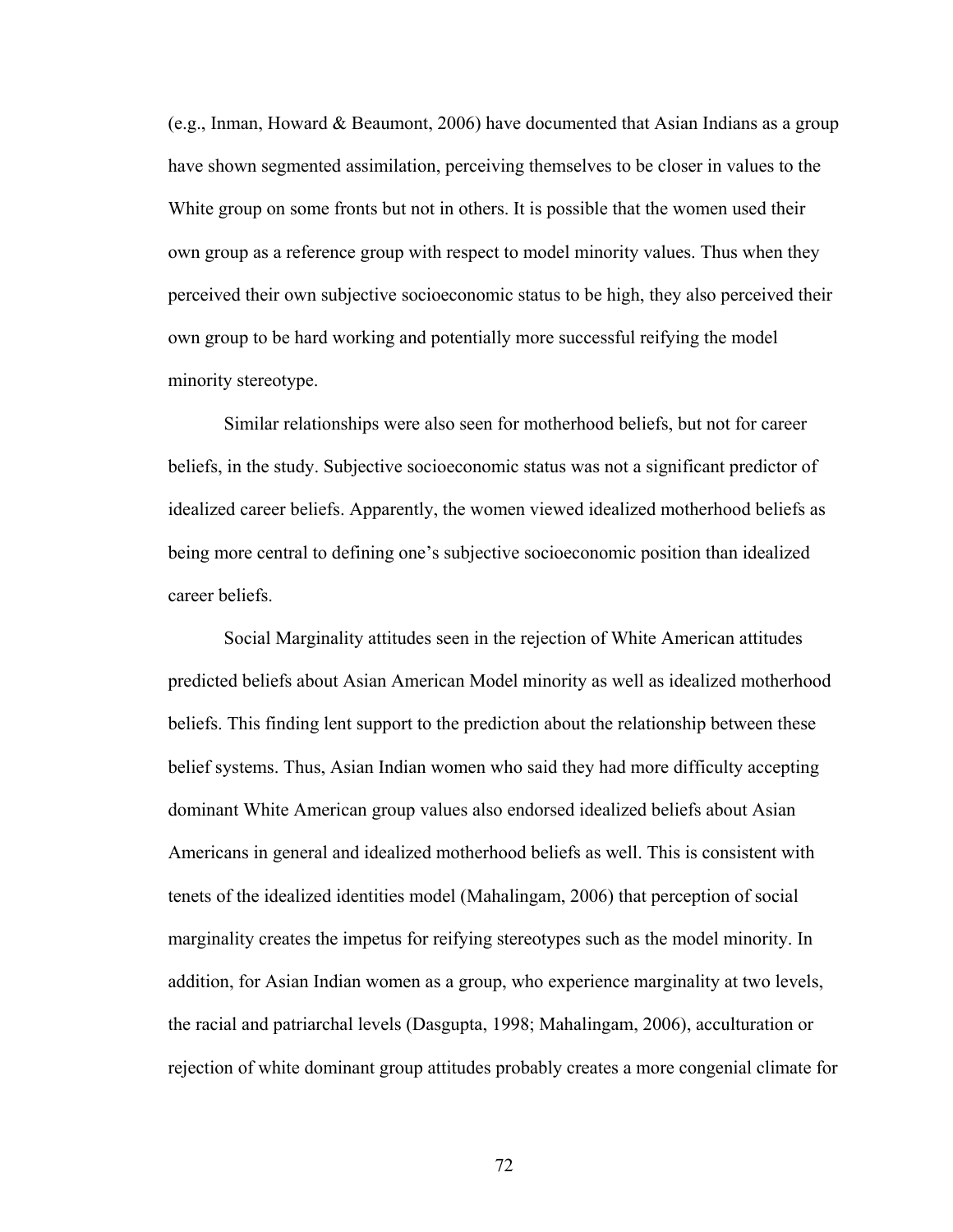(e.g., Inman, Howard & Beaumont, 2006) have documented that Asian Indians as a group have shown segmented assimilation, perceiving themselves to be closer in values to the White group on some fronts but not in others. It is possible that the women used their own group as a reference group with respect to model minority values. Thus when they perceived their own subjective socioeconomic status to be high, they also perceived their own group to be hard working and potentially more successful reifying the model minority stereotype.

Similar relationships were also seen for motherhood beliefs, but not for career beliefs, in the study. Subjective socioeconomic status was not a significant predictor of idealized career beliefs. Apparently, the women viewed idealized motherhood beliefs as being more central to defining one's subjective socioeconomic position than idealized career beliefs.

Social Marginality attitudes seen in the rejection of White American attitudes predicted beliefs about Asian American Model minority as well as idealized motherhood beliefs. This finding lent support to the prediction about the relationship between these belief systems. Thus, Asian Indian women who said they had more difficulty accepting dominant White American group values also endorsed idealized beliefs about Asian Americans in general and idealized motherhood beliefs as well. This is consistent with tenets of the idealized identities model (Mahalingam, 2006) that perception of social marginality creates the impetus for reifying stereotypes such as the model minority. In addition, for Asian Indian women as a group, who experience marginality at two levels, the racial and patriarchal levels (Dasgupta, 1998; Mahalingam, 2006), acculturation or rejection of white dominant group attitudes probably creates a more congenial climate for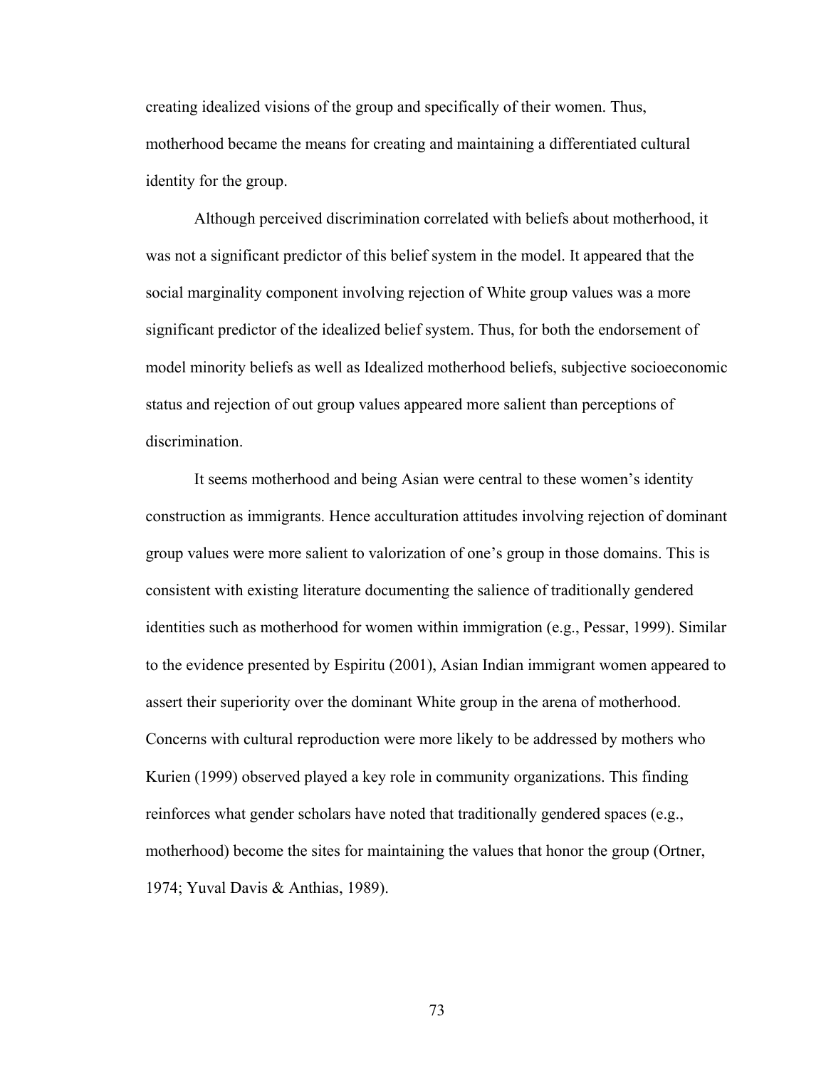creating idealized visions of the group and specifically of their women. Thus, motherhood became the means for creating and maintaining a differentiated cultural identity for the group.

Although perceived discrimination correlated with beliefs about motherhood, it was not a significant predictor of this belief system in the model. It appeared that the social marginality component involving rejection of White group values was a more significant predictor of the idealized belief system. Thus, for both the endorsement of model minority beliefs as well as Idealized motherhood beliefs, subjective socioeconomic status and rejection of out group values appeared more salient than perceptions of discrimination.

It seems motherhood and being Asian were central to these women's identity construction as immigrants. Hence acculturation attitudes involving rejection of dominant group values were more salient to valorization of one's group in those domains. This is consistent with existing literature documenting the salience of traditionally gendered identities such as motherhood for women within immigration (e.g., Pessar, 1999). Similar to the evidence presented by Espiritu (2001), Asian Indian immigrant women appeared to assert their superiority over the dominant White group in the arena of motherhood. Concerns with cultural reproduction were more likely to be addressed by mothers who Kurien (1999) observed played a key role in community organizations. This finding reinforces what gender scholars have noted that traditionally gendered spaces (e.g., motherhood) become the sites for maintaining the values that honor the group (Ortner, 1974; Yuval Davis & Anthias, 1989).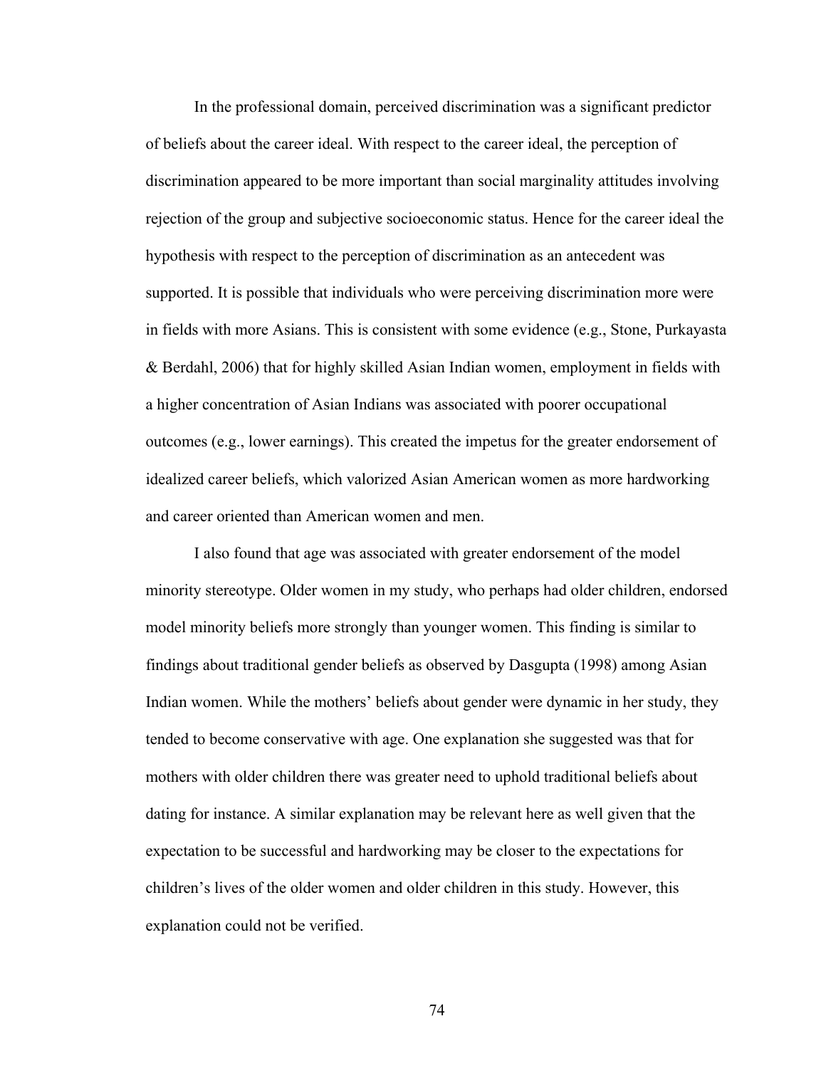In the professional domain, perceived discrimination was a significant predictor of beliefs about the career ideal. With respect to the career ideal, the perception of discrimination appeared to be more important than social marginality attitudes involving rejection of the group and subjective socioeconomic status. Hence for the career ideal the hypothesis with respect to the perception of discrimination as an antecedent was supported. It is possible that individuals who were perceiving discrimination more were in fields with more Asians. This is consistent with some evidence (e.g., Stone, Purkayasta & Berdahl, 2006) that for highly skilled Asian Indian women, employment in fields with a higher concentration of Asian Indians was associated with poorer occupational outcomes (e.g., lower earnings). This created the impetus for the greater endorsement of idealized career beliefs, which valorized Asian American women as more hardworking and career oriented than American women and men.

I also found that age was associated with greater endorsement of the model minority stereotype. Older women in my study, who perhaps had older children, endorsed model minority beliefs more strongly than younger women. This finding is similar to findings about traditional gender beliefs as observed by Dasgupta (1998) among Asian Indian women. While the mothers' beliefs about gender were dynamic in her study, they tended to become conservative with age. One explanation she suggested was that for mothers with older children there was greater need to uphold traditional beliefs about dating for instance. A similar explanation may be relevant here as well given that the expectation to be successful and hardworking may be closer to the expectations for children's lives of the older women and older children in this study. However, this explanation could not be verified.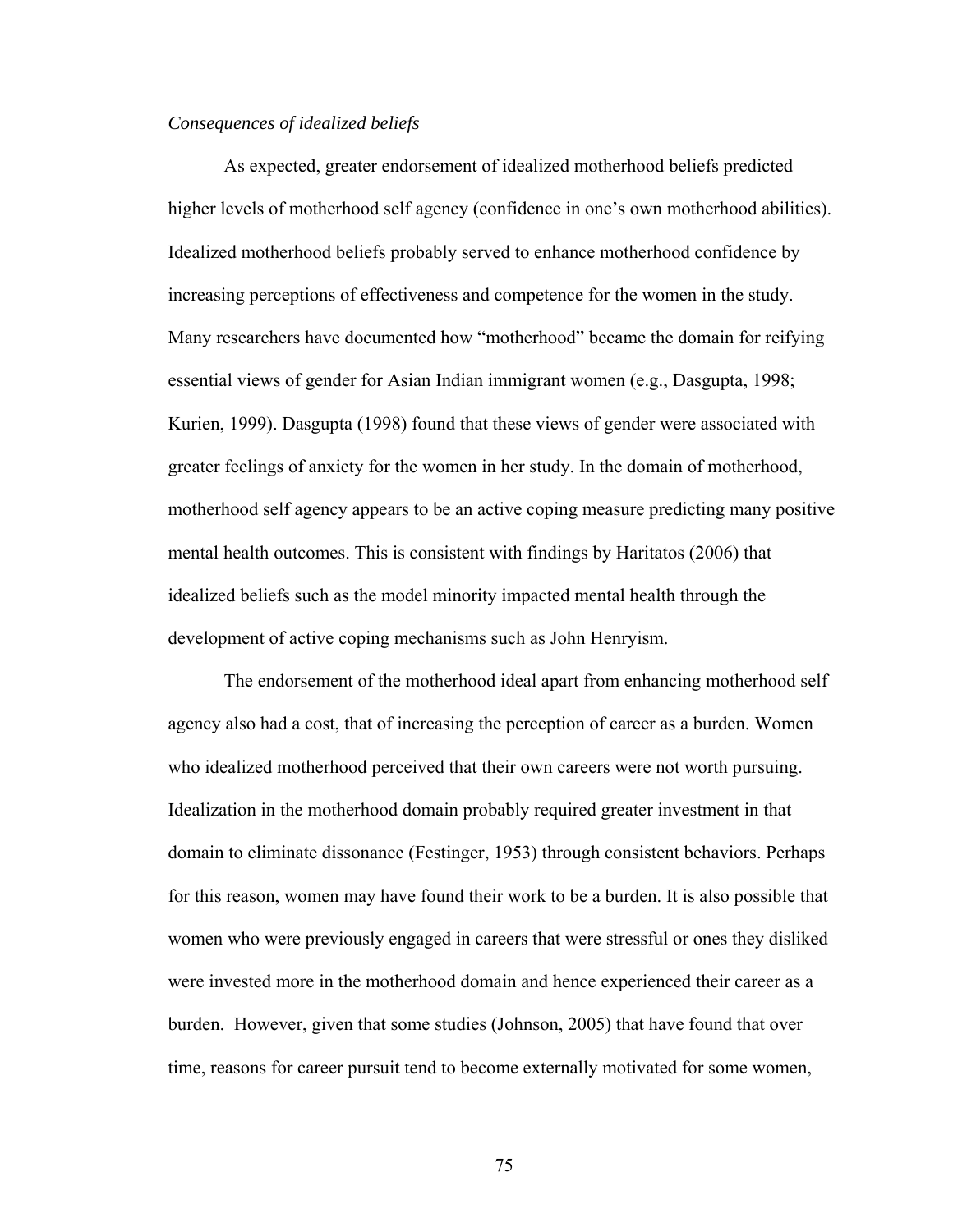*Consequences of idealized beliefs*

As expected, greater endorsement of idealized motherhood beliefs predicted higher levels of motherhood self agency (confidence in one's own motherhood abilities). Idealized motherhood beliefs probably served to enhance motherhood confidence by increasing perceptions of effectiveness and competence for the women in the study. Many researchers have documented how "motherhood" became the domain for reifying essential views of gender for Asian Indian immigrant women (e.g., Dasgupta, 1998; Kurien, 1999). Dasgupta (1998) found that these views of gender were associated with greater feelings of anxiety for the women in her study. In the domain of motherhood, motherhood self agency appears to be an active coping measure predicting many positive mental health outcomes. This is consistent with findings by Haritatos (2006) that idealized beliefs such as the model minority impacted mental health through the development of active coping mechanisms such as John Henryism.

The endorsement of the motherhood ideal apart from enhancing motherhood self agency also had a cost, that of increasing the perception of career as a burden. Women who idealized motherhood perceived that their own careers were not worth pursuing. Idealization in the motherhood domain probably required greater investment in that domain to eliminate dissonance (Festinger, 1953) through consistent behaviors. Perhaps for this reason, women may have found their work to be a burden. It is also possible that women who were previously engaged in careers that were stressful or ones they disliked were invested more in the motherhood domain and hence experienced their career as a burden. However, given that some studies (Johnson, 2005) that have found that over time, reasons for career pursuit tend to become externally motivated for some women,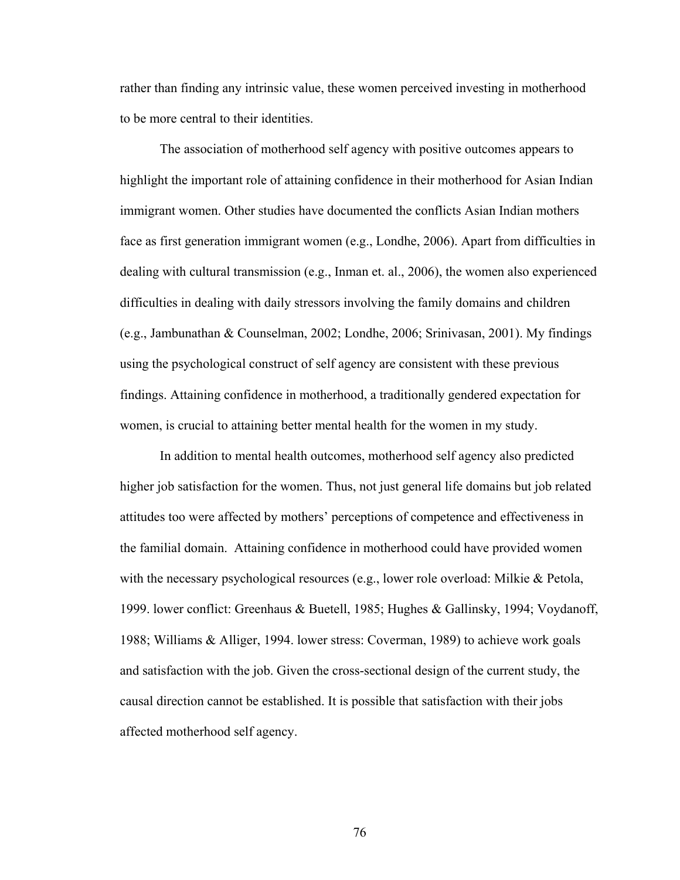rather than finding any intrinsic value, these women perceived investing in motherhood to be more central to their identities.

The association of motherhood self agency with positive outcomes appears to highlight the important role of attaining confidence in their motherhood for Asian Indian immigrant women. Other studies have documented the conflicts Asian Indian mothers face as first generation immigrant women (e.g., Londhe, 2006). Apart from difficulties in dealing with cultural transmission (e.g., Inman et. al., 2006), the women also experienced difficulties in dealing with daily stressors involving the family domains and children (e.g., Jambunathan & Counselman, 2002; Londhe, 2006; Srinivasan, 2001). My findings using the psychological construct of self agency are consistent with these previous findings. Attaining confidence in motherhood, a traditionally gendered expectation for women, is crucial to attaining better mental health for the women in my study.

In addition to mental health outcomes, motherhood self agency also predicted higher job satisfaction for the women. Thus, not just general life domains but job related attitudes too were affected by mothers' perceptions of competence and effectiveness in the familial domain. Attaining confidence in motherhood could have provided women with the necessary psychological resources (e.g., lower role overload: Milkie & Petola, 1999. lower conflict: Greenhaus & Buetell, 1985; Hughes & Gallinsky, 1994; Voydanoff, 1988; Williams & Alliger, 1994. lower stress: Coverman, 1989) to achieve work goals and satisfaction with the job. Given the cross-sectional design of the current study, the causal direction cannot be established. It is possible that satisfaction with their jobs affected motherhood self agency.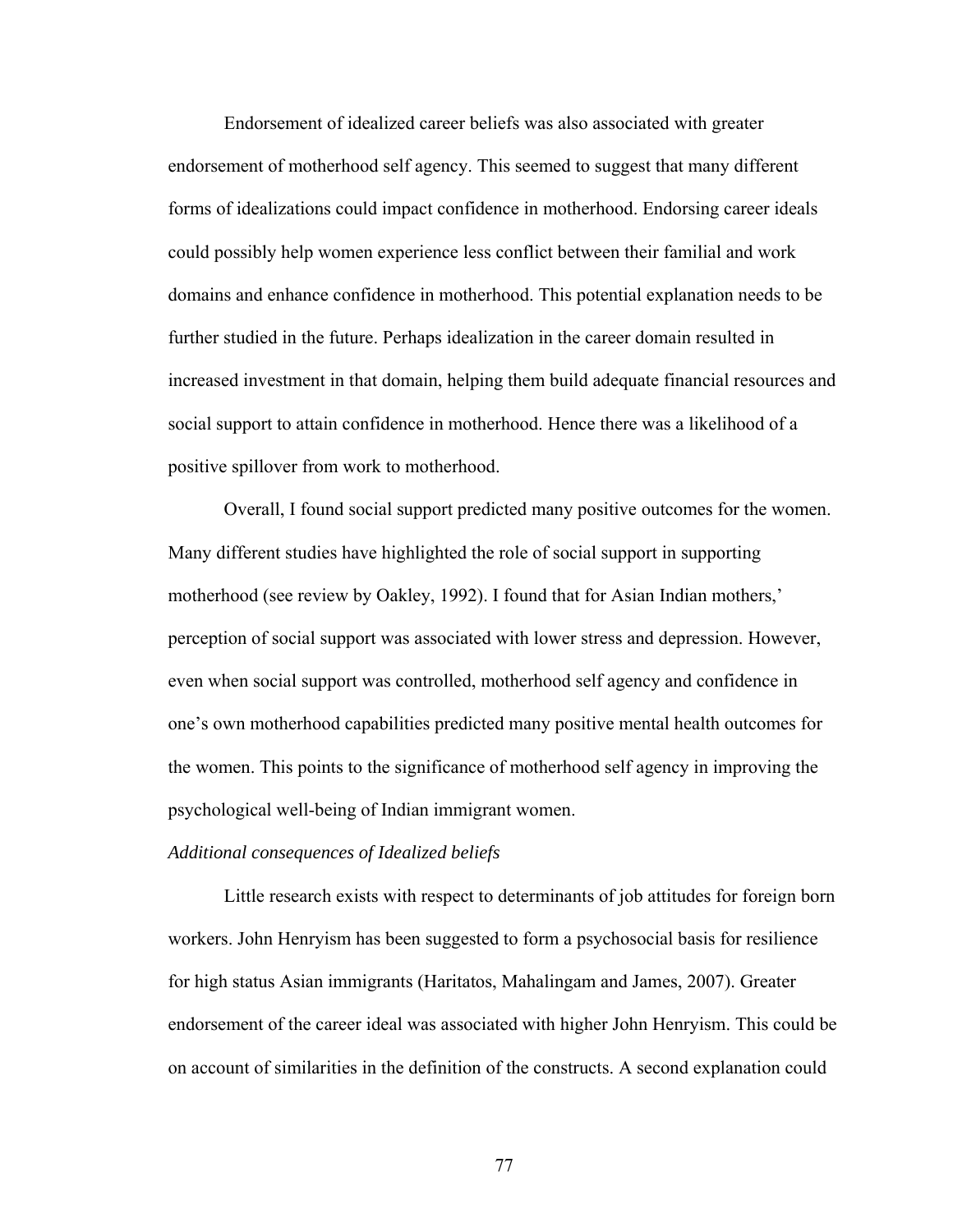Endorsement of idealized career beliefs was also associated with greater endorsement of motherhood self agency. This seemed to suggest that many different forms of idealizations could impact confidence in motherhood. Endorsing career ideals could possibly help women experience less conflict between their familial and work domains and enhance confidence in motherhood. This potential explanation needs to be further studied in the future. Perhaps idealization in the career domain resulted in increased investment in that domain, helping them build adequate financial resources and social support to attain confidence in motherhood. Hence there was a likelihood of a positive spillover from work to motherhood.

Overall, I found social support predicted many positive outcomes for the women. Many different studies have highlighted the role of social support in supporting motherhood (see review by Oakley, 1992). I found that for Asian Indian mothers,' perception of social support was associated with lower stress and depression. However, even when social support was controlled, motherhood self agency and confidence in one's own motherhood capabilities predicted many positive mental health outcomes for the women. This points to the significance of motherhood self agency in improving the psychological well-being of Indian immigrant women.

*Additional consequences of Idealized beliefs*

Little research exists with respect to determinants of job attitudes for foreign born workers. John Henryism has been suggested to form a psychosocial basis for resilience for high status Asian immigrants (Haritatos, Mahalingam and James, 2007). Greater endorsement of the career ideal was associated with higher John Henryism. This could be on account of similarities in the definition of the constructs. A second explanation could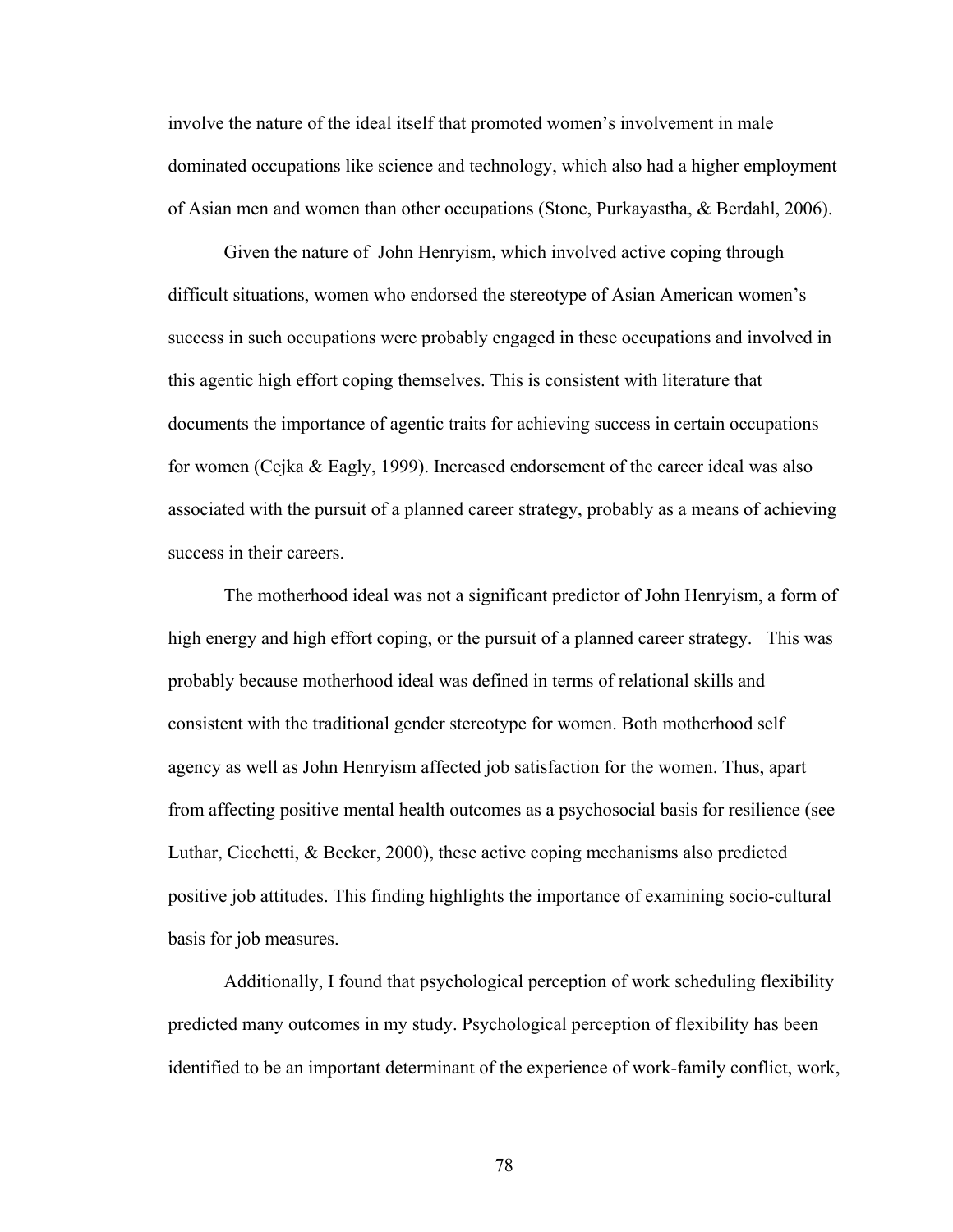involve the nature of the ideal itself that promoted women's involvement in male dominated occupations like science and technology, which also had a higher employment of Asian men and women than other occupations (Stone, Purkayastha, & Berdahl, 2006).

Given the nature of John Henryism, which involved active coping through difficult situations, women who endorsed the stereotype of Asian American women's success in such occupations were probably engaged in these occupations and involved in this agentic high effort coping themselves. This is consistent with literature that documents the importance of agentic traits for achieving success in certain occupations for women (Cejka & Eagly, 1999). Increased endorsement of the career ideal was also associated with the pursuit of a planned career strategy, probably as a means of achieving success in their careers.

The motherhood ideal was not a significant predictor of John Henryism, a form of high energy and high effort coping, or the pursuit of a planned career strategy. This was probably because motherhood ideal was defined in terms of relational skills and consistent with the traditional gender stereotype for women. Both motherhood self agency as well as John Henryism affected job satisfaction for the women. Thus, apart from affecting positive mental health outcomes as a psychosocial basis for resilience (see Luthar, Cicchetti, & Becker, 2000), these active coping mechanisms also predicted positive job attitudes. This finding highlights the importance of examining socio-cultural basis for job measures.

Additionally, I found that psychological perception of work scheduling flexibility predicted many outcomes in my study. Psychological perception of flexibility has been identified to be an important determinant of the experience of work-family conflict, work,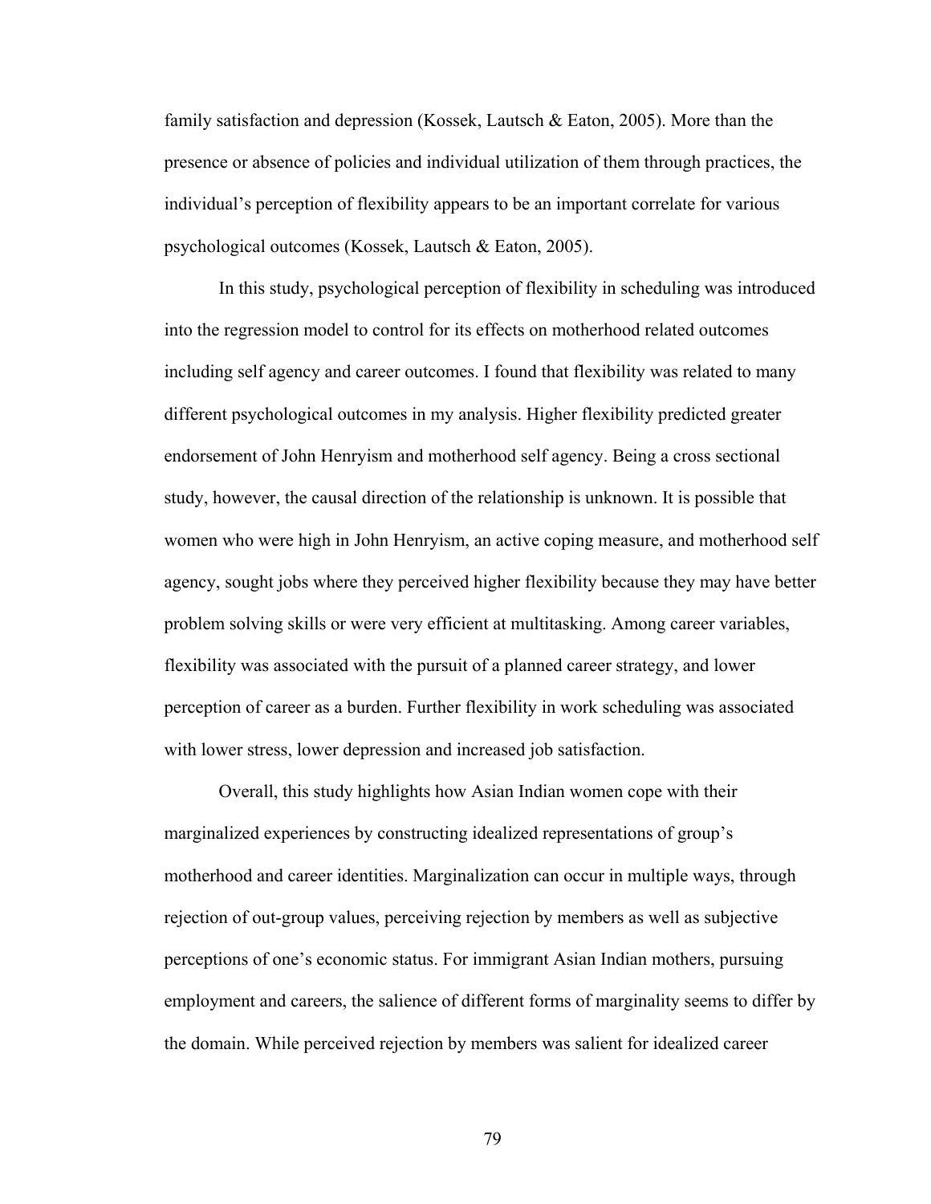family satisfaction and depression (Kossek, Lautsch & Eaton, 2005). More than the presence or absence of policies and individual utilization of them through practices, the individual's perception of flexibility appears to be an important correlate for various psychological outcomes (Kossek, Lautsch & Eaton, 2005).

In this study, psychological perception of flexibility in scheduling was introduced into the regression model to control for its effects on motherhood related outcomes including self agency and career outcomes. I found that flexibility was related to many different psychological outcomes in my analysis. Higher flexibility predicted greater endorsement of John Henryism and motherhood self agency. Being a cross sectional study, however, the causal direction of the relationship is unknown. It is possible that women who were high in John Henryism, an active coping measure, and motherhood self agency, sought jobs where they perceived higher flexibility because they may have better problem solving skills or were very efficient at multitasking. Among career variables, flexibility was associated with the pursuit of a planned career strategy, and lower perception of career as a burden. Further flexibility in work scheduling was associated with lower stress, lower depression and increased job satisfaction.

Overall, this study highlights how Asian Indian women cope with their marginalized experiences by constructing idealized representations of group's motherhood and career identities. Marginalization can occur in multiple ways, through rejection of out-group values, perceiving rejection by members as well as subjective perceptions of one's economic status. For immigrant Asian Indian mothers, pursuing employment and careers, the salience of different forms of marginality seems to differ by the domain. While perceived rejection by members was salient for idealized career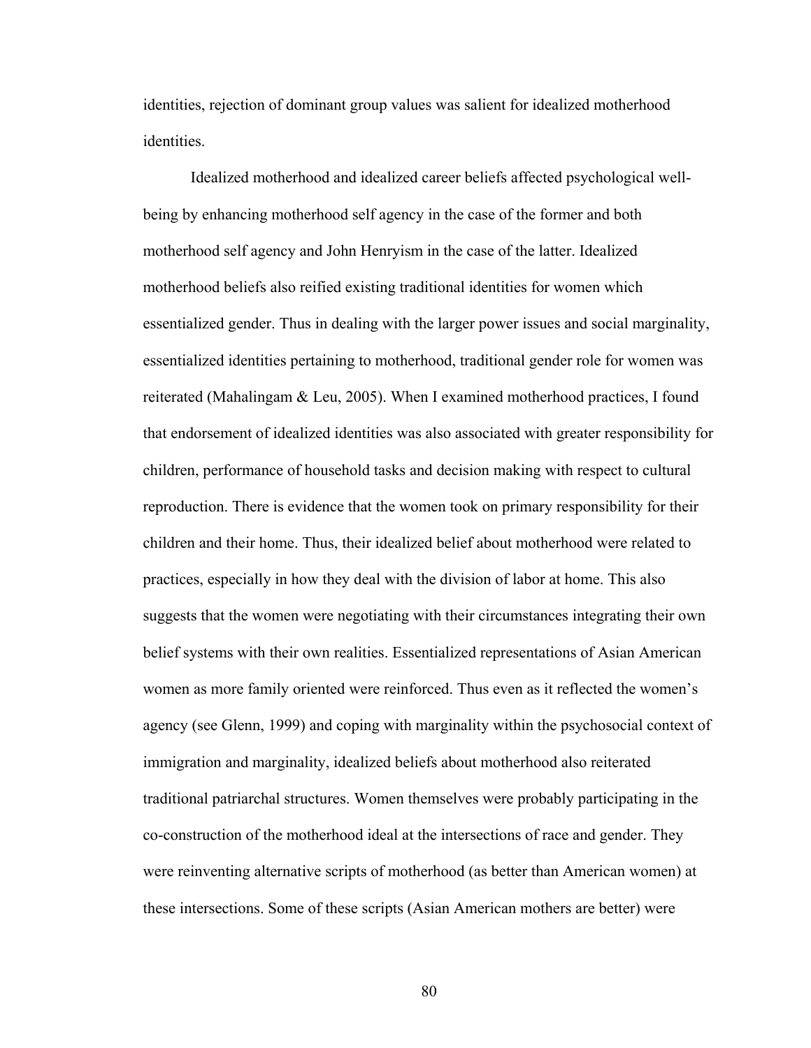identities, rejection of dominant group values was salient for idealized motherhood identities.

Idealized motherhood and idealized career beliefs affected psychological well-being by enhancing motherhood self agency in the case of the former and both motherhood self agency and John Henryism in the case of the latter. Idealized motherhood beliefs also reified existing traditional identities for women which essentialized gender. Thus in dealing with the larger power issues and social marginality, essentialized identities pertaining to motherhood, traditional gender role for women was reiterated (Mahalingam & Leu, 2005). When I examined motherhood practices, I found that endorsement of idealized identities was also associated with greater responsibility for children, performance of household tasks and decision making with respect to cultural reproduction. There is evidence that the women took on primary responsibility for their children and their home. Thus, their idealized belief about motherhood were related to practices, especially in how they deal with the division of labor at home. This also suggests that the women were negotiating with their circumstances integrating their own belief systems with their own realities. Essentialized representations of Asian American women as more family oriented were reinforced. Thus even as it reflected the women's agency (see Glenn, 1999) and coping with marginality within the psychosocial context of immigration and marginality, idealized beliefs about motherhood also reiterated traditional patriarchal structures. Women themselves were probably participating in the co-construction of the motherhood ideal at the intersections of race and gender. They were reinventing alternative scripts of motherhood (as better than American women) at these intersections. Some of these scripts (Asian American mothers are better) were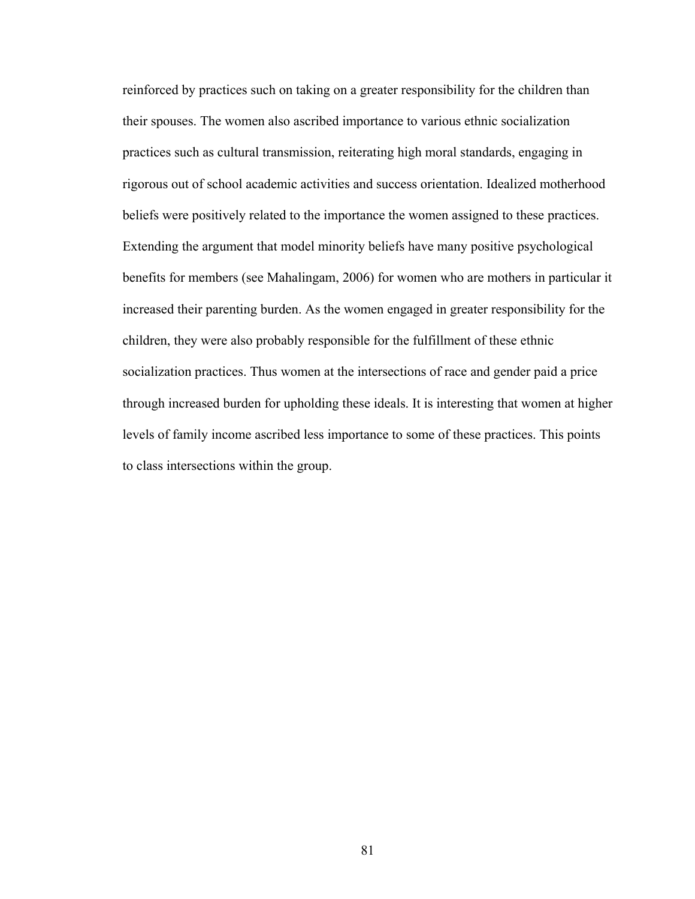reinforced by practices such on taking on a greater responsibility for the children than their spouses. The women also ascribed importance to various ethnic socialization practices such as cultural transmission, reiterating high moral standards, engaging in rigorous out of school academic activities and success orientation. Idealized motherhood beliefs were positively related to the importance the women assigned to these practices. Extending the argument that model minority beliefs have many positive psychological benefits for members (see Mahalingam, 2006) for women who are mothers in particular it increased their parenting burden. As the women engaged in greater responsibility for the children, they were also probably responsible for the fulfillment of these ethnic socialization practices. Thus women at the intersections of race and gender paid a price through increased burden for upholding these ideals. It is interesting that women at higher levels of family income ascribed less importance to some of these practices. This points to class intersections within the group.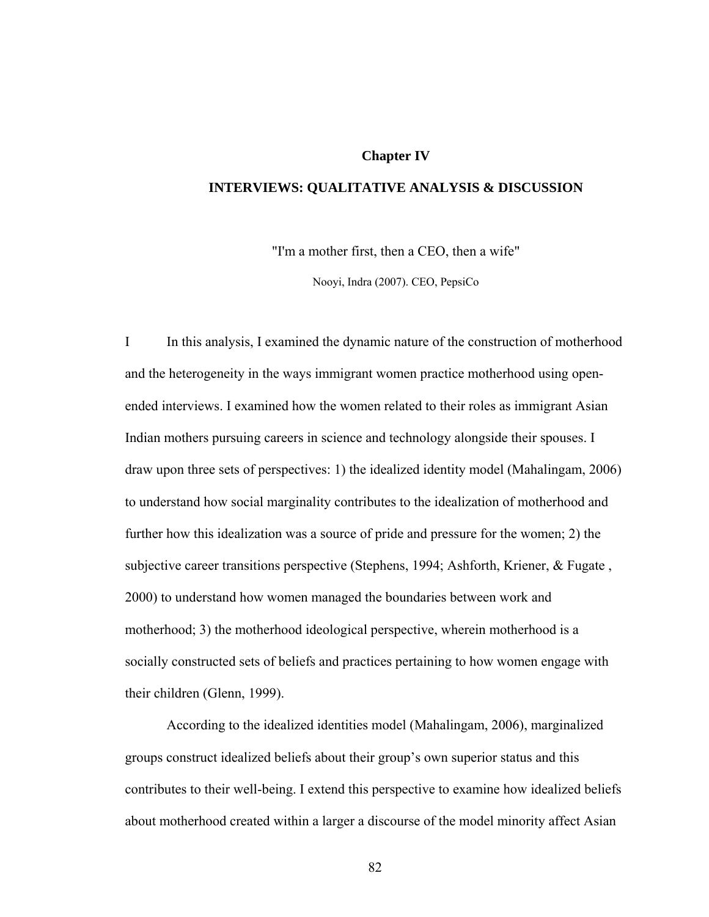# Chapter IV

## INTERVIEWS: QUALITATIVE ANALYSIS & DISCUSSION

"I'm a mother first, then a CEO, then a wife"

Nooyi, Indra (2007). CEO, PepsiCo

I In this analysis, I examined the dynamic nature of the construction of motherhood and the heterogeneity in the ways immigrant women practice motherhood using open-ended interviews. I examined how the women related to their roles as immigrant Asian Indian mothers pursuing careers in science and technology alongside their spouses. I draw upon three sets of perspectives: 1) the idealized identity model (Mahalingam, 2006) to understand how social marginality contributes to the idealization of motherhood and further how this idealization was a source of pride and pressure for the women; 2) the subjective career transitions perspective (Stephens, 1994; Ashforth, Kriener, & Fugate , 2000) to understand how women managed the boundaries between work and motherhood; 3) the motherhood ideological perspective, wherein motherhood is a socially constructed sets of beliefs and practices pertaining to how women engage with their children (Glenn, 1999).

According to the idealized identities model (Mahalingam, 2006), marginalized groups construct idealized beliefs about their group's own superior status and this contributes to their well-being. I extend this perspective to examine how idealized beliefs about motherhood created within a larger a discourse of the model minority affect Asian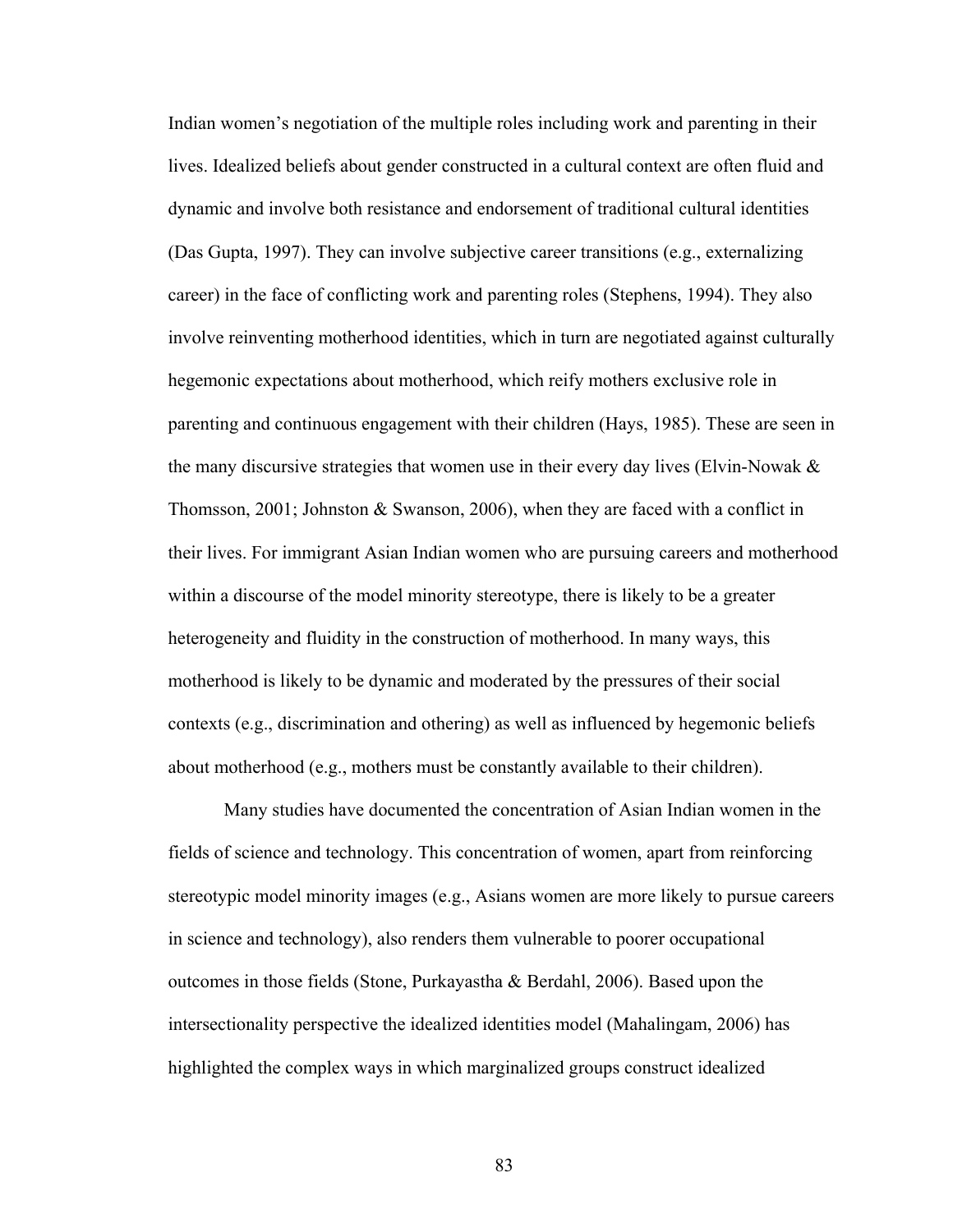Indian women's negotiation of the multiple roles including work and parenting in their lives. Idealized beliefs about gender constructed in a cultural context are often fluid and dynamic and involve both resistance and endorsement of traditional cultural identities (Das Gupta, 1997). They can involve subjective career transitions (e.g., externalizing career) in the face of conflicting work and parenting roles (Stephens, 1994). They also involve reinventing motherhood identities, which in turn are negotiated against culturally hegemonic expectations about motherhood, which reify mothers exclusive role in parenting and continuous engagement with their children (Hays, 1985). These are seen in the many discursive strategies that women use in their every day lives (Elvin-Nowak & Thomsson, 2001; Johnston & Swanson, 2006), when they are faced with a conflict in their lives. For immigrant Asian Indian women who are pursuing careers and motherhood within a discourse of the model minority stereotype, there is likely to be a greater heterogeneity and fluidity in the construction of motherhood. In many ways, this motherhood is likely to be dynamic and moderated by the pressures of their social contexts (e.g., discrimination and othering) as well as influenced by hegemonic beliefs about motherhood (e.g., mothers must be constantly available to their children).

Many studies have documented the concentration of Asian Indian women in the fields of science and technology. This concentration of women, apart from reinforcing stereotypic model minority images (e.g., Asians women are more likely to pursue careers in science and technology), also renders them vulnerable to poorer occupational outcomes in those fields (Stone, Purkayastha & Berdahl, 2006). Based upon the intersectionality perspective the idealized identities model (Mahalingam, 2006) has highlighted the complex ways in which marginalized groups construct idealized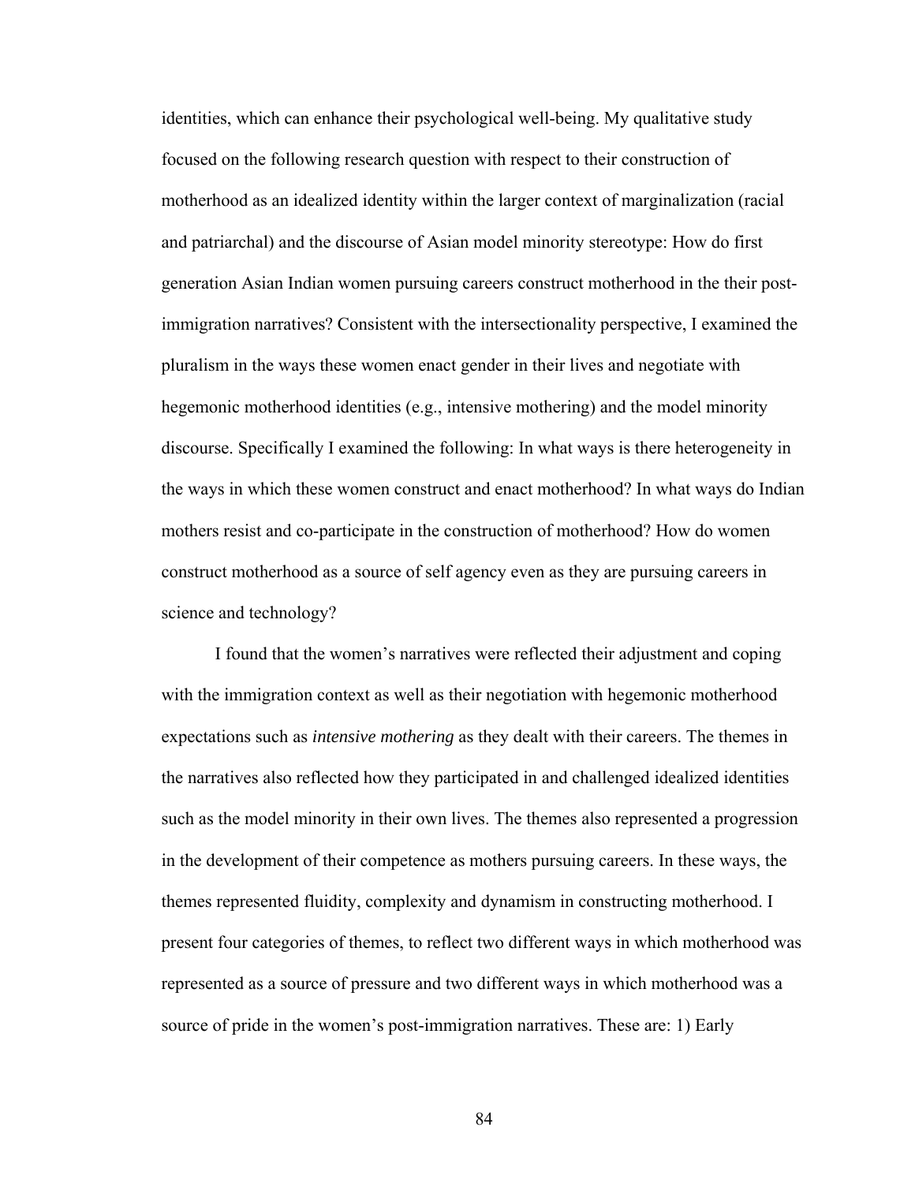identities, which can enhance their psychological well-being. My qualitative study focused on the following research question with respect to their construction of motherhood as an idealized identity within the larger context of marginalization (racial and patriarchal) and the discourse of Asian model minority stereotype: How do first generation Asian Indian women pursuing careers construct motherhood in the their post-immigration narratives? Consistent with the intersectionality perspective, I examined the pluralism in the ways these women enact gender in their lives and negotiate with hegemonic motherhood identities (e.g., intensive mothering) and the model minority discourse. Specifically I examined the following: In what ways is there heterogeneity in the ways in which these women construct and enact motherhood? In what ways do Indian mothers resist and co-participate in the construction of motherhood? How do women construct motherhood as a source of self agency even as they are pursuing careers in science and technology?

I found that the women's narratives were reflected their adjustment and coping with the immigration context as well as their negotiation with hegemonic motherhood expectations such as *intensive mothering* as they dealt with their careers. The themes in the narratives also reflected how they participated in and challenged idealized identities such as the model minority in their own lives. The themes also represented a progression in the development of their competence as mothers pursuing careers. In these ways, the themes represented fluidity, complexity and dynamism in constructing motherhood. I present four categories of themes, to reflect two different ways in which motherhood was represented as a source of pressure and two different ways in which motherhood was a source of pride in the women's post-immigration narratives. These are: 1) Early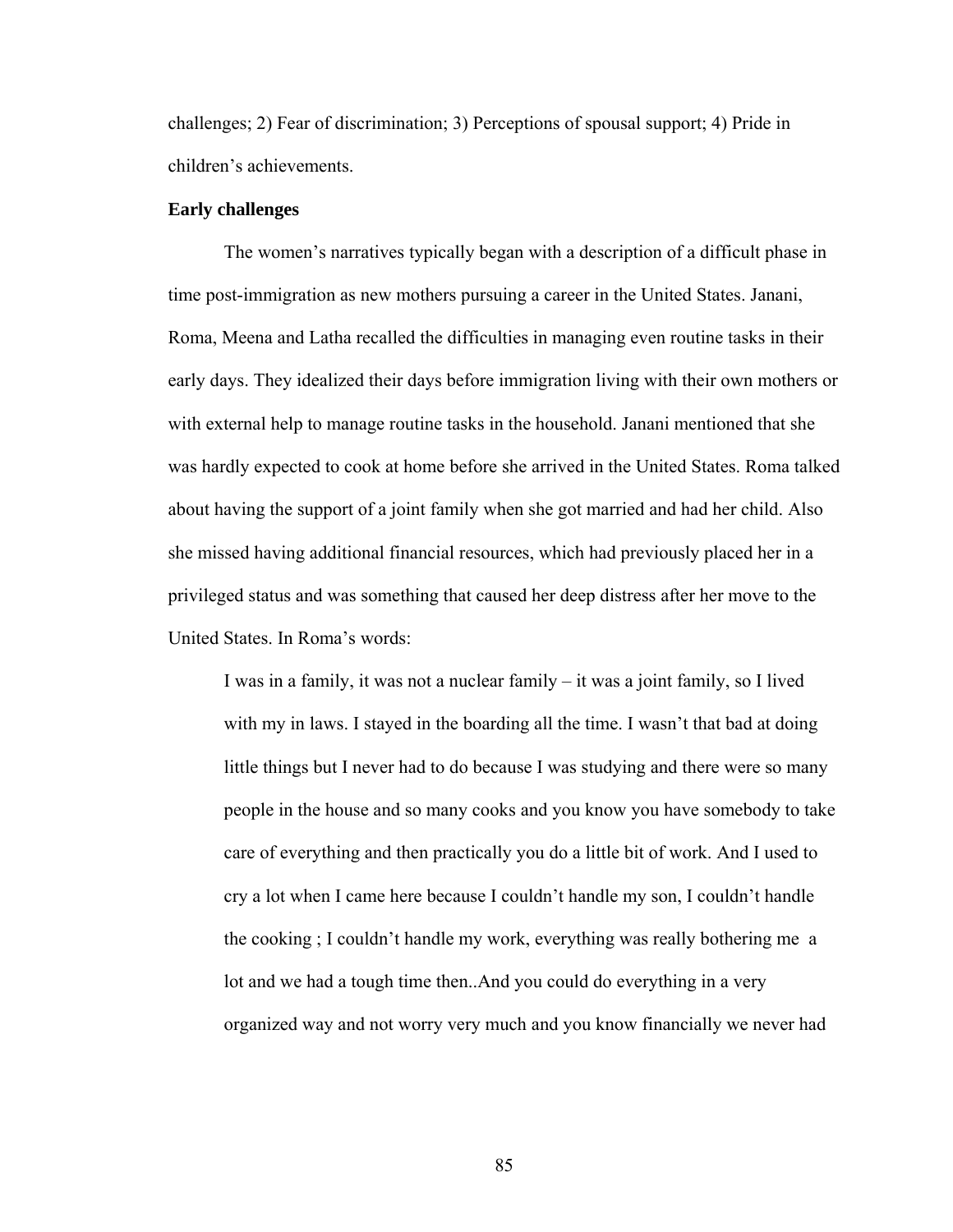challenges; 2) Fear of discrimination; 3) Perceptions of spousal support; 4) Pride in children's achievements.

**Early challenges**

The women's narratives typically began with a description of a difficult phase in time post-immigration as new mothers pursuing a career in the United States. Janani, Roma, Meena and Latha recalled the difficulties in managing even routine tasks in their early days. They idealized their days before immigration living with their own mothers or with external help to manage routine tasks in the household. Janani mentioned that she was hardly expected to cook at home before she arrived in the United States. Roma talked about having the support of a joint family when she got married and had her child. Also she missed having additional financial resources, which had previously placed her in a privileged status and was something that caused her deep distress after her move to the United States. In Roma's words:

> I was in a family, it was not a nuclear family – it was a joint family, so I lived with my in laws. I stayed in the boarding all the time. I wasn't that bad at doing little things but I never had to do because I was studying and there were so many people in the house and so many cooks and you know you have somebody to take care of everything and then practically you do a little bit of work. And I used to cry a lot when I came here because I couldn't handle my son, I couldn't handle the cooking ; I couldn't handle my work, everything was really bothering me a lot and we had a tough time then..And you could do everything in a very organized way and not worry very much and you know financially we never had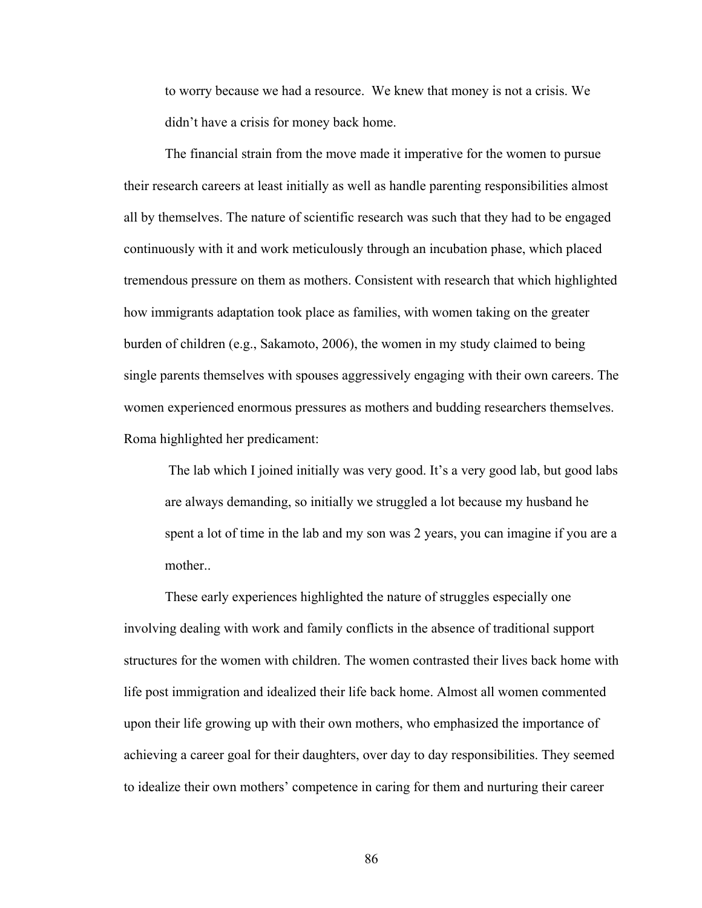> to worry because we had a resource. We knew that money is not a crisis. We didn't have a crisis for money back home.

The financial strain from the move made it imperative for the women to pursue their research careers at least initially as well as handle parenting responsibilities almost all by themselves. The nature of scientific research was such that they had to be engaged continuously with it and work meticulously through an incubation phase, which placed tremendous pressure on them as mothers. Consistent with research that which highlighted how immigrants adaptation took place as families, with women taking on the greater burden of children (e.g., Sakamoto, 2006), the women in my study claimed to being single parents themselves with spouses aggressively engaging with their own careers. The women experienced enormous pressures as mothers and budding researchers themselves. Roma highlighted her predicament:

> The lab which I joined initially was very good. It's a very good lab, but good labs are always demanding, so initially we struggled a lot because my husband he spent a lot of time in the lab and my son was 2 years, you can imagine if you are a mother..

These early experiences highlighted the nature of struggles especially one involving dealing with work and family conflicts in the absence of traditional support structures for the women with children. The women contrasted their lives back home with life post immigration and idealized their life back home. Almost all women commented upon their life growing up with their own mothers, who emphasized the importance of achieving a career goal for their daughters, over day to day responsibilities. They seemed to idealize their own mothers' competence in caring for them and nurturing their career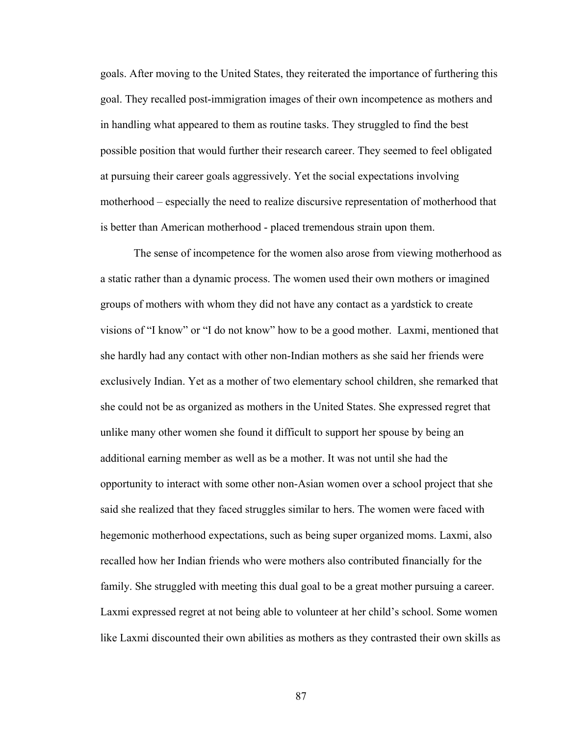goals. After moving to the United States, they reiterated the importance of furthering this goal. They recalled post-immigration images of their own incompetence as mothers and in handling what appeared to them as routine tasks. They struggled to find the best possible position that would further their research career. They seemed to feel obligated at pursuing their career goals aggressively. Yet the social expectations involving motherhood – especially the need to realize discursive representation of motherhood that is better than American motherhood - placed tremendous strain upon them.

The sense of incompetence for the women also arose from viewing motherhood as a static rather than a dynamic process. The women used their own mothers or imagined groups of mothers with whom they did not have any contact as a yardstick to create visions of "I know" or "I do not know" how to be a good mother. Laxmi, mentioned that she hardly had any contact with other non-Indian mothers as she said her friends were exclusively Indian. Yet as a mother of two elementary school children, she remarked that she could not be as organized as mothers in the United States. She expressed regret that unlike many other women she found it difficult to support her spouse by being an additional earning member as well as be a mother. It was not until she had the opportunity to interact with some other non-Asian women over a school project that she said she realized that they faced struggles similar to hers. The women were faced with hegemonic motherhood expectations, such as being super organized moms. Laxmi, also recalled how her Indian friends who were mothers also contributed financially for the family. She struggled with meeting this dual goal to be a great mother pursuing a career. Laxmi expressed regret at not being able to volunteer at her child's school. Some women like Laxmi discounted their own abilities as mothers as they contrasted their own skills as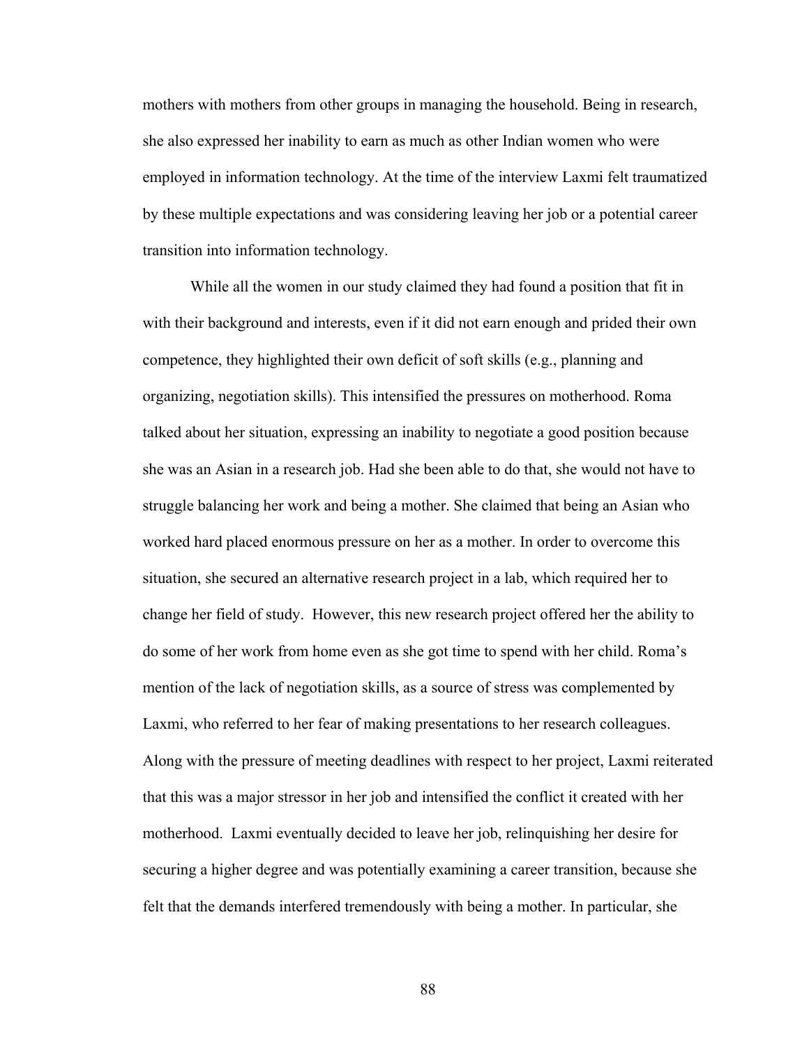mothers with mothers from other groups in managing the household. Being in research, she also expressed her inability to earn as much as other Indian women who were employed in information technology. At the time of the interview Laxmi felt traumatized by these multiple expectations and was considering leaving her job or a potential career transition into information technology.

While all the women in our study claimed they had found a position that fit in with their background and interests, even if it did not earn enough and prided their own competence, they highlighted their own deficit of soft skills (e.g., planning and organizing, negotiation skills). This intensified the pressures on motherhood. Roma talked about her situation, expressing an inability to negotiate a good position because she was an Asian in a research job. Had she been able to do that, she would not have to struggle balancing her work and being a mother. She claimed that being an Asian who worked hard placed enormous pressure on her as a mother. In order to overcome this situation, she secured an alternative research project in a lab, which required her to change her field of study. However, this new research project offered her the ability to do some of her work from home even as she got time to spend with her child. Roma's mention of the lack of negotiation skills, as a source of stress was complemented by Laxmi, who referred to her fear of making presentations to her research colleagues. Along with the pressure of meeting deadlines with respect to her project, Laxmi reiterated that this was a major stressor in her job and intensified the conflict it created with her motherhood. Laxmi eventually decided to leave her job, relinquishing her desire for securing a higher degree and was potentially examining a career transition, because she felt that the demands interfered tremendously with being a mother. In particular, she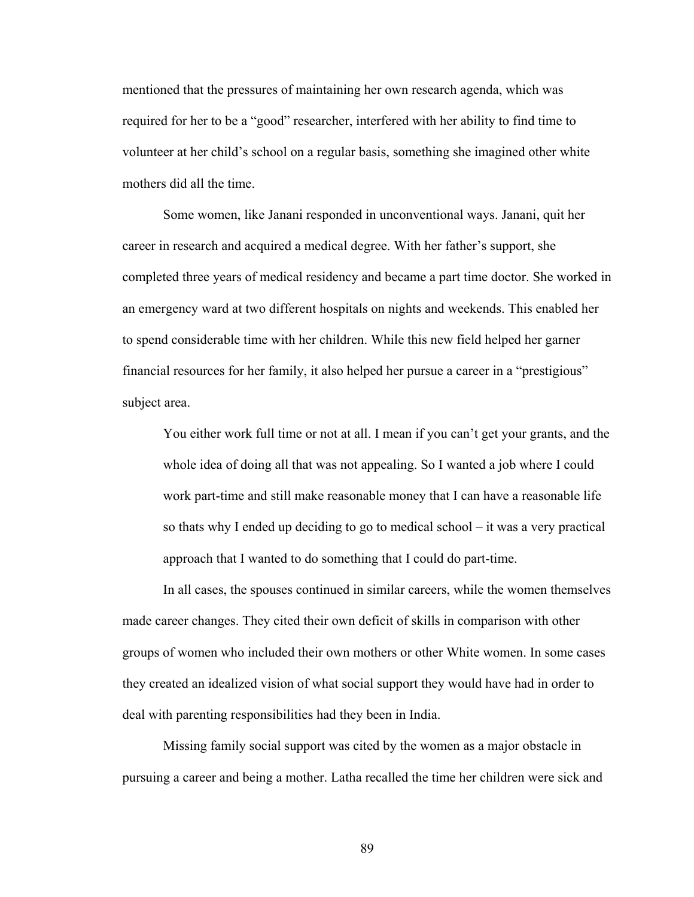mentioned that the pressures of maintaining her own research agenda, which was required for her to be a "good" researcher, interfered with her ability to find time to volunteer at her child's school on a regular basis, something she imagined other white mothers did all the time.

Some women, like Janani responded in unconventional ways. Janani, quit her career in research and acquired a medical degree. With her father's support, she completed three years of medical residency and became a part time doctor. She worked in an emergency ward at two different hospitals on nights and weekends. This enabled her to spend considerable time with her children. While this new field helped her garner financial resources for her family, it also helped her pursue a career in a "prestigious" subject area.

> You either work full time or not at all. I mean if you can't get your grants, and the whole idea of doing all that was not appealing. So I wanted a job where I could work part-time and still make reasonable money that I can have a reasonable life so thats why I ended up deciding to go to medical school – it was a very practical approach that I wanted to do something that I could do part-time.

In all cases, the spouses continued in similar careers, while the women themselves made career changes. They cited their own deficit of skills in comparison with other groups of women who included their own mothers or other White women. In some cases they created an idealized vision of what social support they would have had in order to deal with parenting responsibilities had they been in India.

Missing family social support was cited by the women as a major obstacle in pursuing a career and being a mother. Latha recalled the time her children were sick and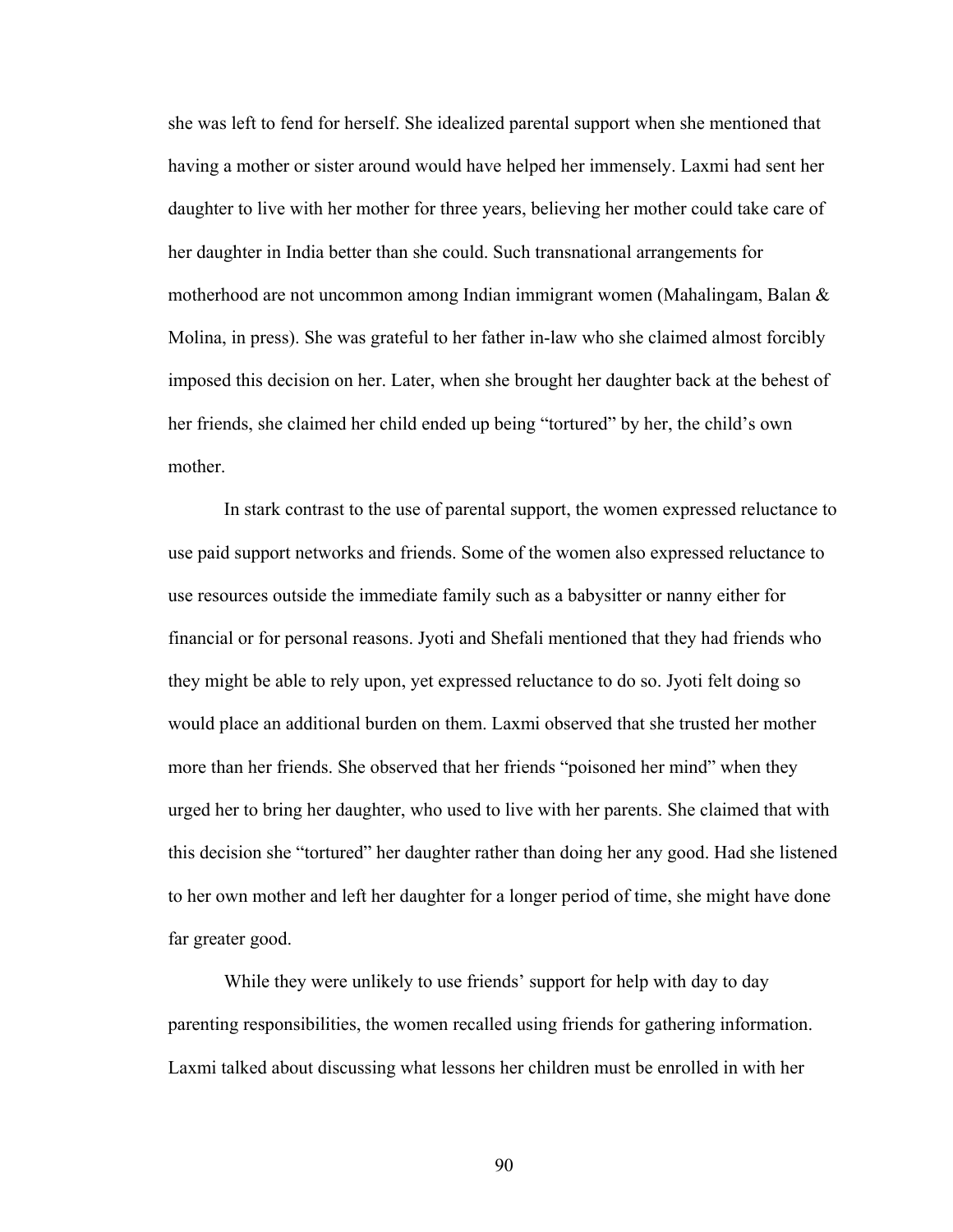she was left to fend for herself. She idealized parental support when she mentioned that having a mother or sister around would have helped her immensely. Laxmi had sent her daughter to live with her mother for three years, believing her mother could take care of her daughter in India better than she could. Such transnational arrangements for motherhood are not uncommon among Indian immigrant women (Mahalingam, Balan & Molina, in press). She was grateful to her father in-law who she claimed almost forcibly imposed this decision on her. Later, when she brought her daughter back at the behest of her friends, she claimed her child ended up being "tortured" by her, the child's own mother.

In stark contrast to the use of parental support, the women expressed reluctance to use paid support networks and friends. Some of the women also expressed reluctance to use resources outside the immediate family such as a babysitter or nanny either for financial or for personal reasons. Jyoti and Shefali mentioned that they had friends who they might be able to rely upon, yet expressed reluctance to do so. Jyoti felt doing so would place an additional burden on them. Laxmi observed that she trusted her mother more than her friends. She observed that her friends "poisoned her mind" when they urged her to bring her daughter, who used to live with her parents. She claimed that with this decision she "tortured" her daughter rather than doing her any good. Had she listened to her own mother and left her daughter for a longer period of time, she might have done far greater good.

While they were unlikely to use friends' support for help with day to day parenting responsibilities, the women recalled using friends for gathering information. Laxmi talked about discussing what lessons her children must be enrolled in with her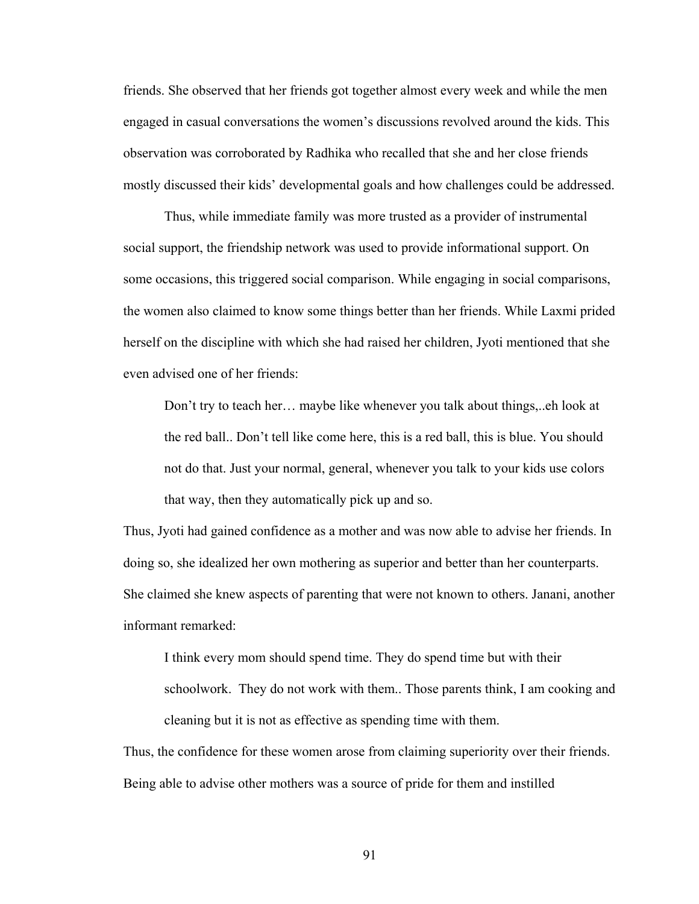friends. She observed that her friends got together almost every week and while the men engaged in casual conversations the women's discussions revolved around the kids. This observation was corroborated by Radhika who recalled that she and her close friends mostly discussed their kids' developmental goals and how challenges could be addressed.

Thus, while immediate family was more trusted as a provider of instrumental social support, the friendship network was used to provide informational support. On some occasions, this triggered social comparison. While engaging in social comparisons, the women also claimed to know some things better than her friends. While Laxmi prided herself on the discipline with which she had raised her children, Jyoti mentioned that she even advised one of her friends:

> Don't try to teach her… maybe like whenever you talk about things,..eh look at the red ball.. Don't tell like come here, this is a red ball, this is blue. You should not do that. Just your normal, general, whenever you talk to your kids use colors that way, then they automatically pick up and so.

Thus, Jyoti had gained confidence as a mother and was now able to advise her friends. In doing so, she idealized her own mothering as superior and better than her counterparts. She claimed she knew aspects of parenting that were not known to others. Janani, another informant remarked:

> I think every mom should spend time. They do spend time but with their schoolwork. They do not work with them.. Those parents think, I am cooking and cleaning but it is not as effective as spending time with them.

Thus, the confidence for these women arose from claiming superiority over their friends. Being able to advise other mothers was a source of pride for them and instilled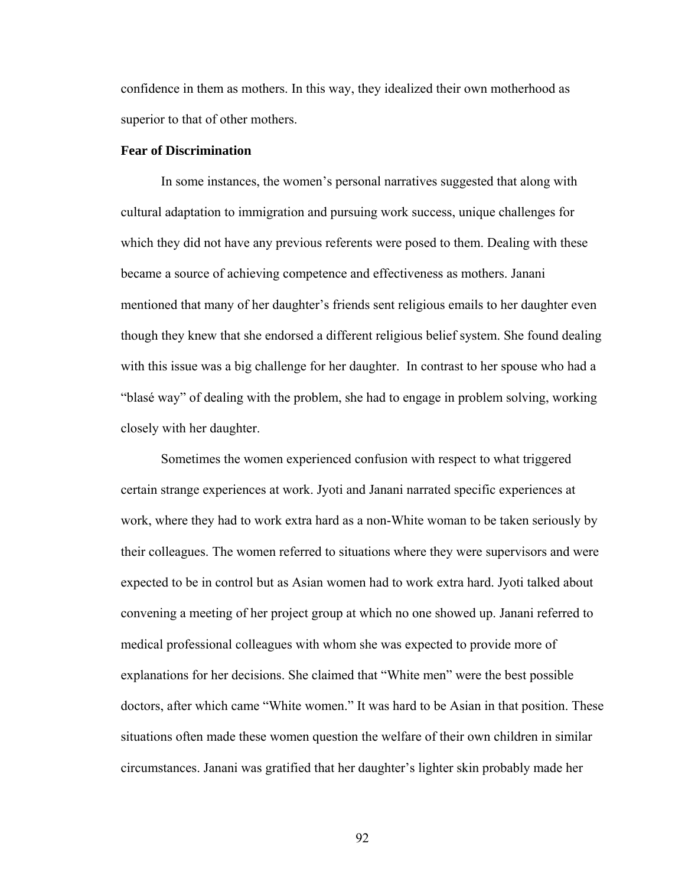confidence in them as mothers. In this way, they idealized their own motherhood as superior to that of other mothers.

### Fear of Discrimination

In some instances, the women's personal narratives suggested that along with cultural adaptation to immigration and pursuing work success, unique challenges for which they did not have any previous referents were posed to them. Dealing with these became a source of achieving competence and effectiveness as mothers. Janani mentioned that many of her daughter's friends sent religious emails to her daughter even though they knew that she endorsed a different religious belief system. She found dealing with this issue was a big challenge for her daughter. In contrast to her spouse who had a "blasé way" of dealing with the problem, she had to engage in problem solving, working closely with her daughter.

Sometimes the women experienced confusion with respect to what triggered certain strange experiences at work. Jyoti and Janani narrated specific experiences at work, where they had to work extra hard as a non-White woman to be taken seriously by their colleagues. The women referred to situations where they were supervisors and were expected to be in control but as Asian women had to work extra hard. Jyoti talked about convening a meeting of her project group at which no one showed up. Janani referred to medical professional colleagues with whom she was expected to provide more of explanations for her decisions. She claimed that "White men" were the best possible doctors, after which came "White women." It was hard to be Asian in that position. These situations often made these women question the welfare of their own children in similar circumstances. Janani was gratified that her daughter's lighter skin probably made her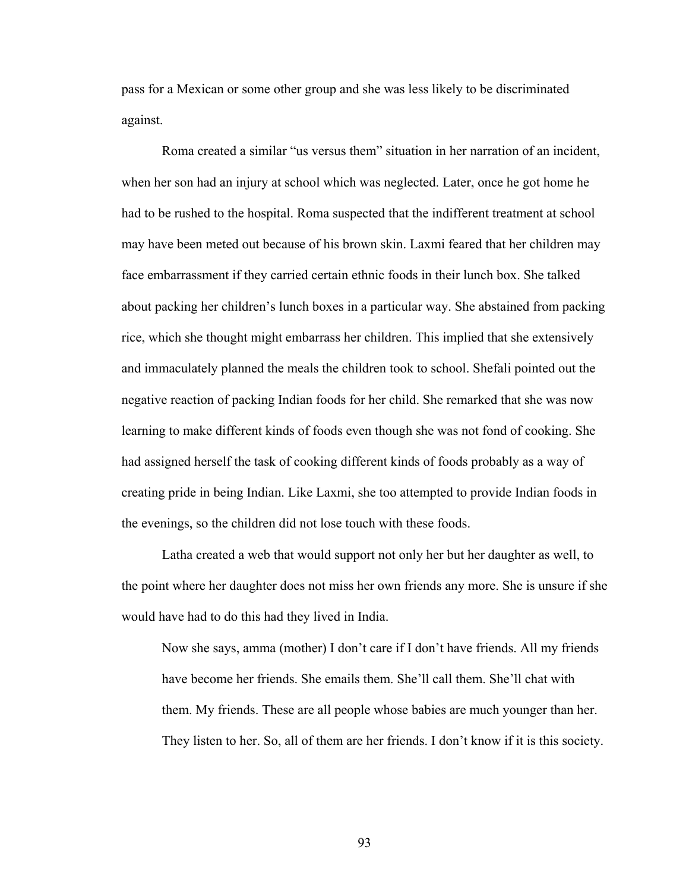pass for a Mexican or some other group and she was less likely to be discriminated against.

Roma created a similar "us versus them" situation in her narration of an incident, when her son had an injury at school which was neglected. Later, once he got home he had to be rushed to the hospital. Roma suspected that the indifferent treatment at school may have been meted out because of his brown skin. Laxmi feared that her children may face embarrassment if they carried certain ethnic foods in their lunch box. She talked about packing her children's lunch boxes in a particular way. She abstained from packing rice, which she thought might embarrass her children. This implied that she extensively and immaculately planned the meals the children took to school. Shefali pointed out the negative reaction of packing Indian foods for her child. She remarked that she was now learning to make different kinds of foods even though she was not fond of cooking. She had assigned herself the task of cooking different kinds of foods probably as a way of creating pride in being Indian. Like Laxmi, she too attempted to provide Indian foods in the evenings, so the children did not lose touch with these foods.

Latha created a web that would support not only her but her daughter as well, to the point where her daughter does not miss her own friends any more. She is unsure if she would have had to do this had they lived in India.

> Now she says, amma (mother) I don't care if I don't have friends. All my friends have become her friends. She emails them. She'll call them. She'll chat with them. My friends. These are all people whose babies are much younger than her. They listen to her. So, all of them are her friends. I don't know if it is this society.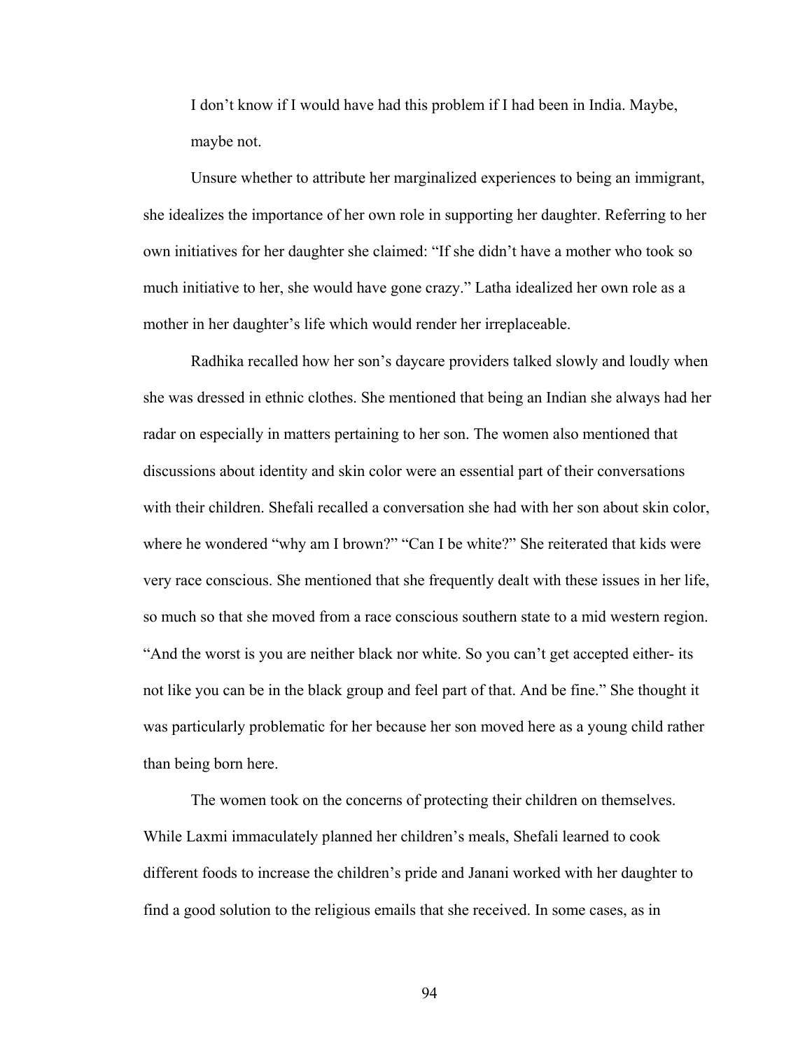> I don't know if I would have had this problem if I had been in India. Maybe, maybe not.

Unsure whether to attribute her marginalized experiences to being an immigrant, she idealizes the importance of her own role in supporting her daughter. Referring to her own initiatives for her daughter she claimed: "If she didn't have a mother who took so much initiative to her, she would have gone crazy." Latha idealized her own role as a mother in her daughter's life which would render her irreplaceable.

Radhika recalled how her son's daycare providers talked slowly and loudly when she was dressed in ethnic clothes. She mentioned that being an Indian she always had her radar on especially in matters pertaining to her son. The women also mentioned that discussions about identity and skin color were an essential part of their conversations with their children. Shefali recalled a conversation she had with her son about skin color, where he wondered "why am I brown?" "Can I be white?" She reiterated that kids were very race conscious. She mentioned that she frequently dealt with these issues in her life, so much so that she moved from a race conscious southern state to a mid western region. "And the worst is you are neither black nor white. So you can't get accepted either- its not like you can be in the black group and feel part of that. And be fine." She thought it was particularly problematic for her because her son moved here as a young child rather than being born here.

The women took on the concerns of protecting their children on themselves. While Laxmi immaculately planned her children's meals, Shefali learned to cook different foods to increase the children's pride and Janani worked with her daughter to find a good solution to the religious emails that she received. In some cases, as in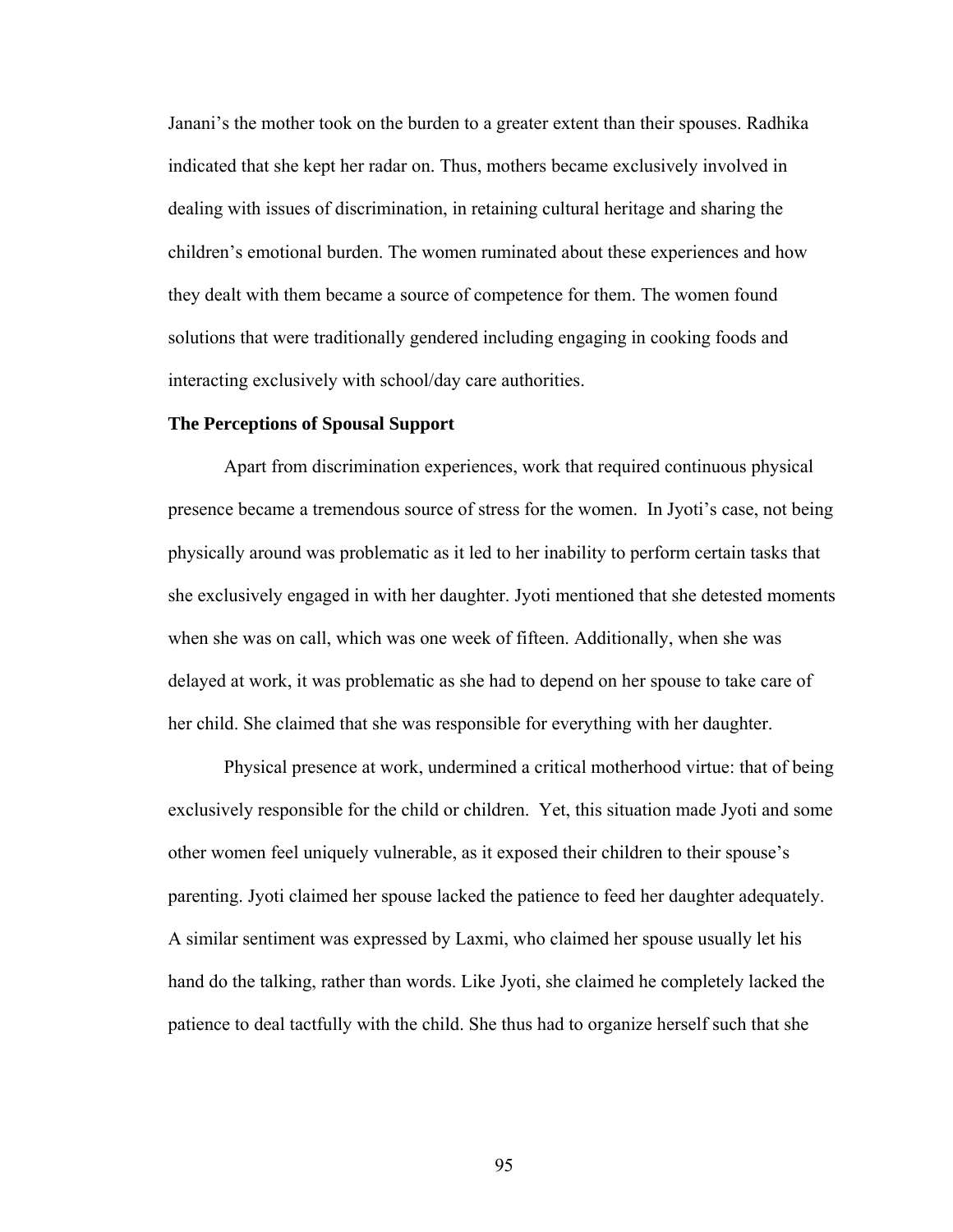Janani's the mother took on the burden to a greater extent than their spouses. Radhika indicated that she kept her radar on. Thus, mothers became exclusively involved in dealing with issues of discrimination, in retaining cultural heritage and sharing the children's emotional burden. The women ruminated about these experiences and how they dealt with them became a source of competence for them. The women found solutions that were traditionally gendered including engaging in cooking foods and interacting exclusively with school/day care authorities.

**The Perceptions of Spousal Support**

Apart from discrimination experiences, work that required continuous physical presence became a tremendous source of stress for the women. In Jyoti's case, not being physically around was problematic as it led to her inability to perform certain tasks that she exclusively engaged in with her daughter. Jyoti mentioned that she detested moments when she was on call, which was one week of fifteen. Additionally, when she was delayed at work, it was problematic as she had to depend on her spouse to take care of her child. She claimed that she was responsible for everything with her daughter.

Physical presence at work, undermined a critical motherhood virtue: that of being exclusively responsible for the child or children. Yet, this situation made Jyoti and some other women feel uniquely vulnerable, as it exposed their children to their spouse's parenting. Jyoti claimed her spouse lacked the patience to feed her daughter adequately. A similar sentiment was expressed by Laxmi, who claimed her spouse usually let his hand do the talking, rather than words. Like Jyoti, she claimed he completely lacked the patience to deal tactfully with the child. She thus had to organize herself such that she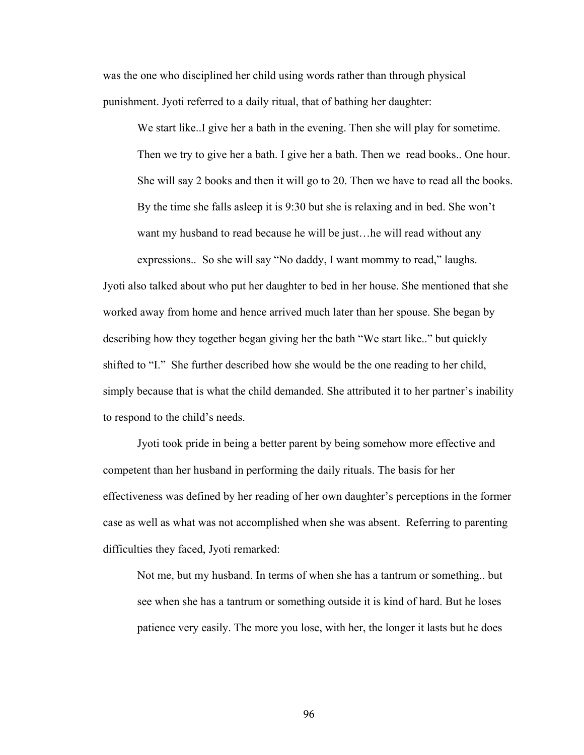was the one who disciplined her child using words rather than through physical punishment. Jyoti referred to a daily ritual, that of bathing her daughter:

> We start like..I give her a bath in the evening. Then she will play for sometime. Then we try to give her a bath. I give her a bath. Then we read books.. One hour. She will say 2 books and then it will go to 20. Then we have to read all the books. By the time she falls asleep it is 9:30 but she is relaxing and in bed. She won't want my husband to read because he will be just…he will read without any expressions.. So she will say "No daddy, I want mommy to read," laughs.

Jyoti also talked about who put her daughter to bed in her house. She mentioned that she worked away from home and hence arrived much later than her spouse. She began by describing how they together began giving her the bath "We start like.." but quickly shifted to "I." She further described how she would be the one reading to her child, simply because that is what the child demanded. She attributed it to her partner's inability to respond to the child's needs.

Jyoti took pride in being a better parent by being somehow more effective and competent than her husband in performing the daily rituals. The basis for her effectiveness was defined by her reading of her own daughter's perceptions in the former case as well as what was not accomplished when she was absent. Referring to parenting difficulties they faced, Jyoti remarked:

> Not me, but my husband. In terms of when she has a tantrum or something.. but see when she has a tantrum or something outside it is kind of hard. But he loses patience very easily. The more you lose, with her, the longer it lasts but he does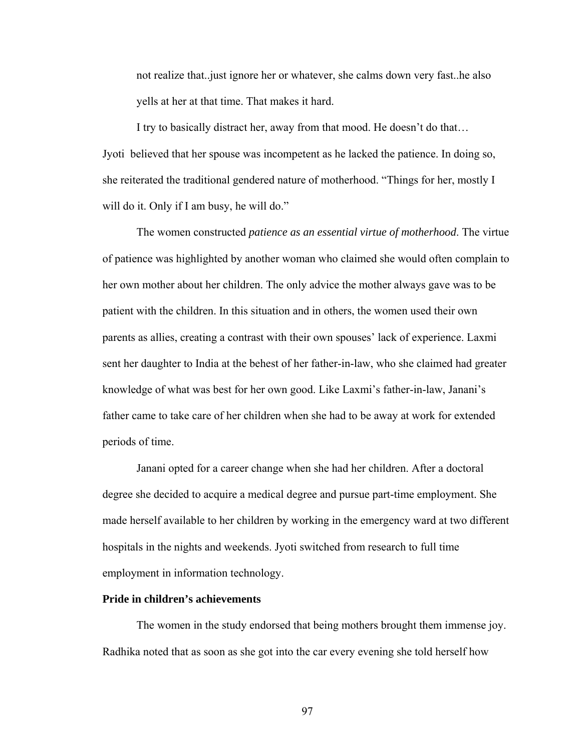not realize that..just ignore her or whatever, she calms down very fast..he also yells at her at that time. That makes it hard.

I try to basically distract her, away from that mood. He doesn't do that…

Jyoti believed that her spouse was incompetent as he lacked the patience. In doing so, she reiterated the traditional gendered nature of motherhood. "Things for her, mostly I will do it. Only if I am busy, he will do."

The women constructed *patience as an essential virtue of motherhood*. The virtue of patience was highlighted by another woman who claimed she would often complain to her own mother about her children. The only advice the mother always gave was to be patient with the children. In this situation and in others, the women used their own parents as allies, creating a contrast with their own spouses' lack of experience. Laxmi sent her daughter to India at the behest of her father-in-law, who she claimed had greater knowledge of what was best for her own good. Like Laxmi's father-in-law, Janani's father came to take care of her children when she had to be away at work for extended periods of time.

Janani opted for a career change when she had her children. After a doctoral degree she decided to acquire a medical degree and pursue part-time employment. She made herself available to her children by working in the emergency ward at two different hospitals in the nights and weekends. Jyoti switched from research to full time employment in information technology.

**Pride in children's achievements**

The women in the study endorsed that being mothers brought them immense joy. Radhika noted that as soon as she got into the car every evening she told herself how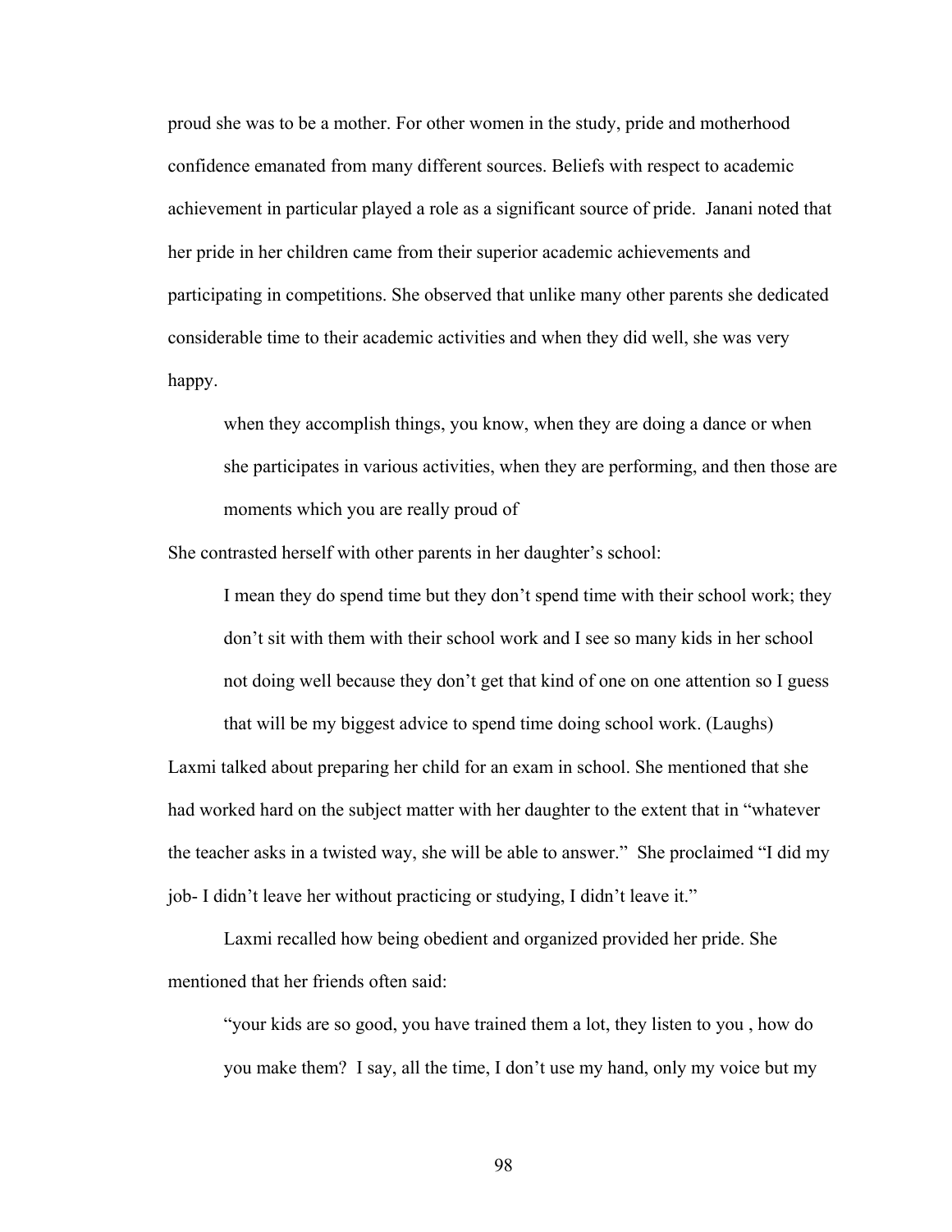proud she was to be a mother. For other women in the study, pride and motherhood confidence emanated from many different sources. Beliefs with respect to academic achievement in particular played a role as a significant source of pride. Janani noted that her pride in her children came from their superior academic achievements and participating in competitions. She observed that unlike many other parents she dedicated considerable time to their academic activities and when they did well, she was very happy.

> when they accomplish things, you know, when they are doing a dance or when she participates in various activities, when they are performing, and then those are moments which you are really proud of

She contrasted herself with other parents in her daughter's school:

> I mean they do spend time but they don't spend time with their school work; they don't sit with them with their school work and I see so many kids in her school not doing well because they don't get that kind of one on one attention so I guess that will be my biggest advice to spend time doing school work. (Laughs)

Laxmi talked about preparing her child for an exam in school. She mentioned that she had worked hard on the subject matter with her daughter to the extent that in "whatever the teacher asks in a twisted way, she will be able to answer." She proclaimed "I did my job- I didn't leave her without practicing or studying, I didn't leave it."

Laxmi recalled how being obedient and organized provided her pride. She mentioned that her friends often said:

> "your kids are so good, you have trained them a lot, they listen to you , how do you make them? I say, all the time, I don't use my hand, only my voice but my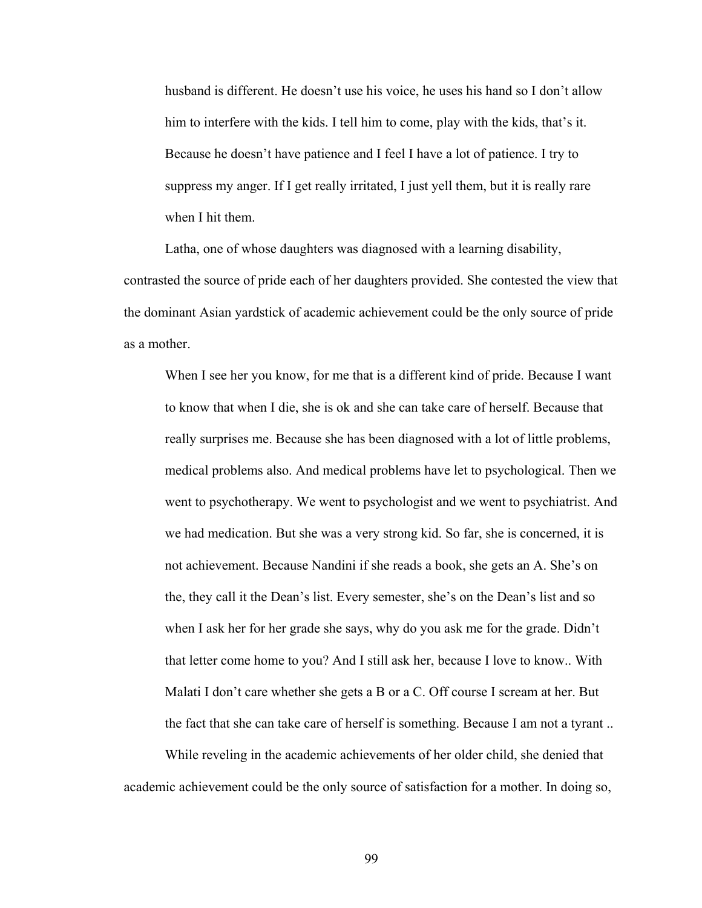> husband is different. He doesn't use his voice, he uses his hand so I don't allow him to interfere with the kids. I tell him to come, play with the kids, that's it. Because he doesn't have patience and I feel I have a lot of patience. I try to suppress my anger. If I get really irritated, I just yell them, but it is really rare when I hit them.

Latha, one of whose daughters was diagnosed with a learning disability, contrasted the source of pride each of her daughters provided. She contested the view that the dominant Asian yardstick of academic achievement could be the only source of pride as a mother.

> When I see her you know, for me that is a different kind of pride. Because I want to know that when I die, she is ok and she can take care of herself. Because that really surprises me. Because she has been diagnosed with a lot of little problems, medical problems also. And medical problems have let to psychological. Then we went to psychotherapy. We went to psychologist and we went to psychiatrist. And we had medication. But she was a very strong kid. So far, she is concerned, it is not achievement. Because Nandini if she reads a book, she gets an A. She's on the, they call it the Dean's list. Every semester, she's on the Dean's list and so when I ask her for her grade she says, why do you ask me for the grade. Didn't that letter come home to you? And I still ask her, because I love to know.. With Malati I don't care whether she gets a B or a C. Off course I scream at her. But the fact that she can take care of herself is something. Because I am not a tyrant ..

While reveling in the academic achievements of her older child, she denied that academic achievement could be the only source of satisfaction for a mother. In doing so,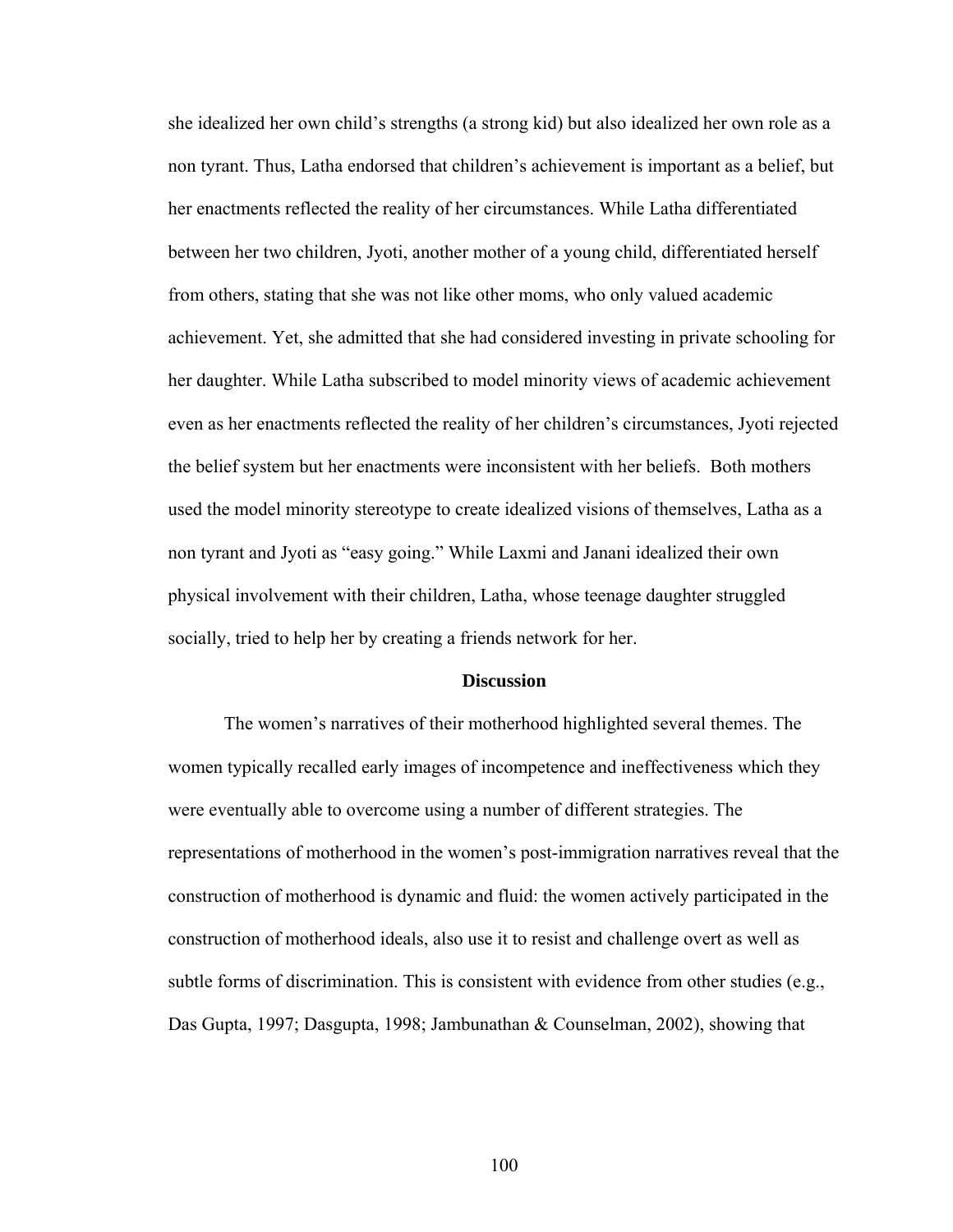she idealized her own child's strengths (a strong kid) but also idealized her own role as a non tyrant. Thus, Latha endorsed that children's achievement is important as a belief, but her enactments reflected the reality of her circumstances. While Latha differentiated between her two children, Jyoti, another mother of a young child, differentiated herself from others, stating that she was not like other moms, who only valued academic achievement. Yet, she admitted that she had considered investing in private schooling for her daughter. While Latha subscribed to model minority views of academic achievement even as her enactments reflected the reality of her children's circumstances, Jyoti rejected the belief system but her enactments were inconsistent with her beliefs. Both mothers used the model minority stereotype to create idealized visions of themselves, Latha as a non tyrant and Jyoti as "easy going." While Laxmi and Janani idealized their own physical involvement with their children, Latha, whose teenage daughter struggled socially, tried to help her by creating a friends network for her.

## Discussion

The women's narratives of their motherhood highlighted several themes. The women typically recalled early images of incompetence and ineffectiveness which they were eventually able to overcome using a number of different strategies. The representations of motherhood in the women's post-immigration narratives reveal that the construction of motherhood is dynamic and fluid: the women actively participated in the construction of motherhood ideals, also use it to resist and challenge overt as well as subtle forms of discrimination. This is consistent with evidence from other studies (e.g., Das Gupta, 1997; Dasgupta, 1998; Jambunathan & Counselman, 2002), showing that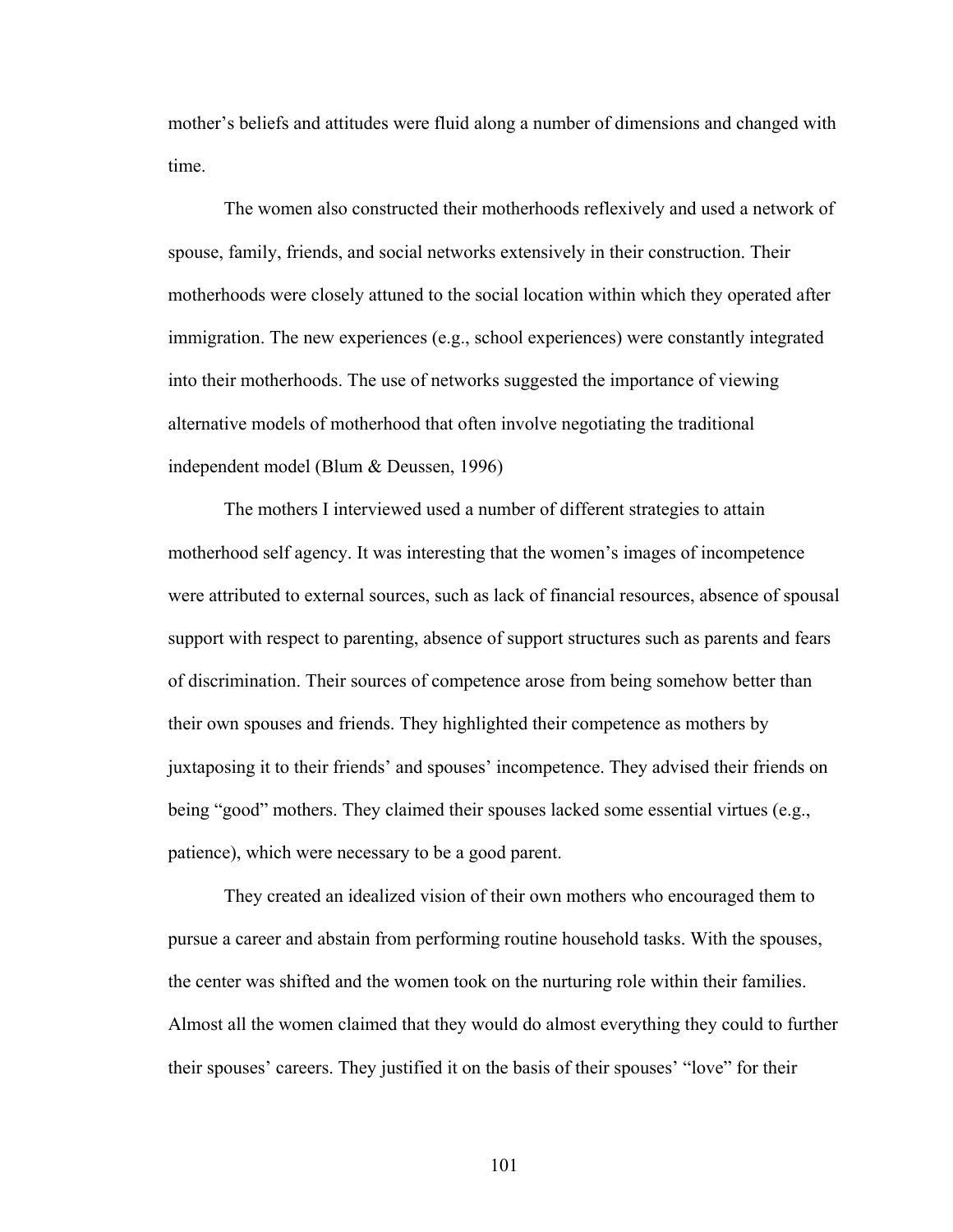mother’s beliefs and attitudes were fluid along a number of dimensions and changed with time.

The women also constructed their motherhoods reflexively and used a network of spouse, family, friends, and social networks extensively in their construction. Their motherhoods were closely attuned to the social location within which they operated after immigration. The new experiences (e.g., school experiences) were constantly integrated into their motherhoods. The use of networks suggested the importance of viewing alternative models of motherhood that often involve negotiating the traditional independent model (Blum & Deussen, 1996)

The mothers I interviewed used a number of different strategies to attain motherhood self agency. It was interesting that the women’s images of incompetence were attributed to external sources, such as lack of financial resources, absence of spousal support with respect to parenting, absence of support structures such as parents and fears of discrimination. Their sources of competence arose from being somehow better than their own spouses and friends. They highlighted their competence as mothers by juxtaposing it to their friends’ and spouses’ incompetence. They advised their friends on being “good” mothers. They claimed their spouses lacked some essential virtues (e.g., patience), which were necessary to be a good parent.

They created an idealized vision of their own mothers who encouraged them to pursue a career and abstain from performing routine household tasks. With the spouses, the center was shifted and the women took on the nurturing role within their families. Almost all the women claimed that they would do almost everything they could to further their spouses’ careers. They justified it on the basis of their spouses’ “love” for their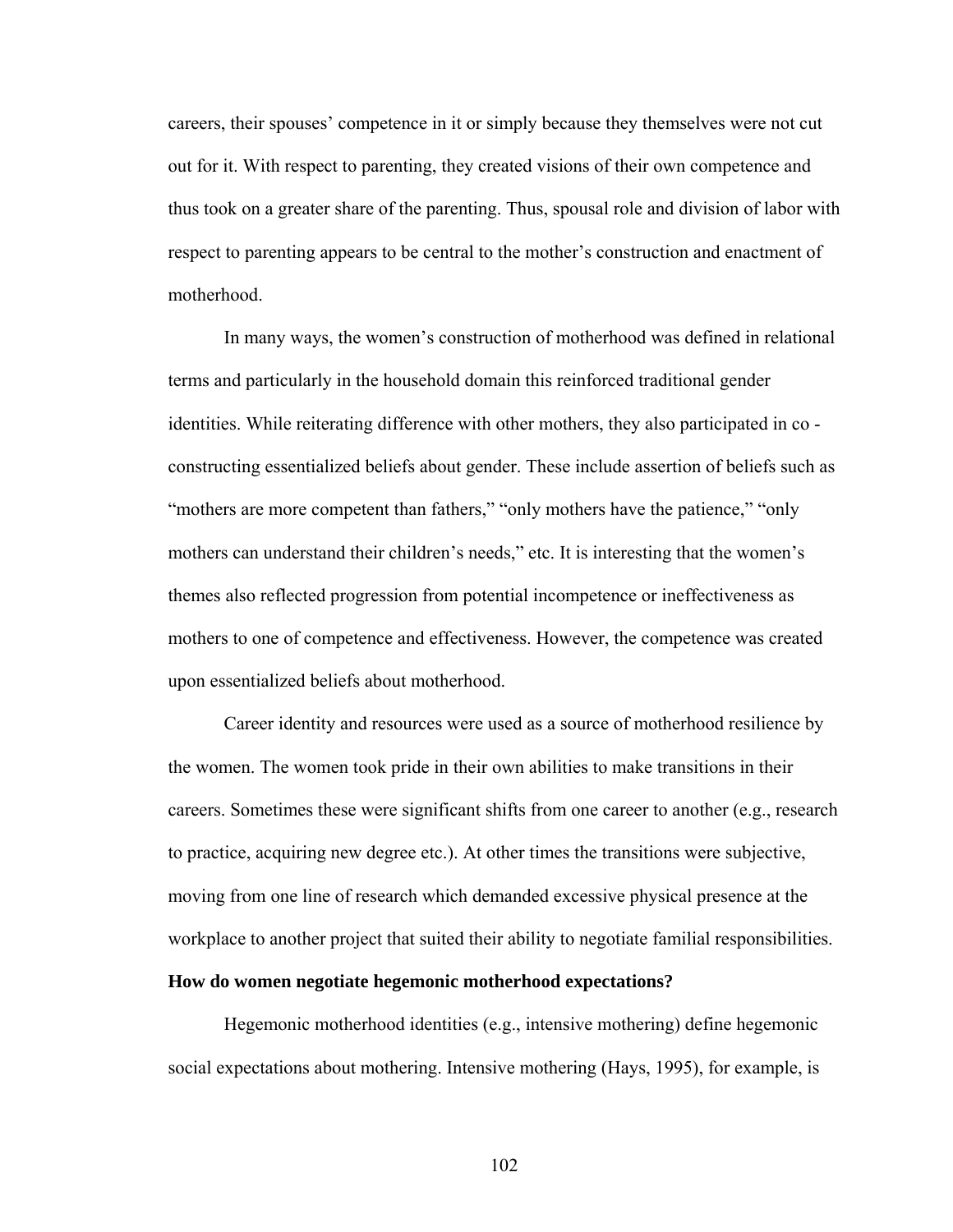careers, their spouses' competence in it or simply because they themselves were not cut out for it. With respect to parenting, they created visions of their own competence and thus took on a greater share of the parenting. Thus, spousal role and division of labor with respect to parenting appears to be central to the mother's construction and enactment of motherhood.

In many ways, the women's construction of motherhood was defined in relational terms and particularly in the household domain this reinforced traditional gender identities. While reiterating difference with other mothers, they also participated in co - constructing essentialized beliefs about gender. These include assertion of beliefs such as "mothers are more competent than fathers," "only mothers have the patience," "only mothers can understand their children's needs," etc. It is interesting that the women's themes also reflected progression from potential incompetence or ineffectiveness as mothers to one of competence and effectiveness. However, the competence was created upon essentialized beliefs about motherhood.

Career identity and resources were used as a source of motherhood resilience by the women. The women took pride in their own abilities to make transitions in their careers. Sometimes these were significant shifts from one career to another (e.g., research to practice, acquiring new degree etc.). At other times the transitions were subjective, moving from one line of research which demanded excessive physical presence at the workplace to another project that suited their ability to negotiate familial responsibilities.

**How do women negotiate hegemonic motherhood expectations?**

Hegemonic motherhood identities (e.g., intensive mothering) define hegemonic social expectations about mothering. Intensive mothering (Hays, 1995), for example, is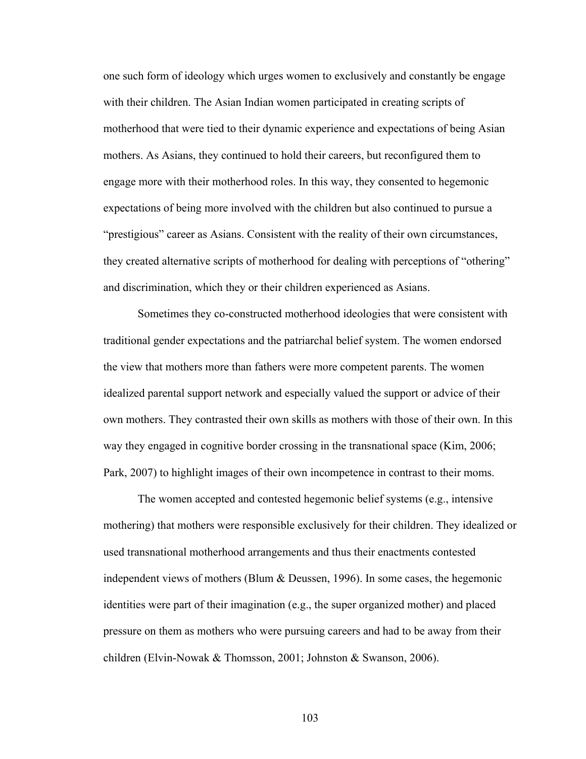one such form of ideology which urges women to exclusively and constantly be engage with their children. The Asian Indian women participated in creating scripts of motherhood that were tied to their dynamic experience and expectations of being Asian mothers. As Asians, they continued to hold their careers, but reconfigured them to engage more with their motherhood roles. In this way, they consented to hegemonic expectations of being more involved with the children but also continued to pursue a "prestigious" career as Asians. Consistent with the reality of their own circumstances, they created alternative scripts of motherhood for dealing with perceptions of "othering" and discrimination, which they or their children experienced as Asians.

Sometimes they co-constructed motherhood ideologies that were consistent with traditional gender expectations and the patriarchal belief system. The women endorsed the view that mothers more than fathers were more competent parents. The women idealized parental support network and especially valued the support or advice of their own mothers. They contrasted their own skills as mothers with those of their own. In this way they engaged in cognitive border crossing in the transnational space (Kim, 2006; Park, 2007) to highlight images of their own incompetence in contrast to their moms.

The women accepted and contested hegemonic belief systems (e.g., intensive mothering) that mothers were responsible exclusively for their children. They idealized or used transnational motherhood arrangements and thus their enactments contested independent views of mothers (Blum & Deussen, 1996). In some cases, the hegemonic identities were part of their imagination (e.g., the super organized mother) and placed pressure on them as mothers who were pursuing careers and had to be away from their children (Elvin-Nowak & Thomsson, 2001; Johnston & Swanson, 2006).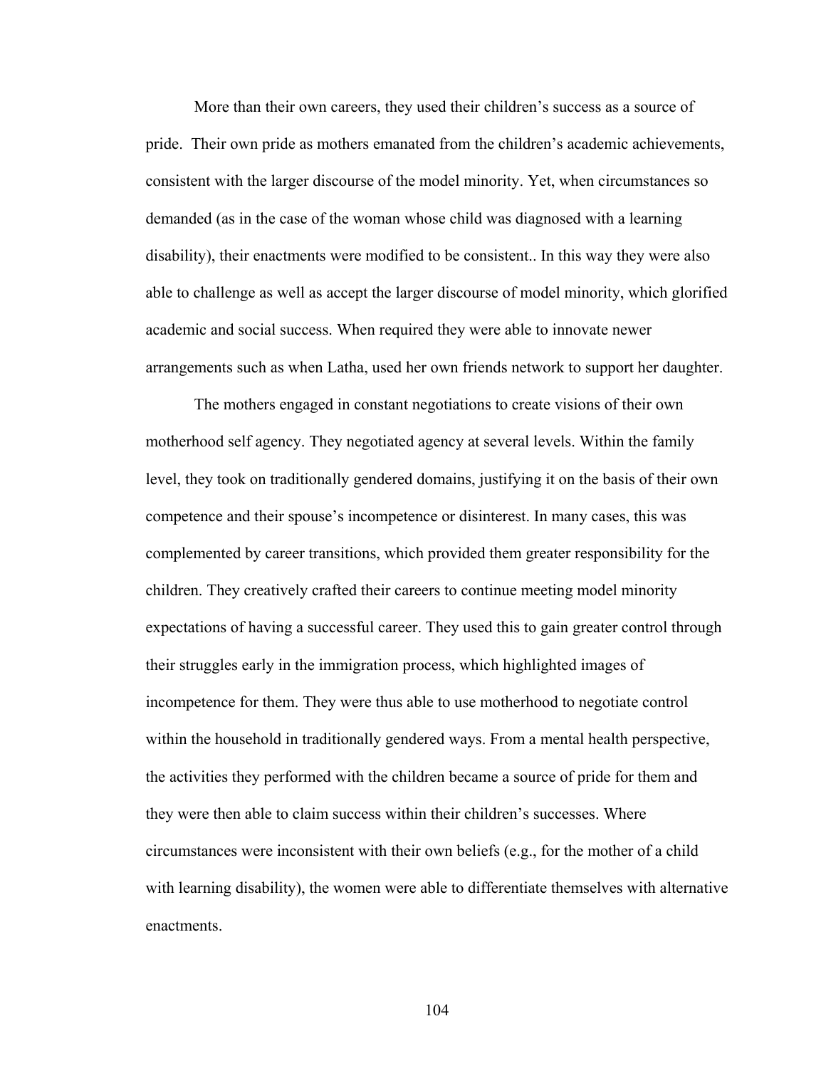More than their own careers, they used their children's success as a source of pride. Their own pride as mothers emanated from the children's academic achievements, consistent with the larger discourse of the model minority. Yet, when circumstances so demanded (as in the case of the woman whose child was diagnosed with a learning disability), their enactments were modified to be consistent.. In this way they were also able to challenge as well as accept the larger discourse of model minority, which glorified academic and social success. When required they were able to innovate newer arrangements such as when Latha, used her own friends network to support her daughter.

The mothers engaged in constant negotiations to create visions of their own motherhood self agency. They negotiated agency at several levels. Within the family level, they took on traditionally gendered domains, justifying it on the basis of their own competence and their spouse's incompetence or disinterest. In many cases, this was complemented by career transitions, which provided them greater responsibility for the children. They creatively crafted their careers to continue meeting model minority expectations of having a successful career. They used this to gain greater control through their struggles early in the immigration process, which highlighted images of incompetence for them. They were thus able to use motherhood to negotiate control within the household in traditionally gendered ways. From a mental health perspective, the activities they performed with the children became a source of pride for them and they were then able to claim success within their children's successes. Where circumstances were inconsistent with their own beliefs (e.g., for the mother of a child with learning disability), the women were able to differentiate themselves with alternative enactments.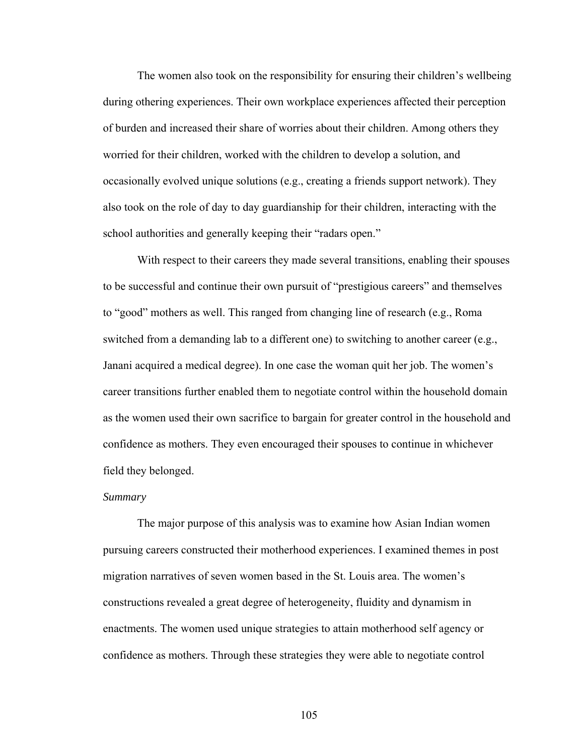The women also took on the responsibility for ensuring their children's wellbeing during othering experiences. Their own workplace experiences affected their perception of burden and increased their share of worries about their children. Among others they worried for their children, worked with the children to develop a solution, and occasionally evolved unique solutions (e.g., creating a friends support network). They also took on the role of day to day guardianship for their children, interacting with the school authorities and generally keeping their "radars open."

With respect to their careers they made several transitions, enabling their spouses to be successful and continue their own pursuit of "prestigious careers" and themselves to "good" mothers as well. This ranged from changing line of research (e.g., Roma switched from a demanding lab to a different one) to switching to another career (e.g., Janani acquired a medical degree). In one case the woman quit her job. The women's career transitions further enabled them to negotiate control within the household domain as the women used their own sacrifice to bargain for greater control in the household and confidence as mothers. They even encouraged their spouses to continue in whichever field they belonged.

*Summary*

The major purpose of this analysis was to examine how Asian Indian women pursuing careers constructed their motherhood experiences. I examined themes in post migration narratives of seven women based in the St. Louis area. The women's constructions revealed a great degree of heterogeneity, fluidity and dynamism in enactments. The women used unique strategies to attain motherhood self agency or confidence as mothers. Through these strategies they were able to negotiate control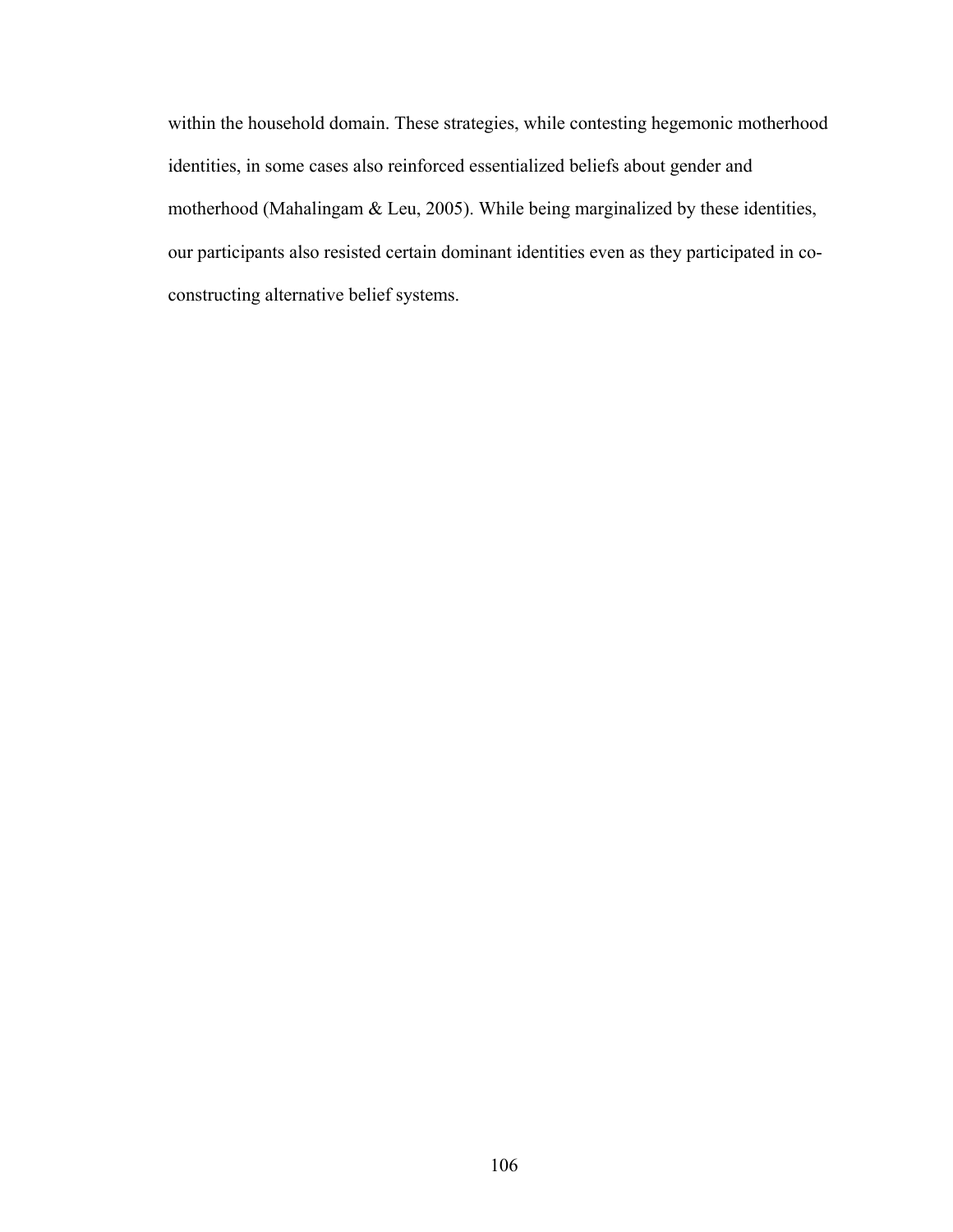within the household domain. These strategies, while contesting hegemonic motherhood identities, in some cases also reinforced essentialized beliefs about gender and motherhood (Mahalingam & Leu, 2005). While being marginalized by these identities, our participants also resisted certain dominant identities even as they participated in co-constructing alternative belief systems.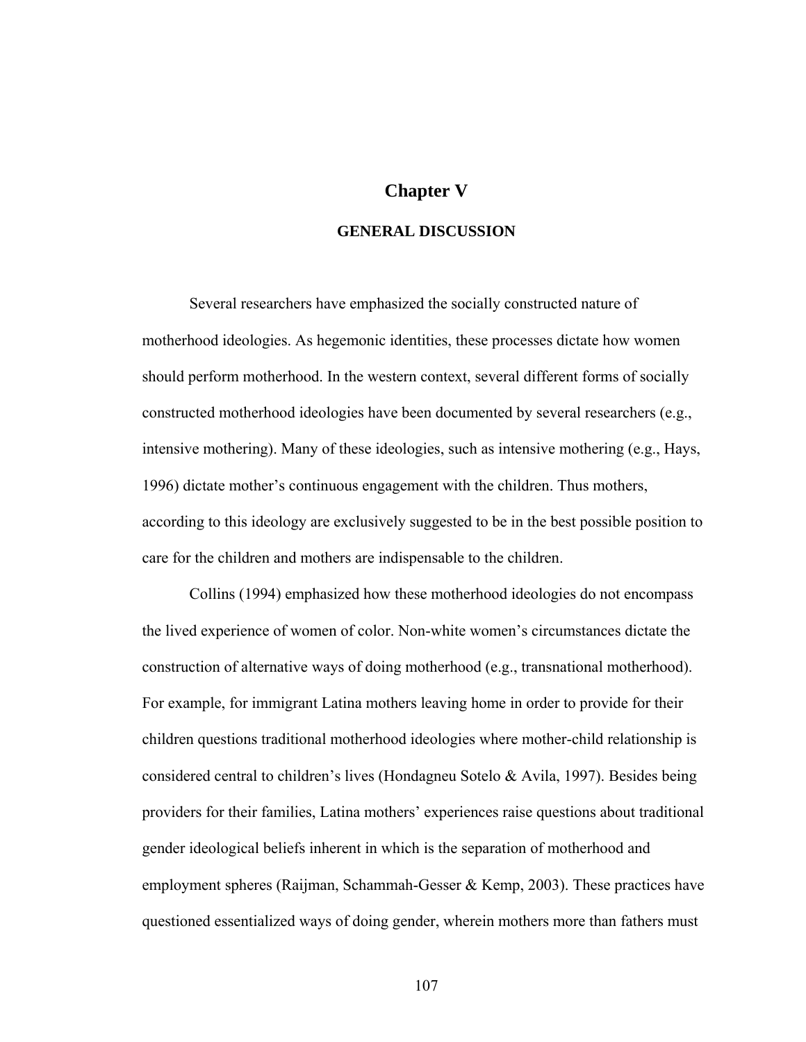# Chapter V

## GENERAL DISCUSSION

Several researchers have emphasized the socially constructed nature of motherhood ideologies. As hegemonic identities, these processes dictate how women should perform motherhood. In the western context, several different forms of socially constructed motherhood ideologies have been documented by several researchers (e.g., intensive mothering). Many of these ideologies, such as intensive mothering (e.g., Hays, 1996) dictate mother's continuous engagement with the children. Thus mothers, according to this ideology are exclusively suggested to be in the best possible position to care for the children and mothers are indispensable to the children.

Collins (1994) emphasized how these motherhood ideologies do not encompass the lived experience of women of color. Non-white women's circumstances dictate the construction of alternative ways of doing motherhood (e.g., transnational motherhood). For example, for immigrant Latina mothers leaving home in order to provide for their children questions traditional motherhood ideologies where mother-child relationship is considered central to children's lives (Hondagneu Sotelo & Avila, 1997). Besides being providers for their families, Latina mothers' experiences raise questions about traditional gender ideological beliefs inherent in which is the separation of motherhood and employment spheres (Raijman, Schammah-Gesser & Kemp, 2003). These practices have questioned essentialized ways of doing gender, wherein mothers more than fathers must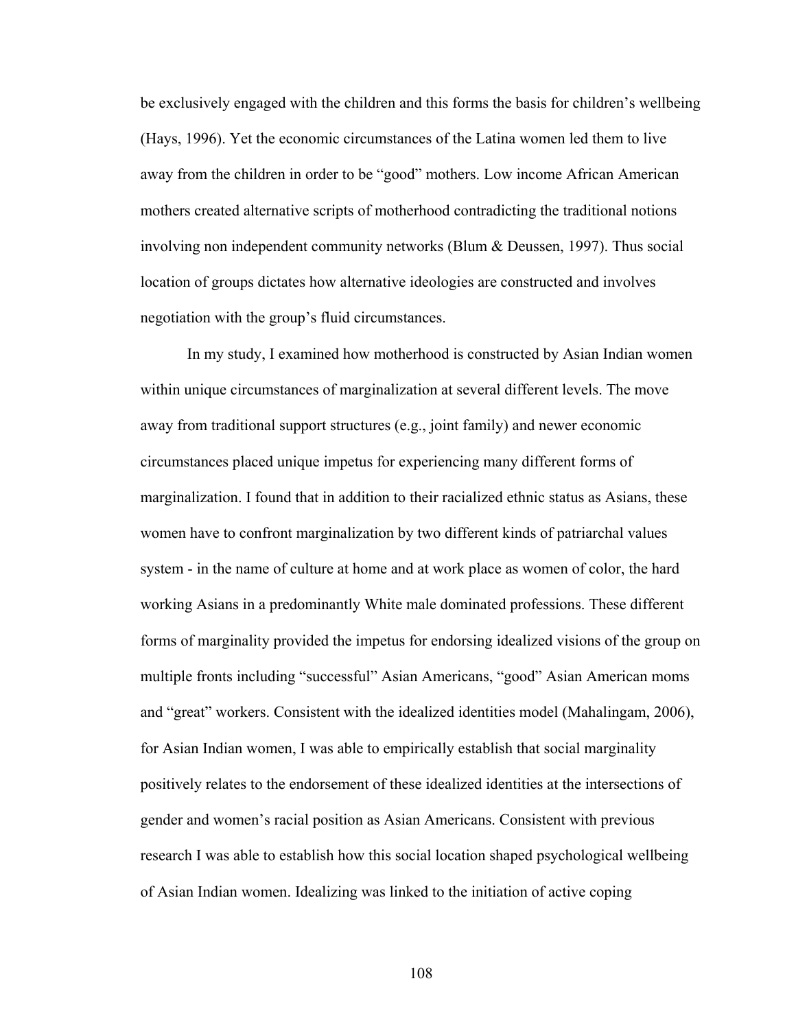be exclusively engaged with the children and this forms the basis for children's wellbeing (Hays, 1996). Yet the economic circumstances of the Latina women led them to live away from the children in order to be "good" mothers. Low income African American mothers created alternative scripts of motherhood contradicting the traditional notions involving non independent community networks (Blum & Deussen, 1997). Thus social location of groups dictates how alternative ideologies are constructed and involves negotiation with the group's fluid circumstances.

In my study, I examined how motherhood is constructed by Asian Indian women within unique circumstances of marginalization at several different levels. The move away from traditional support structures (e.g., joint family) and newer economic circumstances placed unique impetus for experiencing many different forms of marginalization. I found that in addition to their racialized ethnic status as Asians, these women have to confront marginalization by two different kinds of patriarchal values system - in the name of culture at home and at work place as women of color, the hard working Asians in a predominantly White male dominated professions. These different forms of marginality provided the impetus for endorsing idealized visions of the group on multiple fronts including "successful" Asian Americans, "good" Asian American moms and "great" workers. Consistent with the idealized identities model (Mahalingam, 2006), for Asian Indian women, I was able to empirically establish that social marginality positively relates to the endorsement of these idealized identities at the intersections of gender and women's racial position as Asian Americans. Consistent with previous research I was able to establish how this social location shaped psychological wellbeing of Asian Indian women. Idealizing was linked to the initiation of active coping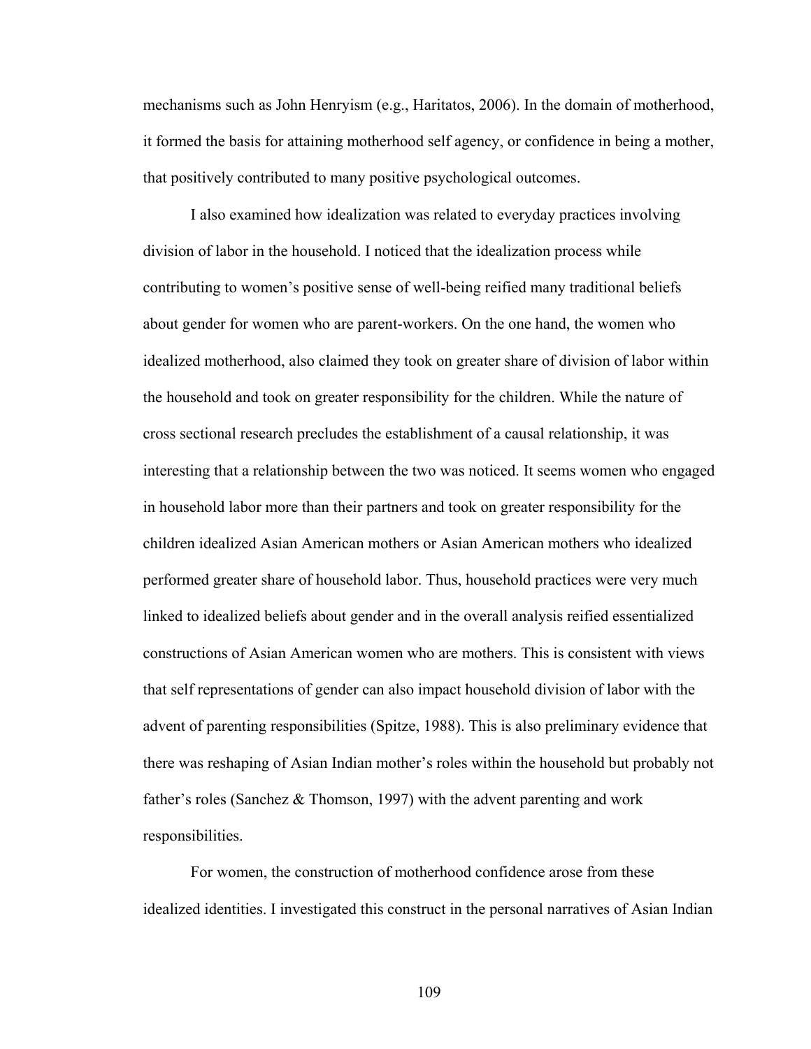mechanisms such as John Henryism (e.g., Haritatos, 2006). In the domain of motherhood, it formed the basis for attaining motherhood self agency, or confidence in being a mother, that positively contributed to many positive psychological outcomes.

I also examined how idealization was related to everyday practices involving division of labor in the household. I noticed that the idealization process while contributing to women's positive sense of well-being reified many traditional beliefs about gender for women who are parent-workers. On the one hand, the women who idealized motherhood, also claimed they took on greater share of division of labor within the household and took on greater responsibility for the children. While the nature of cross sectional research precludes the establishment of a causal relationship, it was interesting that a relationship between the two was noticed. It seems women who engaged in household labor more than their partners and took on greater responsibility for the children idealized Asian American mothers or Asian American mothers who idealized performed greater share of household labor. Thus, household practices were very much linked to idealized beliefs about gender and in the overall analysis reified essentialized constructions of Asian American women who are mothers. This is consistent with views that self representations of gender can also impact household division of labor with the advent of parenting responsibilities (Spitze, 1988). This is also preliminary evidence that there was reshaping of Asian Indian mother's roles within the household but probably not father's roles (Sanchez & Thomson, 1997) with the advent parenting and work responsibilities.

For women, the construction of motherhood confidence arose from these idealized identities. I investigated this construct in the personal narratives of Asian Indian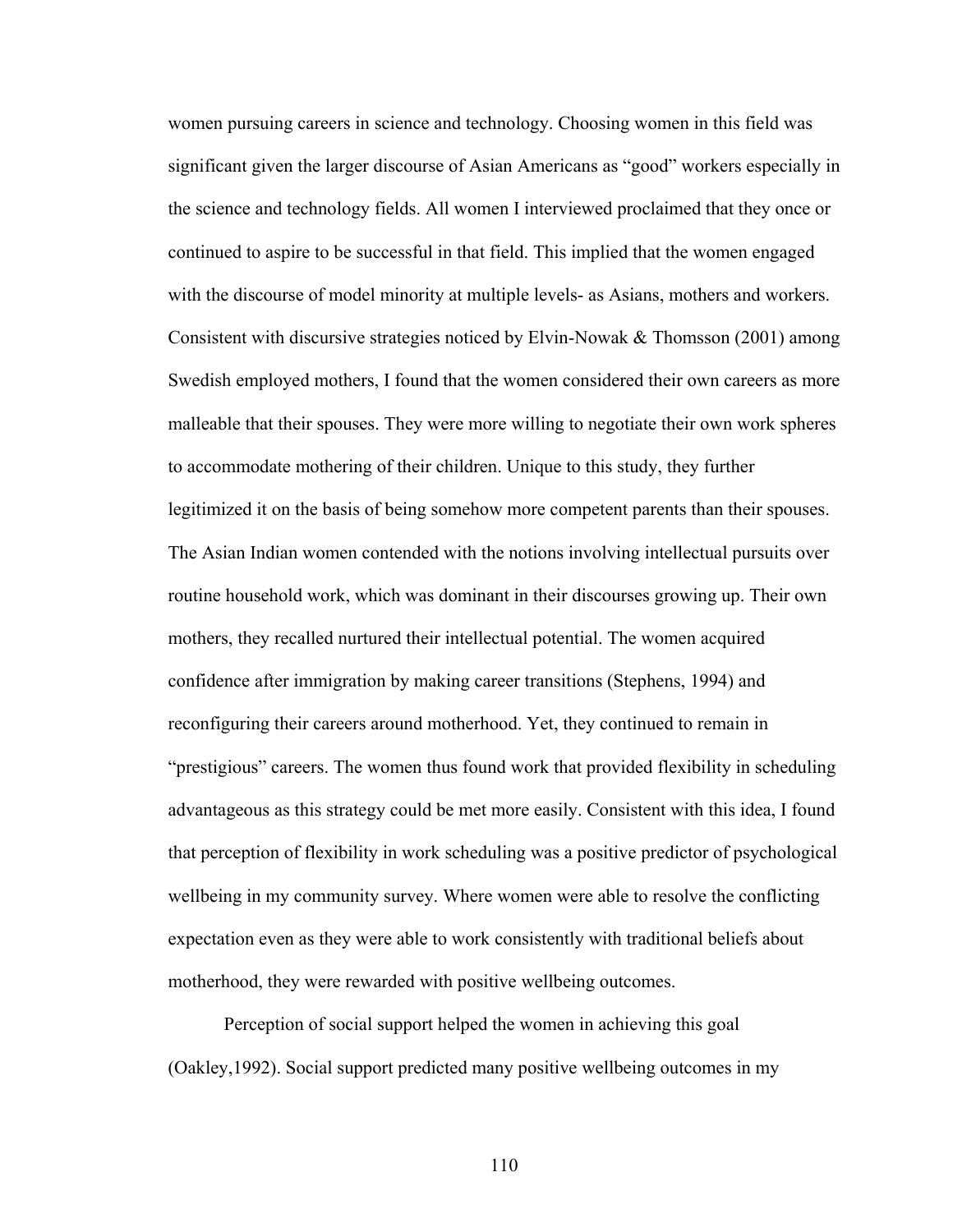women pursuing careers in science and technology. Choosing women in this field was significant given the larger discourse of Asian Americans as "good" workers especially in the science and technology fields. All women I interviewed proclaimed that they once or continued to aspire to be successful in that field. This implied that the women engaged with the discourse of model minority at multiple levels- as Asians, mothers and workers. Consistent with discursive strategies noticed by Elvin-Nowak & Thomsson (2001) among Swedish employed mothers, I found that the women considered their own careers as more malleable that their spouses. They were more willing to negotiate their own work spheres to accommodate mothering of their children. Unique to this study, they further legitimized it on the basis of being somehow more competent parents than their spouses. The Asian Indian women contended with the notions involving intellectual pursuits over routine household work, which was dominant in their discourses growing up. Their own mothers, they recalled nurtured their intellectual potential. The women acquired confidence after immigration by making career transitions (Stephens, 1994) and reconfiguring their careers around motherhood. Yet, they continued to remain in "prestigious" careers. The women thus found work that provided flexibility in scheduling advantageous as this strategy could be met more easily. Consistent with this idea, I found that perception of flexibility in work scheduling was a positive predictor of psychological wellbeing in my community survey. Where women were able to resolve the conflicting expectation even as they were able to work consistently with traditional beliefs about motherhood, they were rewarded with positive wellbeing outcomes.

Perception of social support helped the women in achieving this goal (Oakley,1992). Social support predicted many positive wellbeing outcomes in my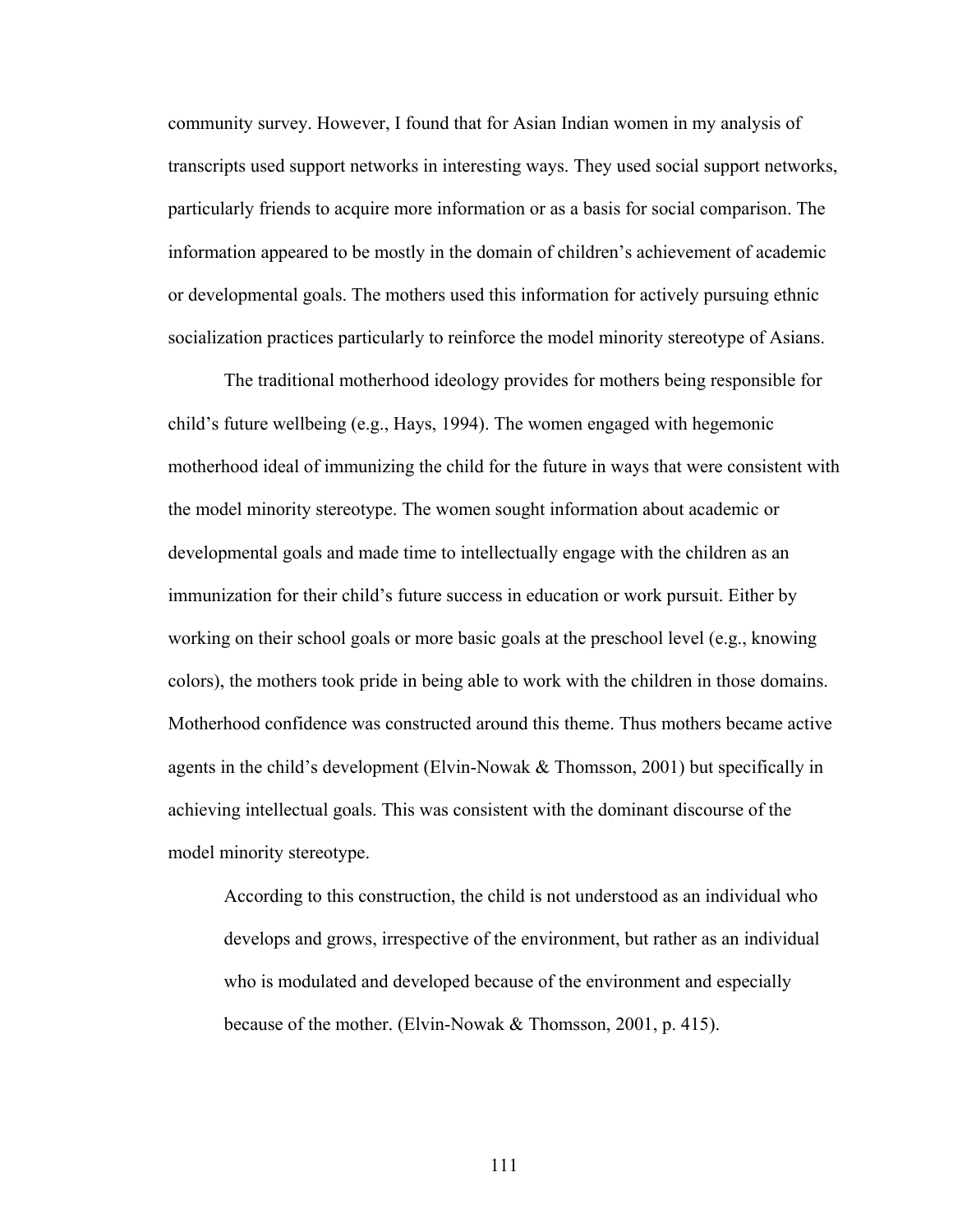community survey. However, I found that for Asian Indian women in my analysis of transcripts used support networks in interesting ways. They used social support networks, particularly friends to acquire more information or as a basis for social comparison. The information appeared to be mostly in the domain of children's achievement of academic or developmental goals. The mothers used this information for actively pursuing ethnic socialization practices particularly to reinforce the model minority stereotype of Asians.

The traditional motherhood ideology provides for mothers being responsible for child's future wellbeing (e.g., Hays, 1994). The women engaged with hegemonic motherhood ideal of immunizing the child for the future in ways that were consistent with the model minority stereotype. The women sought information about academic or developmental goals and made time to intellectually engage with the children as an immunization for their child's future success in education or work pursuit. Either by working on their school goals or more basic goals at the preschool level (e.g., knowing colors), the mothers took pride in being able to work with the children in those domains. Motherhood confidence was constructed around this theme. Thus mothers became active agents in the child's development (Elvin-Nowak & Thomsson, 2001) but specifically in achieving intellectual goals. This was consistent with the dominant discourse of the model minority stereotype.

> According to this construction, the child is not understood as an individual who develops and grows, irrespective of the environment, but rather as an individual who is modulated and developed because of the environment and especially because of the mother. (Elvin-Nowak & Thomsson, 2001, p. 415).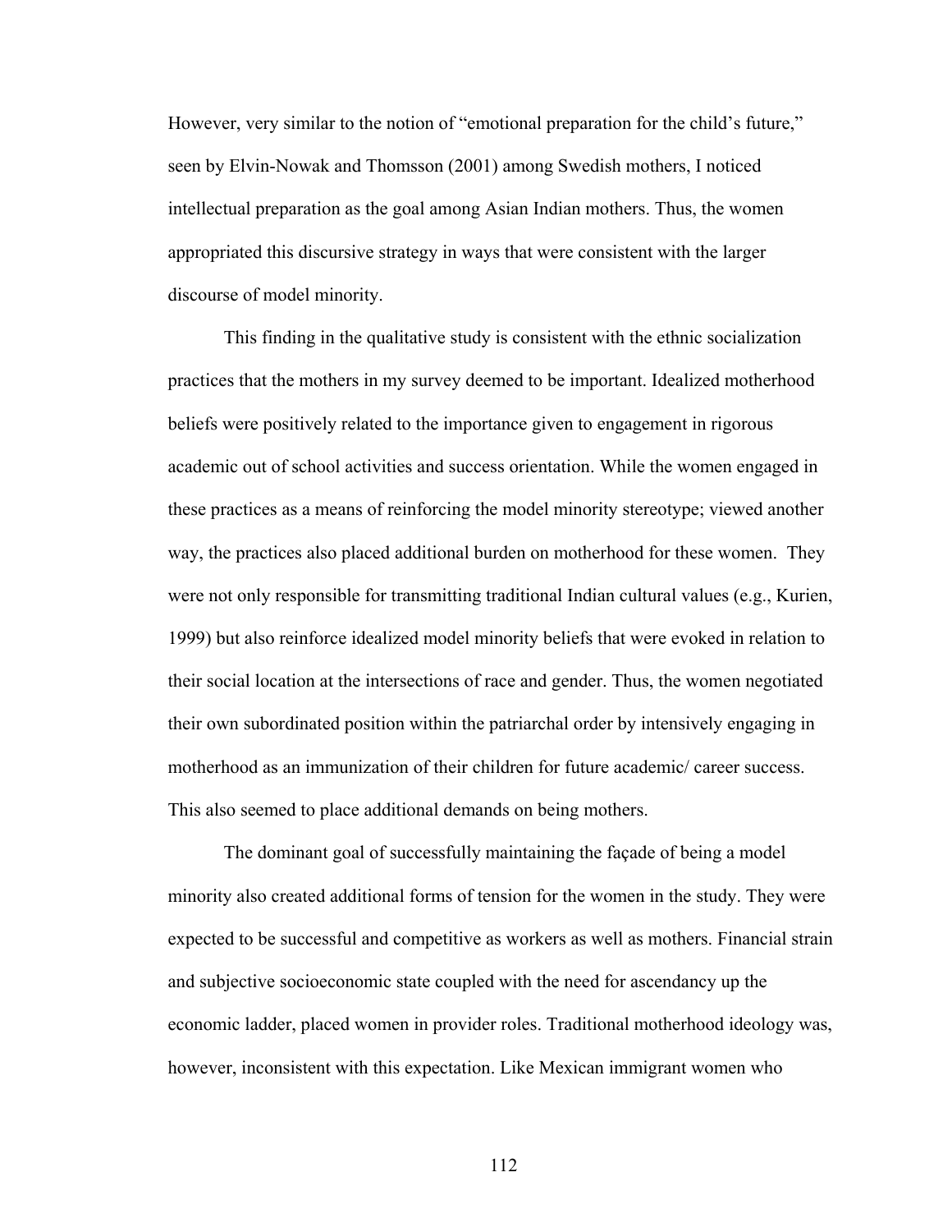However, very similar to the notion of "emotional preparation for the child's future," seen by Elvin-Nowak and Thomsson (2001) among Swedish mothers, I noticed intellectual preparation as the goal among Asian Indian mothers. Thus, the women appropriated this discursive strategy in ways that were consistent with the larger discourse of model minority.

This finding in the qualitative study is consistent with the ethnic socialization practices that the mothers in my survey deemed to be important. Idealized motherhood beliefs were positively related to the importance given to engagement in rigorous academic out of school activities and success orientation. While the women engaged in these practices as a means of reinforcing the model minority stereotype; viewed another way, the practices also placed additional burden on motherhood for these women. They were not only responsible for transmitting traditional Indian cultural values (e.g., Kurien, 1999) but also reinforce idealized model minority beliefs that were evoked in relation to their social location at the intersections of race and gender. Thus, the women negotiated their own subordinated position within the patriarchal order by intensively engaging in motherhood as an immunization of their children for future academic/ career success. This also seemed to place additional demands on being mothers.

The dominant goal of successfully maintaining the façade of being a model minority also created additional forms of tension for the women in the study. They were expected to be successful and competitive as workers as well as mothers. Financial strain and subjective socioeconomic state coupled with the need for ascendancy up the economic ladder, placed women in provider roles. Traditional motherhood ideology was, however, inconsistent with this expectation. Like Mexican immigrant women who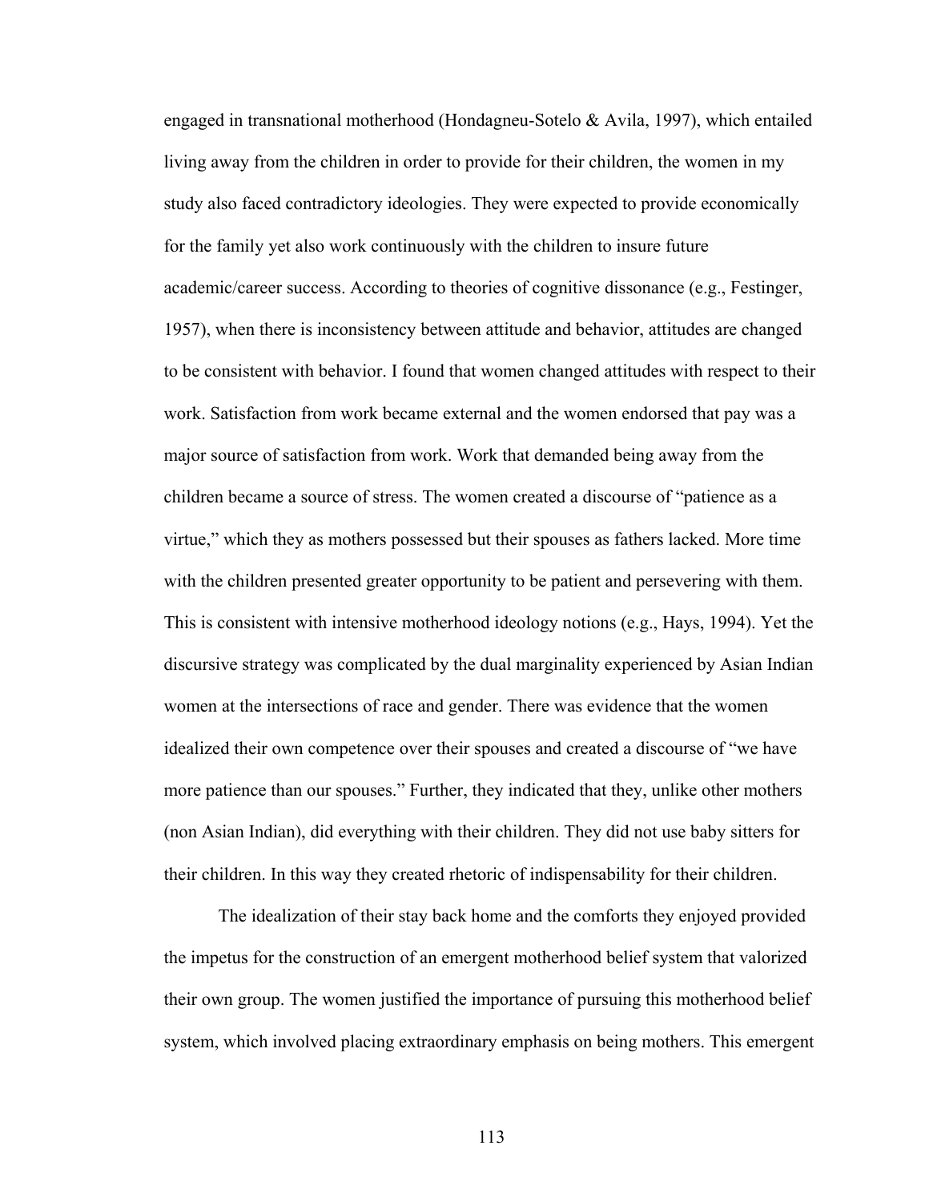engaged in transnational motherhood (Hondagneu-Sotelo & Avila, 1997), which entailed living away from the children in order to provide for their children, the women in my study also faced contradictory ideologies. They were expected to provide economically for the family yet also work continuously with the children to insure future academic/career success. According to theories of cognitive dissonance (e.g., Festinger, 1957), when there is inconsistency between attitude and behavior, attitudes are changed to be consistent with behavior. I found that women changed attitudes with respect to their work. Satisfaction from work became external and the women endorsed that pay was a major source of satisfaction from work. Work that demanded being away from the children became a source of stress. The women created a discourse of "patience as a virtue," which they as mothers possessed but their spouses as fathers lacked. More time with the children presented greater opportunity to be patient and persevering with them. This is consistent with intensive motherhood ideology notions (e.g., Hays, 1994). Yet the discursive strategy was complicated by the dual marginality experienced by Asian Indian women at the intersections of race and gender. There was evidence that the women idealized their own competence over their spouses and created a discourse of "we have more patience than our spouses." Further, they indicated that they, unlike other mothers (non Asian Indian), did everything with their children. They did not use baby sitters for their children. In this way they created rhetoric of indispensability for their children.

The idealization of their stay back home and the comforts they enjoyed provided the impetus for the construction of an emergent motherhood belief system that valorized their own group. The women justified the importance of pursuing this motherhood belief system, which involved placing extraordinary emphasis on being mothers. This emergent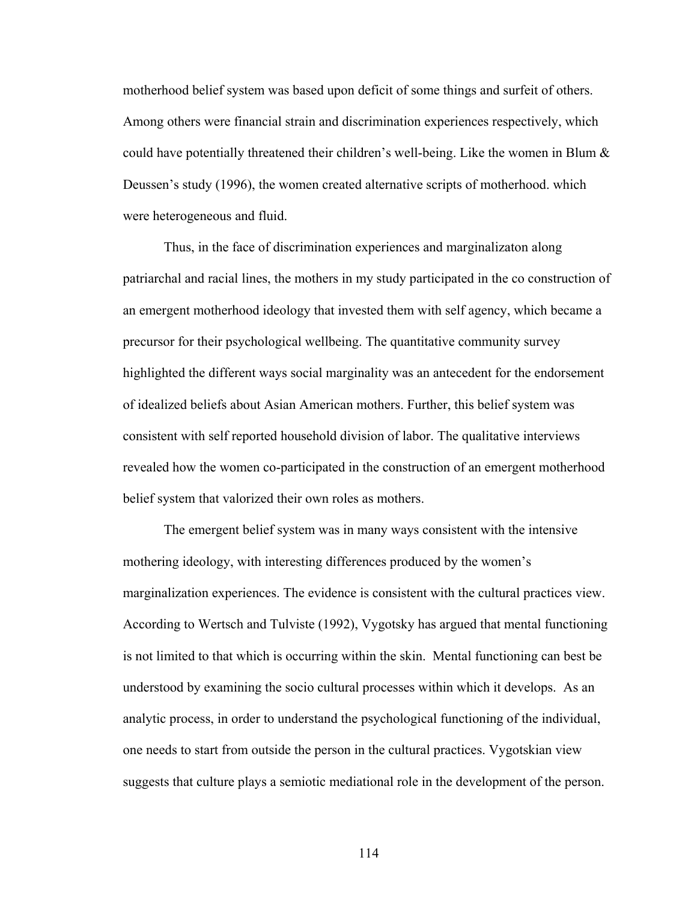motherhood belief system was based upon deficit of some things and surfeit of others. Among others were financial strain and discrimination experiences respectively, which could have potentially threatened their children's well-being. Like the women in Blum & Deussen's study (1996), the women created alternative scripts of motherhood. which were heterogeneous and fluid.

Thus, in the face of discrimination experiences and marginalizaton along patriarchal and racial lines, the mothers in my study participated in the co construction of an emergent motherhood ideology that invested them with self agency, which became a precursor for their psychological wellbeing. The quantitative community survey highlighted the different ways social marginality was an antecedent for the endorsement of idealized beliefs about Asian American mothers. Further, this belief system was consistent with self reported household division of labor. The qualitative interviews revealed how the women co-participated in the construction of an emergent motherhood belief system that valorized their own roles as mothers.

The emergent belief system was in many ways consistent with the intensive mothering ideology, with interesting differences produced by the women's marginalization experiences. The evidence is consistent with the cultural practices view. According to Wertsch and Tulviste (1992), Vygotsky has argued that mental functioning is not limited to that which is occurring within the skin. Mental functioning can best be understood by examining the socio cultural processes within which it develops. As an analytic process, in order to understand the psychological functioning of the individual, one needs to start from outside the person in the cultural practices. Vygotskian view suggests that culture plays a semiotic mediational role in the development of the person.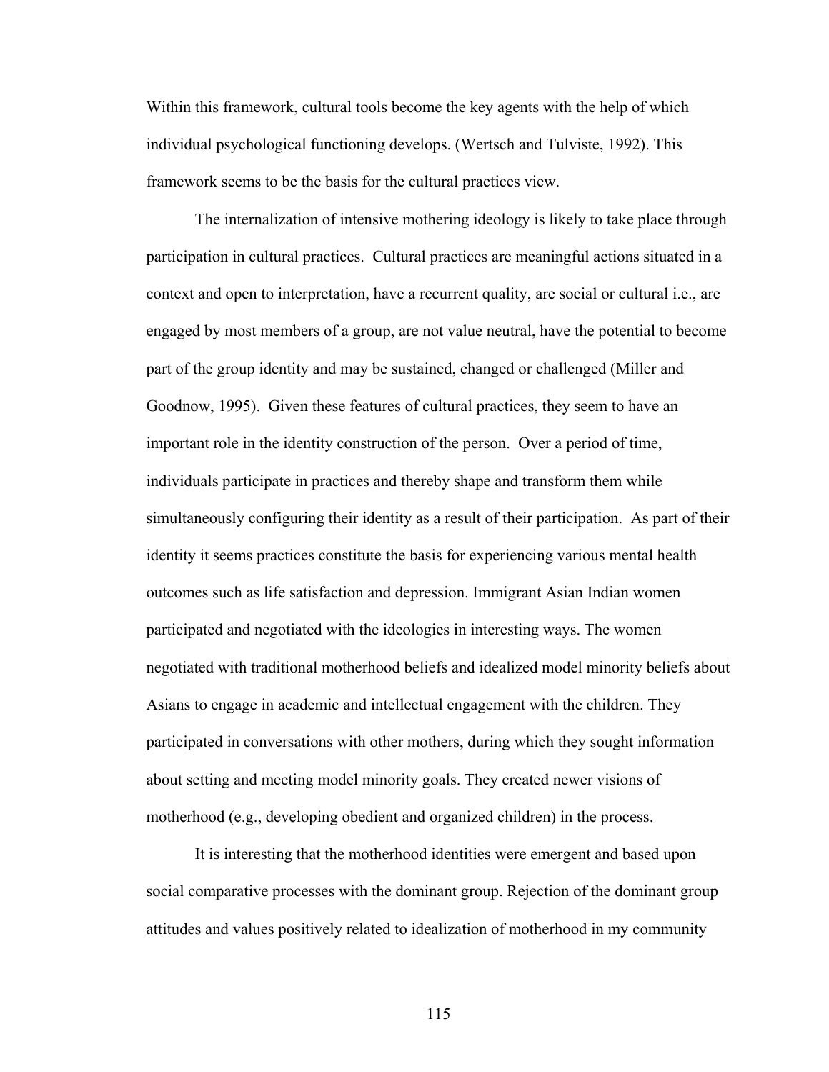Within this framework, cultural tools become the key agents with the help of which individual psychological functioning develops. (Wertsch and Tulviste, 1992). This framework seems to be the basis for the cultural practices view.

The internalization of intensive mothering ideology is likely to take place through participation in cultural practices. Cultural practices are meaningful actions situated in a context and open to interpretation, have a recurrent quality, are social or cultural i.e., are engaged by most members of a group, are not value neutral, have the potential to become part of the group identity and may be sustained, changed or challenged (Miller and Goodnow, 1995). Given these features of cultural practices, they seem to have an important role in the identity construction of the person. Over a period of time, individuals participate in practices and thereby shape and transform them while simultaneously configuring their identity as a result of their participation. As part of their identity it seems practices constitute the basis for experiencing various mental health outcomes such as life satisfaction and depression. Immigrant Asian Indian women participated and negotiated with the ideologies in interesting ways. The women negotiated with traditional motherhood beliefs and idealized model minority beliefs about Asians to engage in academic and intellectual engagement with the children. They participated in conversations with other mothers, during which they sought information about setting and meeting model minority goals. They created newer visions of motherhood (e.g., developing obedient and organized children) in the process.

It is interesting that the motherhood identities were emergent and based upon social comparative processes with the dominant group. Rejection of the dominant group attitudes and values positively related to idealization of motherhood in my community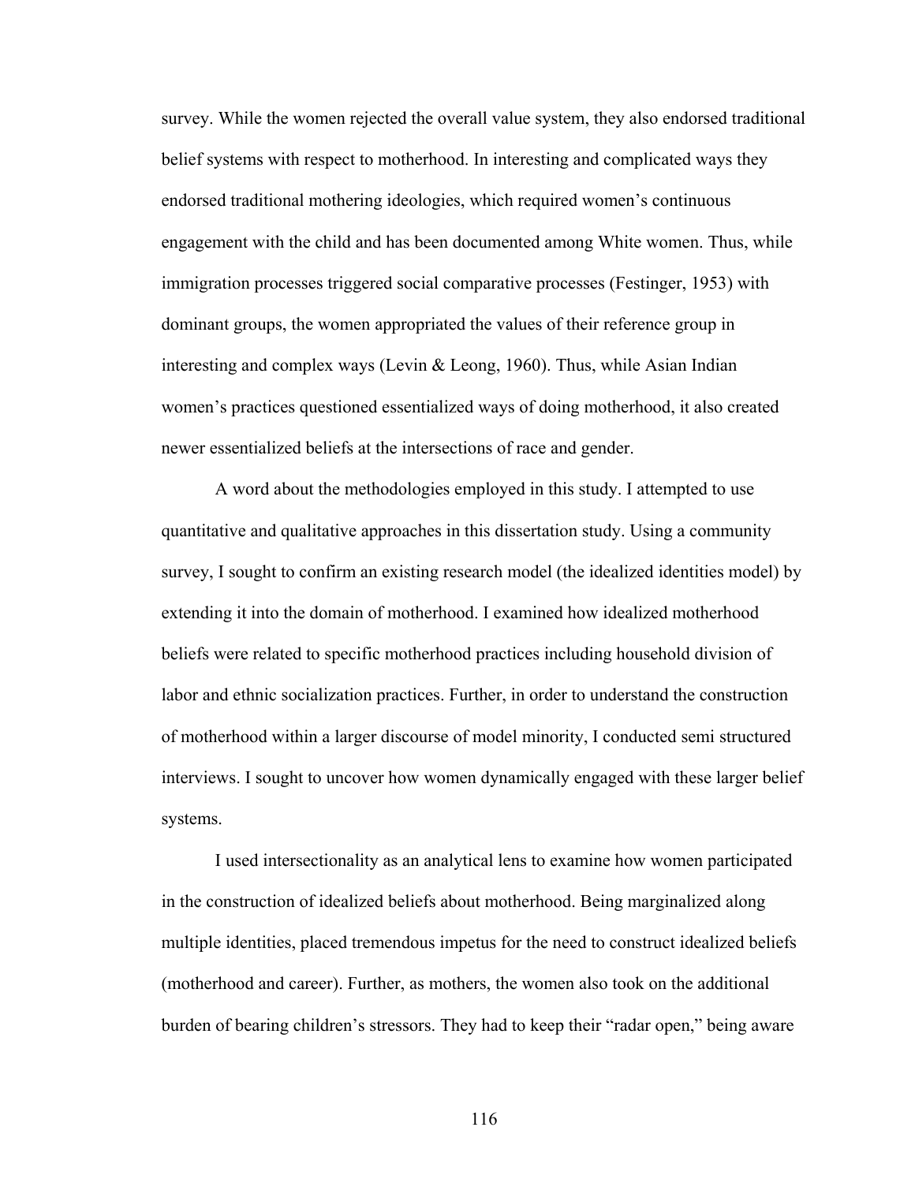survey. While the women rejected the overall value system, they also endorsed traditional belief systems with respect to motherhood. In interesting and complicated ways they endorsed traditional mothering ideologies, which required women's continuous engagement with the child and has been documented among White women. Thus, while immigration processes triggered social comparative processes (Festinger, 1953) with dominant groups, the women appropriated the values of their reference group in interesting and complex ways (Levin & Leong, 1960). Thus, while Asian Indian women's practices questioned essentialized ways of doing motherhood, it also created newer essentialized beliefs at the intersections of race and gender.

A word about the methodologies employed in this study. I attempted to use quantitative and qualitative approaches in this dissertation study. Using a community survey, I sought to confirm an existing research model (the idealized identities model) by extending it into the domain of motherhood. I examined how idealized motherhood beliefs were related to specific motherhood practices including household division of labor and ethnic socialization practices. Further, in order to understand the construction of motherhood within a larger discourse of model minority, I conducted semi structured interviews. I sought to uncover how women dynamically engaged with these larger belief systems.

I used intersectionality as an analytical lens to examine how women participated in the construction of idealized beliefs about motherhood. Being marginalized along multiple identities, placed tremendous impetus for the need to construct idealized beliefs (motherhood and career). Further, as mothers, the women also took on the additional burden of bearing children's stressors. They had to keep their "radar open," being aware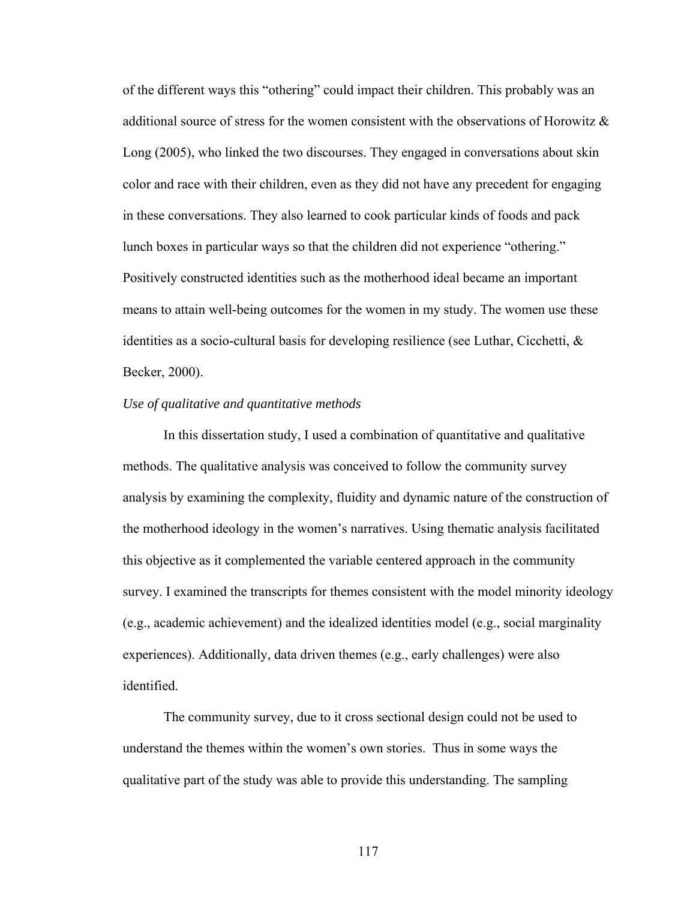of the different ways this "othering" could impact their children. This probably was an additional source of stress for the women consistent with the observations of Horowitz & Long (2005), who linked the two discourses. They engaged in conversations about skin color and race with their children, even as they did not have any precedent for engaging in these conversations. They also learned to cook particular kinds of foods and pack lunch boxes in particular ways so that the children did not experience "othering." Positively constructed identities such as the motherhood ideal became an important means to attain well-being outcomes for the women in my study. The women use these identities as a socio-cultural basis for developing resilience (see Luthar, Cicchetti, & Becker, 2000).

*Use of qualitative and quantitative methods*

In this dissertation study, I used a combination of quantitative and qualitative methods. The qualitative analysis was conceived to follow the community survey analysis by examining the complexity, fluidity and dynamic nature of the construction of the motherhood ideology in the women's narratives. Using thematic analysis facilitated this objective as it complemented the variable centered approach in the community survey. I examined the transcripts for themes consistent with the model minority ideology (e.g., academic achievement) and the idealized identities model (e.g., social marginality experiences). Additionally, data driven themes (e.g., early challenges) were also identified.

The community survey, due to it cross sectional design could not be used to understand the themes within the women's own stories. Thus in some ways the qualitative part of the study was able to provide this understanding. The sampling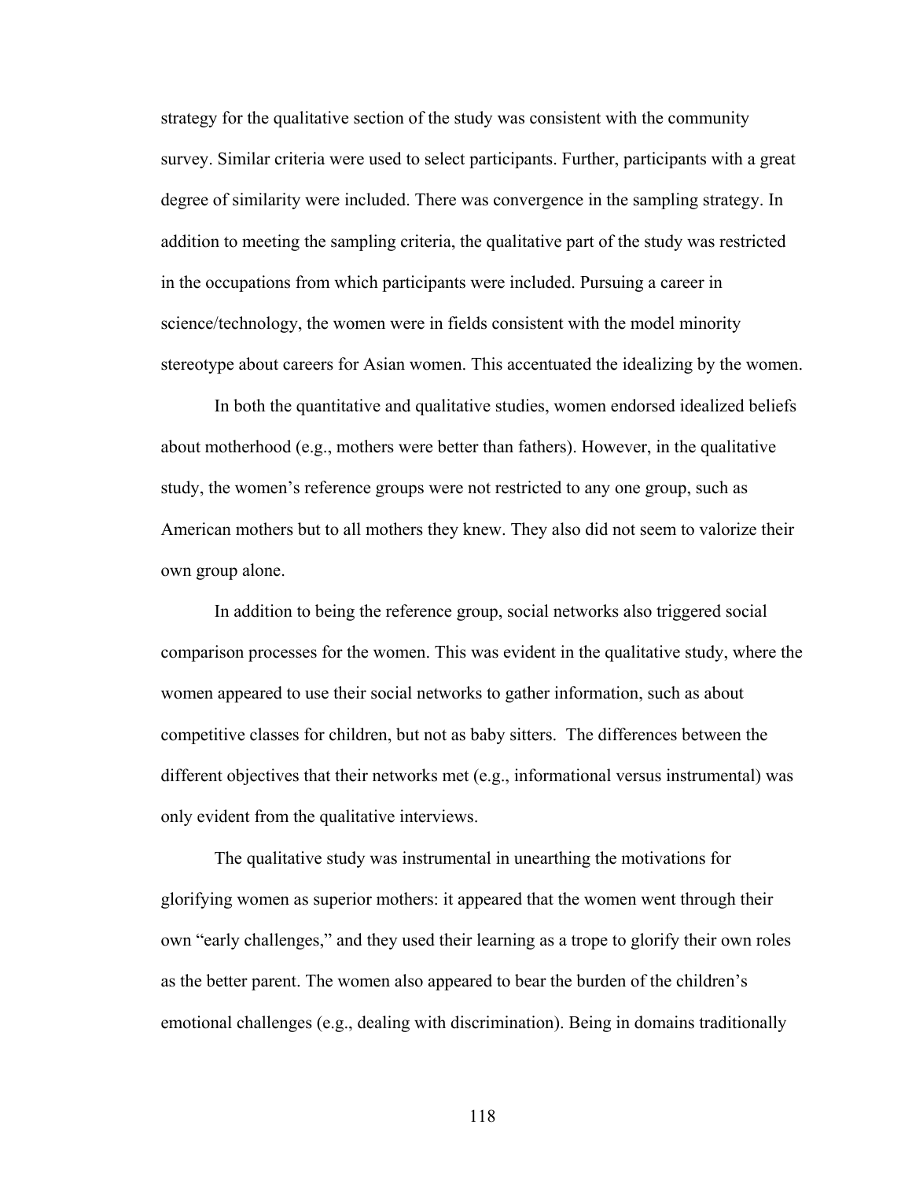strategy for the qualitative section of the study was consistent with the community survey. Similar criteria were used to select participants. Further, participants with a great degree of similarity were included. There was convergence in the sampling strategy. In addition to meeting the sampling criteria, the qualitative part of the study was restricted in the occupations from which participants were included. Pursuing a career in science/technology, the women were in fields consistent with the model minority stereotype about careers for Asian women. This accentuated the idealizing by the women.

In both the quantitative and qualitative studies, women endorsed idealized beliefs about motherhood (e.g., mothers were better than fathers). However, in the qualitative study, the women's reference groups were not restricted to any one group, such as American mothers but to all mothers they knew. They also did not seem to valorize their own group alone.

In addition to being the reference group, social networks also triggered social comparison processes for the women. This was evident in the qualitative study, where the women appeared to use their social networks to gather information, such as about competitive classes for children, but not as baby sitters. The differences between the different objectives that their networks met (e.g., informational versus instrumental) was only evident from the qualitative interviews.

The qualitative study was instrumental in unearthing the motivations for glorifying women as superior mothers: it appeared that the women went through their own "early challenges," and they used their learning as a trope to glorify their own roles as the better parent. The women also appeared to bear the burden of the children's emotional challenges (e.g., dealing with discrimination). Being in domains traditionally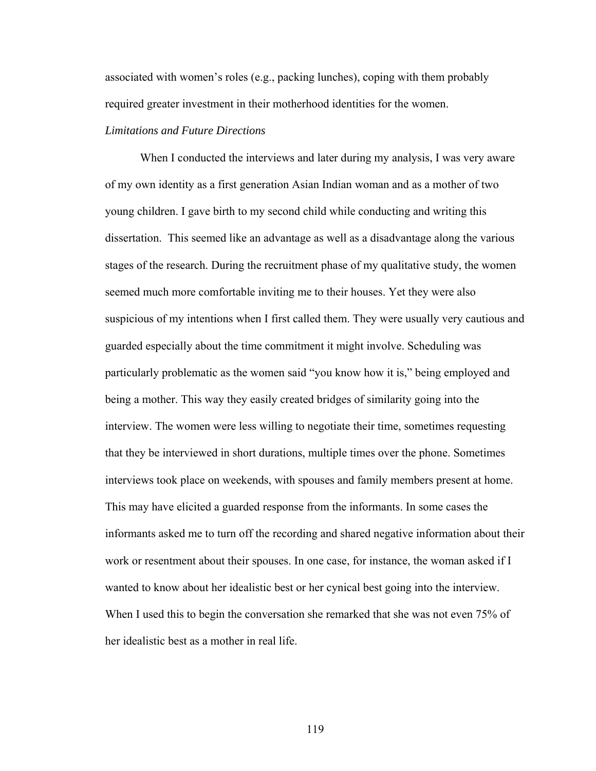associated with women's roles (e.g., packing lunches), coping with them probably required greater investment in their motherhood identities for the women.

### *Limitations and Future Directions*

When I conducted the interviews and later during my analysis, I was very aware of my own identity as a first generation Asian Indian woman and as a mother of two young children. I gave birth to my second child while conducting and writing this dissertation. This seemed like an advantage as well as a disadvantage along the various stages of the research. During the recruitment phase of my qualitative study, the women seemed much more comfortable inviting me to their houses. Yet they were also suspicious of my intentions when I first called them. They were usually very cautious and guarded especially about the time commitment it might involve. Scheduling was particularly problematic as the women said "you know how it is," being employed and being a mother. This way they easily created bridges of similarity going into the interview. The women were less willing to negotiate their time, sometimes requesting that they be interviewed in short durations, multiple times over the phone. Sometimes interviews took place on weekends, with spouses and family members present at home. This may have elicited a guarded response from the informants. In some cases the informants asked me to turn off the recording and shared negative information about their work or resentment about their spouses. In one case, for instance, the woman asked if I wanted to know about her idealistic best or her cynical best going into the interview. When I used this to begin the conversation she remarked that she was not even 75% of her idealistic best as a mother in real life.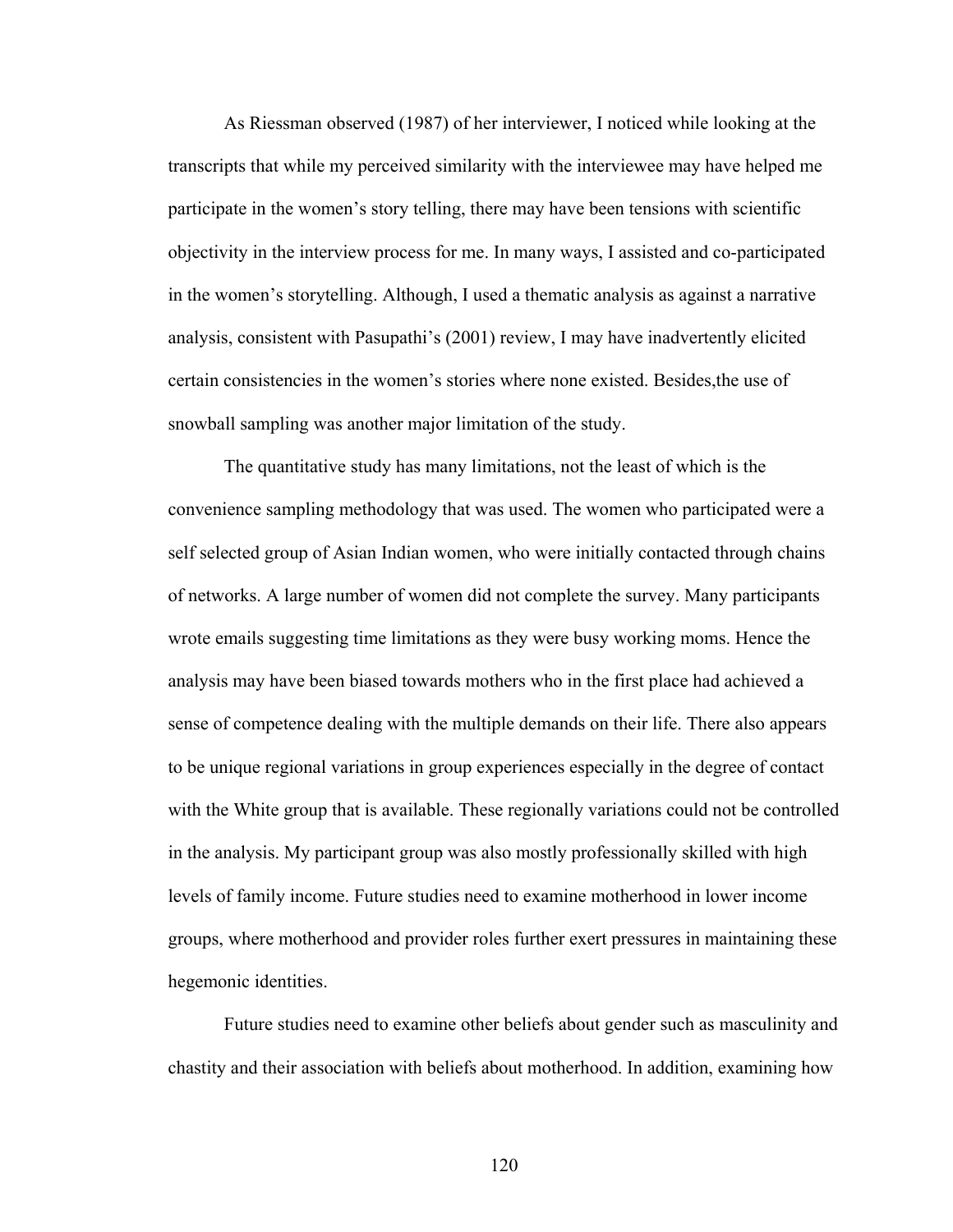As Riessman observed (1987) of her interviewer, I noticed while looking at the transcripts that while my perceived similarity with the interviewee may have helped me participate in the women's story telling, there may have been tensions with scientific objectivity in the interview process for me. In many ways, I assisted and co-participated in the women's storytelling. Although, I used a thematic analysis as against a narrative analysis, consistent with Pasupathi's (2001) review, I may have inadvertently elicited certain consistencies in the women's stories where none existed. Besides,the use of snowball sampling was another major limitation of the study.

The quantitative study has many limitations, not the least of which is the convenience sampling methodology that was used. The women who participated were a self selected group of Asian Indian women, who were initially contacted through chains of networks. A large number of women did not complete the survey. Many participants wrote emails suggesting time limitations as they were busy working moms. Hence the analysis may have been biased towards mothers who in the first place had achieved a sense of competence dealing with the multiple demands on their life. There also appears to be unique regional variations in group experiences especially in the degree of contact with the White group that is available. These regionally variations could not be controlled in the analysis. My participant group was also mostly professionally skilled with high levels of family income. Future studies need to examine motherhood in lower income groups, where motherhood and provider roles further exert pressures in maintaining these hegemonic identities.

Future studies need to examine other beliefs about gender such as masculinity and chastity and their association with beliefs about motherhood. In addition, examining how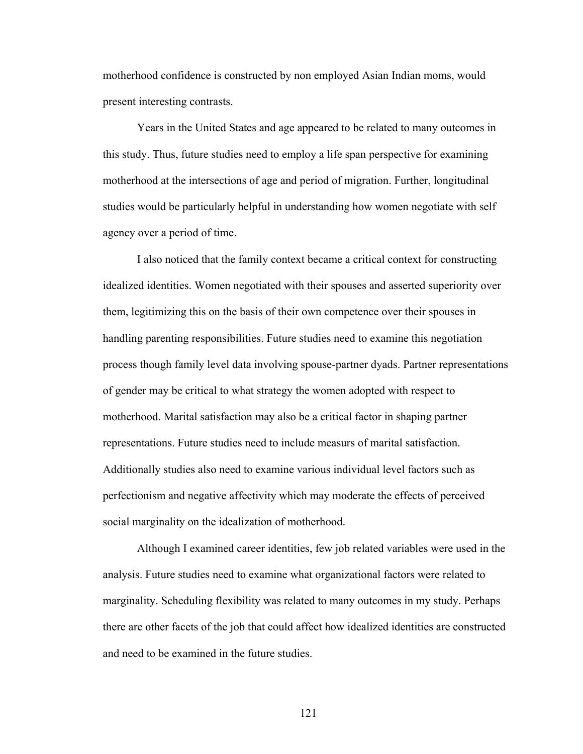motherhood confidence is constructed by non employed Asian Indian moms, would present interesting contrasts.

Years in the United States and age appeared to be related to many outcomes in this study. Thus, future studies need to employ a life span perspective for examining motherhood at the intersections of age and period of migration. Further, longitudinal studies would be particularly helpful in understanding how women negotiate with self agency over a period of time.

I also noticed that the family context became a critical context for constructing idealized identities. Women negotiated with their spouses and asserted superiority over them, legitimizing this on the basis of their own competence over their spouses in handling parenting responsibilities. Future studies need to examine this negotiation process though family level data involving spouse-partner dyads. Partner representations of gender may be critical to what strategy the women adopted with respect to motherhood. Marital satisfaction may also be a critical factor in shaping partner representations. Future studies need to include measurs of marital satisfaction. Additionally studies also need to examine various individual level factors such as perfectionism and negative affectivity which may moderate the effects of perceived social marginality on the idealization of motherhood.

Although I examined career identities, few job related variables were used in the analysis. Future studies need to examine what organizational factors were related to marginality. Scheduling flexibility was related to many outcomes in my study. Perhaps there are other facets of the job that could affect how idealized identities are constructed and need to be examined in the future studies.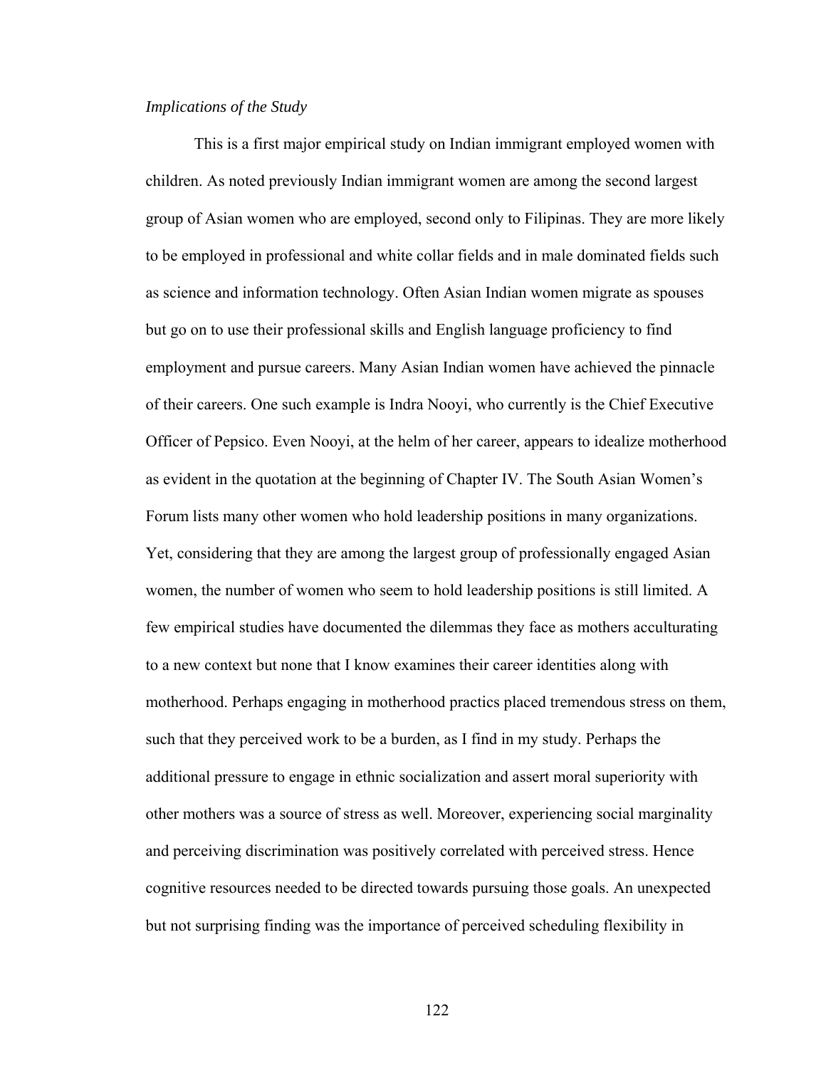*Implications of the Study*

This is a first major empirical study on Indian immigrant employed women with children. As noted previously Indian immigrant women are among the second largest group of Asian women who are employed, second only to Filipinas. They are more likely to be employed in professional and white collar fields and in male dominated fields such as science and information technology. Often Asian Indian women migrate as spouses but go on to use their professional skills and English language proficiency to find employment and pursue careers. Many Asian Indian women have achieved the pinnacle of their careers. One such example is Indra Nooyi, who currently is the Chief Executive Officer of Pepsico. Even Nooyi, at the helm of her career, appears to idealize motherhood as evident in the quotation at the beginning of Chapter IV. The South Asian Women's Forum lists many other women who hold leadership positions in many organizations. Yet, considering that they are among the largest group of professionally engaged Asian women, the number of women who seem to hold leadership positions is still limited. A few empirical studies have documented the dilemmas they face as mothers acculturating to a new context but none that I know examines their career identities along with motherhood. Perhaps engaging in motherhood practices placed tremendous stress on them, such that they perceived work to be a burden, as I find in my study. Perhaps the additional pressure to engage in ethnic socialization and assert moral superiority with other mothers was a source of stress as well. Moreover, experiencing social marginality and perceiving discrimination was positively correlated with perceived stress. Hence cognitive resources needed to be directed towards pursuing those goals. An unexpected but not surprising finding was the importance of perceived scheduling flexibility in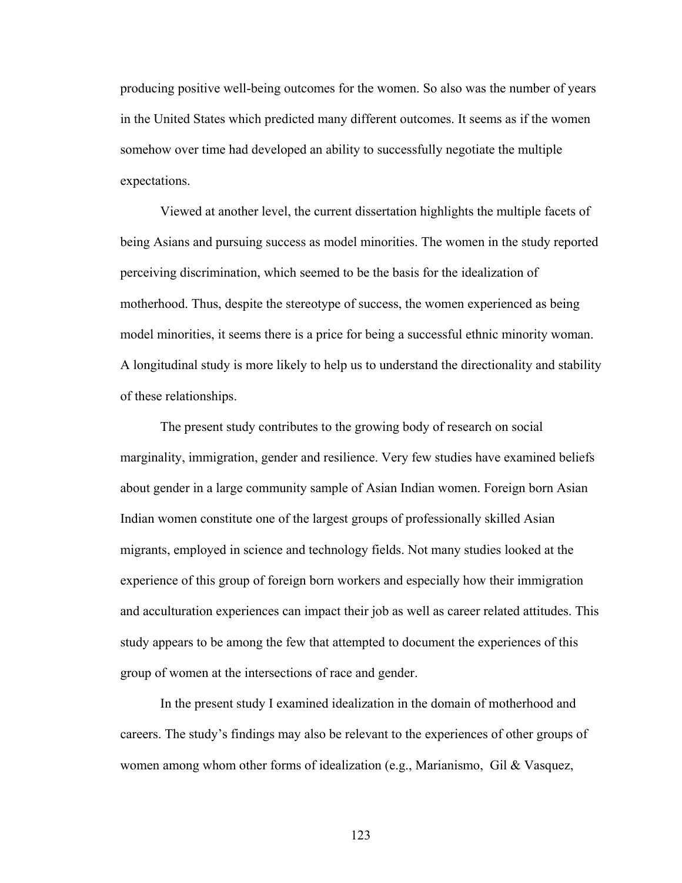producing positive well-being outcomes for the women. So also was the number of years in the United States which predicted many different outcomes. It seems as if the women somehow over time had developed an ability to successfully negotiate the multiple expectations.

Viewed at another level, the current dissertation highlights the multiple facets of being Asians and pursuing success as model minorities. The women in the study reported perceiving discrimination, which seemed to be the basis for the idealization of motherhood. Thus, despite the stereotype of success, the women experienced as being model minorities, it seems there is a price for being a successful ethnic minority woman. A longitudinal study is more likely to help us to understand the directionality and stability of these relationships.

The present study contributes to the growing body of research on social marginality, immigration, gender and resilience. Very few studies have examined beliefs about gender in a large community sample of Asian Indian women. Foreign born Asian Indian women constitute one of the largest groups of professionally skilled Asian migrants, employed in science and technology fields. Not many studies looked at the experience of this group of foreign born workers and especially how their immigration and acculturation experiences can impact their job as well as career related attitudes. This study appears to be among the few that attempted to document the experiences of this group of women at the intersections of race and gender.

In the present study I examined idealization in the domain of motherhood and careers. The study's findings may also be relevant to the experiences of other groups of women among whom other forms of idealization (e.g., Marianismo, Gil & Vasquez,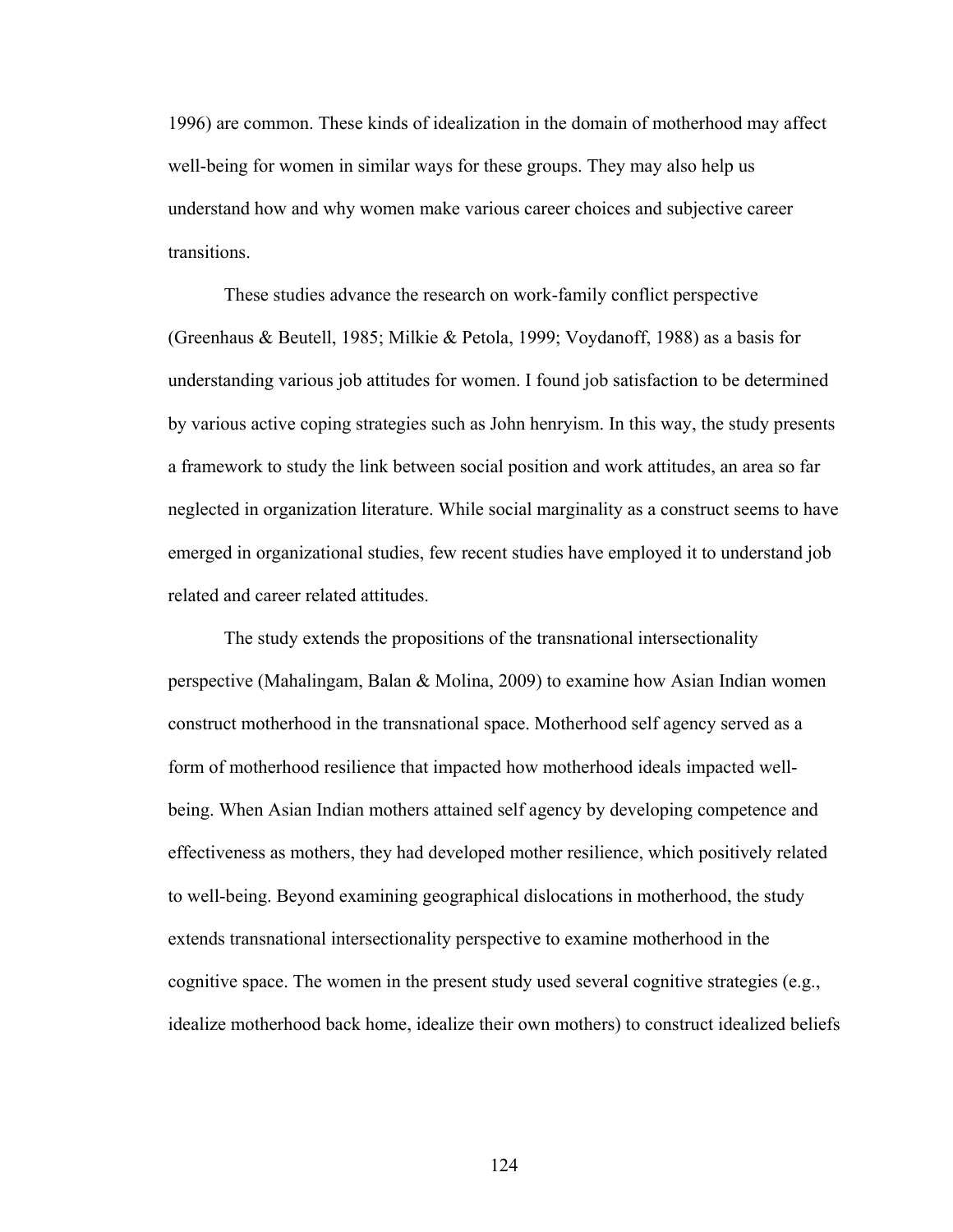1996) are common. These kinds of idealization in the domain of motherhood may affect well-being for women in similar ways for these groups. They may also help us understand how and why women make various career choices and subjective career transitions.

These studies advance the research on work-family conflict perspective (Greenhaus & Beutell, 1985; Milkie & Petola, 1999; Voydanoff, 1988) as a basis for understanding various job attitudes for women. I found job satisfaction to be determined by various active coping strategies such as John henryism. In this way, the study presents a framework to study the link between social position and work attitudes, an area so far neglected in organization literature. While social marginality as a construct seems to have emerged in organizational studies, few recent studies have employed it to understand job related and career related attitudes.

The study extends the propositions of the transnational intersectionality perspective (Mahalingam, Balan & Molina, 2009) to examine how Asian Indian women construct motherhood in the transnational space. Motherhood self agency served as a form of motherhood resilience that impacted how motherhood ideals impacted well-being. When Asian Indian mothers attained self agency by developing competence and effectiveness as mothers, they had developed mother resilience, which positively related to well-being. Beyond examining geographical dislocations in motherhood, the study extends transnational intersectionality perspective to examine motherhood in the cognitive space. The women in the present study used several cognitive strategies (e.g., idealize motherhood back home, idealize their own mothers) to construct idealized beliefs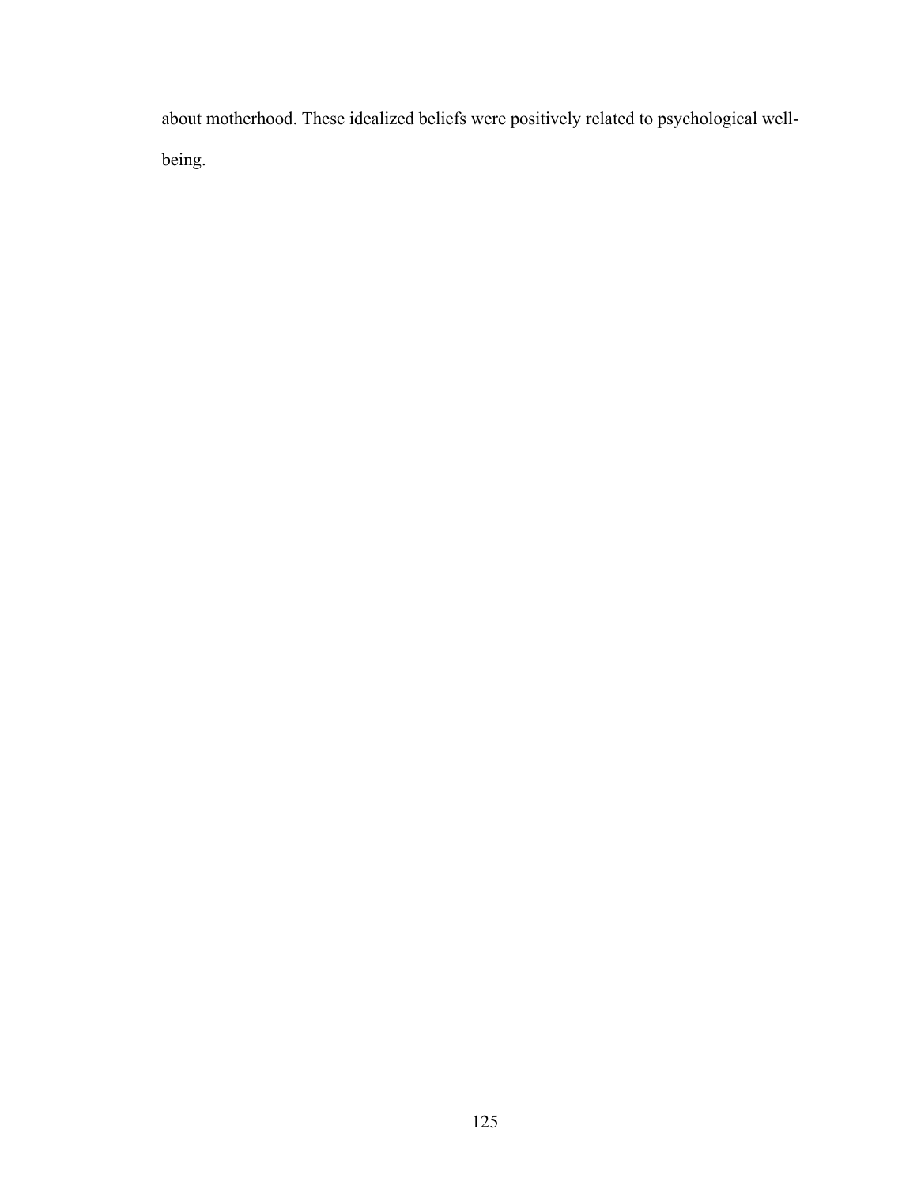about motherhood. These idealized beliefs were positively related to psychological well-being.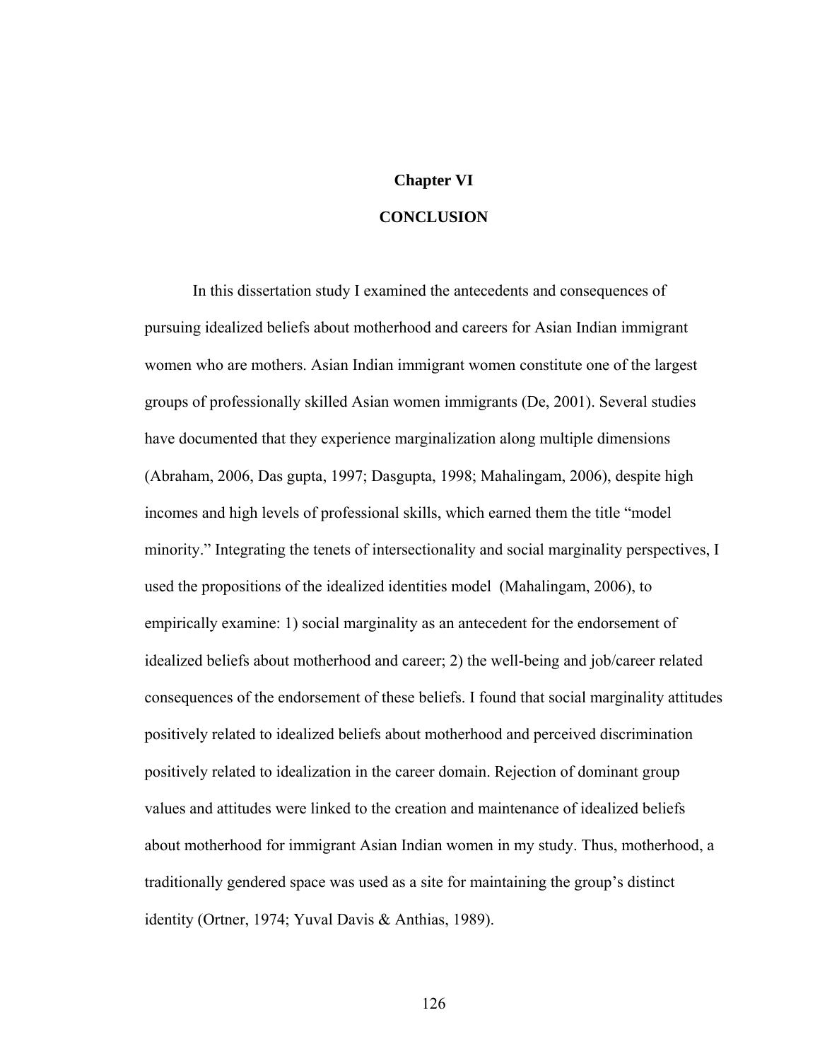# Chapter VI

## CONCLUSION

In this dissertation study I examined the antecedents and consequences of pursuing idealized beliefs about motherhood and careers for Asian Indian immigrant women who are mothers. Asian Indian immigrant women constitute one of the largest groups of professionally skilled Asian women immigrants (De, 2001). Several studies have documented that they experience marginalization along multiple dimensions (Abraham, 2006, Das gupta, 1997; Dasgupta, 1998; Mahalingam, 2006), despite high incomes and high levels of professional skills, which earned them the title "model minority." Integrating the tenets of intersectionality and social marginality perspectives, I used the propositions of the idealized identities model (Mahalingam, 2006), to empirically examine: 1) social marginality as an antecedent for the endorsement of idealized beliefs about motherhood and career; 2) the well-being and job/career related consequences of the endorsement of these beliefs. I found that social marginality attitudes positively related to idealized beliefs about motherhood and perceived discrimination positively related to idealization in the career domain. Rejection of dominant group values and attitudes were linked to the creation and maintenance of idealized beliefs about motherhood for immigrant Asian Indian women in my study. Thus, motherhood, a traditionally gendered space was used as a site for maintaining the group's distinct identity (Ortner, 1974; Yuval Davis & Anthias, 1989).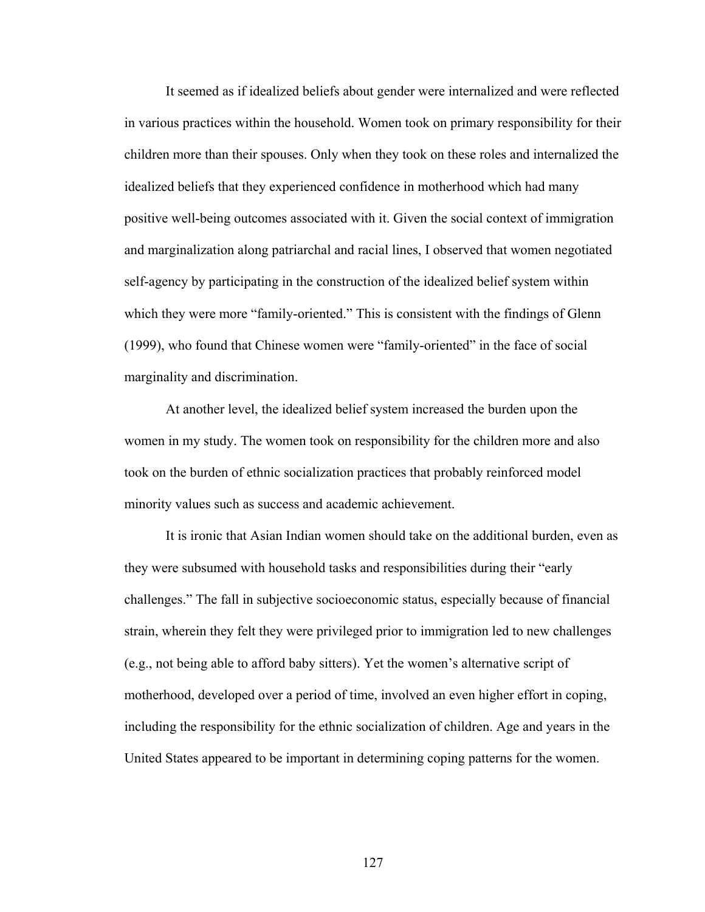It seemed as if idealized beliefs about gender were internalized and were reflected in various practices within the household. Women took on primary responsibility for their children more than their spouses. Only when they took on these roles and internalized the idealized beliefs that they experienced confidence in motherhood which had many positive well-being outcomes associated with it. Given the social context of immigration and marginalization along patriarchal and racial lines, I observed that women negotiated self-agency by participating in the construction of the idealized belief system within which they were more "family-oriented." This is consistent with the findings of Glenn (1999), who found that Chinese women were "family-oriented" in the face of social marginality and discrimination.

At another level, the idealized belief system increased the burden upon the women in my study. The women took on responsibility for the children more and also took on the burden of ethnic socialization practices that probably reinforced model minority values such as success and academic achievement.

It is ironic that Asian Indian women should take on the additional burden, even as they were subsumed with household tasks and responsibilities during their "early challenges." The fall in subjective socioeconomic status, especially because of financial strain, wherein they felt they were privileged prior to immigration led to new challenges (e.g., not being able to afford baby sitters). Yet the women's alternative script of motherhood, developed over a period of time, involved an even higher effort in coping, including the responsibility for the ethnic socialization of children. Age and years in the United States appeared to be important in determining coping patterns for the women.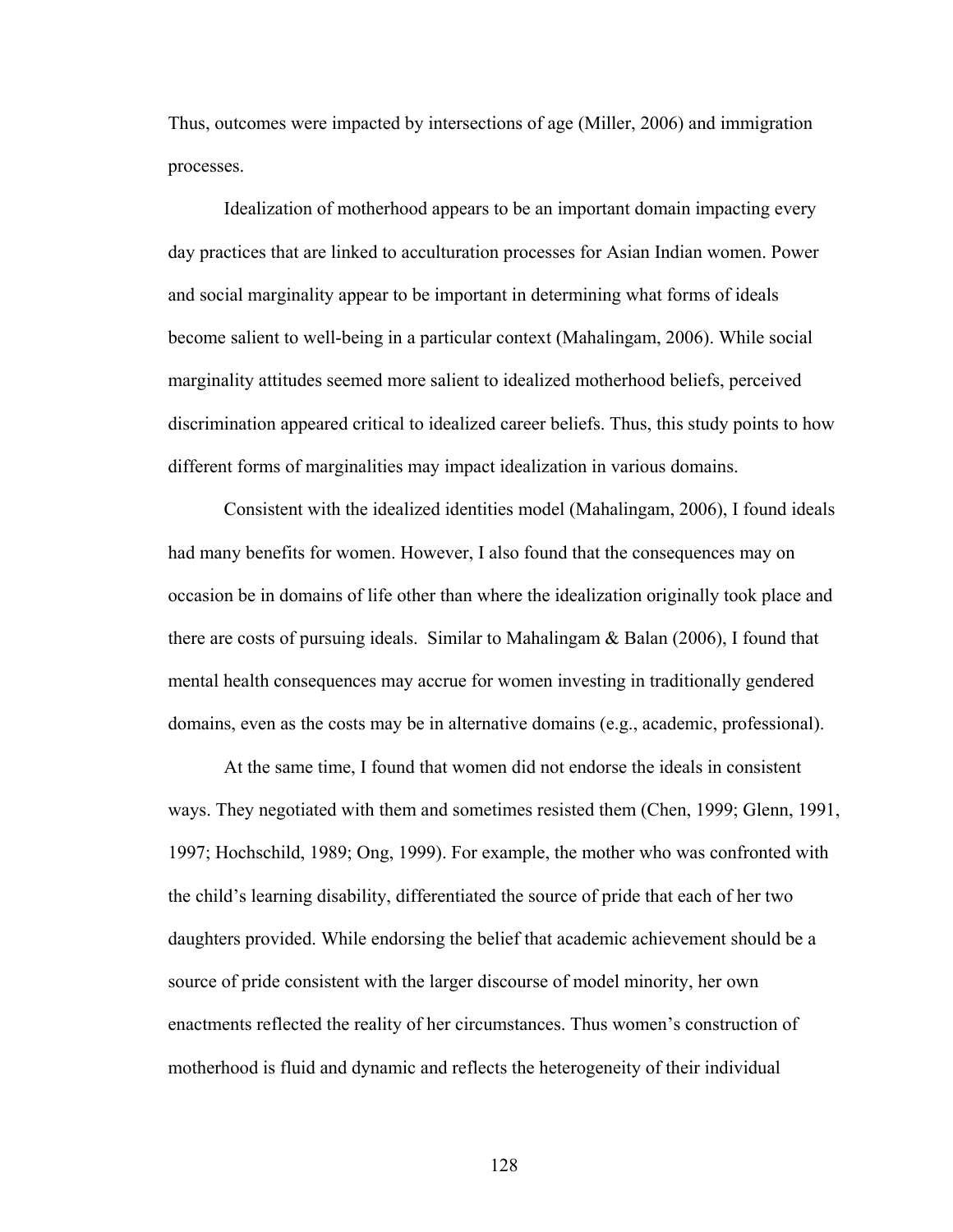Thus, outcomes were impacted by intersections of age (Miller, 2006) and immigration processes.

Idealization of motherhood appears to be an important domain impacting every day practices that are linked to acculturation processes for Asian Indian women. Power and social marginality appear to be important in determining what forms of ideals become salient to well-being in a particular context (Mahalingam, 2006). While social marginality attitudes seemed more salient to idealized motherhood beliefs, perceived discrimination appeared critical to idealized career beliefs. Thus, this study points to how different forms of marginalities may impact idealization in various domains.

Consistent with the idealized identities model (Mahalingam, 2006), I found ideals had many benefits for women. However, I also found that the consequences may on occasion be in domains of life other than where the idealization originally took place and there are costs of pursuing ideals. Similar to Mahalingam & Balan (2006), I found that mental health consequences may accrue for women investing in traditionally gendered domains, even as the costs may be in alternative domains (e.g., academic, professional).

At the same time, I found that women did not endorse the ideals in consistent ways. They negotiated with them and sometimes resisted them (Chen, 1999; Glenn, 1991, 1997; Hochschild, 1989; Ong, 1999). For example, the mother who was confronted with the child's learning disability, differentiated the source of pride that each of her two daughters provided. While endorsing the belief that academic achievement should be a source of pride consistent with the larger discourse of model minority, her own enactments reflected the reality of her circumstances. Thus women's construction of motherhood is fluid and dynamic and reflects the heterogeneity of their individual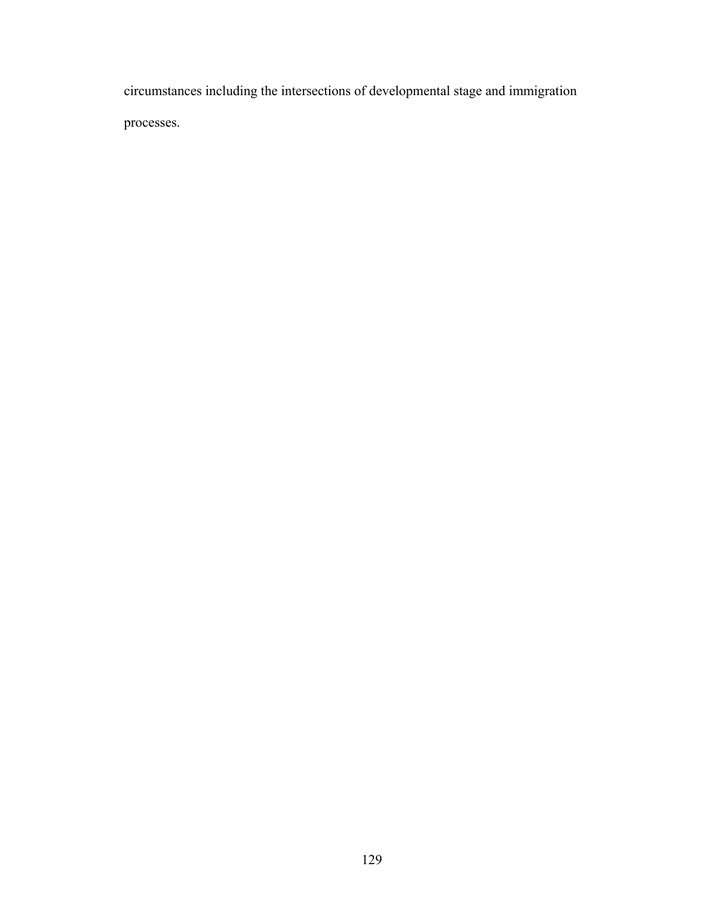circumstances including the intersections of developmental stage and immigration processes.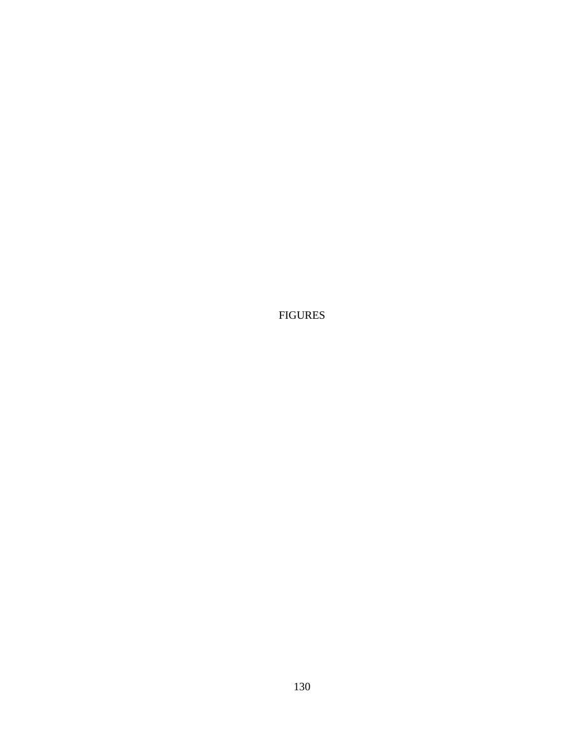# FIGURES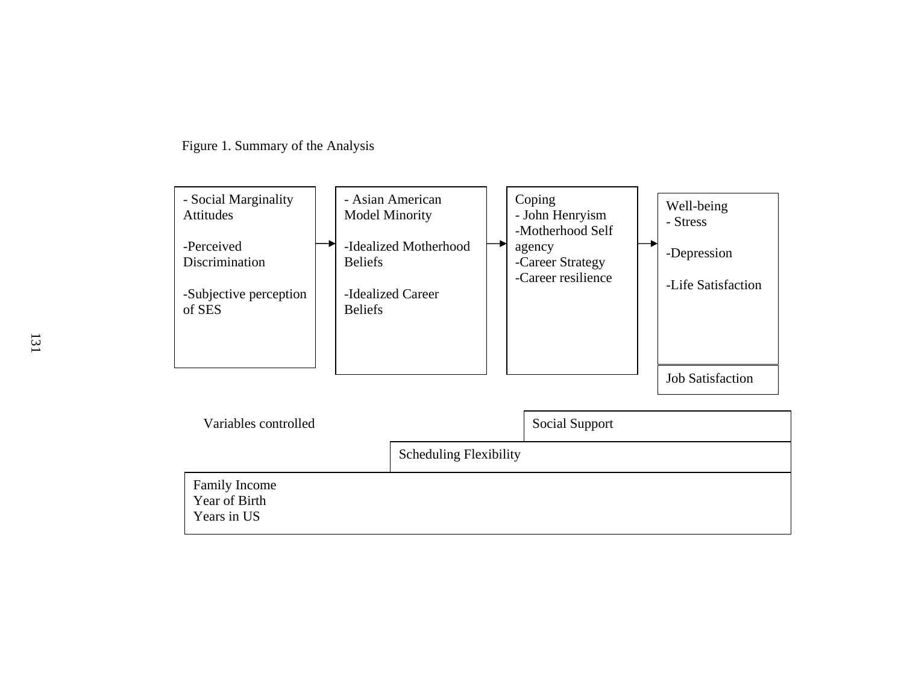Figure 1. Summary of the Analysis

- Social Marginality Attitudes

-Perceived Discrimination

-Subjective perception of SES

- Asian American Model Minority

-Idealized Motherhood Beliefs

-Idealized Career Beliefs

Coping
- John Henryism
-Motherhood Self agency
-Career Strategy
-Career resilience

Well-being
- Stress

-Depression

-Life Satisfaction

Job Satisfaction

Variables controlled

Social Support

Scheduling Flexibility

Family Income
Year of Birth
Years in US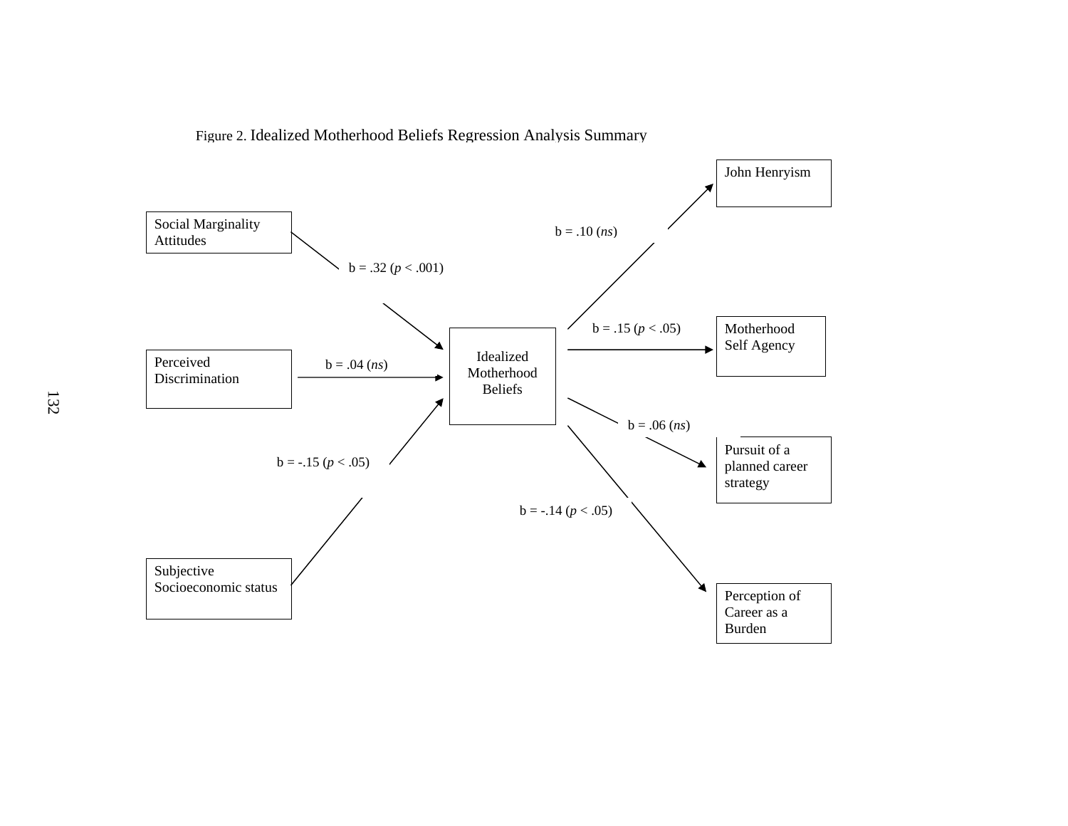Figure 2. Idealized Motherhood Beliefs Regression Analysis Summary

Social Marginality Attitudes

Perceived Discrimination

Subjective Socioeconomic status

Idealized Motherhood Beliefs

John Henryism

Motherhood Self Agency

Pursuit of a planned career strategy

Perception of Career as a Burden

b = .32 (*p* < .001)

b = .04 (*ns*)

b = -.15 (*p* < .05)

b = .10 (*ns*)

b = .15 (*p* < .05)

b = .06 (*ns*)

b = -.14 (*p* < .05)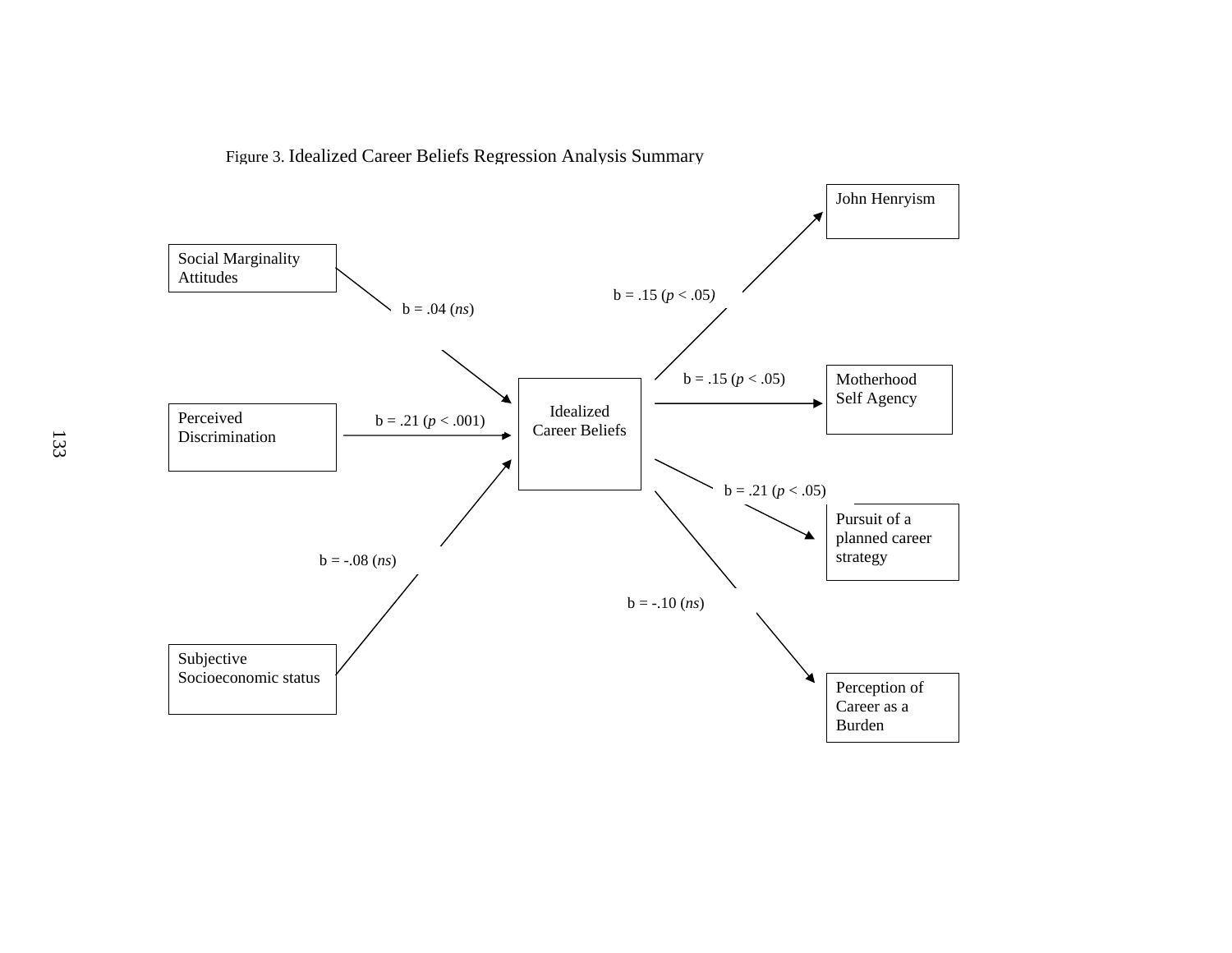Figure 3. Idealized Career Beliefs Regression Analysis Summary

Social Marginality Attitudes

Perceived Discrimination

Subjective Socioeconomic status

Idealized Career Beliefs

John Henryism

Motherhood Self Agency

Pursuit of a planned career strategy

Perception of Career as a Burden

b = .04 (*ns*)

b = .21 ($p < .001$)

b = -.08 (*ns*)

b = .15 ($p < .05$)

b = .15 ($p < .05$)

b = .21 ($p < .05$)

b = -.10 (*ns*)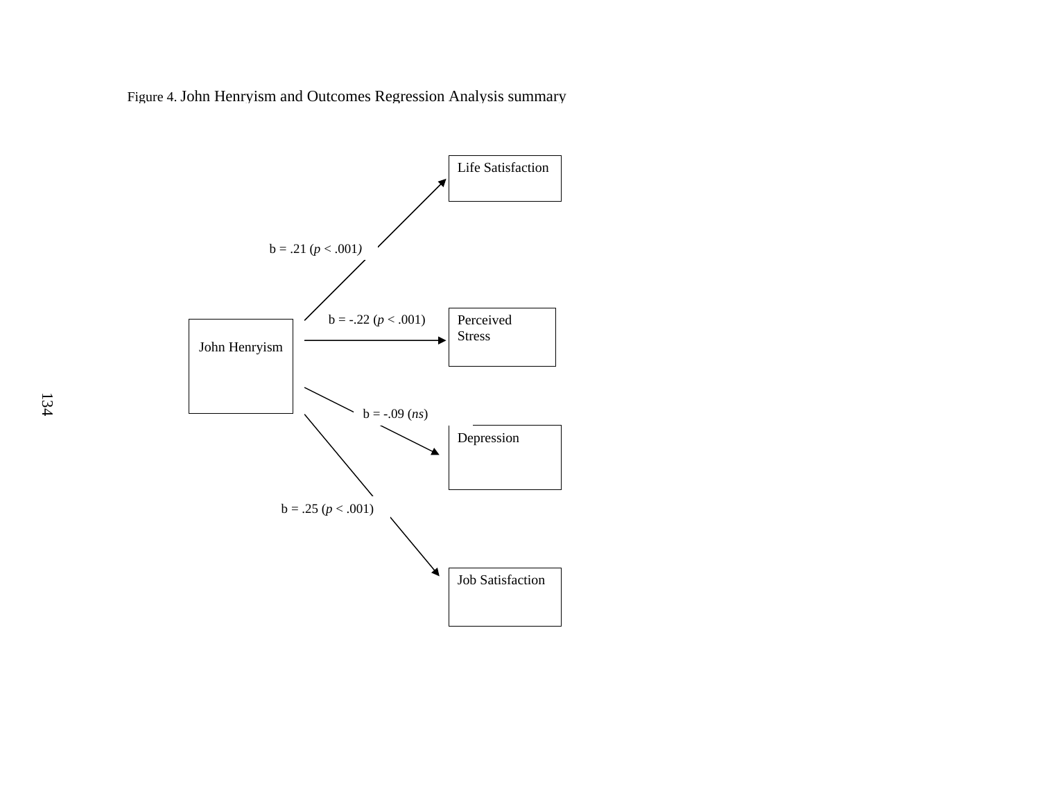Figure 4. John Henryism and Outcomes Regression Analysis summary

John Henryism

Life Satisfaction

b = .21 (*p* < .001)

Perceived Stress

b = -.22 (*p* < .001)

Depression

b = -.09 (*ns*)

Job Satisfaction

b = .25 (*p* < .001)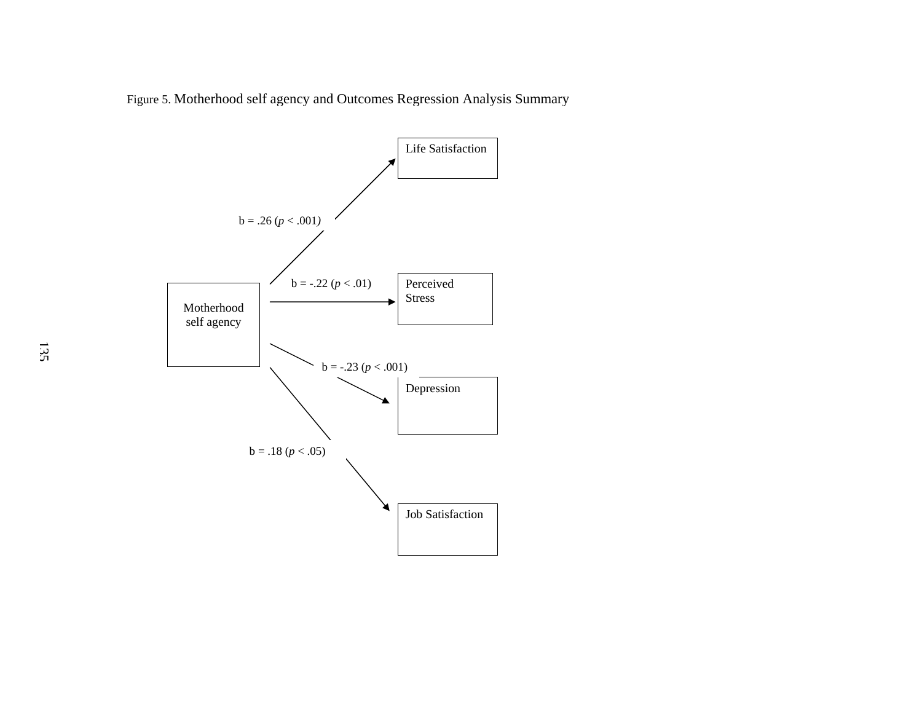Figure 5. Motherhood self agency and Outcomes Regression Analysis Summary

Life Satisfaction

b = .26 ($p$ < .001)

b = -.22 ($p$ < .01)

Perceived Stress

Motherhood self agency

b = -.23 ($p$ < .001)

Depression

b = .18 ($p$ < .05)

Job Satisfaction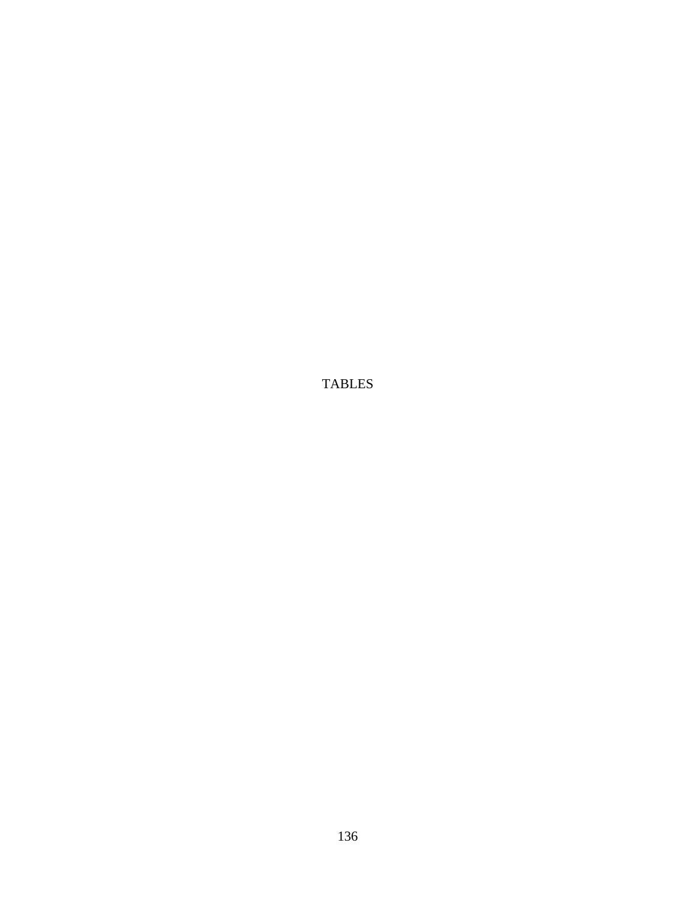# TABLES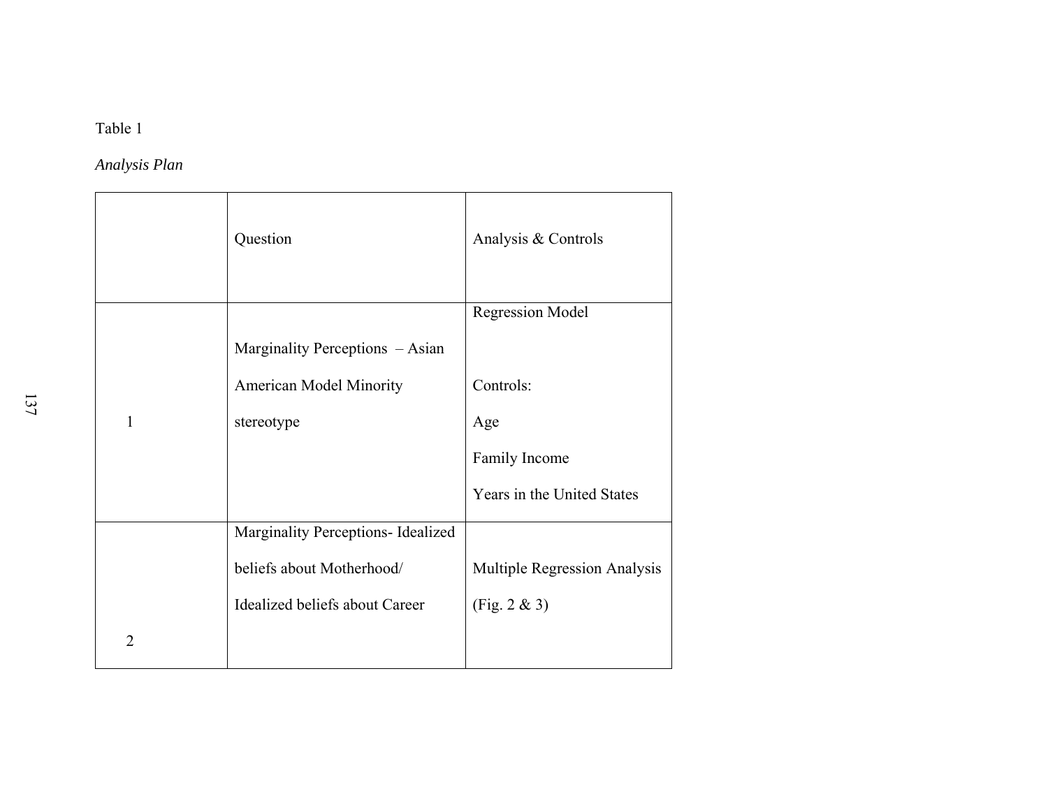Table 1

*Analysis Plan*

| | Question | Analysis & Controls |
|---|---|---|
| 1 | Marginality Perceptions – Asian American Model Minority stereotype | Regression Model<br><br>Controls:<br>Age<br>Family Income<br>Years in the United States |
| 2 | Marginality Perceptions- Idealized beliefs about Motherhood/ Idealized beliefs about Career | Multiple Regression Analysis (Fig. 2 & 3) |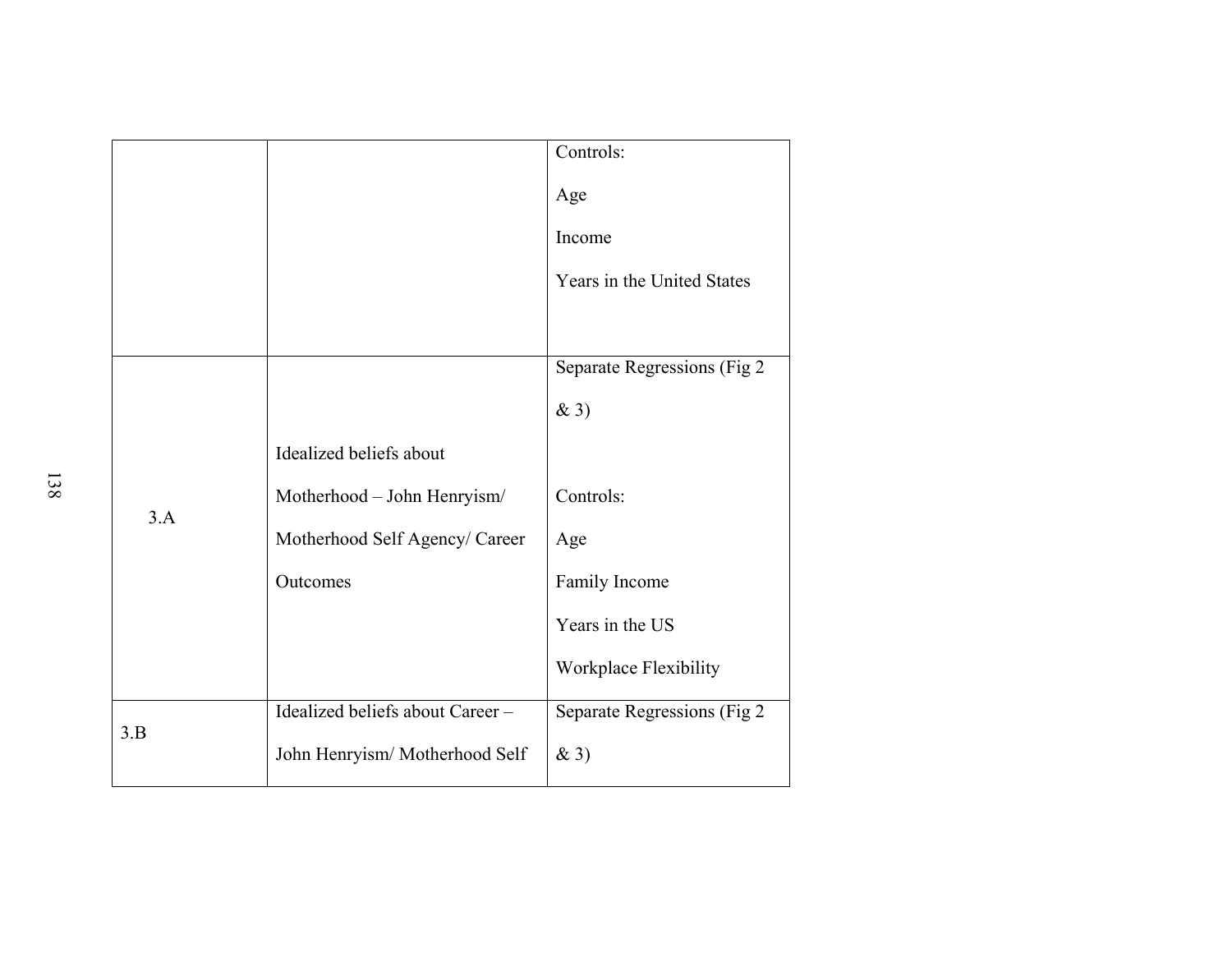| | | |
|---|---|---|
| | | Controls:<br><br>Age<br><br>Income<br><br>Years in the United States |
| 3.A | Idealized beliefs about Motherhood – John Henryism/ Motherhood Self Agency/ Career Outcomes | Separate Regressions (Fig 2 & 3)<br><br>Controls:<br>Age<br>Family Income<br>Years in the US<br>Workplace Flexibility |
| 3.B | Idealized beliefs about Career – John Henryism/ Motherhood Self | Separate Regressions (Fig 2 & 3) |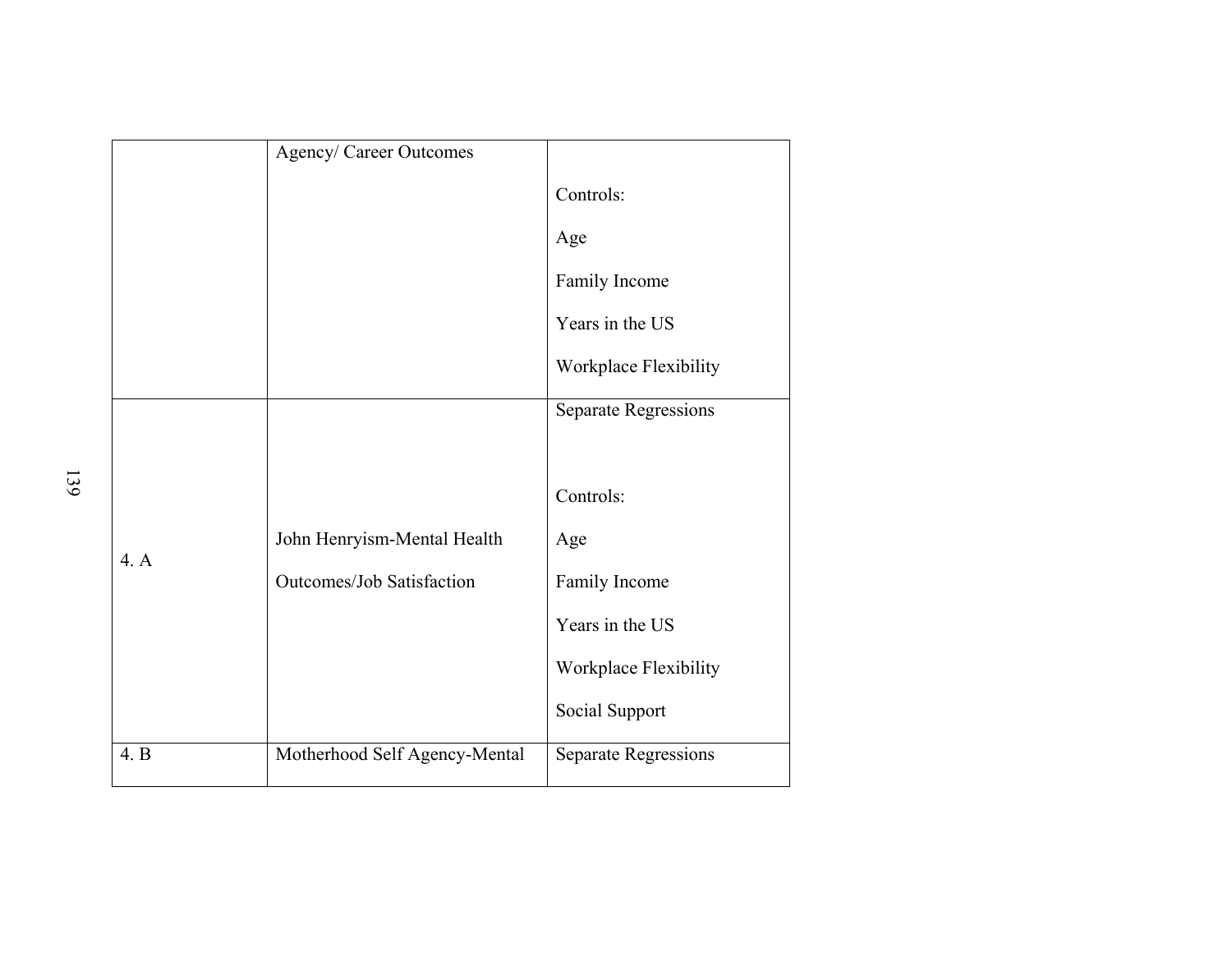| | | |
|---|---|---|
| | Agency/ Career Outcomes | Controls:<br>Age<br>Family Income<br>Years in the US<br>Workplace Flexibility |
| 4. A | John Henryism-Mental Health Outcomes/Job Satisfaction | Separate Regressions<br>Controls:<br>Age<br>Family Income<br>Years in the US<br>Workplace Flexibility<br>Social Support |
| 4. B | Motherhood Self Agency-Mental | Separate Regressions |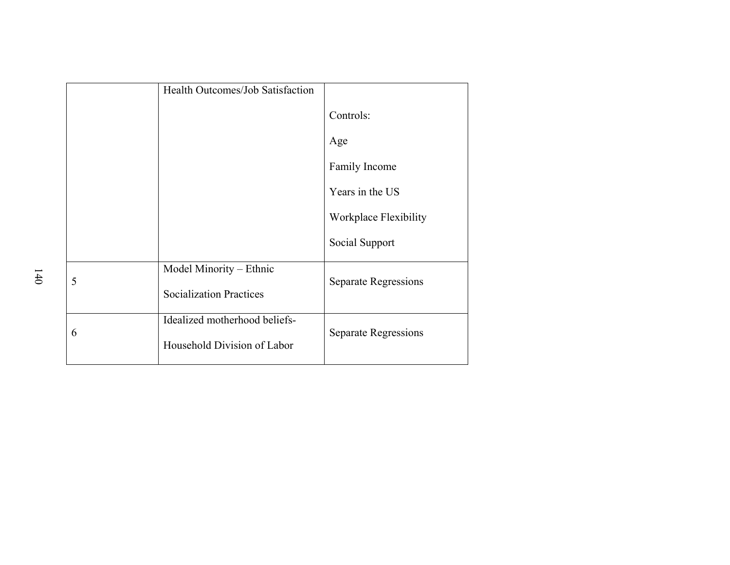| | | |
|---|---|---|
| | Health Outcomes/Job Satisfaction | Controls: Age Family Income Years in the US Workplace Flexibility Social Support |
| 5 | Model Minority – Ethnic Socialization Practices | Separate Regressions |
| 6 | Idealized motherhood beliefs- Household Division of Labor | Separate Regressions |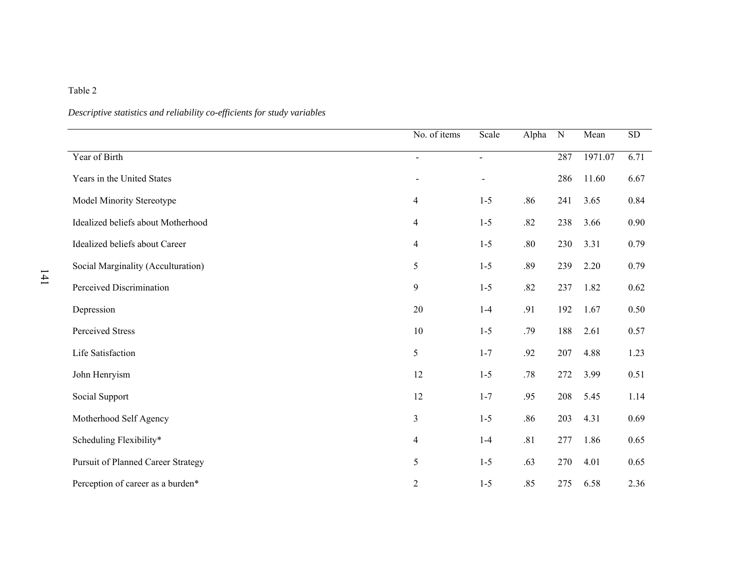Table 2

*Descriptive statistics and reliability co-efficients for study variables*

| | No. of items | Scale | Alpha | N | Mean | SD |
|---|---|---|---|---|---|---|
| Year of Birth | - | - | | 287 | 1971.07 | 6.71 |
| Years in the United States | - | - | | 286 | 11.60 | 6.67 |
| Model Minority Stereotype | 4 | 1-5 | .86 | 241 | 3.65 | 0.84 |
| Idealized beliefs about Motherhood | 4 | 1-5 | .82 | 238 | 3.66 | 0.90 |
| Idealized beliefs about Career | 4 | 1-5 | .80 | 230 | 3.31 | 0.79 |
| Social Marginality (Acculturation) | 5 | 1-5 | .89 | 239 | 2.20 | 0.79 |
| Perceived Discrimination | 9 | 1-5 | .82 | 237 | 1.82 | 0.62 |
| Depression | 20 | 1-4 | .91 | 192 | 1.67 | 0.50 |
| Perceived Stress | 10 | 1-5 | .79 | 188 | 2.61 | 0.57 |
| Life Satisfaction | 5 | 1-7 | .92 | 207 | 4.88 | 1.23 |
| John Henryism | 12 | 1-5 | .78 | 272 | 3.99 | 0.51 |
| Social Support | 12 | 1-7 | .95 | 208 | 5.45 | 1.14 |
| Motherhood Self Agency | 3 | 1-5 | .86 | 203 | 4.31 | 0.69 |
| Scheduling Flexibility* | 4 | 1-4 | .81 | 277 | 1.86 | 0.65 |
| Pursuit of Planned Career Strategy | 5 | 1-5 | .63 | 270 | 4.01 | 0.65 |
| Perception of career as a burden* | 2 | 1-5 | .85 | 275 | 6.58 | 2.36 |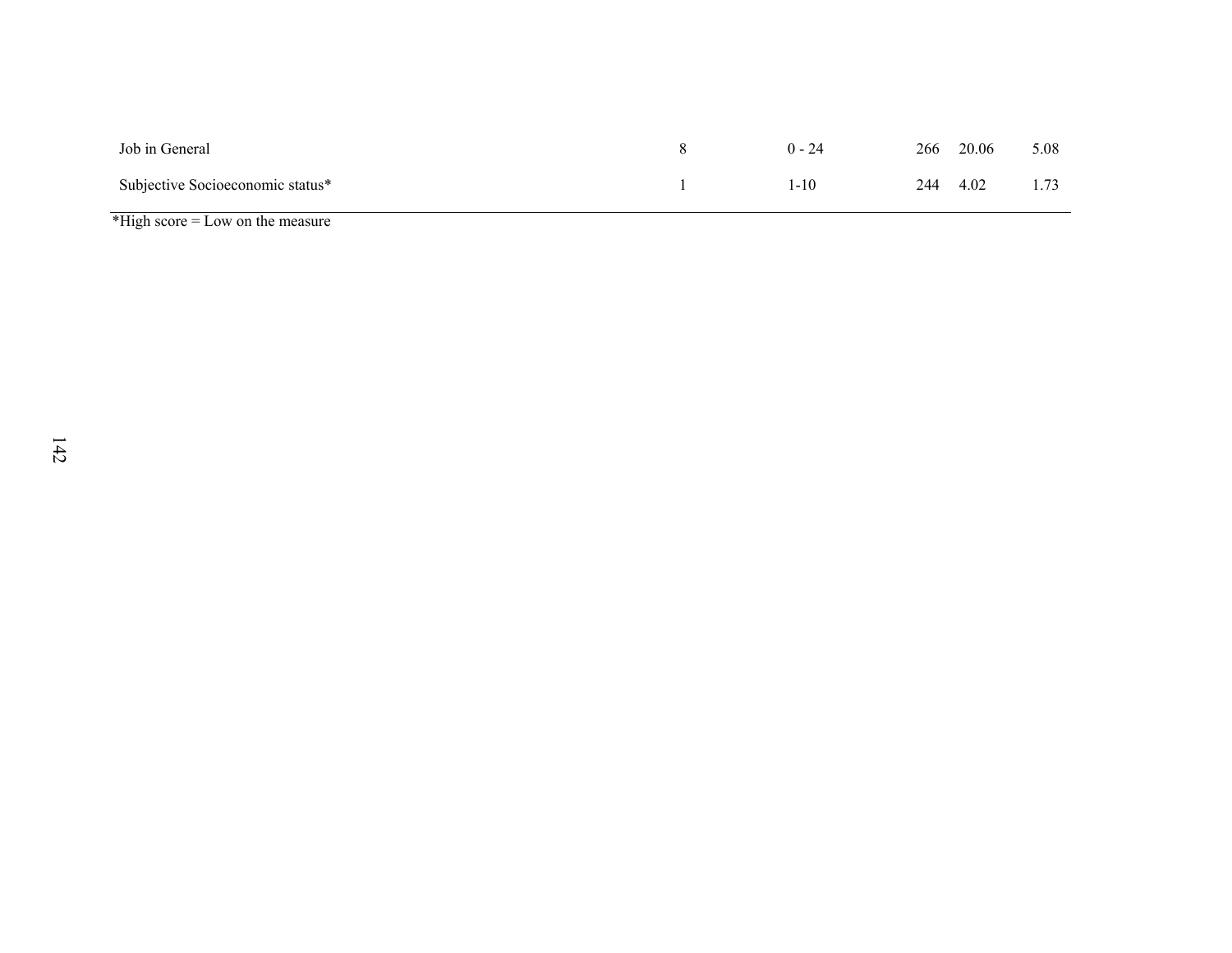| | | | | | |
|---|---|---|---|---|---|
| Job in General | 8 | 0 - 24 | 266 | 20.06 | 5.08 |
| Subjective Socioeconomic status* | 1 | 1-10 | 244 | 4.02 | 1.73 |

*High score = Low on the measure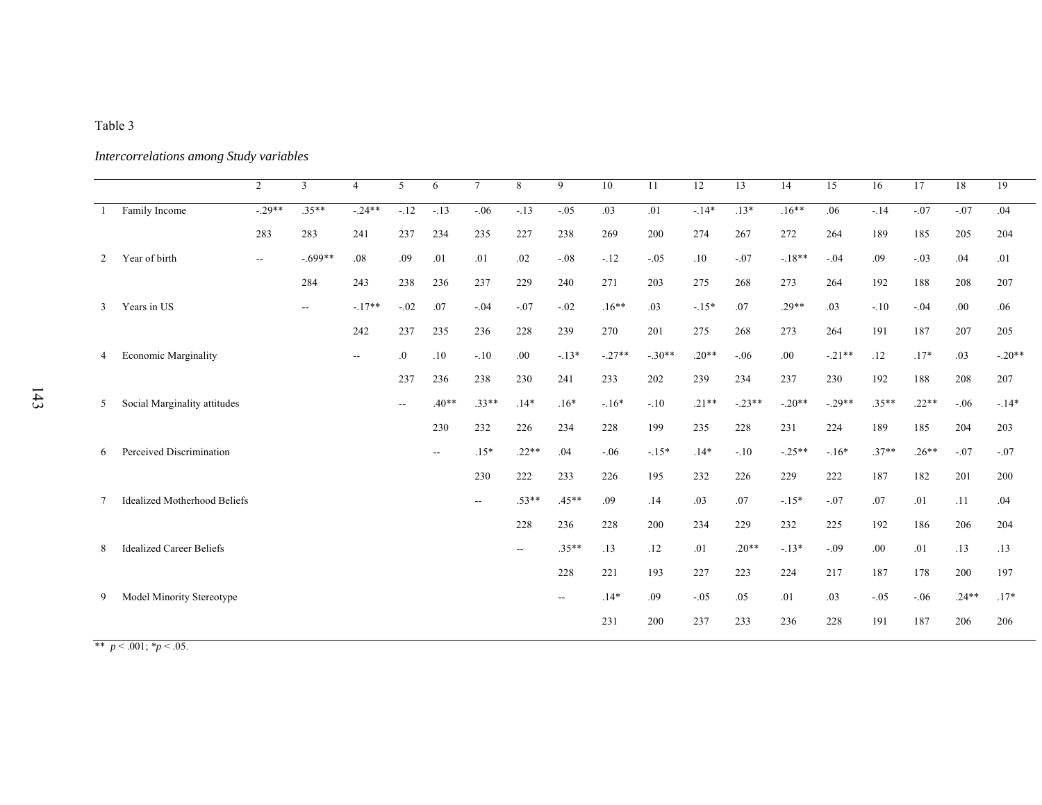Table 3

*Intercorrelations among Study variables*

| | | 2 | 3 | 4 | 5 | 6 | 7 | 8 | 9 | 10 | 11 | 12 | 13 | 14 | 15 | 16 | 17 | 18 | 19 |
|---|---|---|---|---|---|---|---|---|---|---|---|---|---|---|---|---|---|---|---|
| 1 | Family Income | -.29** | .35** | -.24** | -.12 | -.13 | -.06 | -.13 | -.05 | .03 | .01 | -.14* | .13* | .16** | .06 | -.14 | -.07 | -.07 | .04 |
| | | 283 | 283 | 241 | 237 | 234 | 235 | 227 | 238 | 269 | 200 | 274 | 267 | 272 | 264 | 189 | 185 | 205 | 204 |
| 2 | Year of birth | -- | -.699** | .08 | .09 | .01 | .01 | .02 | -.08 | -.12 | -.05 | .10 | -.07 | -.18** | -.04 | .09 | -.03 | .04 | .01 |
| | | | 284 | 243 | 238 | 236 | 237 | 229 | 240 | 271 | 203 | 275 | 268 | 273 | 264 | 192 | 188 | 208 | 207 |
| 3 | Years in US | | -- | -.17** | -.02 | .07 | -.04 | -.07 | -.02 | .16** | .03 | -.15* | .07 | .29** | .03 | -.10 | -.04 | .00 | .06 |
| | | | | 242 | 237 | 235 | 236 | 228 | 239 | 270 | 201 | 275 | 268 | 273 | 264 | 191 | 187 | 207 | 205 |
| 4 | Economic Marginality | | | -- | .0 | .10 | -.10 | .00 | -.13* | -.27** | -.30** | .20** | -.06 | .00 | -.21** | .12 | .17* | .03 | -.20** |
| | | | | | 237 | 236 | 238 | 230 | 241 | 233 | 202 | 239 | 234 | 237 | 230 | 192 | 188 | 208 | 207 |
| 5 | Social Marginality attitudes | | | | -- | .40** | .33** | .14* | .16* | -.16* | -.10 | .21** | -.23** | -.20** | -.29** | .35** | .22** | -.06 | -.14* |
| | | | | | | 230 | 232 | 226 | 234 | 228 | 199 | 235 | 228 | 231 | 224 | 189 | 185 | 204 | 203 |
| 6 | Perceived Discrimination | | | | | -- | .15* | .22** | .04 | -.06 | -.15* | .14* | -.10 | -.25** | -.16* | .37** | .26** | -.07 | -.07 |
| | | | | | | | 230 | 222 | 233 | 226 | 195 | 232 | 226 | 229 | 222 | 187 | 182 | 201 | 200 |
| 7 | Idealized Motherhood Beliefs | | | | | | -- | .53** | .45** | .09 | .14 | .03 | .07 | -.15* | -.07 | .07 | .01 | .11 | .04 |
| | | | | | | | | 228 | 236 | 228 | 200 | 234 | 229 | 232 | 225 | 192 | 186 | 206 | 204 |
| 8 | Idealized Career Beliefs | | | | | | | -- | .35** | .13 | .12 | .01 | .20** | -.13* | -.09 | .00 | .01 | .13 | .13 |
| | | | | | | | | | 228 | 221 | 193 | 227 | 223 | 224 | 217 | 187 | 178 | 200 | 197 |
| 9 | Model Minority Stereotype | | | | | | | | -- | .14* | .09 | -.05 | .05 | .01 | .03 | -.05 | -.06 | .24** | .17* |
| | | | | | | | | | | 231 | 200 | 237 | 233 | 236 | 228 | 191 | 187 | 206 | 206 |

** $p < .001$; * $p < .05$.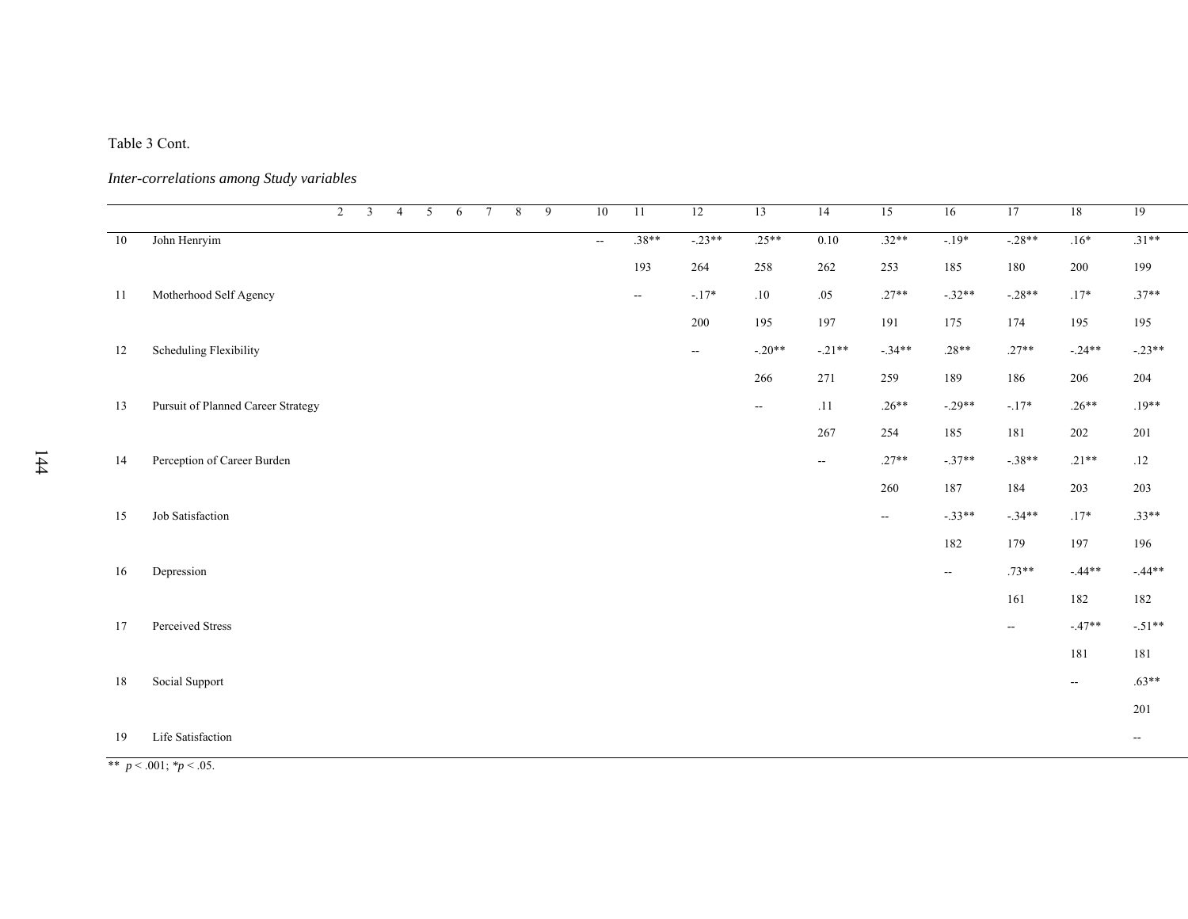Table 3 Cont.

*Inter-correlations among Study variables*

| | | 2 | 3 | 4 | 5 | 6 | 7 | 8 | 9 | 10 | 11 | 12 | 13 | 14 | 15 | 16 | 17 | 18 | 19 |
|---|---|---|---|---|---|---|---|---|---|---|---|---|---|---|---|---|---|---|---|
| 10 | John Henryim | | | | | | | | | -- | .38** | -.23** | .25** | 0.10 | .32** | -.19* | -.28** | .16* | .31** |
| | | | | | | | | | | | 193 | 264 | 258 | 262 | 253 | 185 | 180 | 200 | 199 |
| 11 | Motherhood Self Agency | | | | | | | | | | -- | -.17* | .10 | .05 | .27** | -.32** | -.28** | .17* | .37** |
| | | | | | | | | | | | | 200 | 195 | 197 | 191 | 175 | 174 | 195 | 195 |
| 12 | Scheduling Flexibility | | | | | | | | | | | -- | -.20** | -.21** | -.34** | .28** | .27** | -.24** | -.23** |
| | | | | | | | | | | | | | 266 | 271 | 259 | 189 | 186 | 206 | 204 |
| 13 | Pursuit of Planned Career Strategy | | | | | | | | | | | | -- | .11 | .26** | -.29** | -.17* | .26** | .19** |
| | | | | | | | | | | | | | | 267 | 254 | 185 | 181 | 202 | 201 |
| 14 | Perception of Career Burden | | | | | | | | | | | | | -- | .27** | -.37** | -.38** | .21** | .12 |
| | | | | | | | | | | | | | | | 260 | 187 | 184 | 203 | 203 |
| 15 | Job Satisfaction | | | | | | | | | | | | | | -- | -.33** | -.34** | .17* | .33** |
| | | | | | | | | | | | | | | | | 182 | 179 | 197 | 196 |
| 16 | Depression | | | | | | | | | | | | | | | -- | .73** | -.44** | -.44** |
| | | | | | | | | | | | | | | | | | 161 | 182 | 182 |
| 17 | Perceived Stress | | | | | | | | | | | | | | | | -- | -.47** | -.51** |
| | | | | | | | | | | | | | | | | | | 181 | 181 |
| 18 | Social Support | | | | | | | | | | | | | | | | | -- | .63** |
| | | | | | | | | | | | | | | | | | | | 201 |
| 19 | Life Satisfaction | | | | | | | | | | | | | | | | | | -- |

** $p < .001$; *$p < .05$.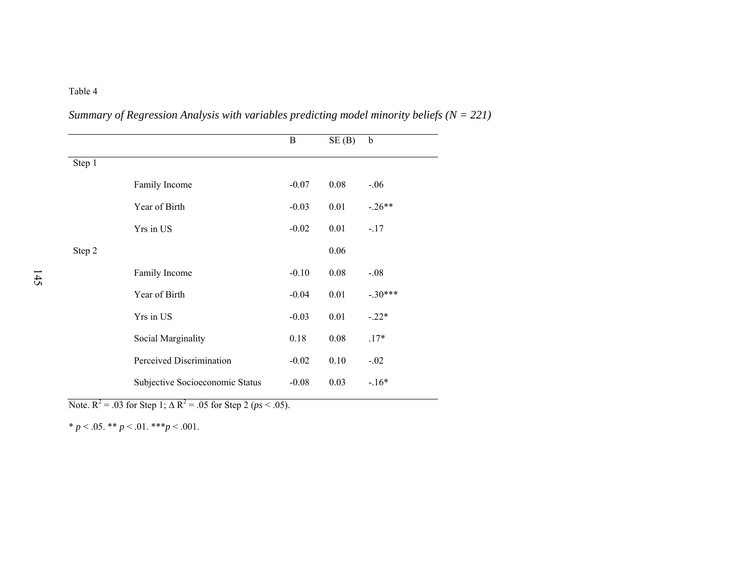Table 4

*Summary of Regression Analysis with variables predicting model minority beliefs (N = 221)*

| | | B | SE (B) | b |
|---|---|---|---|---|
| Step 1 | | | | |
| | Family Income | -0.07 | 0.08 | -.06 |
| | Year of Birth | -0.03 | 0.01 | -.26** |
| | Yrs in US | -0.02 | 0.01 | -.17 |
| Step 2 | | | 0.06 | |
| | Family Income | -0.10 | 0.08 | -.08 |
| | Year of Birth | -0.04 | 0.01 | -.30*** |
| | Yrs in US | -0.03 | 0.01 | -.22* |
| | Social Marginality | 0.18 | 0.08 | .17* |
| | Perceived Discrimination | -0.02 | 0.10 | -.02 |
| | Subjective Socioeconomic Status | -0.08 | 0.03 | -.16* |

Note. $R^2$ = .03 for Step 1; $\Delta R^2$ = .05 for Step 2 (*ps* < .05).

\* *p* < .05. ** *p* < .01. ****p* < .001.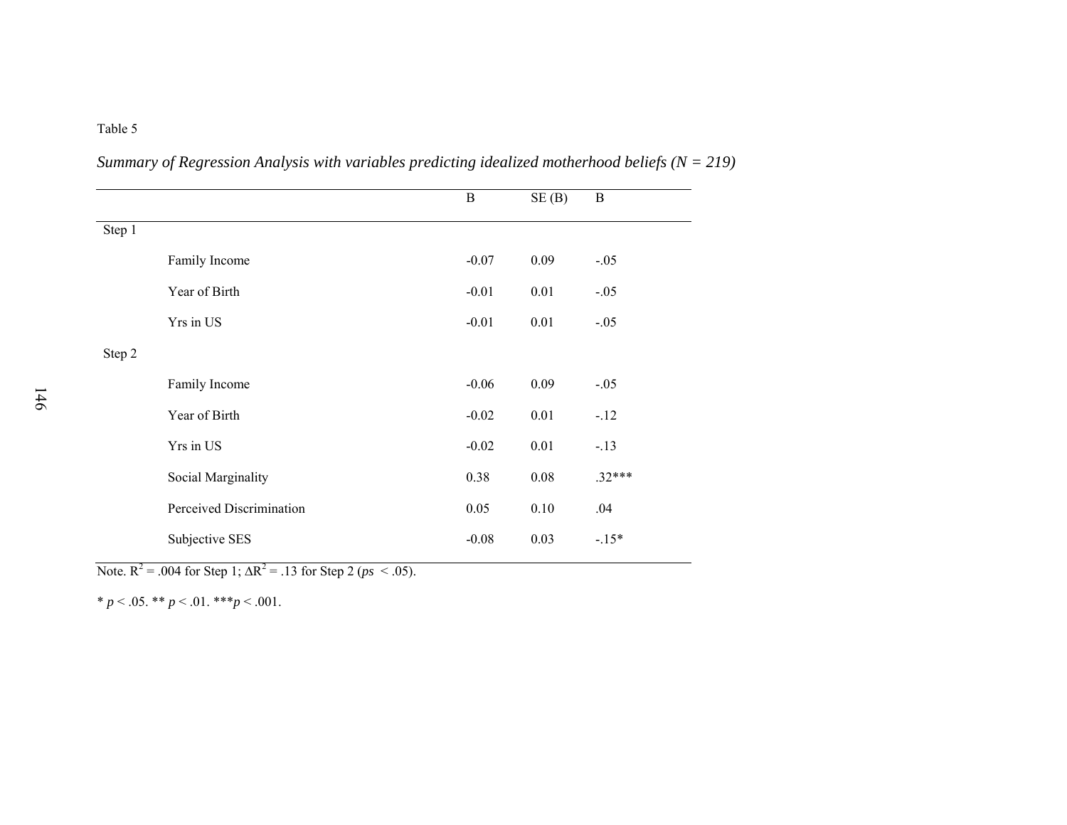Table 5

*Summary of Regression Analysis with variables predicting idealized motherhood beliefs (N = 219)*

| | B | SE (B) | Β |
|---|---|---|---|
| Step 1 | | | |
| Family Income | -0.07 | 0.09 | -.05 |
| Year of Birth | -0.01 | 0.01 | -.05 |
| Yrs in US | -0.01 | 0.01 | -.05 |
| Step 2 | | | |
| Family Income | -0.06 | 0.09 | -.05 |
| Year of Birth | -0.02 | 0.01 | -.12 |
| Yrs in US | -0.02 | 0.01 | -.13 |
| Social Marginality | 0.38 | 0.08 | .32*** |
| Perceived Discrimination | 0.05 | 0.10 | .04 |
| Subjective SES | -0.08 | 0.03 | -.15* |

Note. $R^2 = .004$ for Step 1; $\Delta R^2 = .13$ for Step 2 (*ps* $< .05$).

\* $p < .05$. ** $p < .01$. ***$p < .001$.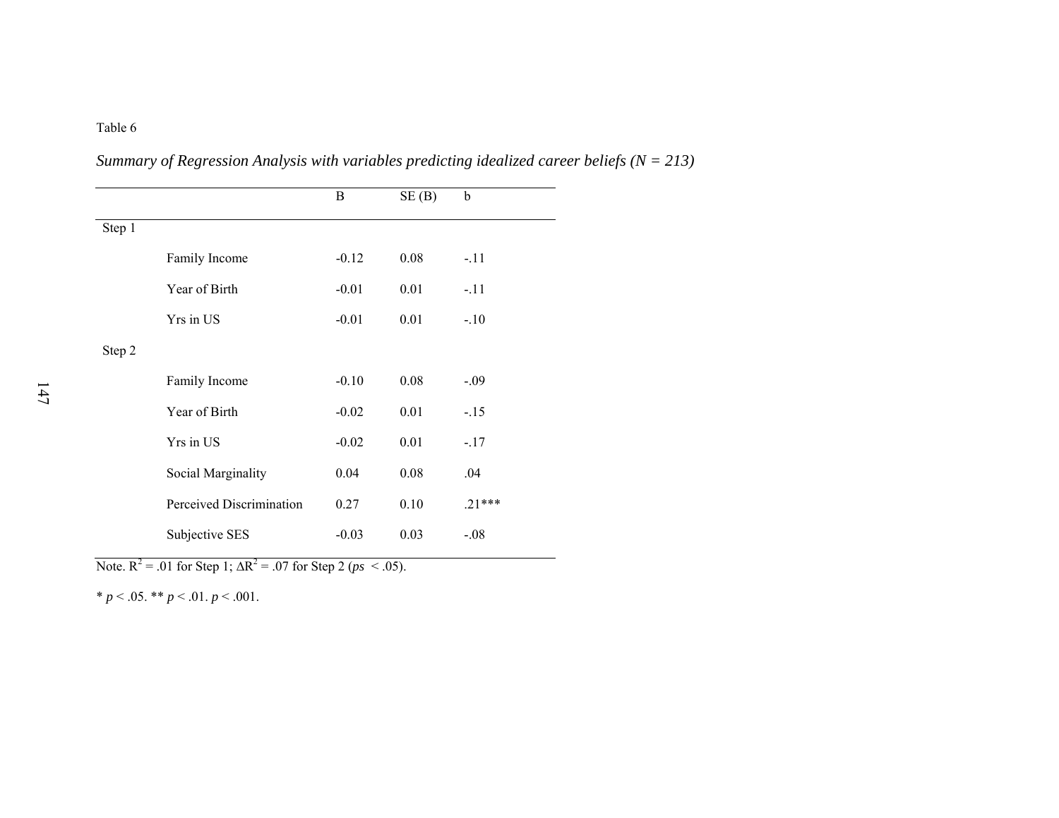Table 6

*Summary of Regression Analysis with variables predicting idealized career beliefs (N = 213)*

| | B | SE (B) | b |
|---|---|---|---|
| Step 1 | | | |
| Family Income | -0.12 | 0.08 | -.11 |
| Year of Birth | -0.01 | 0.01 | -.11 |
| Yrs in US | -0.01 | 0.01 | -.10 |
| Step 2 | | | |
| Family Income | -0.10 | 0.08 | -.09 |
| Year of Birth | -0.02 | 0.01 | -.15 |
| Yrs in US | -0.02 | 0.01 | -.17 |
| Social Marginality | 0.04 | 0.08 | .04 |
| Perceived Discrimination | 0.27 | 0.10 | .21*** |
| Subjective SES | -0.03 | 0.03 | -.08 |

Note. $R^2 = .01$ for Step 1; $\Delta R^2 = .07$ for Step 2 (*ps* < .05).

* $p < .05$. ** $p < .01$. $p < .001$.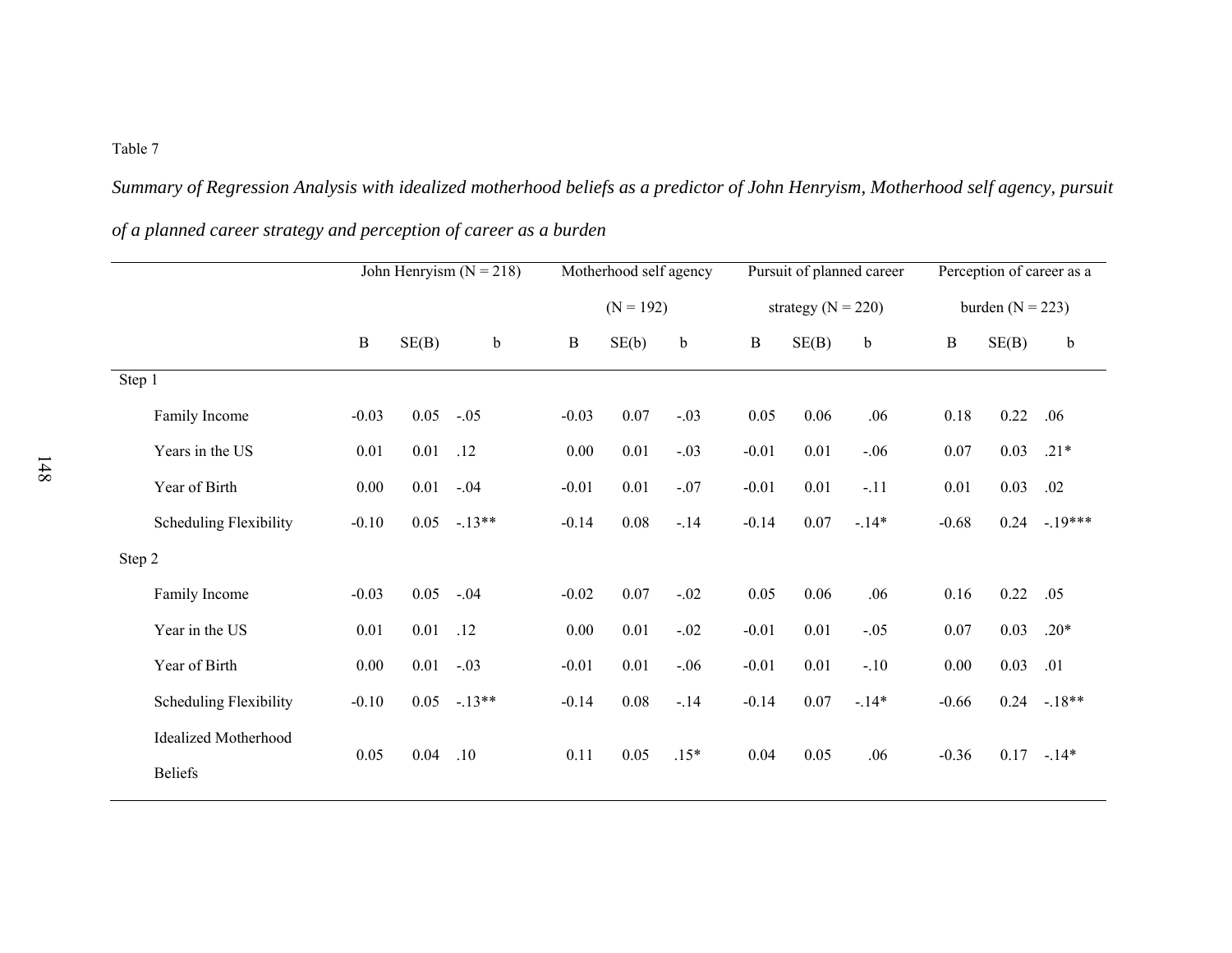Table 7

*Summary of Regression Analysis with idealized motherhood beliefs as a predictor of John Henryism, Motherhood self agency, pursuit of a planned career strategy and perception of career as a burden*

| | John Henryism (N = 218) | | | Motherhood self agency (N = 192) | | | Pursuit of planned career strategy (N = 220) | | | Perception of career as a burden (N = 223) | | |
|---|---|---|---|---|---|---|---|---|---|---|---|---|
| | B | SE(B) | b | B | SE(b) | b | B | SE(B) | b | B | SE(B) | b |
| Step 1 | | | | | | | | | | | | |
| Family Income | -0.03 | 0.05 | -.05 | -0.03 | 0.07 | -.03 | 0.05 | 0.06 | .06 | 0.18 | 0.22 | .06 |
| Years in the US | 0.01 | 0.01 | .12 | 0.00 | 0.01 | -.03 | -0.01 | 0.01 | -.06 | 0.07 | 0.03 | .21* |
| Year of Birth | 0.00 | 0.01 | -.04 | -0.01 | 0.01 | -.07 | -0.01 | 0.01 | -.11 | 0.01 | 0.03 | .02 |
| Scheduling Flexibility | -0.10 | 0.05 | -.13** | -0.14 | 0.08 | -.14 | -0.14 | 0.07 | -.14* | -0.68 | 0.24 | -.19*** |
| Step 2 | | | | | | | | | | | | |
| Family Income | -0.03 | 0.05 | -.04 | -0.02 | 0.07 | -.02 | 0.05 | 0.06 | .06 | 0.16 | 0.22 | .05 |
| Year in the US | 0.01 | 0.01 | .12 | 0.00 | 0.01 | -.02 | -0.01 | 0.01 | -.05 | 0.07 | 0.03 | .20* |
| Year of Birth | 0.00 | 0.01 | -.03 | -0.01 | 0.01 | -.06 | -0.01 | 0.01 | -.10 | 0.00 | 0.03 | .01 |
| Scheduling Flexibility | -0.10 | 0.05 | -.13** | -0.14 | 0.08 | -.14 | -0.14 | 0.07 | -.14* | -0.66 | 0.24 | -.18** |
| Idealized Motherhood Beliefs | 0.05 | 0.04 | .10 | 0.11 | 0.05 | .15* | 0.04 | 0.05 | .06 | -0.36 | 0.17 | -.14* |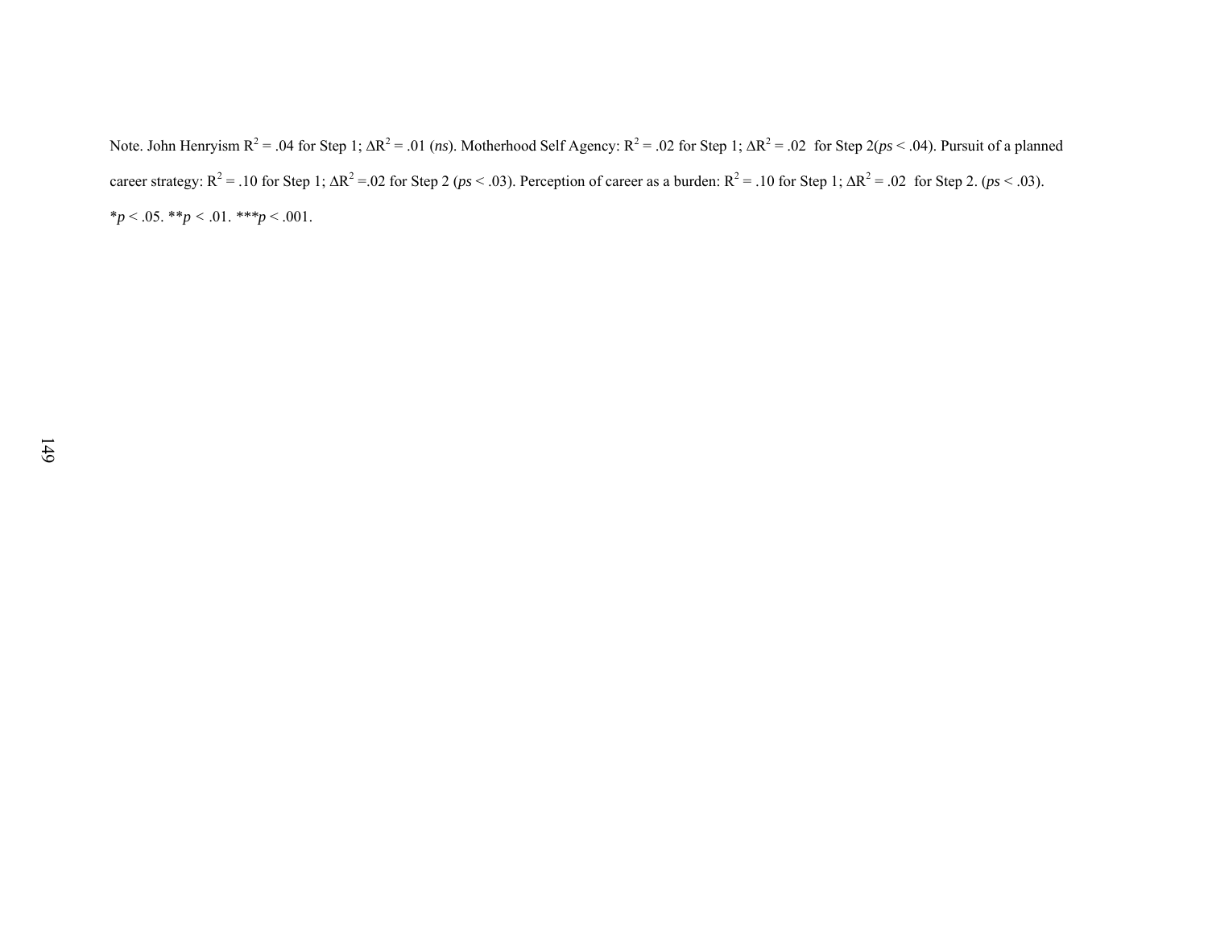Note. John Henryism $R^2 = .04$ for Step 1; $\Delta R^2 = .01$ (*ns*). Motherhood Self Agency: $R^2 = .02$ for Step 1; $\Delta R^2 = .02$ for Step 2(*ps* < .04). Pursuit of a planned career strategy: $R^2 = .10$ for Step 1; $\Delta R^2 =.02$ for Step 2 (*ps* < .03). Perception of career as a burden: $R^2 = .10$ for Step 1; $\Delta R^2 = .02$ for Step 2. (*ps* < .03).

$^*p < .05$. $^{**}p < .01$. $^{***}p < .001$.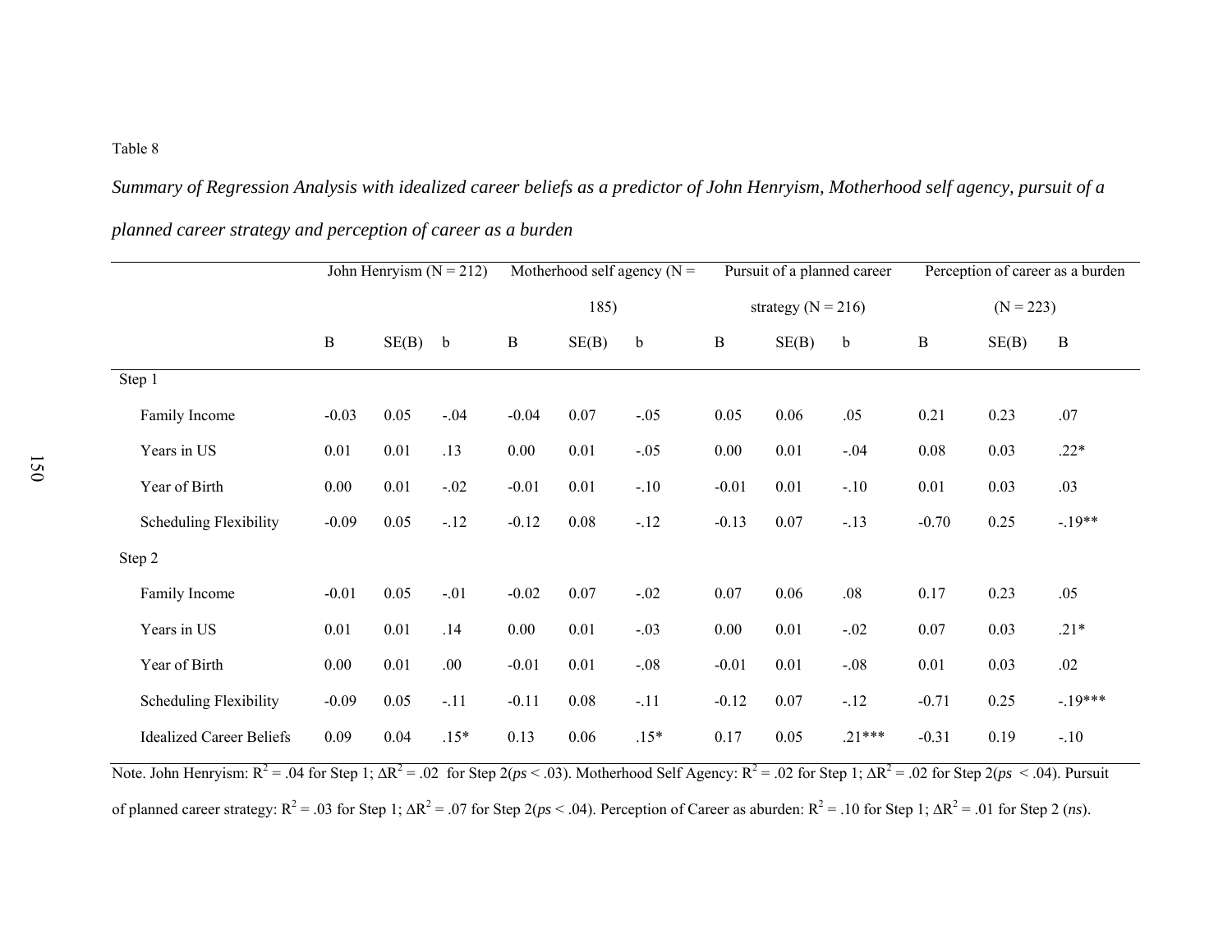Table 8

*Summary of Regression Analysis with idealized career beliefs as a predictor of John Henryism, Motherhood self agency, pursuit of a planned career strategy and perception of career as a burden*

| | John Henryism (N = 212) | | | Motherhood self agency (N = 185) | | | Pursuit of a planned career strategy (N = 216) | | | Perception of career as a burden (N = 223) | | |
|---|---|---|---|---|---|---|---|---|---|---|---|---|
| | B | SE(B) | b | B | SE(B) | b | B | SE(B) | b | B | SE(B) | B |
| Step 1 | | | | | | | | | | | | |
| Family Income | -0.03 | 0.05 | -.04 | -0.04 | 0.07 | -.05 | 0.05 | 0.06 | .05 | 0.21 | 0.23 | .07 |
| Years in US | 0.01 | 0.01 | .13 | 0.00 | 0.01 | -.05 | 0.00 | 0.01 | -.04 | 0.08 | 0.03 | .22* |
| Year of Birth | 0.00 | 0.01 | -.02 | -0.01 | 0.01 | -.10 | -0.01 | 0.01 | -.10 | 0.01 | 0.03 | .03 |
| Scheduling Flexibility | -0.09 | 0.05 | -.12 | -0.12 | 0.08 | -.12 | -0.13 | 0.07 | -.13 | -0.70 | 0.25 | -.19** |
| Step 2 | | | | | | | | | | | | |
| Family Income | -0.01 | 0.05 | -.01 | -0.02 | 0.07 | -.02 | 0.07 | 0.06 | .08 | 0.17 | 0.23 | .05 |
| Years in US | 0.01 | 0.01 | .14 | 0.00 | 0.01 | -.03 | 0.00 | 0.01 | -.02 | 0.07 | 0.03 | .21* |
| Year of Birth | 0.00 | 0.01 | .00 | -0.01 | 0.01 | -.08 | -0.01 | 0.01 | -.08 | 0.01 | 0.03 | .02 |
| Scheduling Flexibility | -0.09 | 0.05 | -.11 | -0.11 | 0.08 | -.11 | -0.12 | 0.07 | -.12 | -0.71 | 0.25 | -.19*** |
| Idealized Career Beliefs | 0.09 | 0.04 | .15* | 0.13 | 0.06 | .15* | 0.17 | 0.05 | .21*** | -0.31 | 0.19 | -.10 |

Note. John Henryism: $R^2$ = .04 for Step 1; $\Delta R^2$ = .02 for Step 2(*ps* < .03). Motherhood Self Agency: $R^2$ = .02 for Step 1; $\Delta R^2$ = .02 for Step 2(*ps* < .04). Pursuit of planned career strategy: $R^2$ = .03 for Step 1; $\Delta R^2$ = .07 for Step 2(*ps* < .04). Perception of Career as aburden: $R^2$ = .10 for Step 1; $\Delta R^2$ = .01 for Step 2 (*ns*).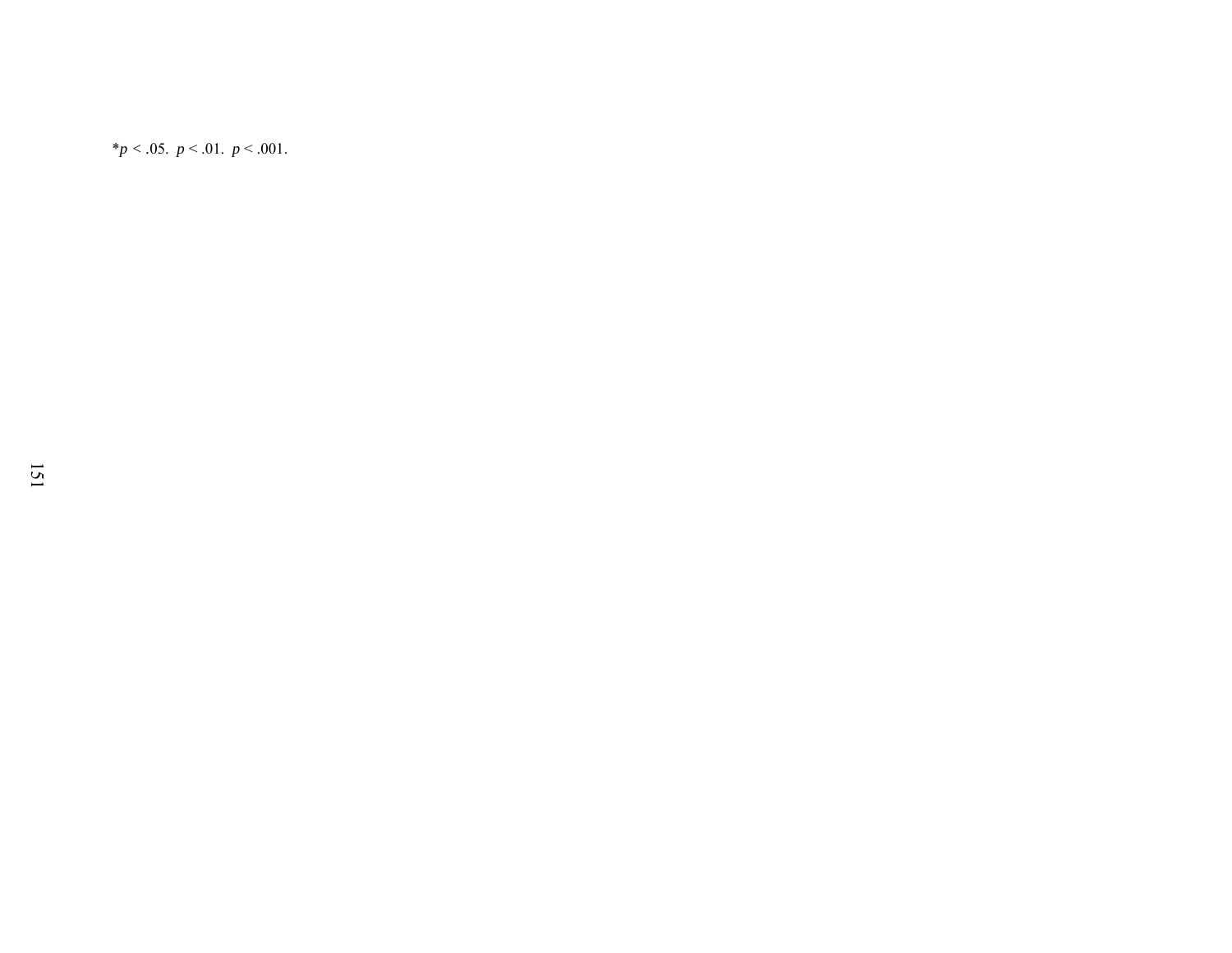*$p < .05$. $p < .01$. $p < .001$.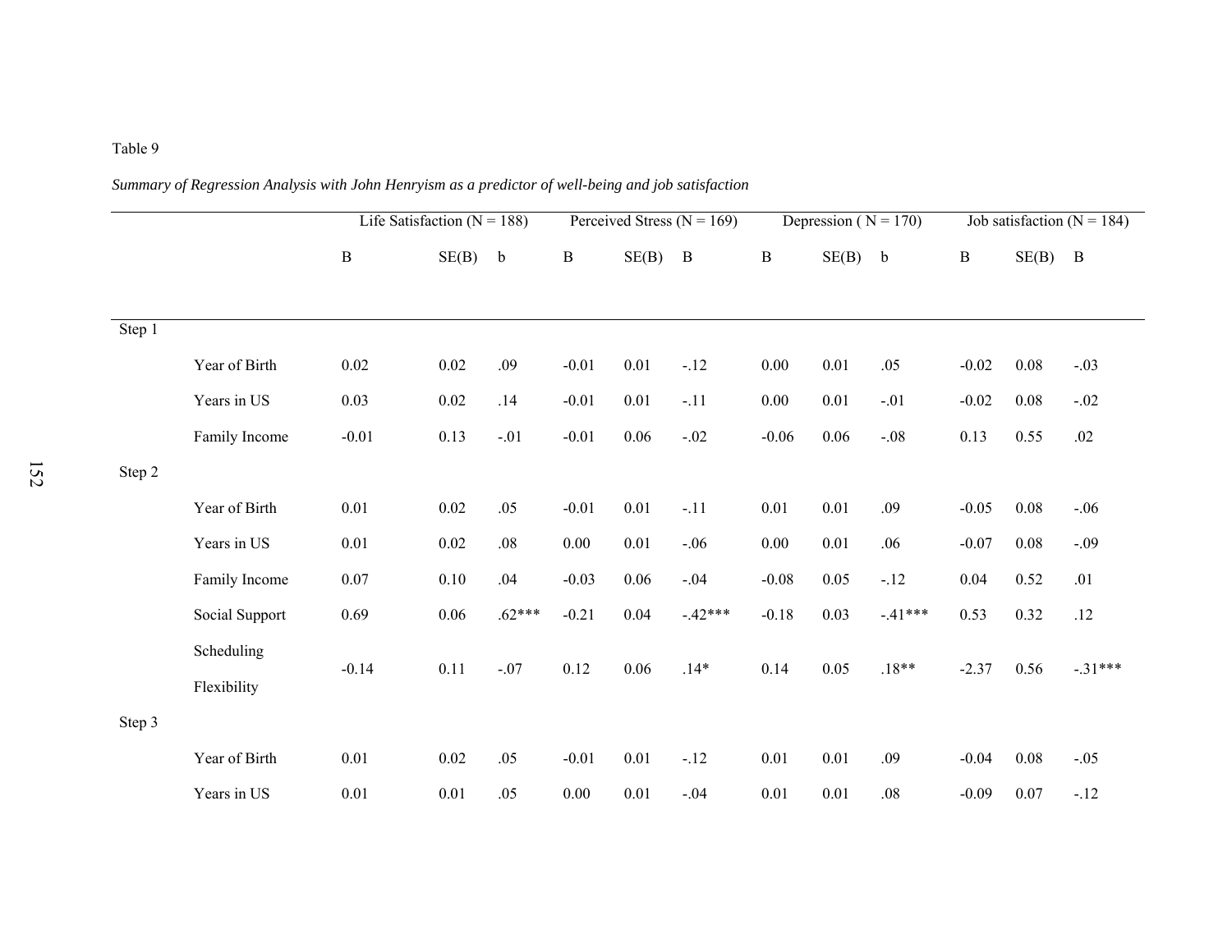Table 9

*Summary of Regression Analysis with John Henryism as a predictor of well-being and job satisfaction*

| | | Life Satisfaction (N = 188) | | | Perceived Stress (N = 169) | | | Depression ( N = 170) | | | Job satisfaction (N = 184) | | |
|---|---|---|---|---|---|---|---|---|---|---|---|---|---|
| | | B | SE(B) | b | B | SE(B) | B | B | SE(B) | b | B | SE(B) | B |
| Step 1 | | | | | | | | | | | | | |
| | Year of Birth | 0.02 | 0.02 | .09 | -0.01 | 0.01 | -.12 | 0.00 | 0.01 | .05 | -0.02 | 0.08 | -.03 |
| | Years in US | 0.03 | 0.02 | .14 | -0.01 | 0.01 | -.11 | 0.00 | 0.01 | -.01 | -0.02 | 0.08 | -.02 |
| | Family Income | -0.01 | 0.13 | -.01 | -0.01 | 0.06 | -.02 | -0.06 | 0.06 | -.08 | 0.13 | 0.55 | .02 |
| Step 2 | | | | | | | | | | | | | |
| | Year of Birth | 0.01 | 0.02 | .05 | -0.01 | 0.01 | -.11 | 0.01 | 0.01 | .09 | -0.05 | 0.08 | -.06 |
| | Years in US | 0.01 | 0.02 | .08 | 0.00 | 0.01 | -.06 | 0.00 | 0.01 | .06 | -0.07 | 0.08 | -.09 |
| | Family Income | 0.07 | 0.10 | .04 | -0.03 | 0.06 | -.04 | -0.08 | 0.05 | -.12 | 0.04 | 0.52 | .01 |
| | Social Support | 0.69 | 0.06 | .62*** | -0.21 | 0.04 | -.42*** | -0.18 | 0.03 | -.41*** | 0.53 | 0.32 | .12 |
| | Scheduling Flexibility | -0.14 | 0.11 | -.07 | 0.12 | 0.06 | .14* | 0.14 | 0.05 | .18** | -2.37 | 0.56 | -.31*** |
| Step 3 | | | | | | | | | | | | | |
| | Year of Birth | 0.01 | 0.02 | .05 | -0.01 | 0.01 | -.12 | 0.01 | 0.01 | .09 | -0.04 | 0.08 | -.05 |
| | Years in US | 0.01 | 0.01 | .05 | 0.00 | 0.01 | -.04 | 0.01 | 0.01 | .08 | -0.09 | 0.07 | -.12 |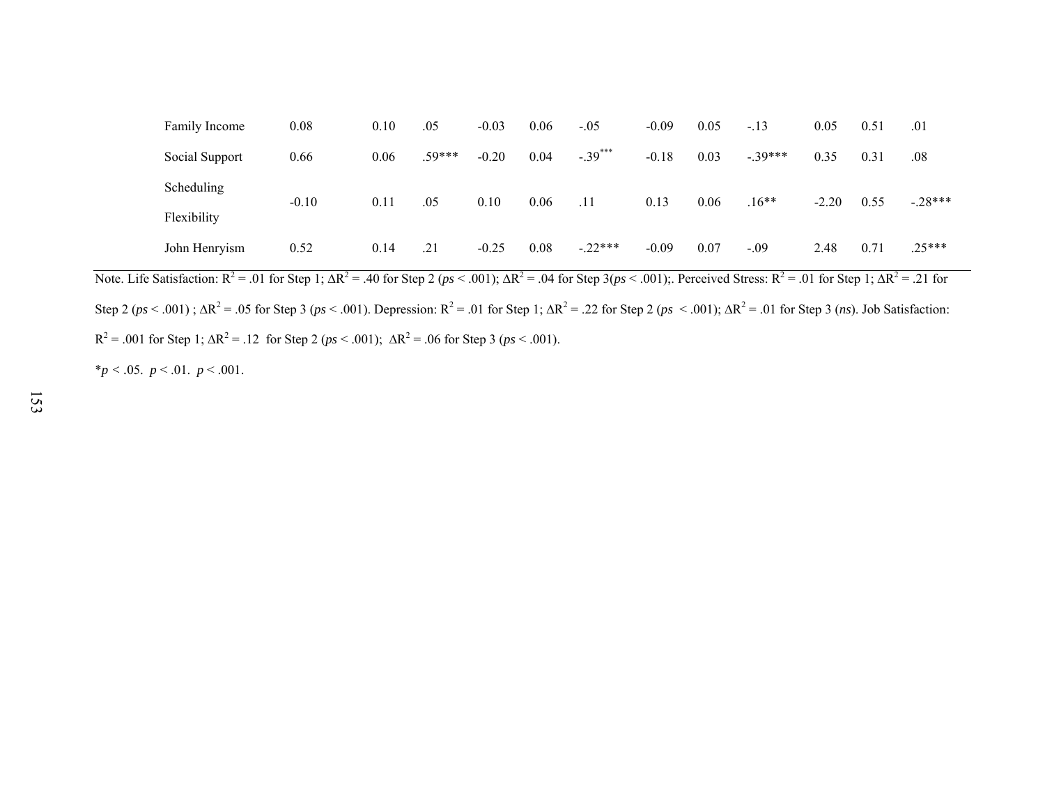| | | | | | | | | | | | | |
|---|---|---|---|---|---|---|---|---|---|---|---|---|
| Family Income | 0.08 | 0.10 | .05 | -0.03 | 0.06 | -.05 | -0.09 | 0.05 | -.13 | 0.05 | 0.51 | .01 |
| Social Support | 0.66 | 0.06 | .59*** | -0.20 | 0.04 | -.39*** | -0.18 | 0.03 | -.39*** | 0.35 | 0.31 | .08 |
| Scheduling Flexibility | -0.10 | 0.11 | .05 | 0.10 | 0.06 | .11 | 0.13 | 0.06 | .16** | -2.20 | 0.55 | -.28*** |
| John Henryism | 0.52 | 0.14 | .21 | -0.25 | 0.08 | -.22*** | -0.09 | 0.07 | -.09 | 2.48 | 0.71 | .25*** |

Note. Life Satisfaction: $R^2 = .01$ for Step 1; $\Delta R^2 = .40$ for Step 2 (*ps* < .001); $\Delta R^2 = .04$ for Step 3(*ps* < .001);. Perceived Stress: $R^2 = .01$ for Step 1; $\Delta R^2 = .21$ for Step 2 (*ps* < .001) ; $\Delta R^2 = .05$ for Step 3 (*ps* < .001). Depression: $R^2 = .01$ for Step 1; $\Delta R^2 = .22$ for Step 2 (*ps* < .001); $\Delta R^2 = .01$ for Step 3 (*ns*). Job Satisfaction: $R^2 = .001$ for Step 1; $\Delta R^2 = .12$ for Step 2 (*ps* < .001); $\Delta R^2 = .06$ for Step 3 (*ps* < .001).

*$p < .05$. $p < .01$. $p < .001$.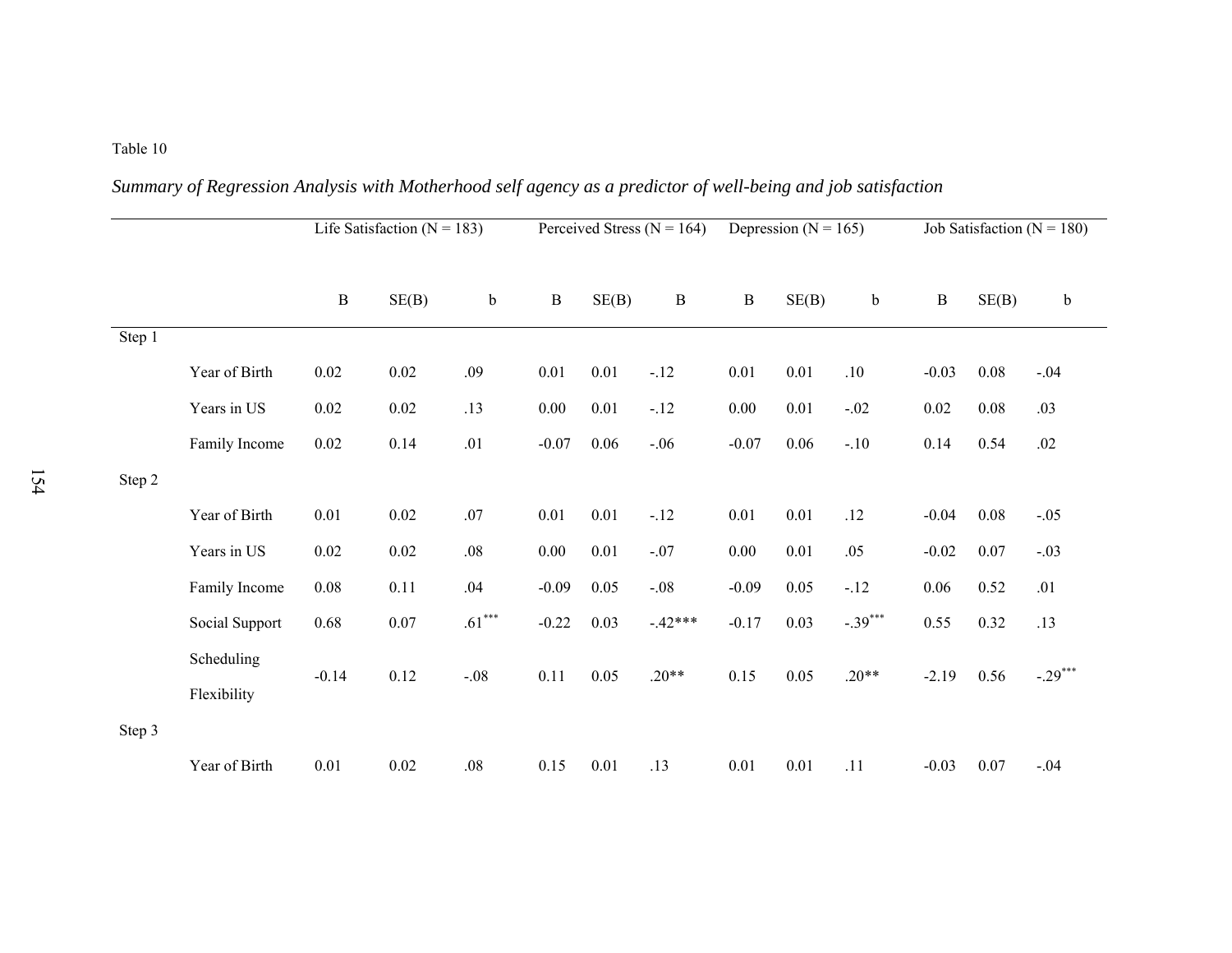Table 10

*Summary of Regression Analysis with Motherhood self agency as a predictor of well-being and job satisfaction*

| | | Life Satisfaction (N = 183) | | | Perceived Stress (N = 164) | | | Depression (N = 165) | | | Job Satisfaction (N = 180) | | |
|---|---|---|---|---|---|---|---|---|---|---|---|---|---|
| | | B | SE(B) | b | B | SE(B) | B | B | SE(B) | b | B | SE(B) | b |
| Step 1 | | | | | | | | | | | | | |
| | Year of Birth | 0.02 | 0.02 | .09 | 0.01 | 0.01 | -.12 | 0.01 | 0.01 | .10 | -0.03 | 0.08 | -.04 |
| | Years in US | 0.02 | 0.02 | .13 | 0.00 | 0.01 | -.12 | 0.00 | 0.01 | -.02 | 0.02 | 0.08 | .03 |
| | Family Income | 0.02 | 0.14 | .01 | -0.07 | 0.06 | -.06 | -0.07 | 0.06 | -.10 | 0.14 | 0.54 | .02 |
| Step 2 | | | | | | | | | | | | | |
| | Year of Birth | 0.01 | 0.02 | .07 | 0.01 | 0.01 | -.12 | 0.01 | 0.01 | .12 | -0.04 | 0.08 | -.05 |
| | Years in US | 0.02 | 0.02 | .08 | 0.00 | 0.01 | -.07 | 0.00 | 0.01 | .05 | -0.02 | 0.07 | -.03 |
| | Family Income | 0.08 | 0.11 | .04 | -0.09 | 0.05 | -.08 | -0.09 | 0.05 | -.12 | 0.06 | 0.52 | .01 |
| | Social Support | 0.68 | 0.07 | .61*** | -0.22 | 0.03 | -.42*** | -0.17 | 0.03 | -.39*** | 0.55 | 0.32 | .13 |
| | Scheduling Flexibility | -0.14 | 0.12 | -.08 | 0.11 | 0.05 | .20** | 0.15 | 0.05 | .20** | -2.19 | 0.56 | -.29*** |
| Step 3 | | | | | | | | | | | | | |
| | Year of Birth | 0.01 | 0.02 | .08 | 0.15 | 0.01 | .13 | 0.01 | 0.01 | .11 | -0.03 | 0.07 | -.04 |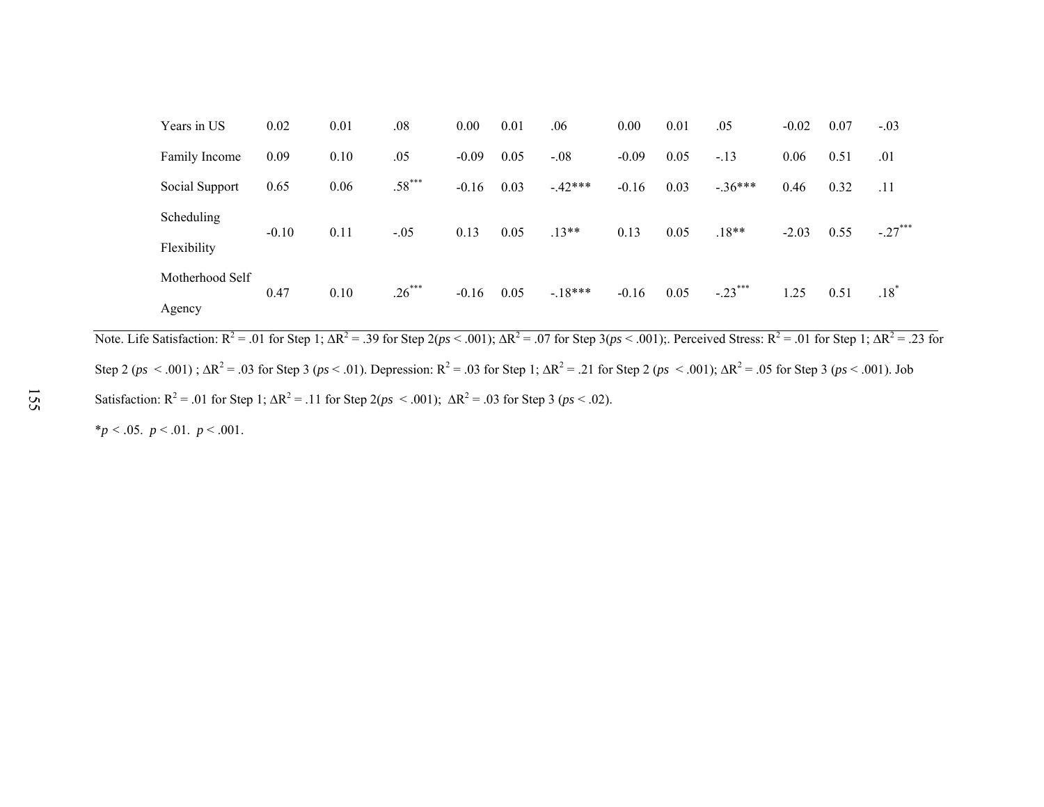| | | | | | | | | | | | | |
|---|---|---|---|---|---|---|---|---|---|---|---|---|
| Years in US | 0.02 | 0.01 | .08 | 0.00 | 0.01 | .06 | 0.00 | 0.01 | .05 | -0.02 | 0.07 | -.03 |
| Family Income | 0.09 | 0.10 | .05 | -0.09 | 0.05 | -.08 | -0.09 | 0.05 | -.13 | 0.06 | 0.51 | .01 |
| Social Support | 0.65 | 0.06 | .58*** | -0.16 | 0.03 | -.42*** | -0.16 | 0.03 | -.36*** | 0.46 | 0.32 | .11 |
| Scheduling Flexibility | -0.10 | 0.11 | -.05 | 0.13 | 0.05 | .13** | 0.13 | 0.05 | .18** | -2.03 | 0.55 | -.27*** |
| Motherhood Self Agency | 0.47 | 0.10 | .26*** | -0.16 | 0.05 | -.18*** | -0.16 | 0.05 | -.23*** | 1.25 | 0.51 | .18* |

Note. Life Satisfaction: $R^2 = .01$ for Step 1; $\Delta R^2 = .39$ for Step 2(*ps* < .001); $\Delta R^2 = .07$ for Step 3(*ps* < .001);. Perceived Stress: $R^2 = .01$ for Step 1; $\Delta R^2 = .23$ for Step 2 (*ps* < .001) ; $\Delta R^2 = .03$ for Step 3 (*ps* < .01). Depression: $R^2 = .03$ for Step 1; $\Delta R^2 = .21$ for Step 2 (*ps* < .001); $\Delta R^2 = .05$ for Step 3 (*ps* < .001). Job Satisfaction: $R^2 = .01$ for Step 1; $\Delta R^2 = .11$ for Step 2(*ps* < .001); $\Delta R^2 = .03$ for Step 3 (*ps* < .02).

*$p < .05$. $p < .01$. $p < .001$.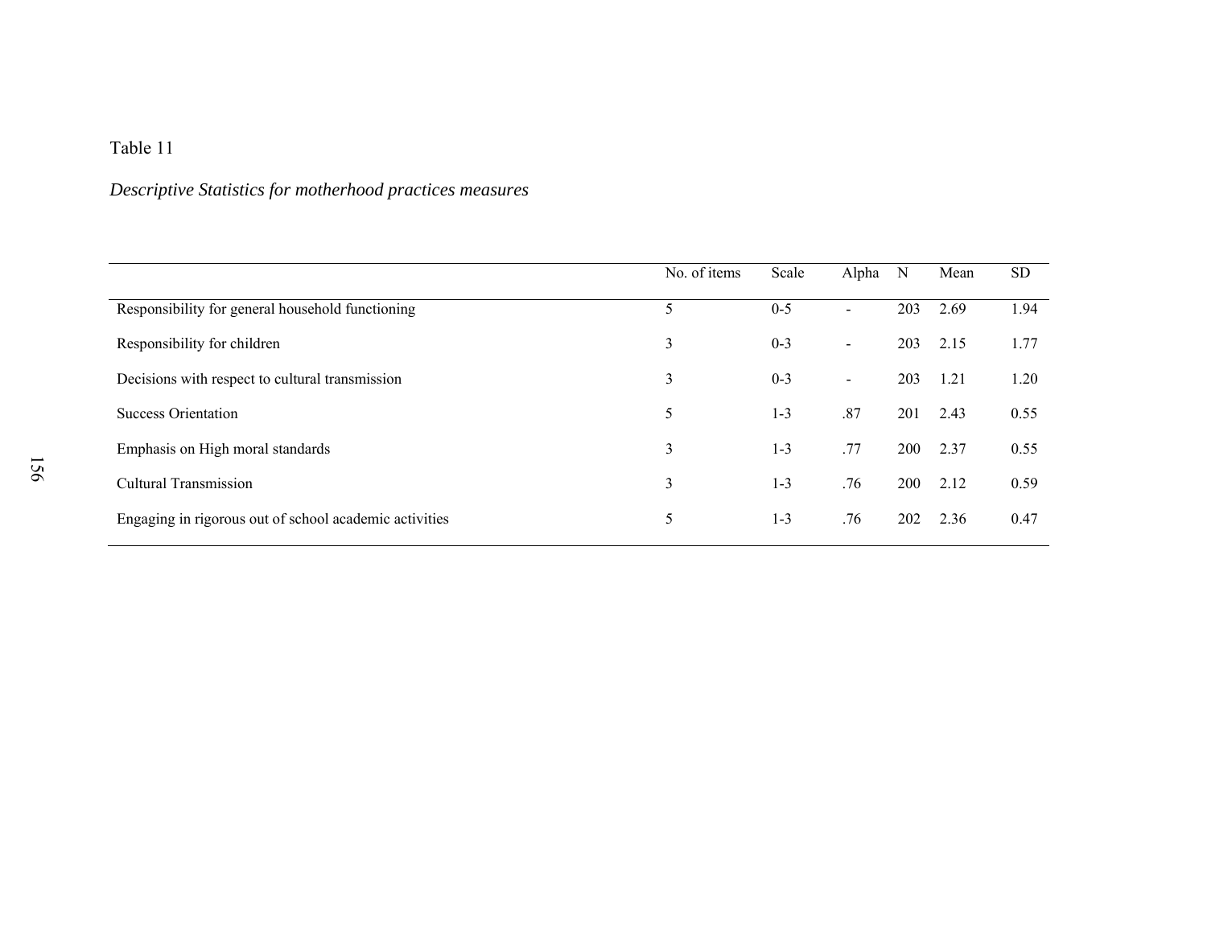Table 11

*Descriptive Statistics for motherhood practices measures*

| | No. of items | Scale | Alpha | N | Mean | SD |
|---|---|---|---|---|---|---|
| Responsibility for general household functioning | 5 | 0-5 | - | 203 | 2.69 | 1.94 |
| Responsibility for children | 3 | 0-3 | - | 203 | 2.15 | 1.77 |
| Decisions with respect to cultural transmission | 3 | 0-3 | - | 203 | 1.21 | 1.20 |
| Success Orientation | 5 | 1-3 | .87 | 201 | 2.43 | 0.55 |
| Emphasis on High moral standards | 3 | 1-3 | .77 | 200 | 2.37 | 0.55 |
| Cultural Transmission | 3 | 1-3 | .76 | 200 | 2.12 | 0.59 |
| Engaging in rigorous out of school academic activities | 5 | 1-3 | .76 | 202 | 2.36 | 0.47 |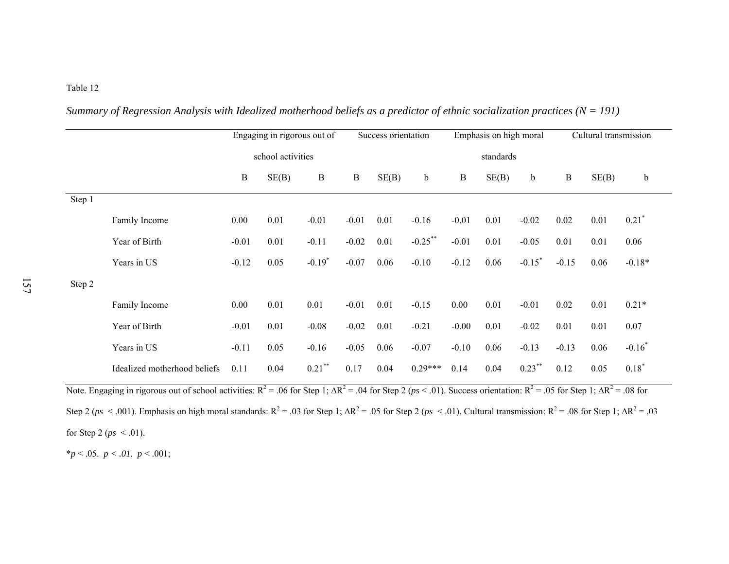Table 12

*Summary of Regression Analysis with Idealized motherhood beliefs as a predictor of ethnic socialization practices (N = 191)*

| | Engaging in rigorous out of school activities | | | Success orientation | | | Emphasis on high moral standards | | | Cultural transmission | | |
|---|---|---|---|---|---|---|---|---|---|---|---|---|
| | B | SE(B) | B | B | SE(B) | b | B | SE(B) | b | B | SE(B) | b |
| Step 1 | | | | | | | | | | | | |
| Family Income | 0.00 | 0.01 | -0.01 | -0.01 | 0.01 | -0.16 | -0.01 | 0.01 | -0.02 | 0.02 | 0.01 | 0.21* |
| Year of Birth | -0.01 | 0.01 | -0.11 | -0.02 | 0.01 | -0.25** | -0.01 | 0.01 | -0.05 | 0.01 | 0.01 | 0.06 |
| Years in US | -0.12 | 0.05 | -0.19* | -0.07 | 0.06 | -0.10 | -0.12 | 0.06 | -0.15* | -0.15 | 0.06 | -0.18* |
| Step 2 | | | | | | | | | | | | |
| Family Income | 0.00 | 0.01 | 0.01 | -0.01 | 0.01 | -0.15 | 0.00 | 0.01 | -0.01 | 0.02 | 0.01 | 0.21* |
| Year of Birth | -0.01 | 0.01 | -0.08 | -0.02 | 0.01 | -0.21 | -0.00 | 0.01 | -0.02 | 0.01 | 0.01 | 0.07 |
| Years in US | -0.11 | 0.05 | -0.16 | -0.05 | 0.06 | -0.07 | -0.10 | 0.06 | -0.13 | -0.13 | 0.06 | -0.16* |
| Idealized motherhood beliefs | 0.11 | 0.04 | 0.21** | 0.17 | 0.04 | 0.29*** | 0.14 | 0.04 | 0.23** | 0.12 | 0.05 | 0.18* |

Note. Engaging in rigorous out of school activities: $R^2 = .06$ for Step 1; $\Delta R^2 = .04$ for Step 2 (*ps* < .01). Success orientation: $R^2 = .05$ for Step 1; $\Delta R^2 = .08$ for Step 2 (*ps* < .001). Emphasis on high moral standards: $R^2 = .03$ for Step 1; $\Delta R^2 = .05$ for Step 2 (*ps* < .01). Cultural transmission: $R^2 = .08$ for Step 1; $\Delta R^2 = .03$ for Step 2 (*ps* < .01).

*$p < .05$. $p < .01$. $p < .001$;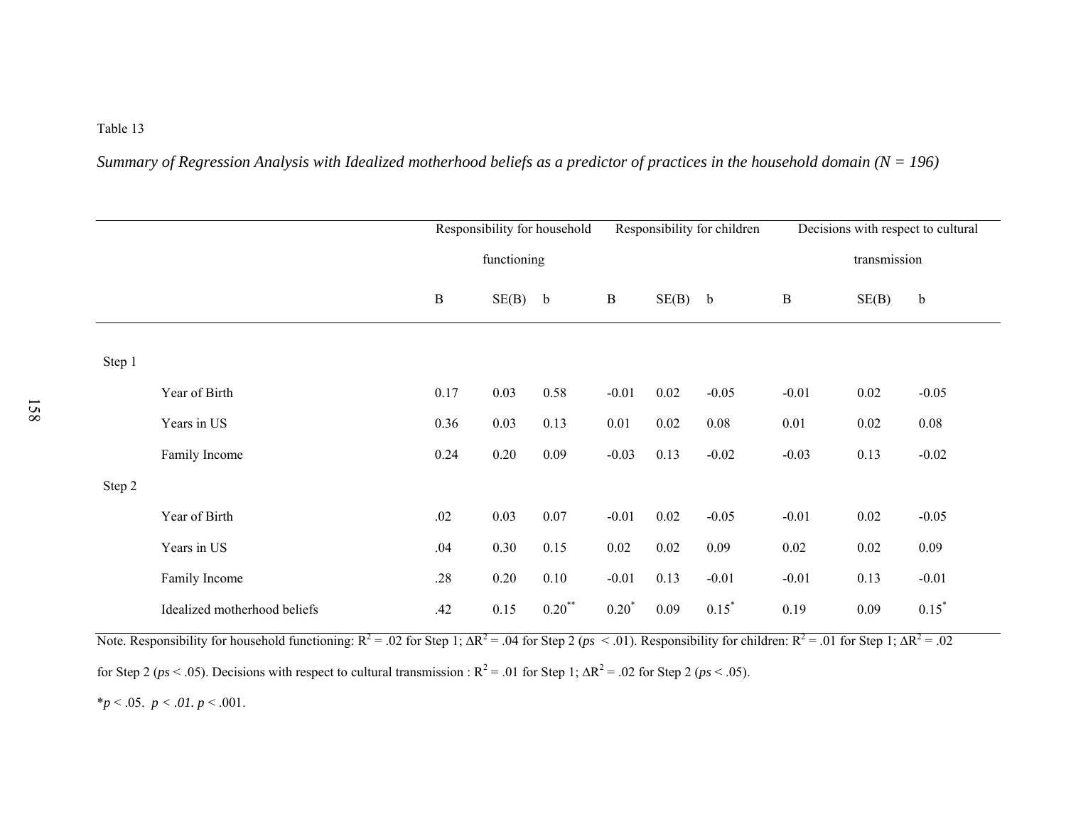Table 13

*Summary of Regression Analysis with Idealized motherhood beliefs as a predictor of practices in the household domain (N = 196)*

| | Responsibility for household functioning | | | Responsibility for children | | | Decisions with respect to cultural transmission | | |
|---|---|---|---|---|---|---|---|---|---|
| | B | SE(B) | b | B | SE(B) | b | B | SE(B) | b |
| Step 1 | | | | | | | | | |
| Year of Birth | 0.17 | 0.03 | 0.58 | -0.01 | 0.02 | -0.05 | -0.01 | 0.02 | -0.05 |
| Years in US | 0.36 | 0.03 | 0.13 | 0.01 | 0.02 | 0.08 | 0.01 | 0.02 | 0.08 |
| Family Income | 0.24 | 0.20 | 0.09 | -0.03 | 0.13 | -0.02 | -0.03 | 0.13 | -0.02 |
| Step 2 | | | | | | | | | |
| Year of Birth | .02 | 0.03 | 0.07 | -0.01 | 0.02 | -0.05 | -0.01 | 0.02 | -0.05 |
| Years in US | .04 | 0.30 | 0.15 | 0.02 | 0.02 | 0.09 | 0.02 | 0.02 | 0.09 |
| Family Income | .28 | 0.20 | 0.10 | -0.01 | 0.13 | -0.01 | -0.01 | 0.13 | -0.01 |
| Idealized motherhood beliefs | .42 | 0.15 | 0.20** | 0.20* | 0.09 | 0.15* | 0.19 | 0.09 | 0.15* |

Note. Responsibility for household functioning: $R^2$ = .02 for Step 1; $\Delta R^2$ = .04 for Step 2 (*ps* < .01). Responsibility for children: $R^2$ = .01 for Step 1; $\Delta R^2$ = .02 for Step 2 (*ps* < .05). Decisions with respect to cultural transmission : $R^2$ = .01 for Step 1; $\Delta R^2$ = .02 for Step 2 (*ps* < .05).

\**p* < .05. *p < .01. p* < .001.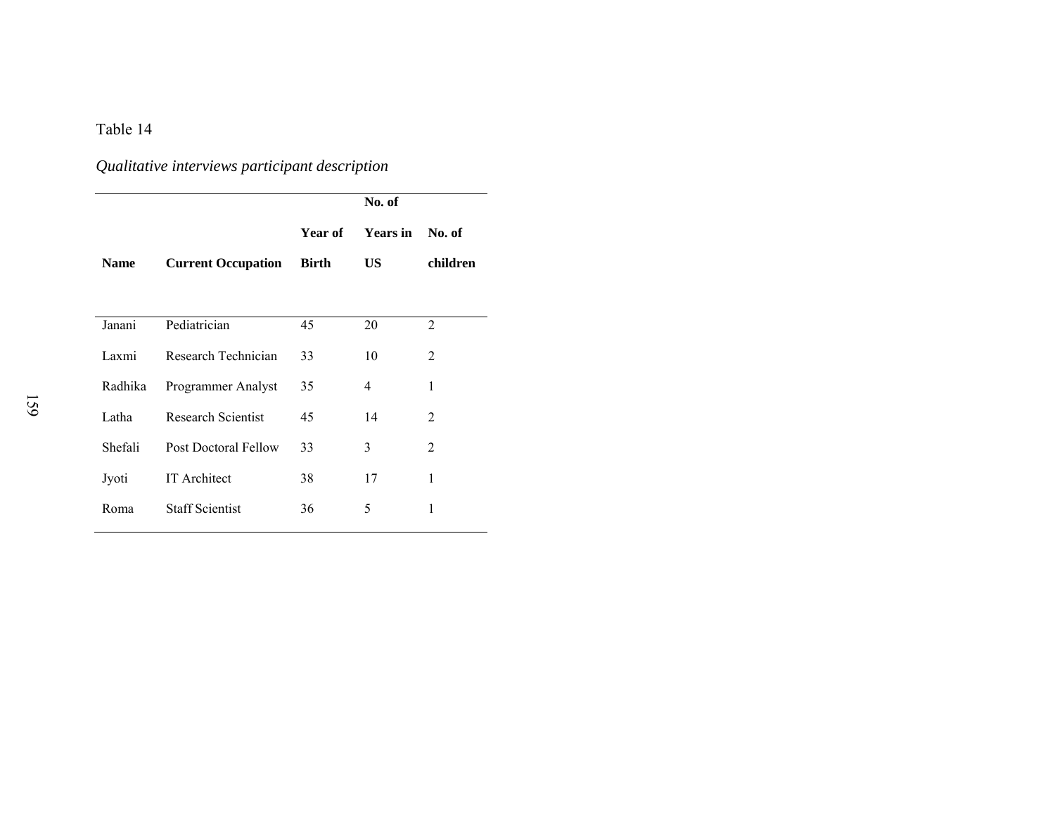Table 14

*Qualitative interviews participant description*

| Name | Current Occupation | Year of Birth | No. of Years in US | No. of children |
|---|---|---|---|---|
| Janani | Pediatrician | 45 | 20 | 2 |
| Laxmi | Research Technician | 33 | 10 | 2 |
| Radhika | Programmer Analyst | 35 | 4 | 1 |
| Latha | Research Scientist | 45 | 14 | 2 |
| Shefali | Post Doctoral Fellow | 33 | 3 | 2 |
| Jyoti | IT Architect | 38 | 17 | 1 |
| Roma | Staff Scientist | 36 | 5 | 1 |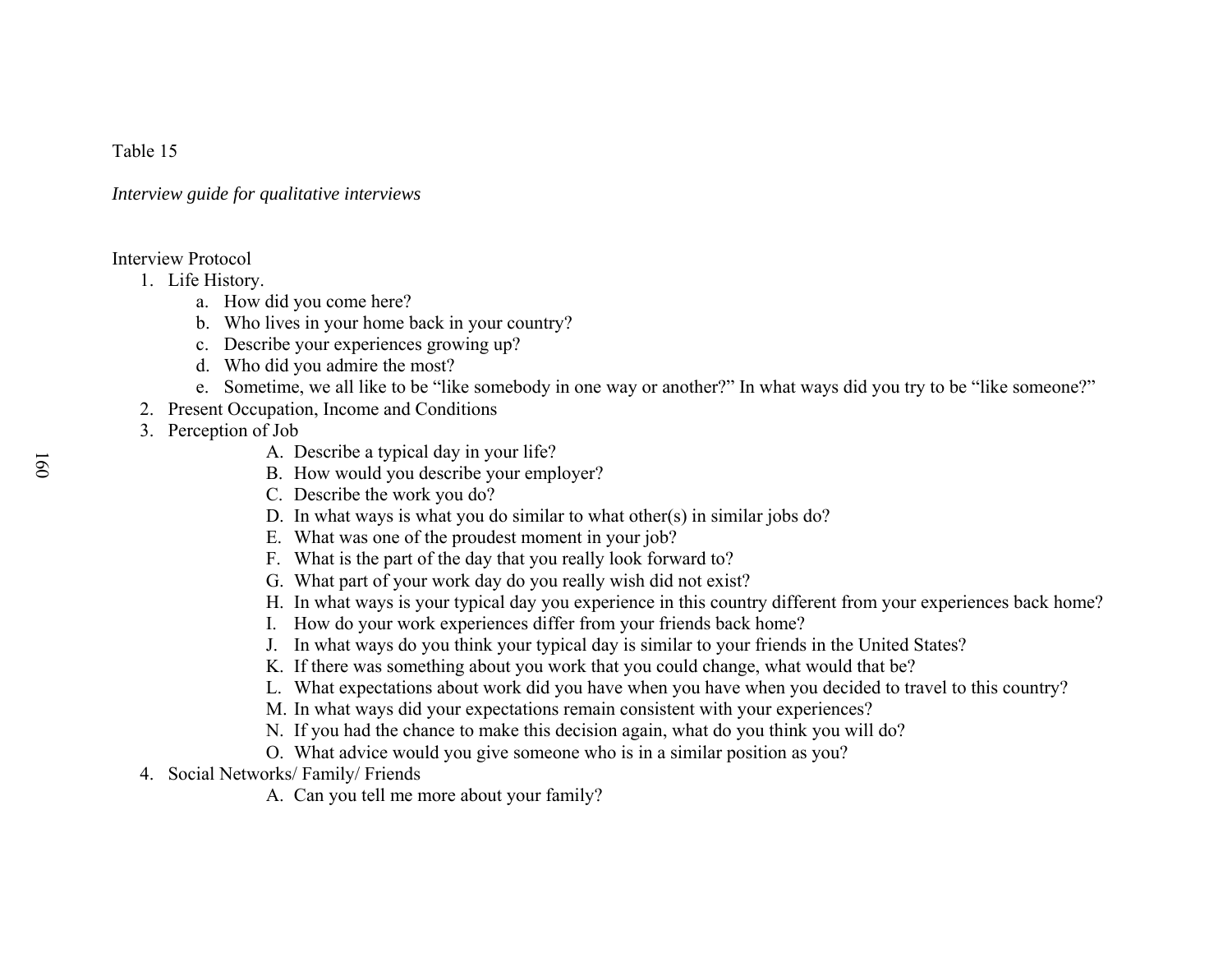Table 15

*Interview guide for qualitative interviews*

Interview Protocol

1. Life History.
    a. How did you come here?
    b. Who lives in your home back in your country?
    c. Describe your experiences growing up?
    d. Who did you admire the most?
    e. Sometime, we all like to be "like somebody in one way or another?" In what ways did you try to be "like someone?"
2. Present Occupation, Income and Conditions
3. Perception of Job
    A. Describe a typical day in your life?
    B. How would you describe your employer?
    C. Describe the work you do?
    D. In what ways is what you do similar to what other(s) in similar jobs do?
    E. What was one of the proudest moment in your job?
    F. What is the part of the day that you really look forward to?
    G. What part of your work day do you really wish did not exist?
    H. In what ways is your typical day you experience in this country different from your experiences back home?
    I. How do your work experiences differ from your friends back home?
    J. In what ways do you think your typical day is similar to your friends in the United States?
    K. If there was something about you work that you could change, what would that be?
    L. What expectations about work did you have when you have when you decided to travel to this country?
    M. In what ways did your expectations remain consistent with your experiences?
    N. If you had the chance to make this decision again, what do you think you will do?
    O. What advice would you give someone who is in a similar position as you?
4. Social Networks/ Family/ Friends
    A. Can you tell me more about your family?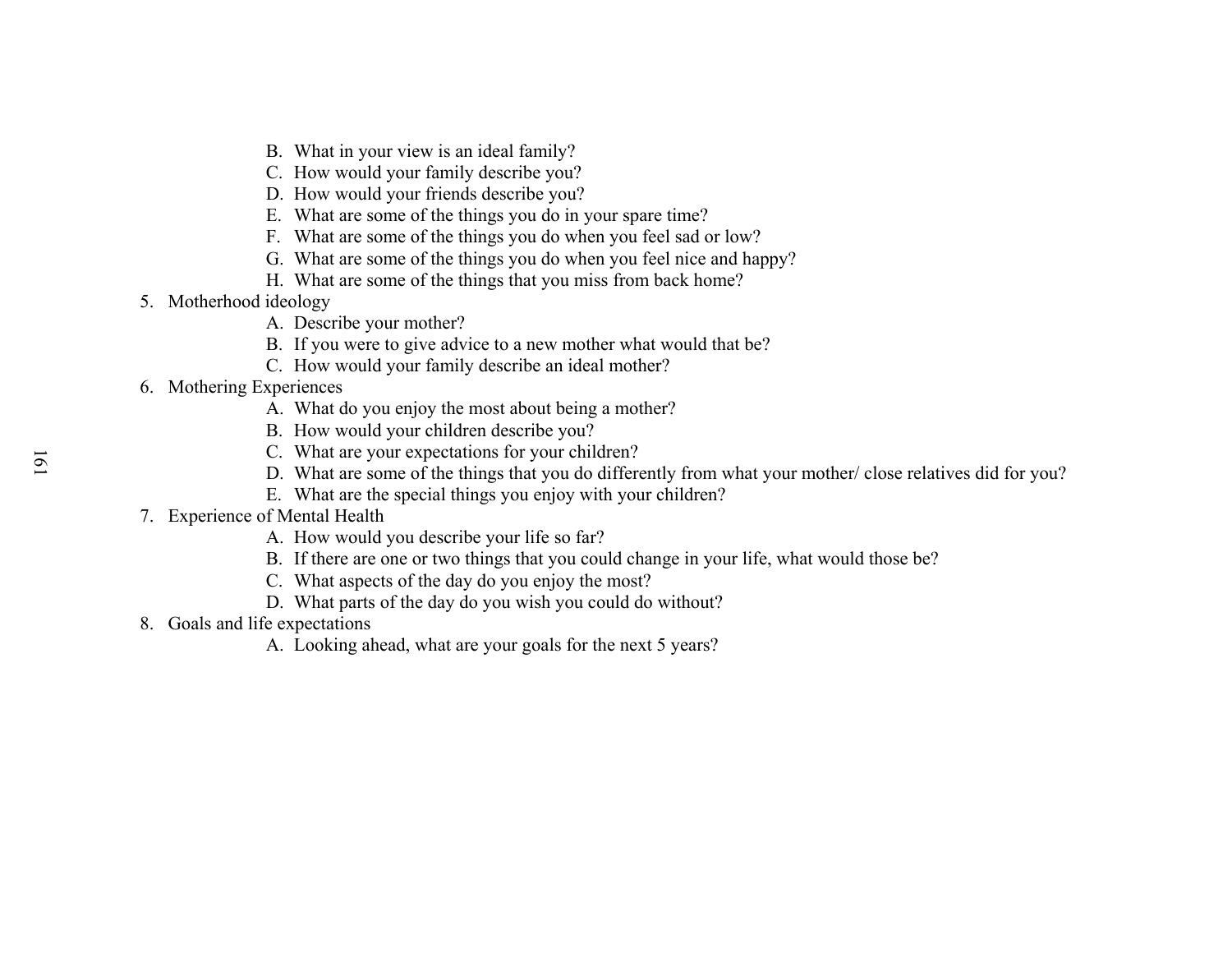B. What in your view is an ideal family?
   C. How would your family describe you?
   D. How would your friends describe you?
   E. What are some of the things you do in your spare time?
   F. What are some of the things you do when you feel sad or low?
   G. What are some of the things you do when you feel nice and happy?
   H. What are some of the things that you miss from back home?

5. Motherhood ideology
   A. Describe your mother?
   B. If you were to give advice to a new mother what would that be?
   C. How would your family describe an ideal mother?
6. Mothering Experiences
   A. What do you enjoy the most about being a mother?
   B. How would your children describe you?
   C. What are your expectations for your children?
   D. What are some of the things that you do differently from what your mother/ close relatives did for you?
   E. What are the special things you enjoy with your children?
7. Experience of Mental Health
   A. How would you describe your life so far?
   B. If there are one or two things that you could change in your life, what would those be?
   C. What aspects of the day do you enjoy the most?
   D. What parts of the day do you wish you could do without?
8. Goals and life expectations
   A. Looking ahead, what are your goals for the next 5 years?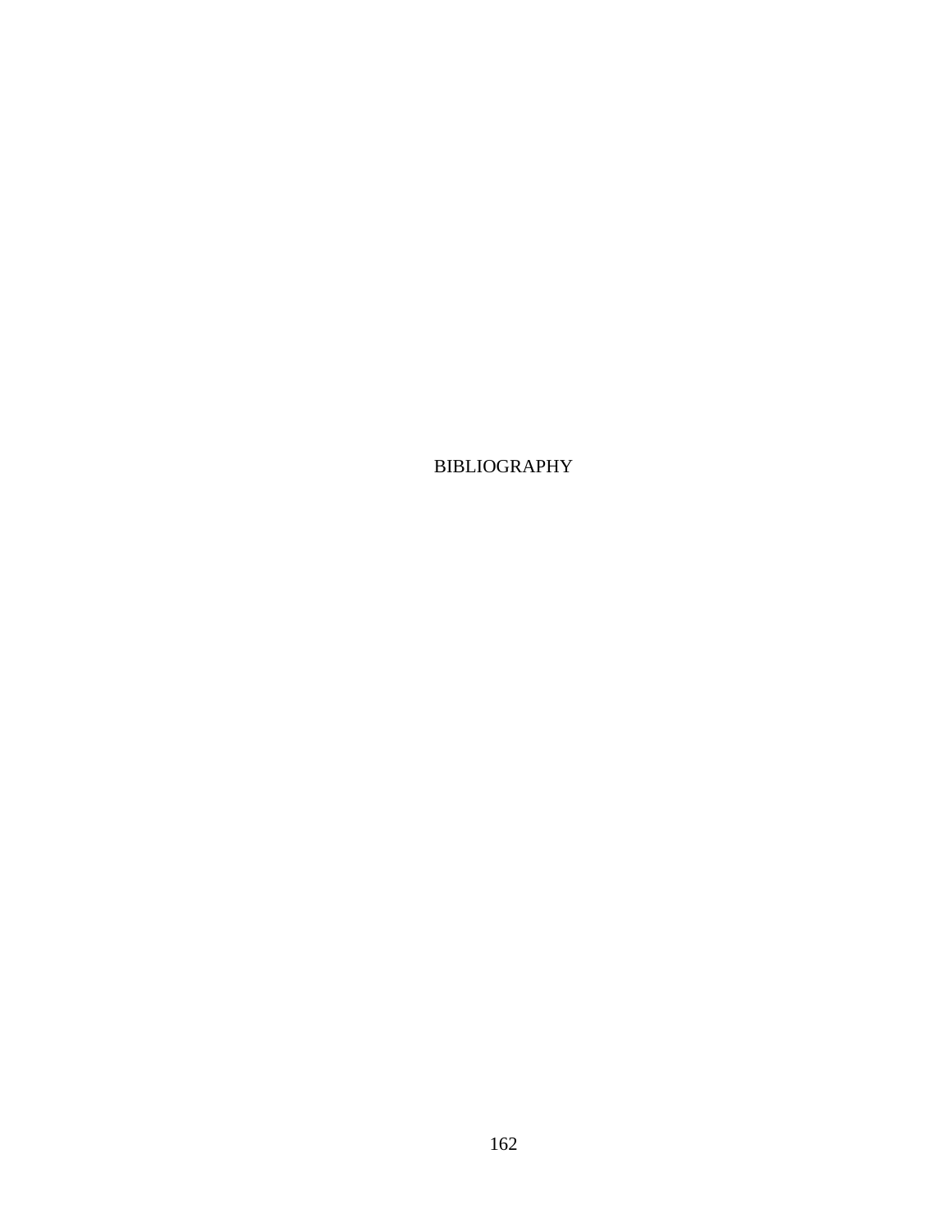# BIBLIOGRAPHY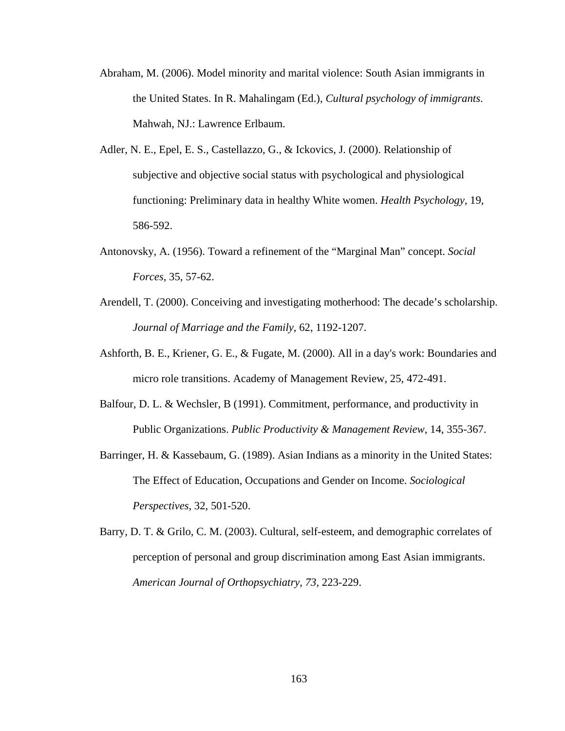Abraham, M. (2006). Model minority and marital violence: South Asian immigrants in the United States. In R. Mahalingam (Ed.), *Cultural psychology of immigrants*. Mahwah, NJ.: Lawrence Erlbaum.

Adler, N. E., Epel, E. S., Castellazzo, G., & Ickovics, J. (2000). Relationship of subjective and objective social status with psychological and physiological functioning: Preliminary data in healthy White women. *Health Psychology*, 19, 586-592.

Antonovsky, A. (1956). Toward a refinement of the "Marginal Man" concept. *Social Forces*, 35, 57-62.

Arendell, T. (2000). Conceiving and investigating motherhood: The decade's scholarship. *Journal of Marriage and the Family*, 62, 1192-1207.

Ashforth, B. E., Kriener, G. E., & Fugate, M. (2000). All in a day's work: Boundaries and micro role transitions. Academy of Management Review, 25, 472-491.

Balfour, D. L. & Wechsler, B (1991). Commitment, performance, and productivity in Public Organizations. *Public Productivity & Management Review*, 14, 355-367.

Barringer, H. & Kassebaum, G. (1989). Asian Indians as a minority in the United States: The Effect of Education, Occupations and Gender on Income. *Sociological Perspectives*, 32, 501-520.

Barry, D. T. & Grilo, C. M. (2003). Cultural, self-esteem, and demographic correlates of perception of personal and group discrimination among East Asian immigrants. *American Journal of Orthopsychiatry, 73*, 223-229.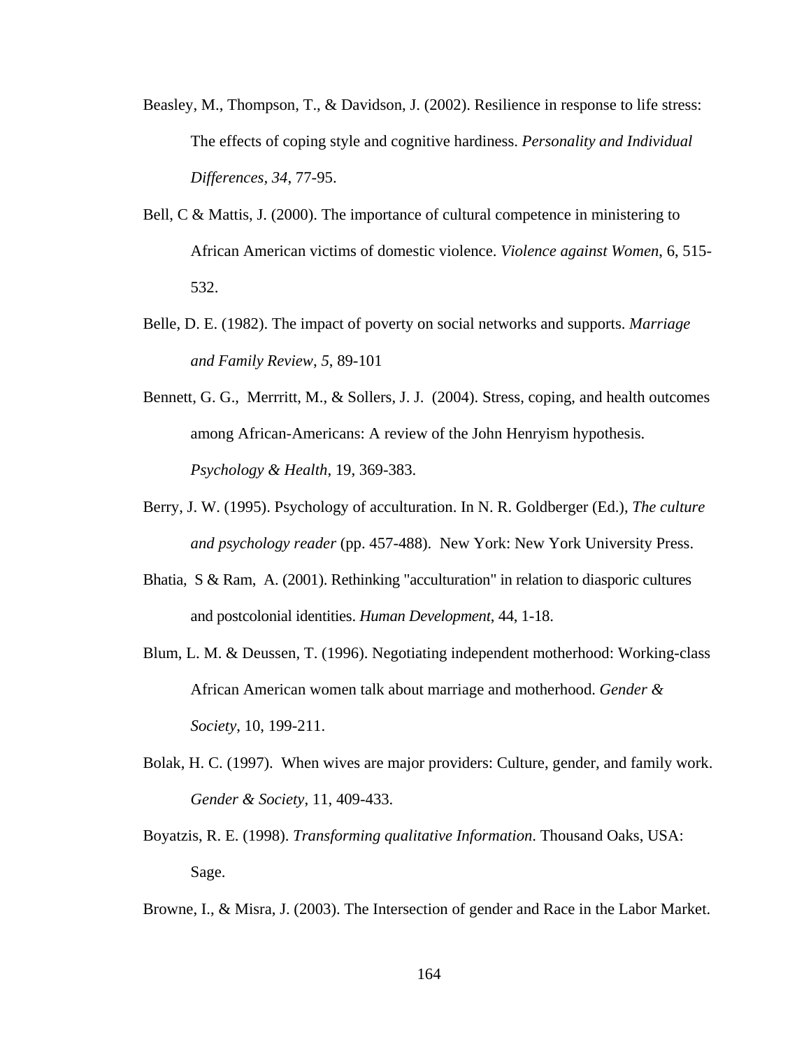Beasley, M., Thompson, T., & Davidson, J. (2002). Resilience in response to life stress: The effects of coping style and cognitive hardiness. *Personality and Individual Differences*, *34*, 77-95.

Bell, C & Mattis, J. (2000). The importance of cultural competence in ministering to African American victims of domestic violence. *Violence against Women*, 6, 515-532.

Belle, D. E. (1982). The impact of poverty on social networks and supports. *Marriage and Family Review*, *5*, 89-101

Bennett, G. G., Merrritt, M., & Sollers, J. J. (2004). Stress, coping, and health outcomes among African-Americans: A review of the John Henryism hypothesis. *Psychology & Health*, 19, 369-383.

Berry, J. W. (1995). Psychology of acculturation. In N. R. Goldberger (Ed.), *The culture and psychology reader* (pp. 457-488). New York: New York University Press.

Bhatia, S & Ram, A. (2001). Rethinking "acculturation" in relation to diasporic cultures and postcolonial identities. *Human Development*, 44, 1-18.

Blum, L. M. & Deussen, T. (1996). Negotiating independent motherhood: Working-class African American women talk about marriage and motherhood. *Gender & Society*, 10, 199-211.

Bolak, H. C. (1997). When wives are major providers: Culture, gender, and family work. *Gender & Society*, 11, 409-433.

Boyatzis, R. E. (1998). *Transforming qualitative Information*. Thousand Oaks, USA: Sage.

Browne, I., & Misra, J. (2003). The Intersection of gender and Race in the Labor Market.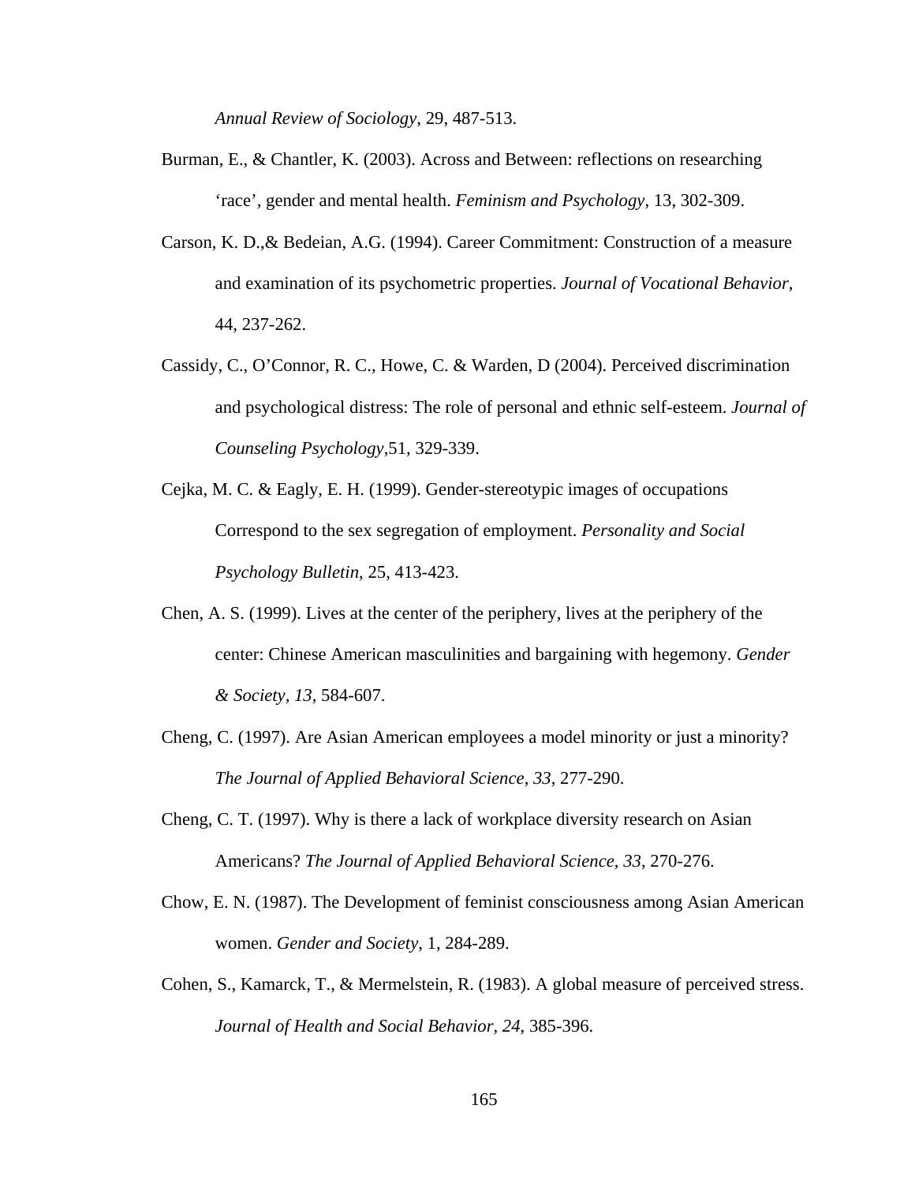*Annual Review of Sociology*, 29, 487-513.

Burman, E., & Chantler, K. (2003). Across and Between: reflections on researching 'race', gender and mental health. *Feminism and Psychology*, 13, 302-309.

Carson, K. D.,& Bedeian, A.G. (1994). Career Commitment: Construction of a measure and examination of its psychometric properties. *Journal of Vocational Behavior*, 44, 237-262.

Cassidy, C., O'Connor, R. C., Howe, C. & Warden, D (2004). Perceived discrimination and psychological distress: The role of personal and ethnic self-esteem. *Journal of Counseling Psychology*,51, 329-339.

Cejka, M. C. & Eagly, E. H. (1999). Gender-stereotypic images of occupations Correspond to the sex segregation of employment. *Personality and Social Psychology Bulletin*, 25, 413-423.

Chen, A. S. (1999). Lives at the center of the periphery, lives at the periphery of the center: Chinese American masculinities and bargaining with hegemony. *Gender & Society*, *13*, 584-607.

Cheng, C. (1997). Are Asian American employees a model minority or just a minority? *The Journal of Applied Behavioral Science, 33*, 277-290.

Cheng, C. T. (1997). Why is there a lack of workplace diversity research on Asian Americans? *The Journal of Applied Behavioral Science, 33*, 270-276.

Chow, E. N. (1987). The Development of feminist consciousness among Asian American women. *Gender and Society*, 1, 284-289.

Cohen, S., Kamarck, T., & Mermelstein, R. (1983). A global measure of perceived stress. *Journal of Health and Social Behavior, 24*, 385-396.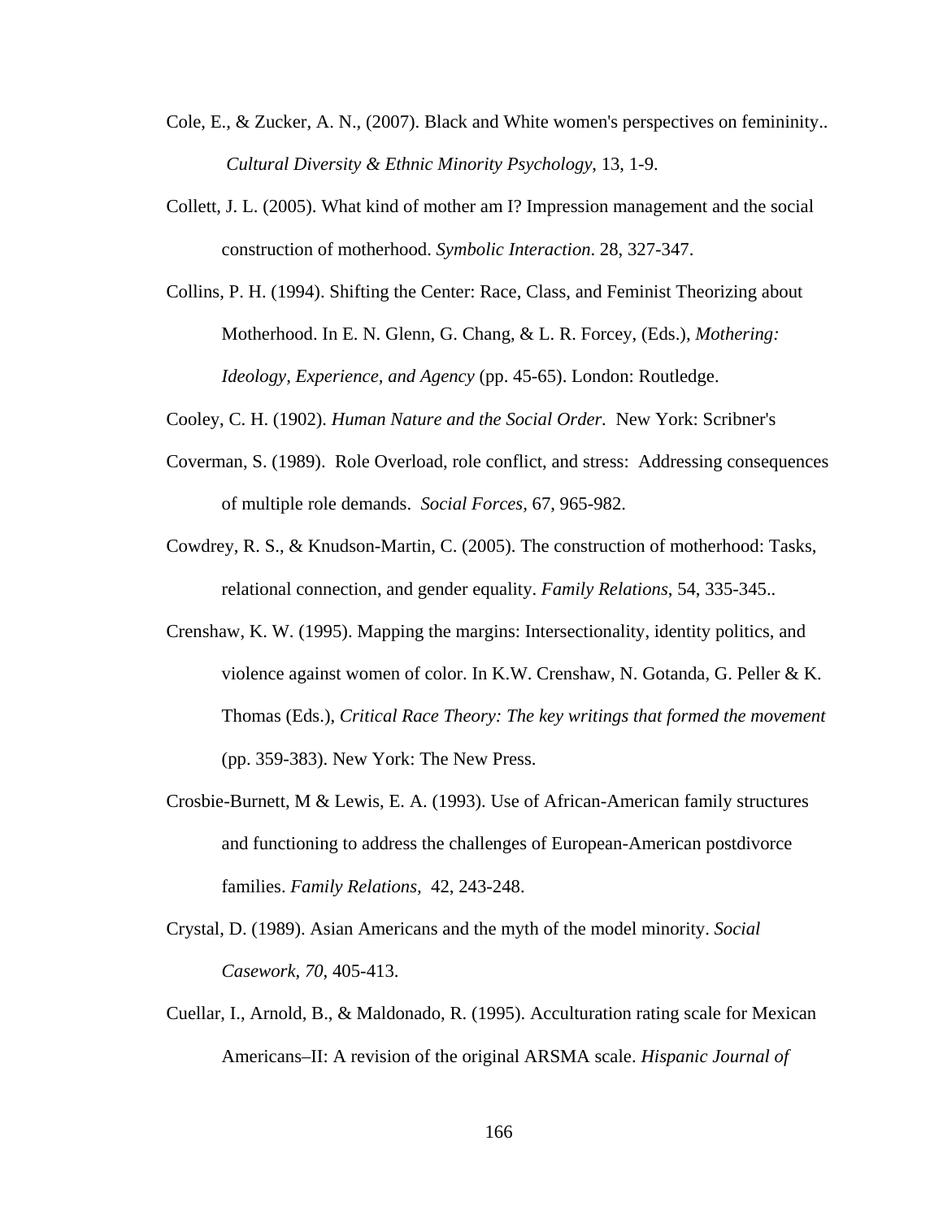Cole, E., & Zucker, A. N., (2007). Black and White women's perspectives on femininity.. *Cultural Diversity & Ethnic Minority Psychology*, 13, 1-9.

Collett, J. L. (2005). What kind of mother am I? Impression management and the social construction of motherhood. *Symbolic Interaction*. 28, 327-347.

Collins, P. H. (1994). Shifting the Center: Race, Class, and Feminist Theorizing about Motherhood. In E. N. Glenn, G. Chang, & L. R. Forcey, (Eds.), *Mothering: Ideology, Experience, and Agency* (pp. 45-65). London: Routledge.

Cooley, C. H. (1902). *Human Nature and the Social Order.* New York: Scribner's

Coverman, S. (1989). Role Overload, role conflict, and stress: Addressing consequences of multiple role demands. *Social Forces*, 67, 965-982.

Cowdrey, R. S., & Knudson-Martin, C. (2005). The construction of motherhood: Tasks, relational connection, and gender equality. *Family Relations*, 54, 335-345..

Crenshaw, K. W. (1995). Mapping the margins: Intersectionality, identity politics, and violence against women of color. In K.W. Crenshaw, N. Gotanda, G. Peller & K. Thomas (Eds.), *Critical Race Theory: The key writings that formed the movement* (pp. 359-383). New York: The New Press.

Crosbie-Burnett, M & Lewis, E. A. (1993). Use of African-American family structures and functioning to address the challenges of European-American postdivorce families. *Family Relations,* 42, 243-248.

Crystal, D. (1989). Asian Americans and the myth of the model minority. *Social Casework*, *70*, 405-413.

Cuellar, I., Arnold, B., & Maldonado, R. (1995). Acculturation rating scale for Mexican Americans–II: A revision of the original ARSMA scale. *Hispanic Journal of*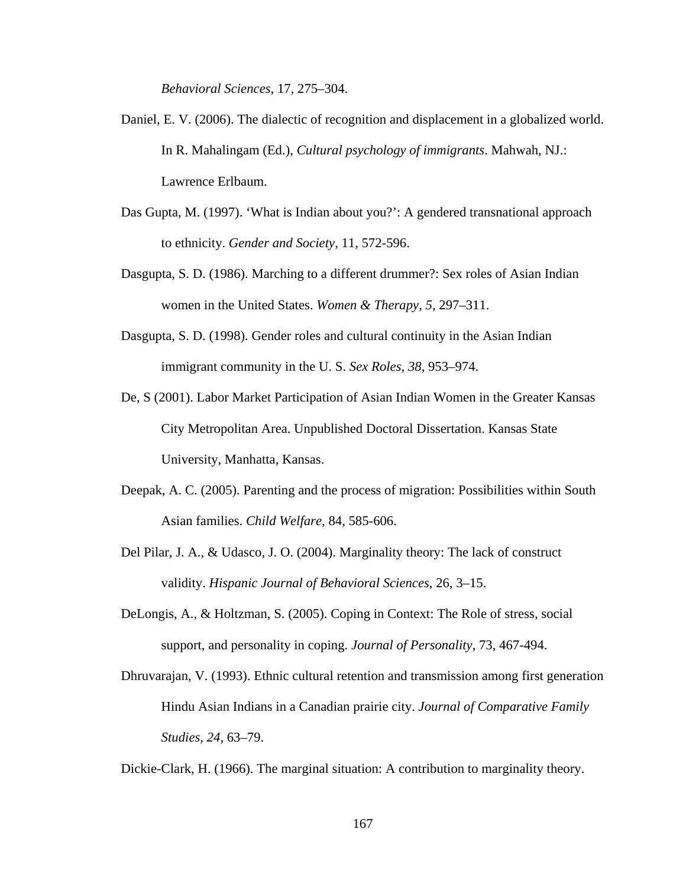*Behavioral Sciences*, 17, 275–304.

Daniel, E. V. (2006). The dialectic of recognition and displacement in a globalized world. In R. Mahalingam (Ed.), *Cultural psychology of immigrants*. Mahwah, NJ.: Lawrence Erlbaum.

Das Gupta, M. (1997). 'What is Indian about you?': A gendered transnational approach to ethnicity. *Gender and Society*, 11, 572-596.

Dasgupta, S. D. (1986). Marching to a different drummer?: Sex roles of Asian Indian women in the United States. *Women & Therapy, 5,* 297–311.

Dasgupta, S. D. (1998). Gender roles and cultural continuity in the Asian Indian immigrant community in the U. S. *Sex Roles, 38,* 953–974.

De, S (2001). Labor Market Participation of Asian Indian Women in the Greater Kansas City Metropolitan Area. Unpublished Doctoral Dissertation. Kansas State University, Manhatta, Kansas.

Deepak, A. C. (2005). Parenting and the process of migration: Possibilities within South Asian families. *Child Welfare,* 84, 585-606.

Del Pilar, J. A., & Udasco, J. O. (2004). Marginality theory: The lack of construct validity. *Hispanic Journal of Behavioral Sciences*, 26, 3–15.

DeLongis, A., & Holtzman, S. (2005). Coping in Context: The Role of stress, social support, and personality in coping. *Journal of Personality*, 73, 467-494.

Dhruvarajan, V. (1993). Ethnic cultural retention and transmission among first generation Hindu Asian Indians in a Canadian prairie city. *Journal of Comparative Family Studies, 24,* 63–79.

Dickie-Clark, H. (1966). The marginal situation: A contribution to marginality theory.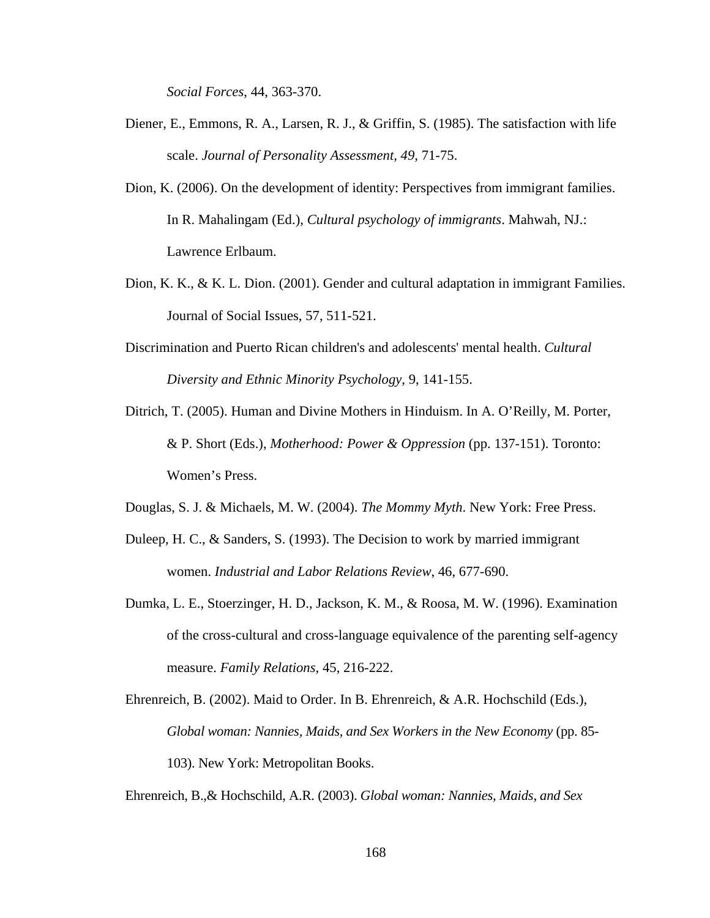*Social Forces*, 44, 363-370.

Diener, E., Emmons, R. A., Larsen, R. J., & Griffin, S. (1985). The satisfaction with life scale. *Journal of Personality Assessment, 49,* 71-75.

Dion, K. (2006). On the development of identity: Perspectives from immigrant families. In R. Mahalingam (Ed.), *Cultural psychology of immigrants*. Mahwah, NJ.: Lawrence Erlbaum.

Dion, K. K., & K. L. Dion. (2001). Gender and cultural adaptation in immigrant Families. Journal of Social Issues, 57, 511-521.

Discrimination and Puerto Rican children's and adolescents' mental health. *Cultural Diversity and Ethnic Minority Psychology*, 9, 141-155.

Ditrich, T. (2005). Human and Divine Mothers in Hinduism. In A. O'Reilly, M. Porter, & P. Short (Eds.), *Motherhood: Power & Oppression* (pp. 137-151). Toronto: Women's Press.

Douglas, S. J. & Michaels, M. W. (2004). *The Mommy Myth*. New York: Free Press.

Duleep, H. C., & Sanders, S. (1993). The Decision to work by married immigrant women. *Industrial and Labor Relations Review*, 46, 677-690.

Dumka, L. E., Stoerzinger, H. D., Jackson, K. M., & Roosa, M. W. (1996). Examination of the cross-cultural and cross-language equivalence of the parenting self-agency measure. *Family Relations*, 45, 216-222.

Ehrenreich, B. (2002). Maid to Order. In B. Ehrenreich, & A.R. Hochschild (Eds.), *Global woman: Nannies, Maids, and Sex Workers in the New Economy* (pp. 85-103). New York: Metropolitan Books.

Ehrenreich, B.,& Hochschild, A.R. (2003). *Global woman: Nannies, Maids, and Sex*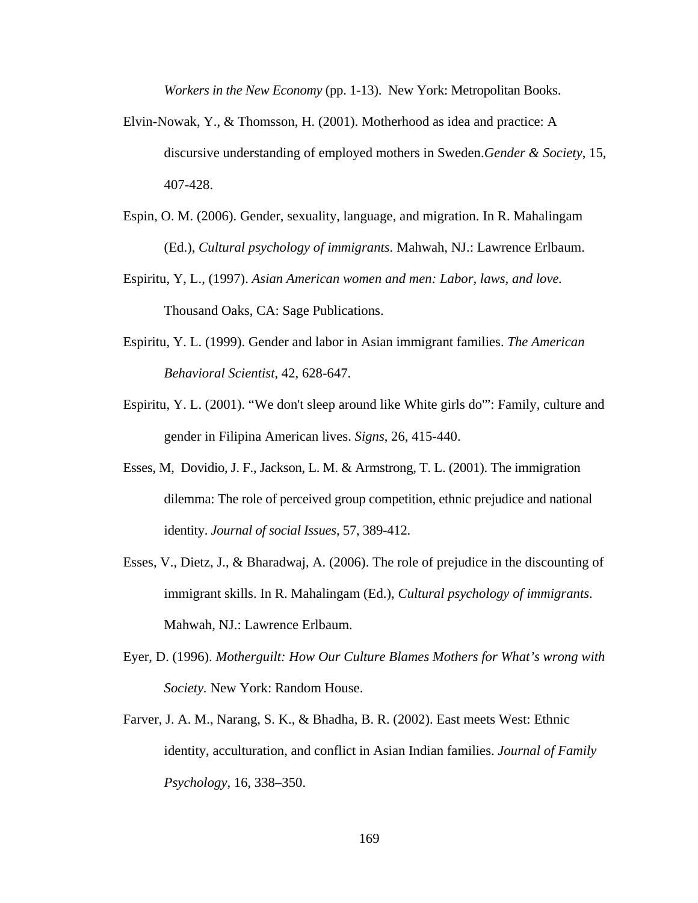*Workers in the New Economy* (pp. 1-13). New York: Metropolitan Books.

Elvin-Nowak, Y., & Thomsson, H. (2001). Motherhood as idea and practice: A discursive understanding of employed mothers in Sweden.*Gender & Society*, 15, 407-428.

Espin, O. M. (2006). Gender, sexuality, language, and migration. In R. Mahalingam (Ed.), *Cultural psychology of immigrants*. Mahwah, NJ.: Lawrence Erlbaum.

Espiritu, Y, L., (1997). *Asian American women and men: Labor, laws, and love.* Thousand Oaks, CA: Sage Publications.

Espiritu, Y. L. (1999). Gender and labor in Asian immigrant families. *The American Behavioral Scientist*, 42, 628-647.

Espiritu, Y. L. (2001). "We don't sleep around like White girls do'": Family, culture and gender in Filipina American lives. *Signs*, 26, 415-440.

Esses, M, Dovidio, J. F., Jackson, L. M. & Armstrong, T. L. (2001). The immigration dilemma: The role of perceived group competition, ethnic prejudice and national identity. *Journal of social Issues*, 57, 389-412.

Esses, V., Dietz, J., & Bharadwaj, A. (2006). The role of prejudice in the discounting of immigrant skills. In R. Mahalingam (Ed.), *Cultural psychology of immigrants*. Mahwah, NJ.: Lawrence Erlbaum.

Eyer, D. (1996). *Motherguilt: How Our Culture Blames Mothers for What's wrong with Society.* New York: Random House.

Farver, J. A. M., Narang, S. K., & Bhadha, B. R. (2002). East meets West: Ethnic identity, acculturation, and conflict in Asian Indian families. *Journal of Family Psychology*, 16, 338–350.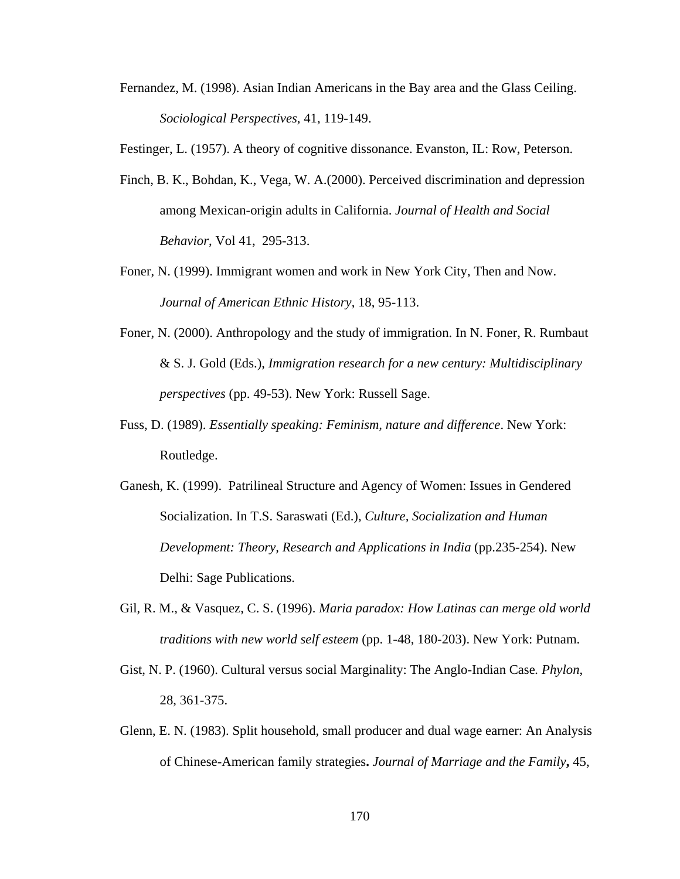Fernandez, M. (1998). Asian Indian Americans in the Bay area and the Glass Ceiling. *Sociological Perspectives*, 41, 119-149.

Festinger, L. (1957). A theory of cognitive dissonance. Evanston, IL: Row, Peterson.

Finch, B. K., Bohdan, K., Vega, W. A.(2000). Perceived discrimination and depression among Mexican-origin adults in California. *Journal of Health and Social Behavior*, Vol 41, 295-313.

Foner, N. (1999). Immigrant women and work in New York City, Then and Now. *Journal of American Ethnic History*, 18, 95-113.

Foner, N. (2000). Anthropology and the study of immigration. In N. Foner, R. Rumbaut & S. J. Gold (Eds.), *Immigration research for a new century: Multidisciplinary perspectives* (pp. 49-53). New York: Russell Sage.

Fuss, D. (1989). *Essentially speaking: Feminism, nature and difference*. New York: Routledge.

Ganesh, K. (1999). Patrilineal Structure and Agency of Women: Issues in Gendered Socialization. In T.S. Saraswati (Ed.), *Culture, Socialization and Human Development: Theory, Research and Applications in India* (pp.235-254). New Delhi: Sage Publications.

Gil, R. M., & Vasquez, C. S. (1996). *Maria paradox: How Latinas can merge old world traditions with new world self esteem* (pp. 1-48, 180-203). New York: Putnam.

Gist, N. P. (1960). Cultural versus social Marginality: The Anglo-Indian Case. *Phylon*, 28, 361-375.

Glenn, E. N. (1983). Split household, small producer and dual wage earner: An Analysis of Chinese-American family strategies**.** *Journal of Marriage and the Family***,** 45,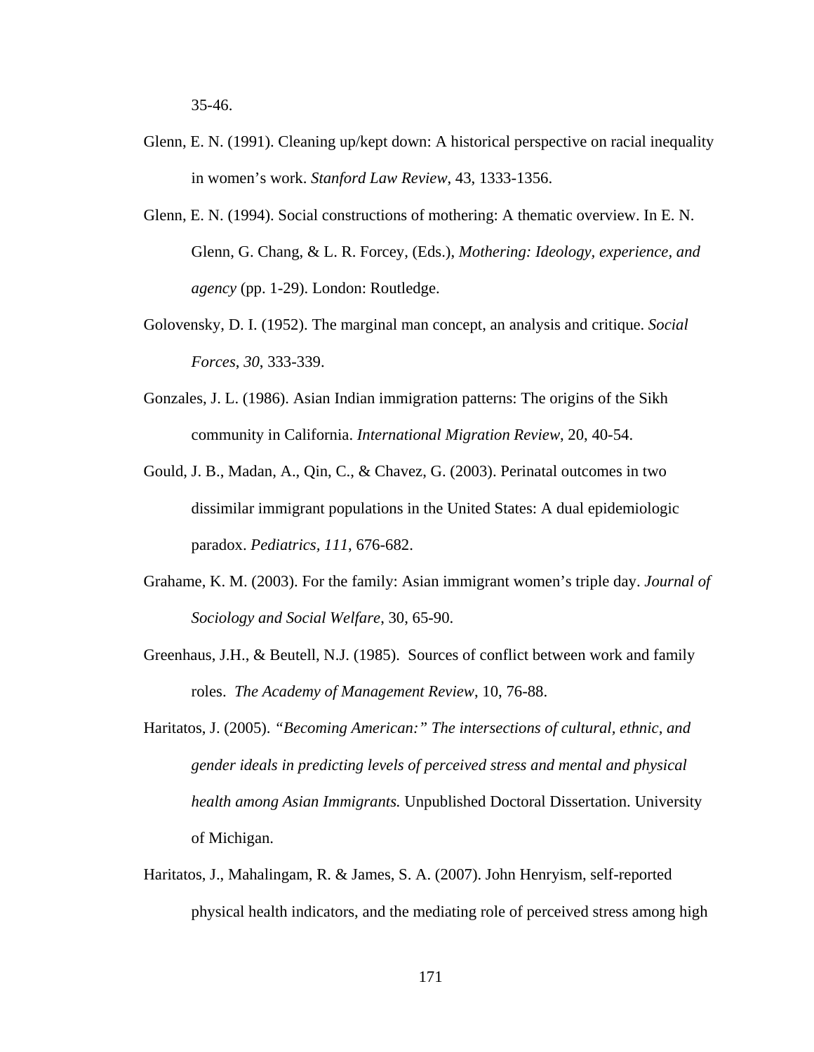35-46.

Glenn, E. N. (1991). Cleaning up/kept down: A historical perspective on racial inequality in women's work. *Stanford Law Review*, 43, 1333-1356.

Glenn, E. N. (1994). Social constructions of mothering: A thematic overview. In E. N. Glenn, G. Chang, & L. R. Forcey, (Eds.), *Mothering: Ideology, experience, and agency* (pp. 1-29). London: Routledge.

Golovensky, D. I. (1952). The marginal man concept, an analysis and critique. *Social Forces*, *30*, 333-339.

Gonzales, J. L. (1986). Asian Indian immigration patterns: The origins of the Sikh community in California. *International Migration Review*, 20, 40-54.

Gould, J. B., Madan, A., Qin, C., & Chavez, G. (2003). Perinatal outcomes in two dissimilar immigrant populations in the United States: A dual epidemiologic paradox. *Pediatrics, 111*, 676-682.

Grahame, K. M. (2003). For the family: Asian immigrant women's triple day. *Journal of Sociology and Social Welfare*, 30, 65-90.

Greenhaus, J.H., & Beutell, N.J. (1985). Sources of conflict between work and family roles. *The Academy of Management Review*, 10, 76-88.

Haritatos, J. (2005). *"Becoming American:" The intersections of cultural, ethnic, and gender ideals in predicting levels of perceived stress and mental and physical health among Asian Immigrants.* Unpublished Doctoral Dissertation. University of Michigan.

Haritatos, J., Mahalingam, R. & James, S. A. (2007). John Henryism, self-reported physical health indicators, and the mediating role of perceived stress among high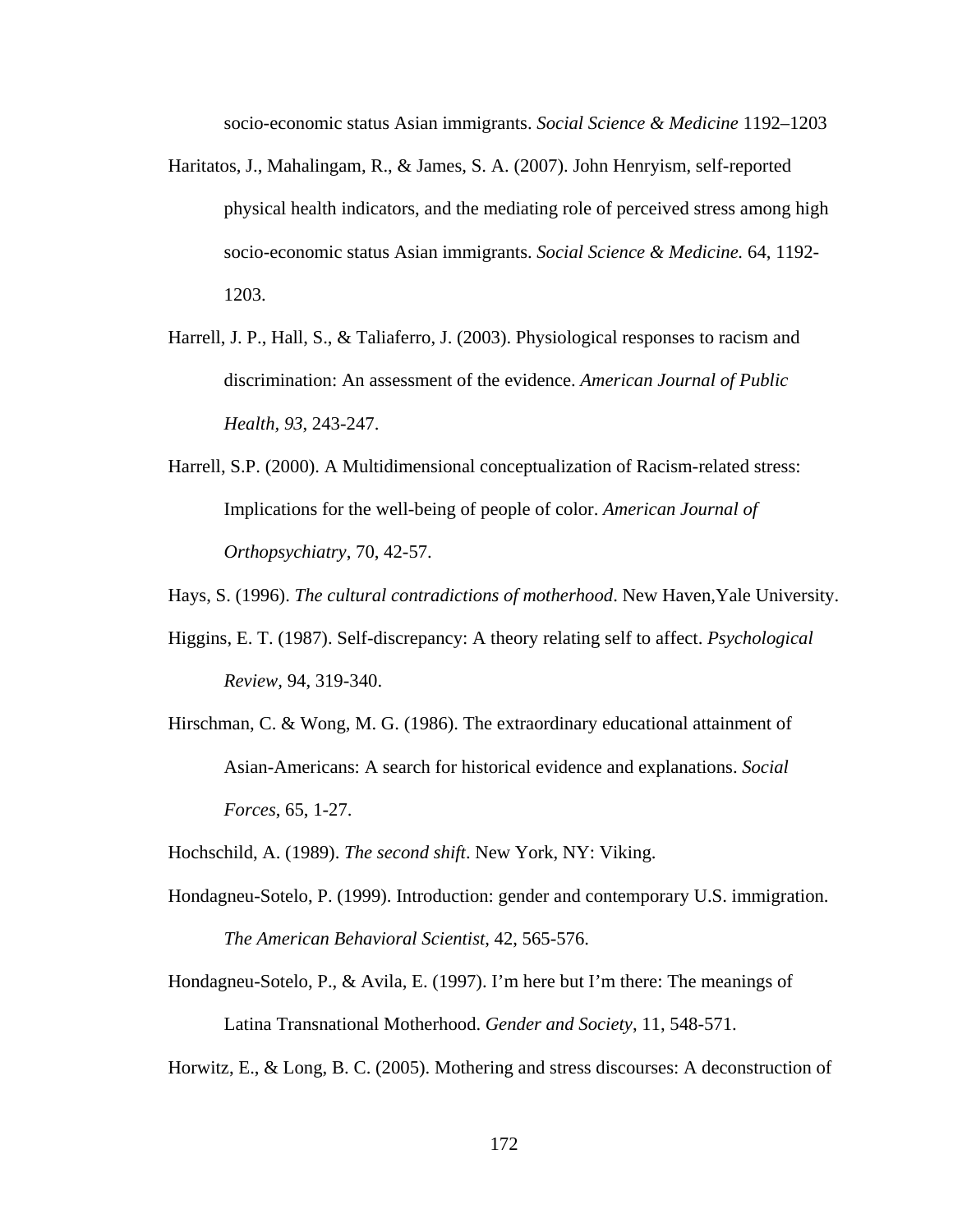socio-economic status Asian immigrants. *Social Science & Medicine* 1192–1203

Haritatos, J., Mahalingam, R., & James, S. A. (2007). John Henryism, self-reported physical health indicators, and the mediating role of perceived stress among high socio-economic status Asian immigrants. *Social Science & Medicine.* 64, 1192-1203.

Harrell, J. P., Hall, S., & Taliaferro, J. (2003). Physiological responses to racism and discrimination: An assessment of the evidence. *American Journal of Public Health*, *93*, 243-247.

Harrell, S.P. (2000). A Multidimensional conceptualization of Racism-related stress: Implications for the well-being of people of color. *American Journal of Orthopsychiatry*, 70, 42-57.

Hays, S. (1996). *The cultural contradictions of motherhood*. New Haven,Yale University.

Higgins, E. T. (1987). Self-discrepancy: A theory relating self to affect. *Psychological Review,* 94, 319-340.

Hirschman, C. & Wong, M. G. (1986). The extraordinary educational attainment of Asian-Americans: A search for historical evidence and explanations. *Social Forces*, 65, 1-27.

Hochschild, A. (1989). *The second shift*. New York, NY: Viking.

Hondagneu-Sotelo, P. (1999). Introduction: gender and contemporary U.S. immigration. *The American Behavioral Scientist*, 42, 565-576.

Hondagneu-Sotelo, P., & Avila, E. (1997). I'm here but I'm there: The meanings of Latina Transnational Motherhood. *Gender and Society*, 11, 548-571.

Horwitz, E., & Long, B. C. (2005). Mothering and stress discourses: A deconstruction of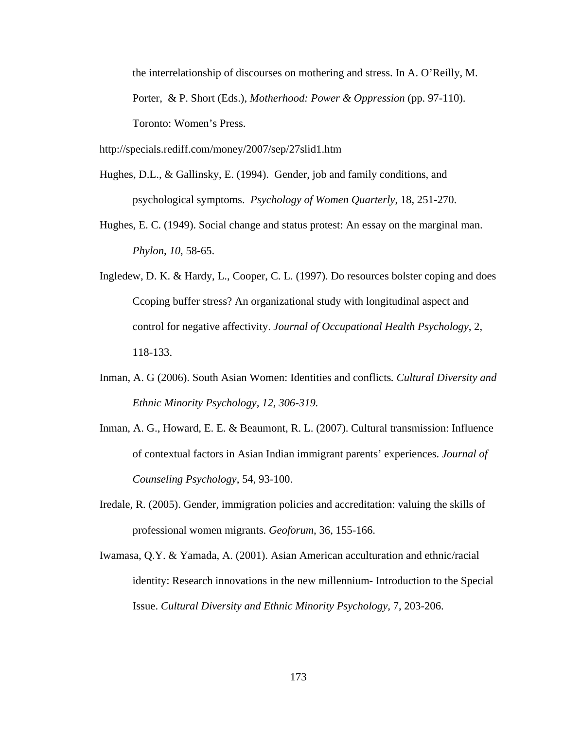the interrelationship of discourses on mothering and stress. In A. O'Reilly, M. Porter, & P. Short (Eds.), *Motherhood: Power & Oppression* (pp. 97-110). Toronto: Women's Press.

http://specials.rediff.com/money/2007/sep/27slid1.htm

Hughes, D.L., & Gallinsky, E. (1994). Gender, job and family conditions, and psychological symptoms. *Psychology of Women Quarterly*, 18, 251-270.

Hughes, E. C. (1949). Social change and status protest: An essay on the marginal man. *Phylon*, *10*, 58-65.

Ingledew, D. K. & Hardy, L., Cooper, C. L. (1997). Do resources bolster coping and does Ccoping buffer stress? An organizational study with longitudinal aspect and control for negative affectivity. *Journal of Occupational Health Psychology*, 2, 118-133.

Inman, A. G (2006). South Asian Women: Identities and conflicts*. Cultural Diversity and Ethnic Minority Psychology, 12, 306-319.*

Inman, A. G., Howard, E. E. & Beaumont, R. L. (2007). Cultural transmission: Influence of contextual factors in Asian Indian immigrant parents' experiences. *Journal of Counseling Psychology*, 54, 93-100.

Iredale, R. (2005). Gender, immigration policies and accreditation: valuing the skills of professional women migrants. *Geoforum*, 36, 155-166.

Iwamasa, Q.Y. & Yamada, A. (2001). Asian American acculturation and ethnic/racial identity: Research innovations in the new millennium- Introduction to the Special Issue. *Cultural Diversity and Ethnic Minority Psychology*, 7, 203-206.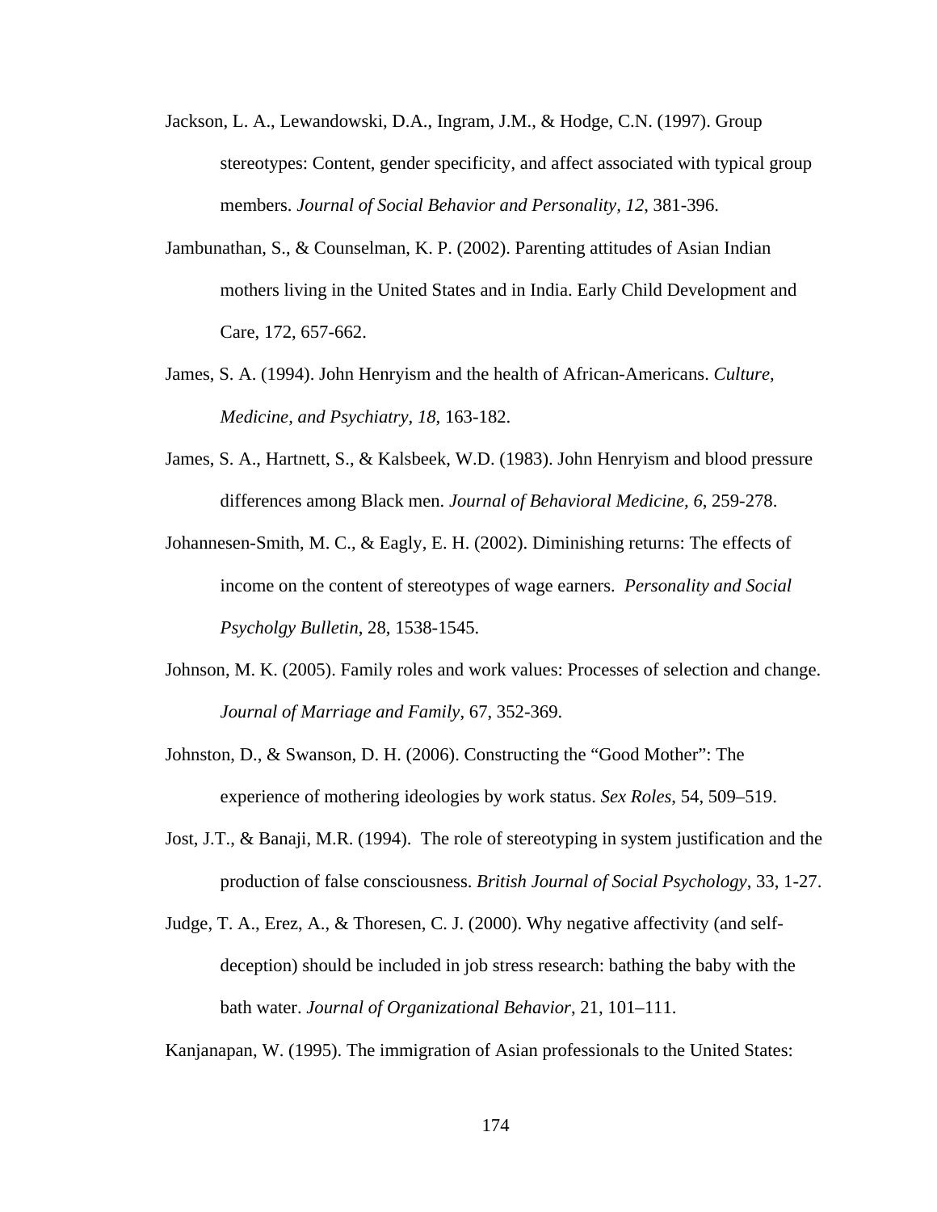Jackson, L. A., Lewandowski, D.A., Ingram, J.M., & Hodge, C.N. (1997). Group stereotypes: Content, gender specificity, and affect associated with typical group members. *Journal of Social Behavior and Personality, 12*, 381-396.

Jambunathan, S., & Counselman, K. P. (2002). Parenting attitudes of Asian Indian mothers living in the United States and in India. Early Child Development and Care, 172, 657-662.

James, S. A. (1994). John Henryism and the health of African-Americans. *Culture, Medicine, and Psychiatry, 18*, 163-182.

James, S. A., Hartnett, S., & Kalsbeek, W.D. (1983). John Henryism and blood pressure differences among Black men. *Journal of Behavioral Medicine, 6*, 259-278.

Johannesen-Smith, M. C., & Eagly, E. H. (2002). Diminishing returns: The effects of income on the content of stereotypes of wage earners. *Personality and Social Psycholgy Bulletin*, 28, 1538-1545.

Johnson, M. K. (2005). Family roles and work values: Processes of selection and change. *Journal of Marriage and Family*, 67, 352-369.

Johnston, D., & Swanson, D. H. (2006). Constructing the "Good Mother": The experience of mothering ideologies by work status. *Sex Roles*, 54, 509–519.

Jost, J.T., & Banaji, M.R. (1994). The role of stereotyping in system justification and the production of false consciousness. *British Journal of Social Psychology*, 33, 1-27.

Judge, T. A., Erez, A., & Thoresen, C. J. (2000). Why negative affectivity (and self-deception) should be included in job stress research: bathing the baby with the bath water. *Journal of Organizational Behavior*, 21, 101–111.

Kanjanapan, W. (1995). The immigration of Asian professionals to the United States: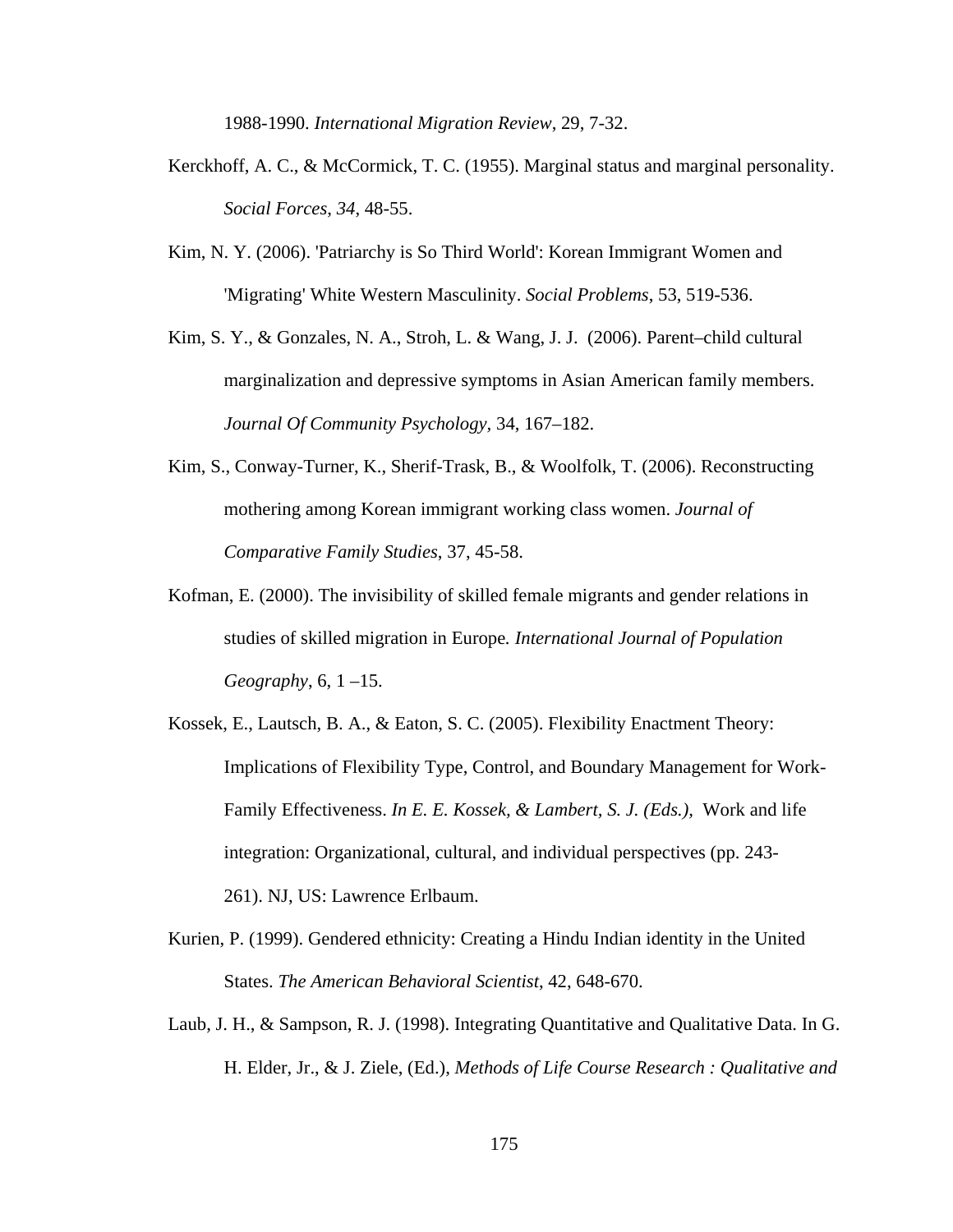1988-1990. *International Migration Review*, 29, 7-32.

Kerckhoff, A. C., & McCormick, T. C. (1955). Marginal status and marginal personality. *Social Forces*, *34*, 48-55.

Kim, N. Y. (2006). 'Patriarchy is So Third World': Korean Immigrant Women and 'Migrating' White Western Masculinity. *Social Problems*, 53, 519-536.

Kim, S. Y., & Gonzales, N. A., Stroh, L. & Wang, J. J. (2006). Parent–child cultural marginalization and depressive symptoms in Asian American family members. *Journal Of Community Psychology,* 34, 167–182.

Kim, S., Conway-Turner, K., Sherif-Trask, B., & Woolfolk, T. (2006). Reconstructing mothering among Korean immigrant working class women. *Journal of Comparative Family Studies*, 37, 45-58.

Kofman, E. (2000). The invisibility of skilled female migrants and gender relations in studies of skilled migration in Europe*. International Journal of Population Geography*, 6, 1 –15.

Kossek, E., Lautsch, B. A., & Eaton, S. C. (2005). Flexibility Enactment Theory: Implications of Flexibility Type, Control, and Boundary Management for Work-Family Effectiveness. *In E. E. Kossek, & Lambert, S. J. (Eds.),* Work and life integration: Organizational, cultural, and individual perspectives (pp. 243-261). NJ, US: Lawrence Erlbaum.

Kurien, P. (1999). Gendered ethnicity: Creating a Hindu Indian identity in the United States. *The American Behavioral Scientist*, 42, 648-670.

Laub, J. H., & Sampson, R. J. (1998). Integrating Quantitative and Qualitative Data. In G. H. Elder, Jr., & J. Ziele, (Ed.), *Methods of Life Course Research : Qualitative and*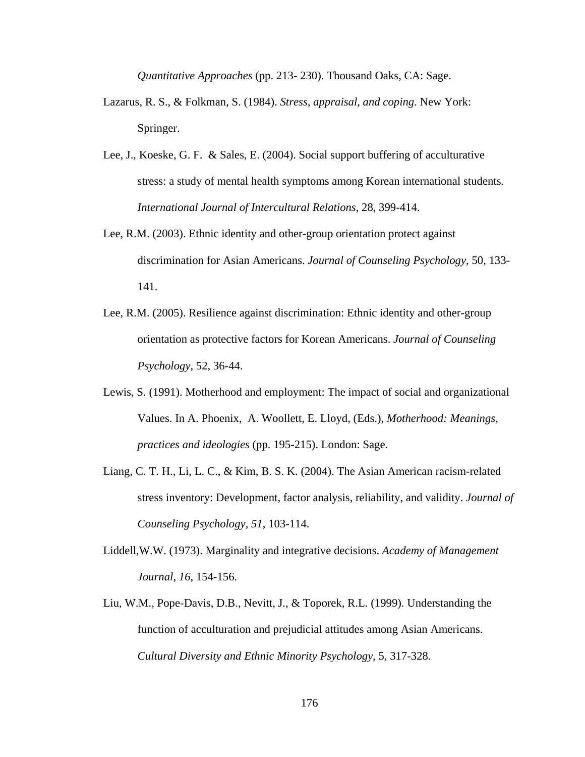*Quantitative Approaches* (pp. 213- 230). Thousand Oaks, CA: Sage.

Lazarus, R. S., & Folkman, S. (1984). *Stress, appraisal, and coping.* New York: Springer.

Lee, J., Koeske, G. F. & Sales, E. (2004). Social support buffering of acculturative stress: a study of mental health symptoms among Korean international students. *International Journal of Intercultural Relations*, 28, 399-414.

Lee, R.M. (2003). Ethnic identity and other-group orientation protect against discrimination for Asian Americans. *Journal of Counseling Psychology*, 50, 133-141.

Lee, R.M. (2005). Resilience against discrimination: Ethnic identity and other-group orientation as protective factors for Korean Americans. *Journal of Counseling Psychology*, 52, 36-44.

Lewis, S. (1991). Motherhood and employment: The impact of social and organizational Values. In A. Phoenix, A. Woollett, E. Lloyd, (Eds.), *Motherhood: Meanings, practices and ideologies* (pp. 195-215). London: Sage.

Liang, C. T. H., Li, L. C., & Kim, B. S. K. (2004). The Asian American racism-related stress inventory: Development, factor analysis, reliability, and validity. *Journal of Counseling Psychology*, *51*, 103-114.

Liddell,W.W. (1973). Marginality and integrative decisions. *Academy of Management Journal*, *16*, 154-156.

Liu, W.M., Pope-Davis, D.B., Nevitt, J., & Toporek, R.L. (1999). Understanding the function of acculturation and prejudicial attitudes among Asian Americans. *Cultural Diversity and Ethnic Minority Psychology*, 5, 317-328.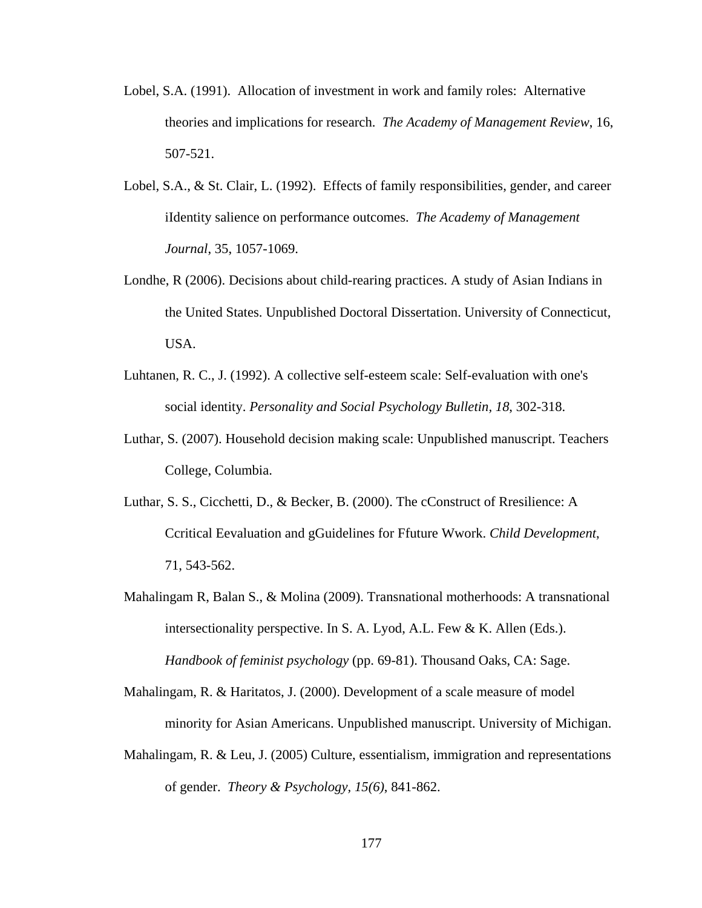Lobel, S.A. (1991). Allocation of investment in work and family roles: Alternative theories and implications for research. *The Academy of Management Review*, 16, 507-521.

Lobel, S.A., & St. Clair, L. (1992). Effects of family responsibilities, gender, and career iIdentity salience on performance outcomes. *The Academy of Management Journal*, 35, 1057-1069.

Londhe, R (2006). Decisions about child-rearing practices. A study of Asian Indians in the United States. Unpublished Doctoral Dissertation. University of Connecticut, USA.

Luhtanen, R. C., J. (1992). A collective self-esteem scale: Self-evaluation with one's social identity. *Personality and Social Psychology Bulletin, 18*, 302-318.

Luthar, S. (2007). Household decision making scale: Unpublished manuscript. Teachers College, Columbia.

Luthar, S. S., Cicchetti, D., & Becker, B. (2000). The cConstruct of Rresilience: A Ccritical Eevaluation and gGuidelines for Ffuture Wwork. *Child Development*, 71, 543-562.

Mahalingam R, Balan S., & Molina (2009). Transnational motherhoods: A transnational intersectionality perspective. In S. A. Lyod, A.L. Few & K. Allen (Eds.). *Handbook of feminist psychology* (pp. 69-81). Thousand Oaks, CA: Sage.

Mahalingam, R. & Haritatos, J. (2000). Development of a scale measure of model minority for Asian Americans. Unpublished manuscript. University of Michigan.

Mahalingam, R. & Leu, J. (2005) Culture, essentialism, immigration and representations of gender. *Theory & Psychology, 15(6)*, 841-862.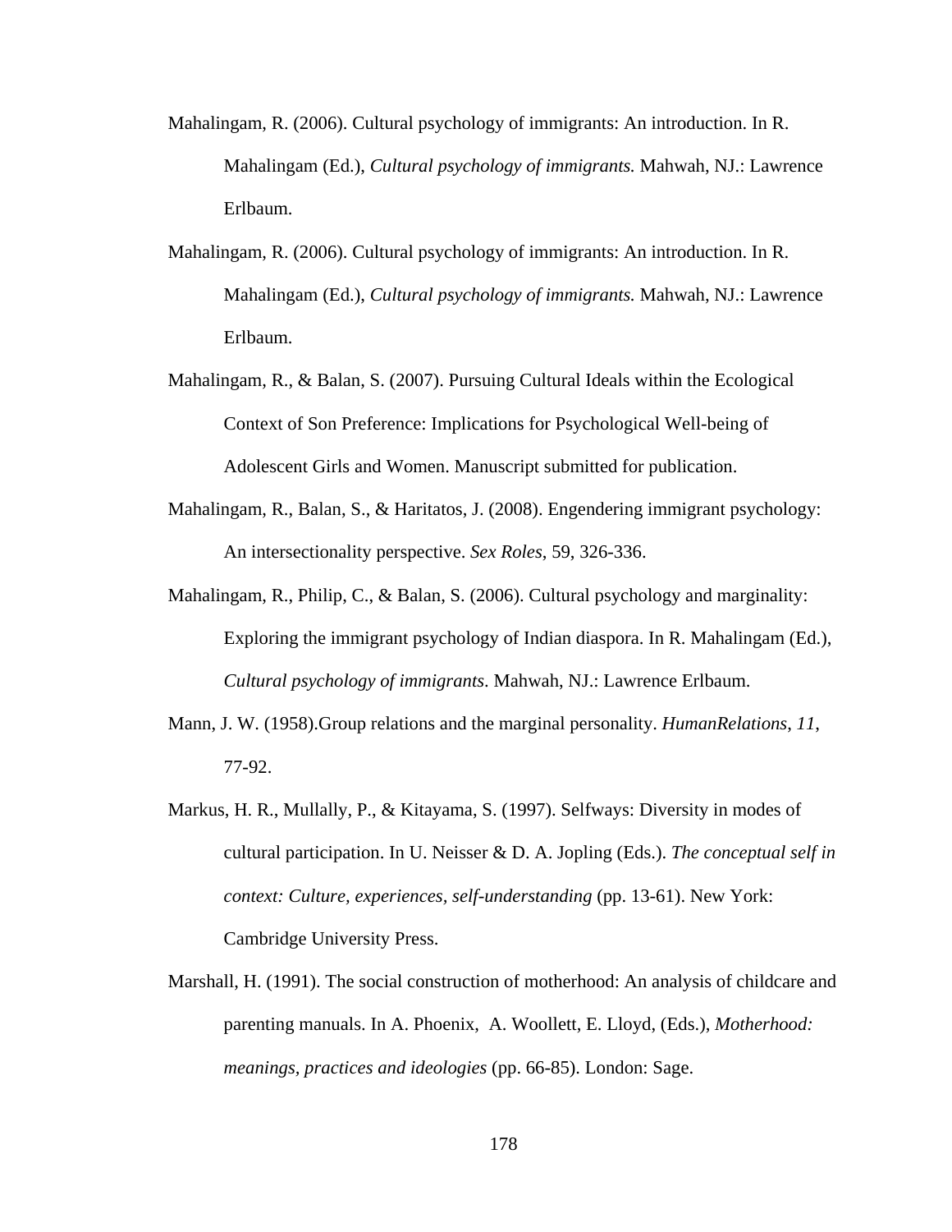Mahalingam, R. (2006). Cultural psychology of immigrants: An introduction. In R. Mahalingam (Ed.), *Cultural psychology of immigrants.* Mahwah, NJ.: Lawrence Erlbaum.

Mahalingam, R. (2006). Cultural psychology of immigrants: An introduction. In R. Mahalingam (Ed.), *Cultural psychology of immigrants.* Mahwah, NJ.: Lawrence Erlbaum.

Mahalingam, R., & Balan, S. (2007). Pursuing Cultural Ideals within the Ecological Context of Son Preference: Implications for Psychological Well-being of Adolescent Girls and Women. Manuscript submitted for publication.

Mahalingam, R., Balan, S., & Haritatos, J. (2008). Engendering immigrant psychology: An intersectionality perspective. *Sex Roles*, 59, 326-336.

Mahalingam, R., Philip, C., & Balan, S. (2006). Cultural psychology and marginality: Exploring the immigrant psychology of Indian diaspora. In R. Mahalingam (Ed.), *Cultural psychology of immigrants*. Mahwah, NJ.: Lawrence Erlbaum.

Mann, J. W. (1958).Group relations and the marginal personality. *HumanRelations*, *11*, 77-92.

Markus, H. R., Mullally, P., & Kitayama, S. (1997). Selfways: Diversity in modes of cultural participation. In U. Neisser & D. A. Jopling (Eds.). *The conceptual self in context: Culture, experiences, self-understanding* (pp. 13-61). New York: Cambridge University Press.

Marshall, H. (1991). The social construction of motherhood: An analysis of childcare and parenting manuals. In A. Phoenix, A. Woollett, E. Lloyd, (Eds.), *Motherhood: meanings, practices and ideologies* (pp. 66-85). London: Sage.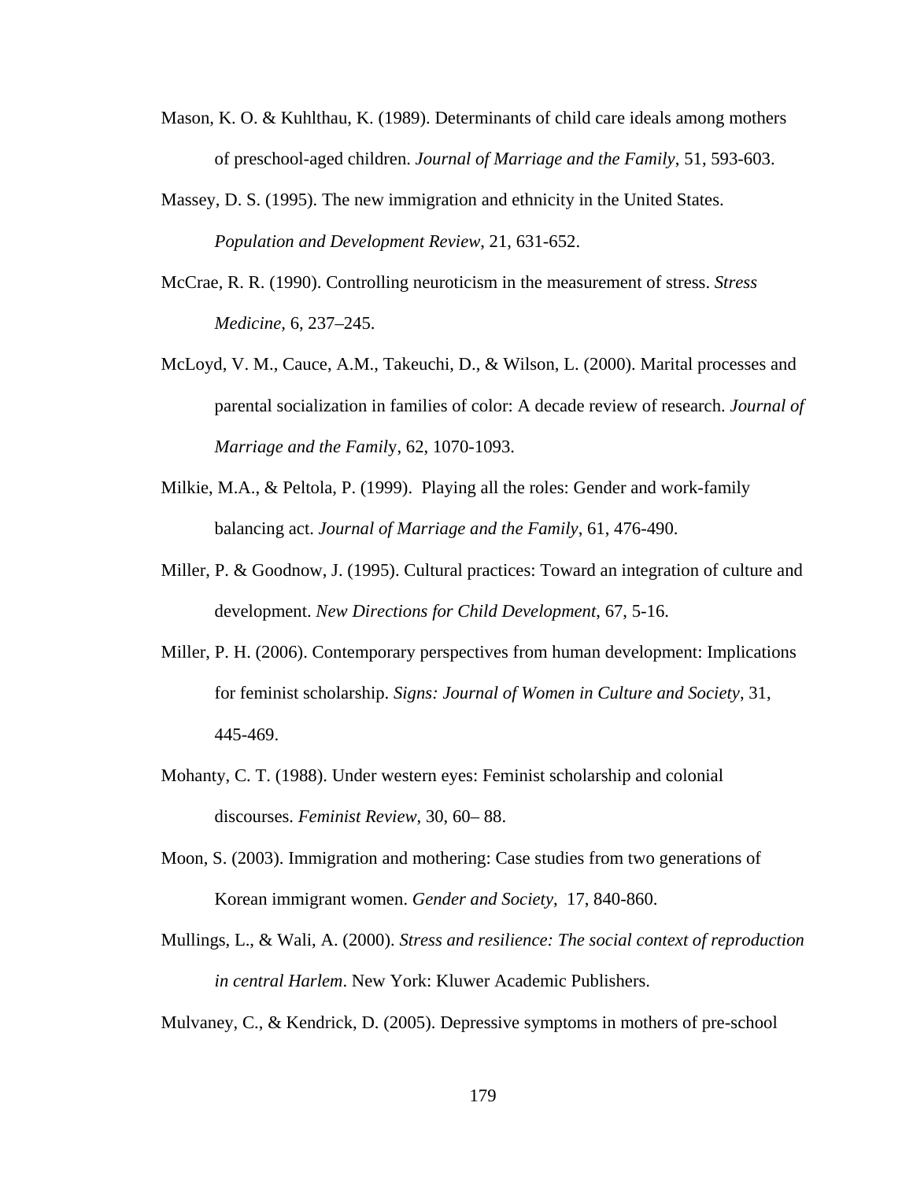Mason, K. O. & Kuhlthau, K. (1989). Determinants of child care ideals among mothers of preschool-aged children. *Journal of Marriage and the Family*, 51, 593-603.

Massey, D. S. (1995). The new immigration and ethnicity in the United States. *Population and Development Review*, 21, 631-652.

McCrae, R. R. (1990). Controlling neuroticism in the measurement of stress. *Stress Medicine*, 6, 237–245.

McLoyd, V. M., Cauce, A.M., Takeuchi, D., & Wilson, L. (2000). Marital processes and parental socialization in families of color: A decade review of research. *Journal of Marriage and the Famil*y, 62, 1070-1093.

Milkie, M.A., & Peltola, P. (1999). Playing all the roles: Gender and work-family balancing act. *Journal of Marriage and the Family*, 61, 476-490.

Miller, P. & Goodnow, J. (1995). Cultural practices: Toward an integration of culture and development. *New Directions for Child Development*, 67, 5-16.

Miller, P. H. (2006). Contemporary perspectives from human development: Implications for feminist scholarship. *Signs: Journal of Women in Culture and Society*, 31, 445-469.

Mohanty, C. T. (1988). Under western eyes: Feminist scholarship and colonial discourses. *Feminist Review*, 30, 60– 88.

Moon, S. (2003). Immigration and mothering: Case studies from two generations of Korean immigrant women. *Gender and Society*, 17, 840-860.

Mullings, L., & Wali, A. (2000). *Stress and resilience: The social context of reproduction in central Harlem*. New York: Kluwer Academic Publishers.

Mulvaney, C., & Kendrick, D. (2005). Depressive symptoms in mothers of pre-school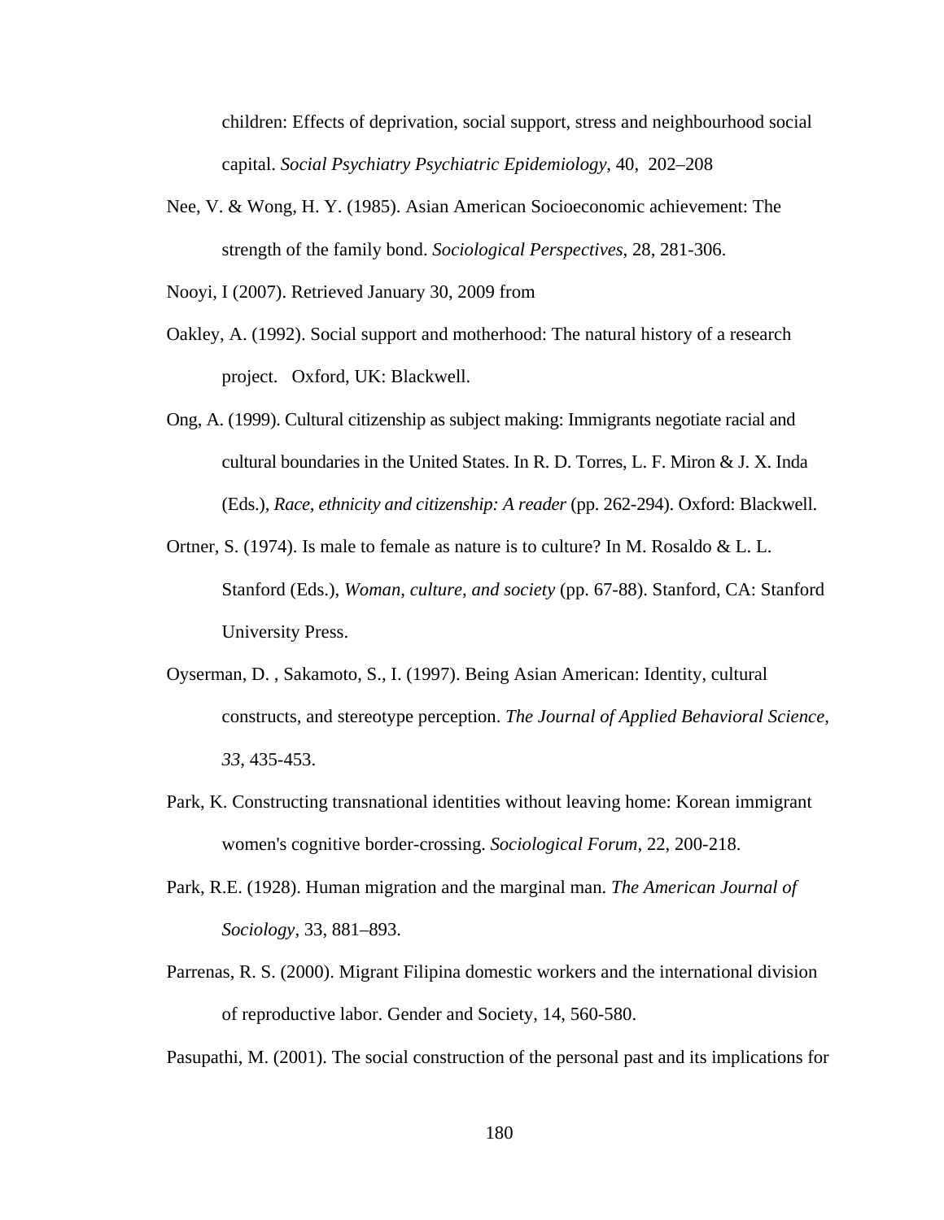children: Effects of deprivation, social support, stress and neighbourhood social capital. *Social Psychiatry Psychiatric Epidemiology*, 40, 202–208

Nee, V. & Wong, H. Y. (1985). Asian American Socioeconomic achievement: The strength of the family bond. *Sociological Perspectives*, 28, 281-306.

Nooyi, I (2007). Retrieved January 30, 2009 from

Oakley, A. (1992). Social support and motherhood: The natural history of a research project. Oxford, UK: Blackwell.

Ong, A. (1999). Cultural citizenship as subject making: Immigrants negotiate racial and cultural boundaries in the United States. In R. D. Torres, L. F. Miron & J. X. Inda (Eds.), *Race, ethnicity and citizenship: A reader* (pp. 262-294). Oxford: Blackwell.

Ortner, S. (1974). Is male to female as nature is to culture? In M. Rosaldo & L. L. Stanford (Eds.), *Woman, culture, and society* (pp. 67-88). Stanford, CA: Stanford University Press.

Oyserman, D. , Sakamoto, S., I. (1997). Being Asian American: Identity, cultural constructs, and stereotype perception. *The Journal of Applied Behavioral Science, 33*, 435-453.

Park, K. Constructing transnational identities without leaving home: Korean immigrant women's cognitive border-crossing. *Sociological Forum*, 22, 200-218.

Park, R.E. (1928). Human migration and the marginal man. *The American Journal of Sociology*, 33, 881–893.

Parrenas, R. S. (2000). Migrant Filipina domestic workers and the international division of reproductive labor. Gender and Society, 14, 560-580.

Pasupathi, M. (2001). The social construction of the personal past and its implications for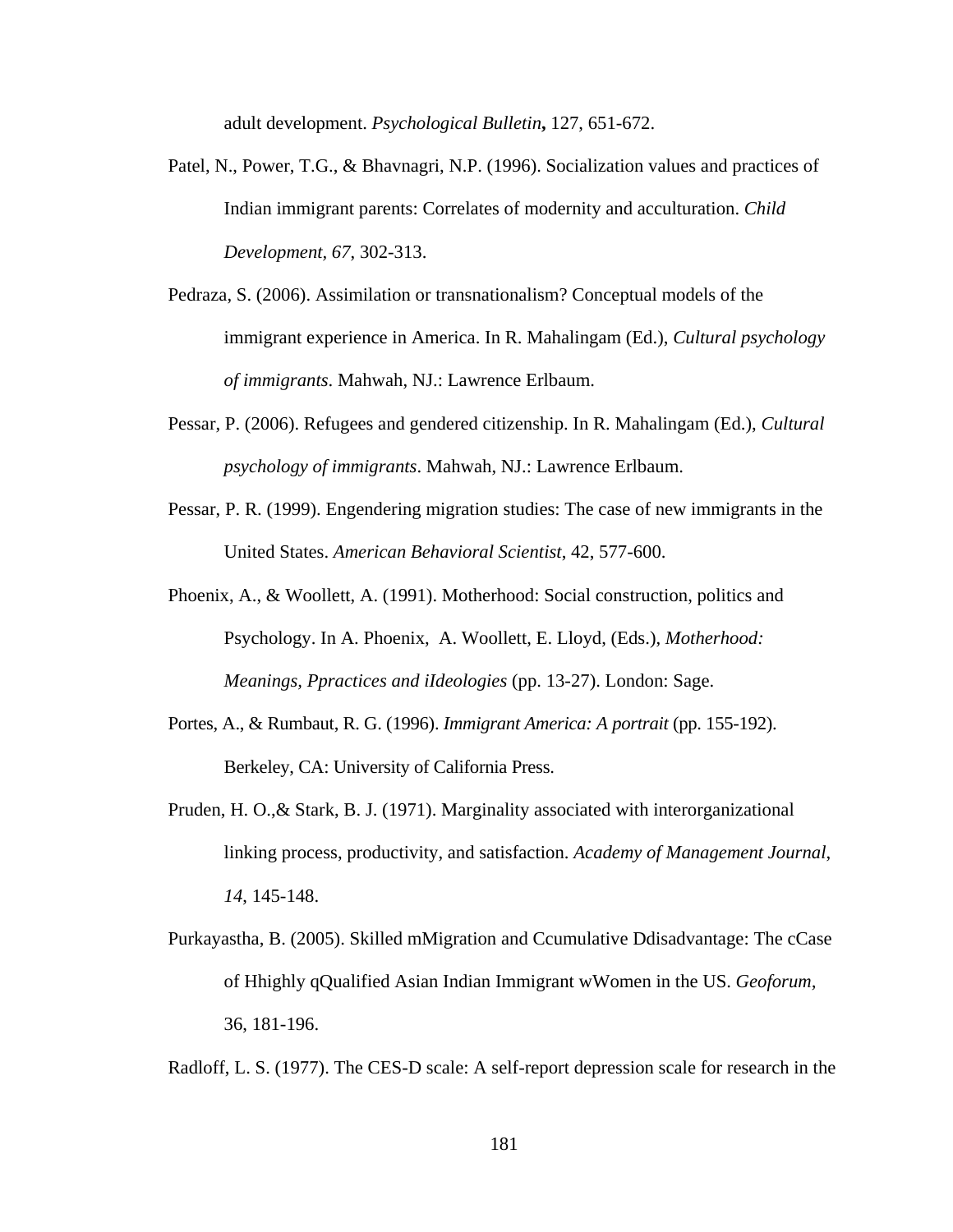adult development. *Psychological Bulletin***,** 127, 651-672.

Patel, N., Power, T.G., & Bhavnagri, N.P. (1996). Socialization values and practices of Indian immigrant parents: Correlates of modernity and acculturation. *Child Development, 67*, 302-313.

Pedraza, S. (2006). Assimilation or transnationalism? Conceptual models of the immigrant experience in America. In R. Mahalingam (Ed.), *Cultural psychology of immigrants*. Mahwah, NJ.: Lawrence Erlbaum.

Pessar, P. (2006). Refugees and gendered citizenship. In R. Mahalingam (Ed.), *Cultural psychology of immigrants*. Mahwah, NJ.: Lawrence Erlbaum.

Pessar, P. R. (1999). Engendering migration studies: The case of new immigrants in the United States. *American Behavioral Scientist*, 42, 577-600.

Phoenix, A., & Woollett, A. (1991). Motherhood: Social construction, politics and Psychology. In A. Phoenix, A. Woollett, E. Lloyd, (Eds.), *Motherhood: Meanings, Ppractices and iIdeologies* (pp. 13-27). London: Sage.

Portes, A., & Rumbaut, R. G. (1996). *Immigrant America: A portrait* (pp. 155-192). Berkeley, CA: University of California Press.

Pruden, H. O.,& Stark, B. J. (1971). Marginality associated with interorganizational linking process, productivity, and satisfaction. *Academy of Management Journal*, *14*, 145-148.

Purkayastha, B. (2005). Skilled mMigration and Ccumulative Ddisadvantage: The cCase of Hhighly qQualified Asian Indian Immigrant wWomen in the US. *Geoforum,* 36, 181-196.

Radloff, L. S. (1977). The CES-D scale: A self-report depression scale for research in the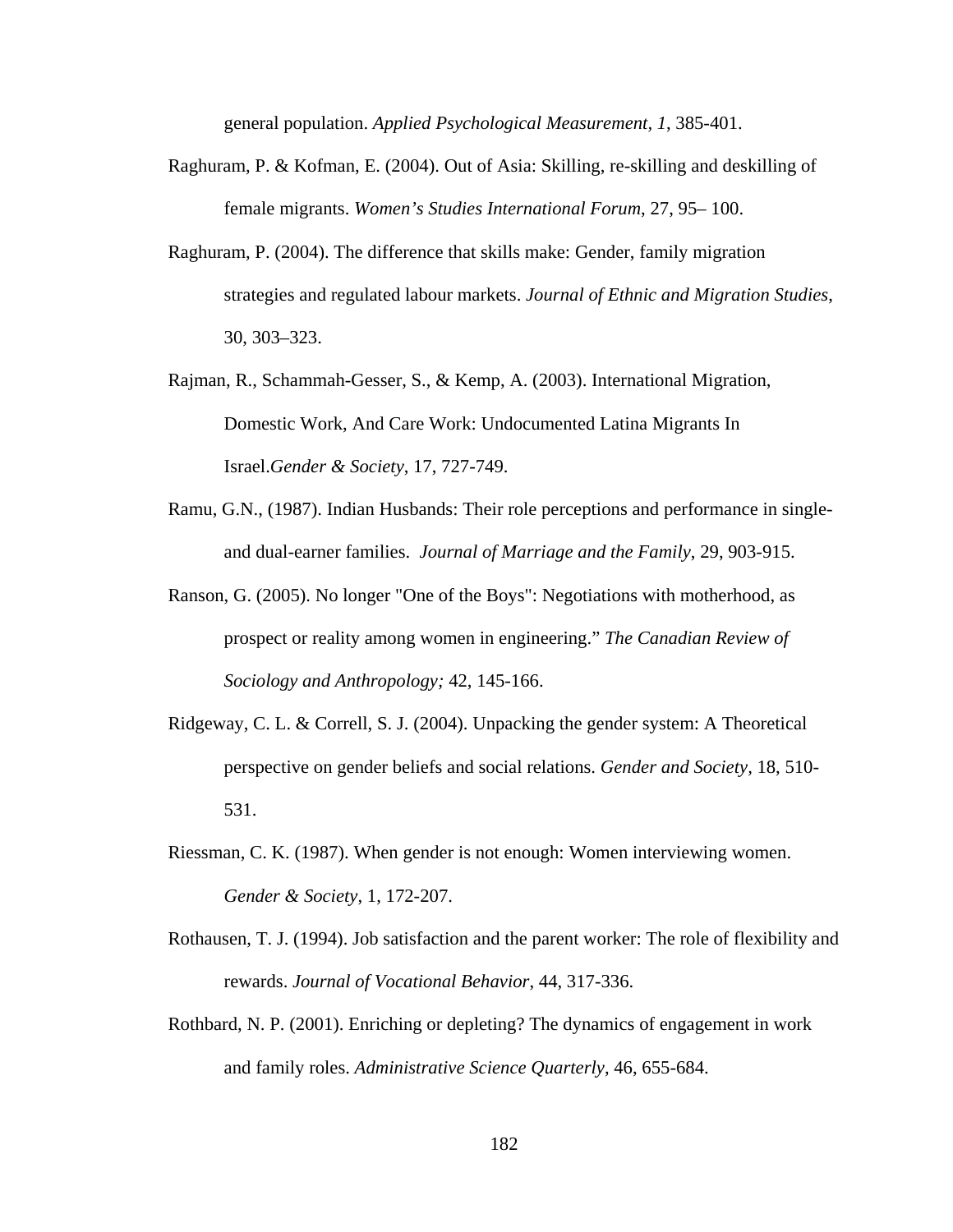general population. *Applied Psychological Measurement, 1*, 385-401.

Raghuram, P. & Kofman, E. (2004). Out of Asia: Skilling, re-skilling and deskilling of female migrants. *Women's Studies International Forum*, 27, 95– 100.

Raghuram, P. (2004). The difference that skills make: Gender, family migration strategies and regulated labour markets. *Journal of Ethnic and Migration Studies*, 30, 303–323.

Rajman, R., Schammah-Gesser, S., & Kemp, A. (2003). International Migration, Domestic Work, And Care Work: Undocumented Latina Migrants In Israel.*Gender & Society*, 17, 727-749.

Ramu, G.N., (1987). Indian Husbands: Their role perceptions and performance in single- and dual-earner families. *Journal of Marriage and the Family*, 29, 903-915.

Ranson, G. (2005). No longer "One of the Boys": Negotiations with motherhood, as prospect or reality among women in engineering." *The Canadian Review of Sociology and Anthropology;* 42, 145-166.

Ridgeway, C. L. & Correll, S. J. (2004). Unpacking the gender system: A Theoretical perspective on gender beliefs and social relations. *Gender and Society*, 18, 510-531.

Riessman, C. K. (1987). When gender is not enough: Women interviewing women. *Gender & Society*, 1, 172-207.

Rothausen, T. J. (1994). Job satisfaction and the parent worker: The role of flexibility and rewards. *Journal of Vocational Behavior*, 44, 317-336.

Rothbard, N. P. (2001). Enriching or depleting? The dynamics of engagement in work and family roles. *Administrative Science Quarterly*, 46, 655-684.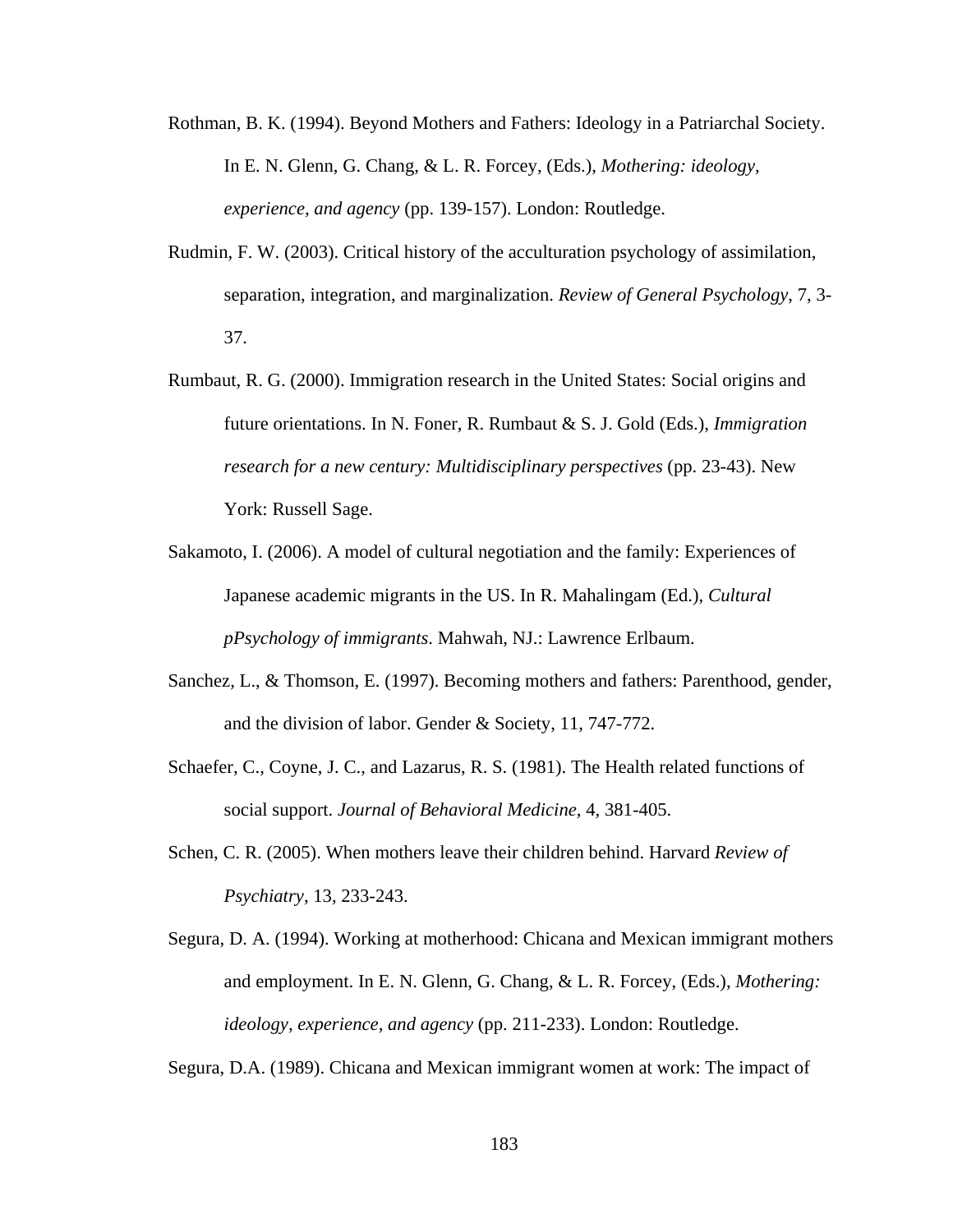Rothman, B. K. (1994). Beyond Mothers and Fathers: Ideology in a Patriarchal Society. In E. N. Glenn, G. Chang, & L. R. Forcey, (Eds.), *Mothering: ideology, experience, and agency* (pp. 139-157). London: Routledge.

Rudmin, F. W. (2003). Critical history of the acculturation psychology of assimilation, separation, integration, and marginalization. *Review of General Psychology*, 7, 3-37.

Rumbaut, R. G. (2000). Immigration research in the United States: Social origins and future orientations. In N. Foner, R. Rumbaut & S. J. Gold (Eds.), *Immigration research for a new century: Multidisciplinary perspectives* (pp. 23-43). New York: Russell Sage.

Sakamoto, I. (2006). A model of cultural negotiation and the family: Experiences of Japanese academic migrants in the US. In R. Mahalingam (Ed.), *Cultural pPsychology of immigrants*. Mahwah, NJ.: Lawrence Erlbaum.

Sanchez, L., & Thomson, E. (1997). Becoming mothers and fathers: Parenthood, gender, and the division of labor. Gender & Society, 11, 747-772.

Schaefer, C., Coyne, J. C., and Lazarus, R. S. (1981). The Health related functions of social support. *Journal of Behavioral Medicine*, 4, 381-405.

Schen, C. R. (2005). When mothers leave their children behind. Harvard *Review of Psychiatry*, 13, 233-243.

Segura, D. A. (1994). Working at motherhood: Chicana and Mexican immigrant mothers and employment. In E. N. Glenn, G. Chang, & L. R. Forcey, (Eds.), *Mothering: ideology, experience, and agency* (pp. 211-233). London: Routledge.

Segura, D.A. (1989). Chicana and Mexican immigrant women at work: The impact of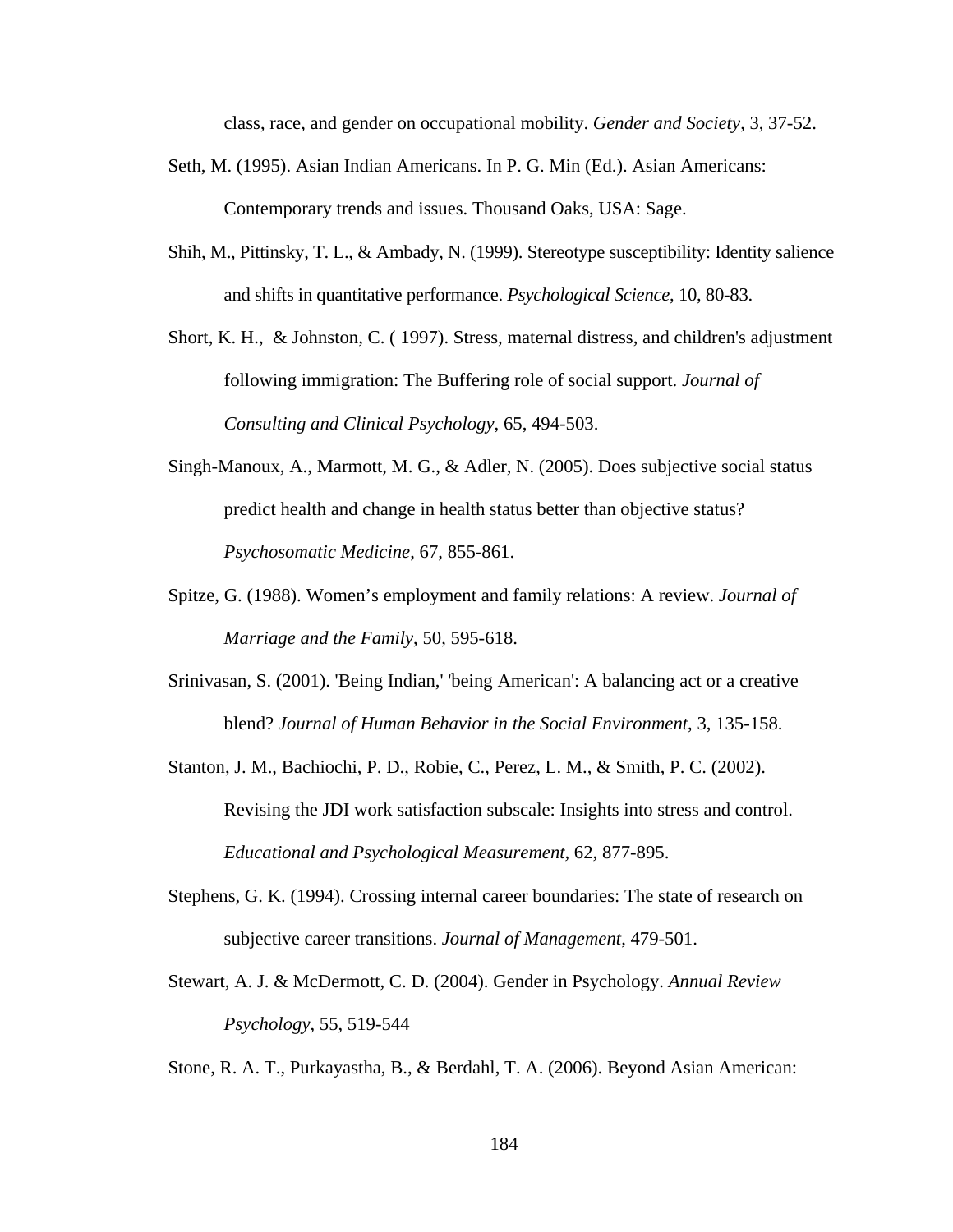class, race, and gender on occupational mobility. *Gender and Society*, 3, 37-52.

Seth, M. (1995). Asian Indian Americans. In P. G. Min (Ed.). Asian Americans: Contemporary trends and issues. Thousand Oaks, USA: Sage.

Shih, M., Pittinsky, T. L., & Ambady, N. (1999). Stereotype susceptibility: Identity salience and shifts in quantitative performance. *Psychological Science*, 10, 80-83.

Short, K. H., & Johnston, C. ( 1997). Stress, maternal distress, and children's adjustment following immigration: The Buffering role of social support. *Journal of Consulting and Clinical Psychology*, 65, 494-503.

Singh-Manoux, A., Marmott, M. G., & Adler, N. (2005). Does subjective social status predict health and change in health status better than objective status? *Psychosomatic Medicine*, 67, 855-861.

Spitze, G. (1988). Women's employment and family relations: A review. *Journal of Marriage and the Family*, 50, 595-618.

Srinivasan, S. (2001). 'Being Indian,' 'being American': A balancing act or a creative blend? *Journal of Human Behavior in the Social Environment*, 3, 135-158.

Stanton, J. M., Bachiochi, P. D., Robie, C., Perez, L. M., & Smith, P. C. (2002). Revising the JDI work satisfaction subscale: Insights into stress and control. *Educational and Psychological Measurement*, 62, 877-895.

Stephens, G. K. (1994). Crossing internal career boundaries: The state of research on subjective career transitions. *Journal of Management*, 479-501.

Stewart, A. J. & McDermott, C. D. (2004). Gender in Psychology. *Annual Review Psychology*, 55, 519-544

Stone, R. A. T., Purkayastha, B., & Berdahl, T. A. (2006). Beyond Asian American: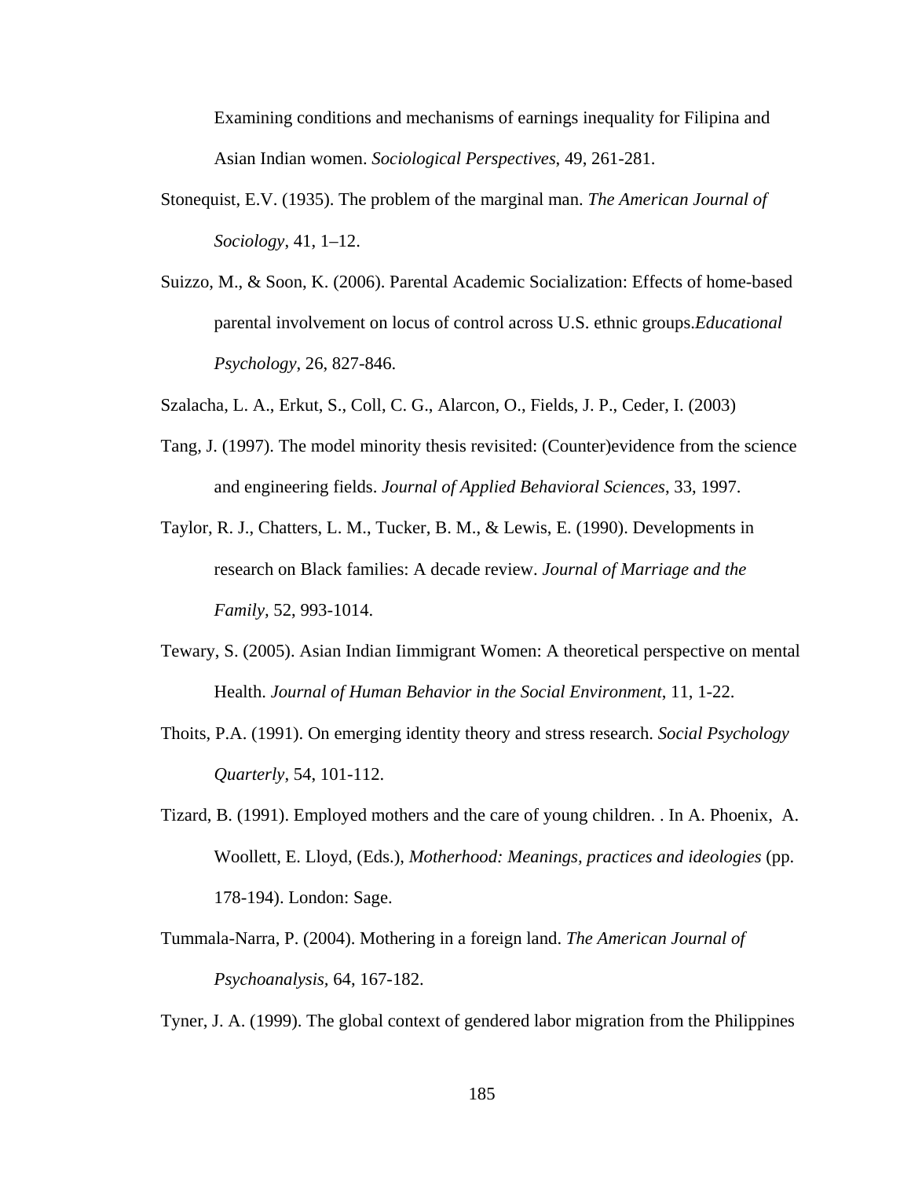Examining conditions and mechanisms of earnings inequality for Filipina and Asian Indian women. *Sociological Perspectives*, 49, 261-281.

Stonequist, E.V. (1935). The problem of the marginal man. *The American Journal of Sociology*, 41, 1–12.

Suizzo, M., & Soon, K. (2006). Parental Academic Socialization: Effects of home-based parental involvement on locus of control across U.S. ethnic groups.*Educational Psychology*, 26, 827-846.

Szalacha, L. A., Erkut, S., Coll, C. G., Alarcon, O., Fields, J. P., Ceder, I. (2003)

Tang, J. (1997). The model minority thesis revisited: (Counter)evidence from the science and engineering fields. *Journal of Applied Behavioral Sciences*, 33, 1997.

Taylor, R. J., Chatters, L. M., Tucker, B. M., & Lewis, E. (1990). Developments in research on Black families: A decade review. *Journal of Marriage and the Family*, 52, 993-1014.

Tewary, S. (2005). Asian Indian Iimmigrant Women: A theoretical perspective on mental Health. *Journal of Human Behavior in the Social Environment*, 11, 1-22.

Thoits, P.A. (1991). On emerging identity theory and stress research. *Social Psychology Quarterly*, 54, 101-112.

Tizard, B. (1991). Employed mothers and the care of young children. . In A. Phoenix, A. Woollett, E. Lloyd, (Eds.), *Motherhood: Meanings, practices and ideologies* (pp. 178-194). London: Sage.

Tummala-Narra, P. (2004). Mothering in a foreign land. *The American Journal of Psychoanalysis*, 64, 167-182.

Tyner, J. A. (1999). The global context of gendered labor migration from the Philippines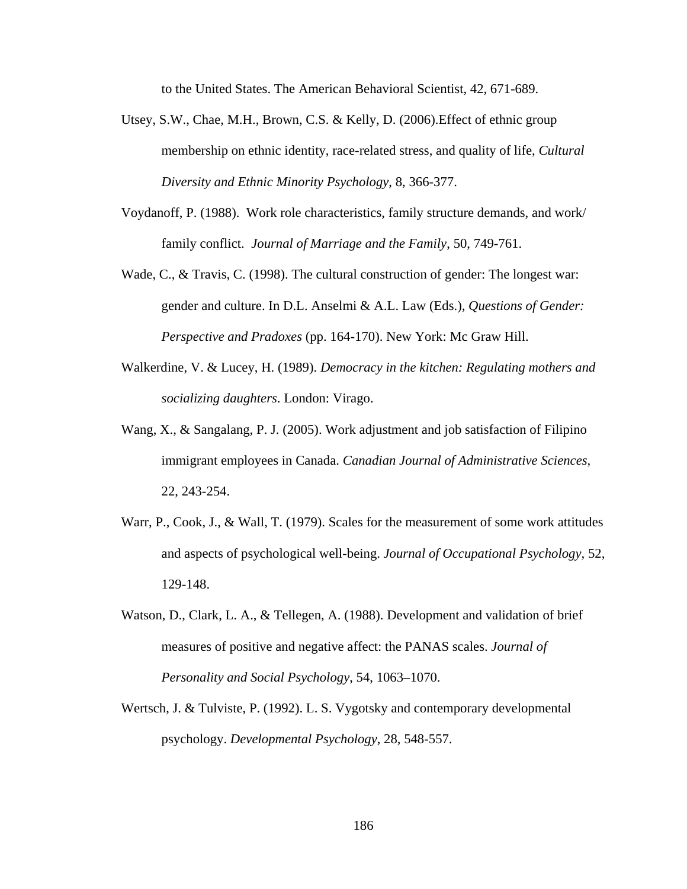to the United States. The American Behavioral Scientist, 42, 671-689.

Utsey, S.W., Chae, M.H., Brown, C.S. & Kelly, D. (2006).Effect of ethnic group membership on ethnic identity, race-related stress, and quality of life, *Cultural Diversity and Ethnic Minority Psychology*, 8, 366-377.

Voydanoff, P. (1988). Work role characteristics, family structure demands, and work/ family conflict. *Journal of Marriage and the Family*, 50, 749-761.

Wade, C., & Travis, C. (1998). The cultural construction of gender: The longest war: gender and culture. In D.L. Anselmi & A.L. Law (Eds.), *Questions of Gender: Perspective and Pradoxes* (pp. 164-170). New York: Mc Graw Hill.

Walkerdine, V. & Lucey, H. (1989). *Democracy in the kitchen: Regulating mothers and socializing daughters*. London: Virago.

Wang, X., & Sangalang, P. J. (2005). Work adjustment and job satisfaction of Filipino immigrant employees in Canada. *Canadian Journal of Administrative Sciences*, 22, 243-254.

Warr, P., Cook, J., & Wall, T. (1979). Scales for the measurement of some work attitudes and aspects of psychological well-being. *Journal of Occupational Psychology*, 52, 129-148.

Watson, D., Clark, L. A., & Tellegen, A. (1988). Development and validation of brief measures of positive and negative affect: the PANAS scales. *Journal of Personality and Social Psychology*, 54, 1063–1070.

Wertsch, J. & Tulviste, P. (1992). L. S. Vygotsky and contemporary developmental psychology. *Developmental Psychology*, 28, 548-557.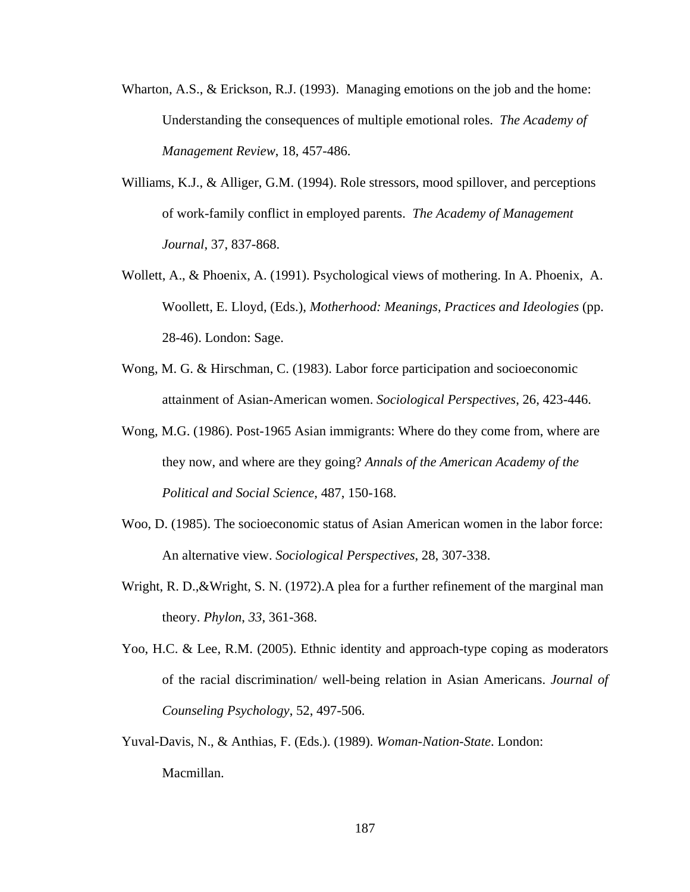Wharton, A.S., & Erickson, R.J. (1993). Managing emotions on the job and the home: Understanding the consequences of multiple emotional roles. *The Academy of Management Review*, 18, 457-486.

Williams, K.J., & Alliger, G.M. (1994). Role stressors, mood spillover, and perceptions of work-family conflict in employed parents. *The Academy of Management Journal*, 37, 837-868.

Wollett, A., & Phoenix, A. (1991). Psychological views of mothering. In A. Phoenix, A. Woollett, E. Lloyd, (Eds.), *Motherhood: Meanings, Practices and Ideologies* (pp. 28-46). London: Sage.

Wong, M. G. & Hirschman, C. (1983). Labor force participation and socioeconomic attainment of Asian-American women. *Sociological Perspectives*, 26, 423-446.

Wong, M.G. (1986). Post-1965 Asian immigrants: Where do they come from, where are they now, and where are they going? *Annals of the American Academy of the Political and Social Science*, 487, 150-168.

Woo, D. (1985). The socioeconomic status of Asian American women in the labor force: An alternative view. *Sociological Perspectives*, 28, 307-338.

Wright, R. D.,&Wright, S. N. (1972).A plea for a further refinement of the marginal man theory. *Phylon*, *33*, 361-368.

Yoo, H.C. & Lee, R.M. (2005). Ethnic identity and approach-type coping as moderators of the racial discrimination/ well-being relation in Asian Americans. *Journal of Counseling Psychology*, 52, 497-506.

Yuval-Davis, N., & Anthias, F. (Eds.). (1989). *Woman-Nation-State*. London: Macmillan.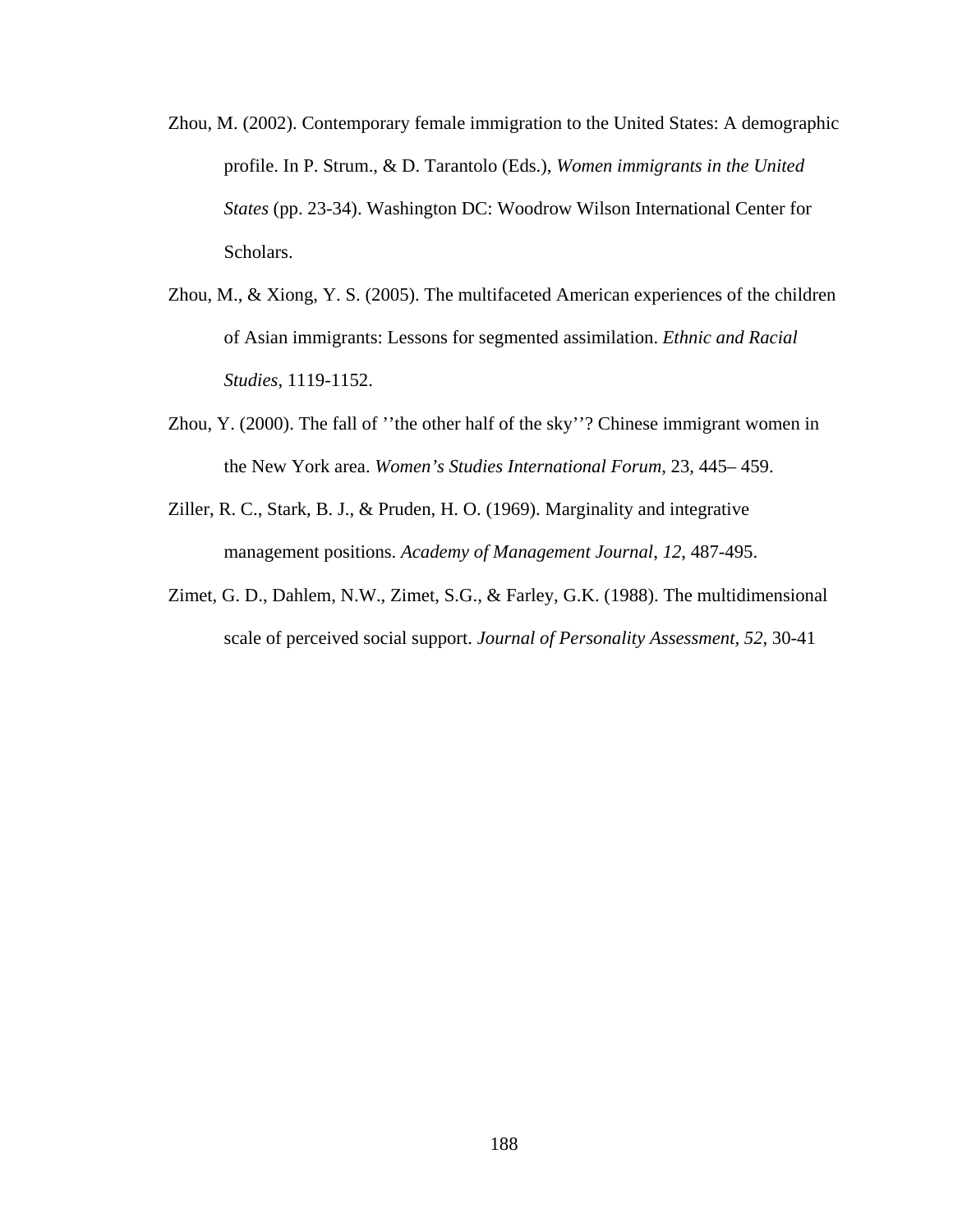Zhou, M. (2002). Contemporary female immigration to the United States: A demographic profile. In P. Strum., & D. Tarantolo (Eds.), *Women immigrants in the United States* (pp. 23-34). Washington DC: Woodrow Wilson International Center for Scholars.

Zhou, M., & Xiong, Y. S. (2005). The multifaceted American experiences of the children of Asian immigrants: Lessons for segmented assimilation. *Ethnic and Racial Studies*, 1119-1152.

Zhou, Y. (2000). The fall of ’’the other half of the sky’’? Chinese immigrant women in the New York area. *Women’s Studies International Forum*, 23, 445– 459.

Ziller, R. C., Stark, B. J., & Pruden, H. O. (1969). Marginality and integrative management positions. *Academy of Management Journal*, *12*, 487-495.

Zimet, G. D., Dahlem, N.W., Zimet, S.G., & Farley, G.K. (1988). The multidimensional scale of perceived social support. *Journal of Personality Assessment, 52*, 30-41